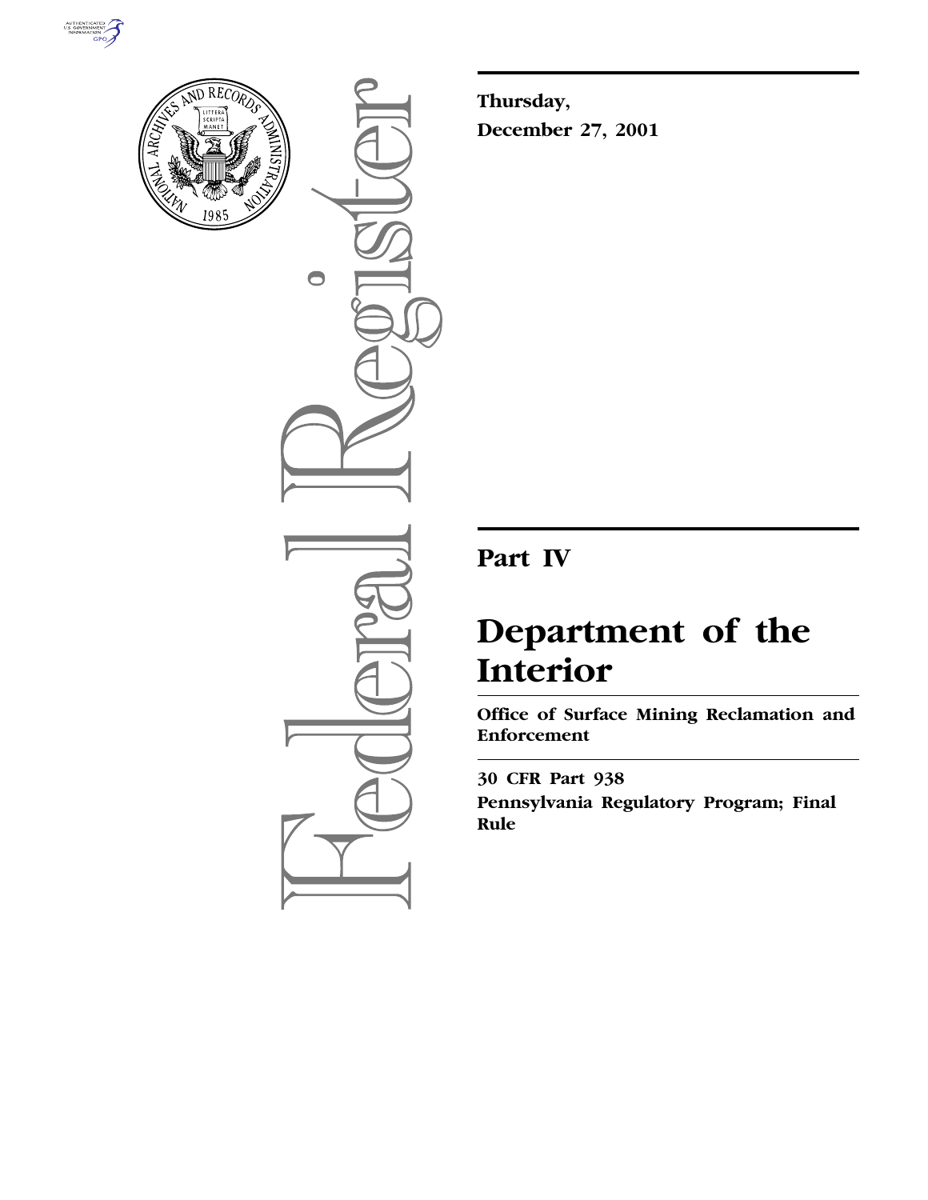**Thursday,**

**December 27, 2001**

# Part IV

# Department of the Interior

**Office of Surface Mining Reclamation and Enforcement**

**30 CFR Part 938**

**Pennsylvania Regulatory Program; Final Rule**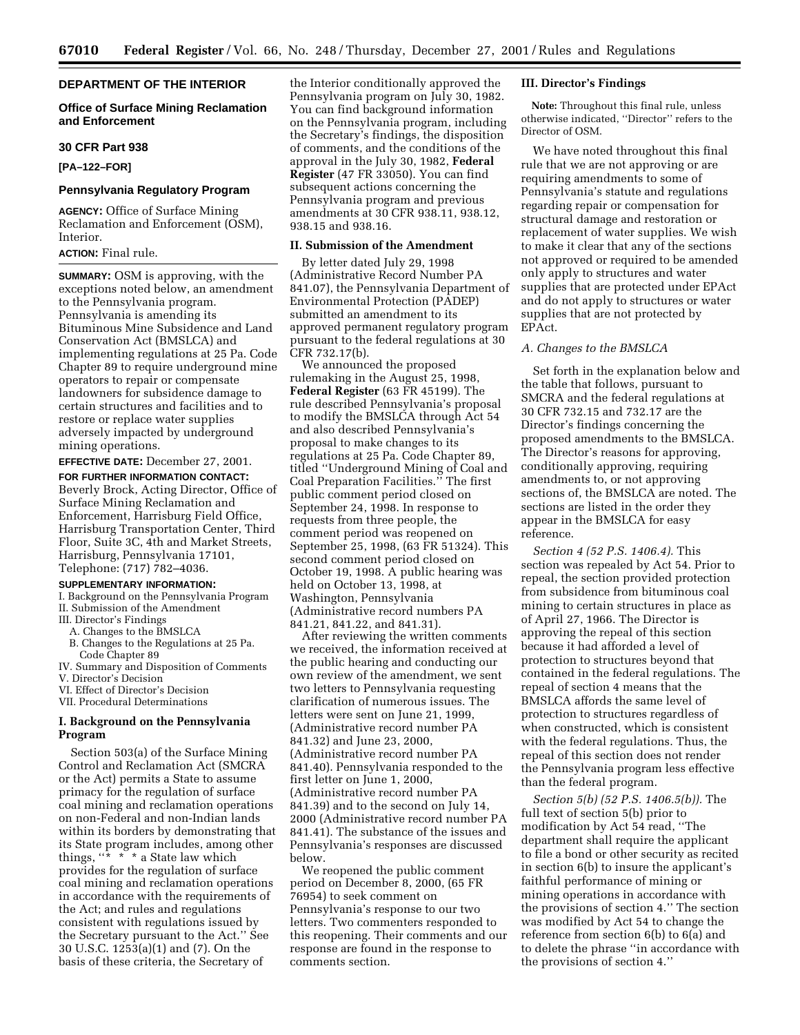**DEPARTMENT OF THE INTERIOR**

**Office of Surface Mining Reclamation and Enforcement**

**30 CFR Part 938**

**[PA–122–FOR]**

**Pennsylvania Regulatory Program**

**AGENCY:** Office of Surface Mining Reclamation and Enforcement (OSM), Interior.

**ACTION:** Final rule.

**SUMMARY:** OSM is approving, with the exceptions noted below, an amendment to the Pennsylvania program. Pennsylvania is amending its Bituminous Mine Subsidence and Land Conservation Act (BMSLCA) and implementing regulations at 25 Pa. Code Chapter 89 to require underground mine operators to repair or compensate landowners for subsidence damage to certain structures and facilities and to restore or replace water supplies adversely impacted by underground mining operations.

**EFFECTIVE DATE:** December 27, 2001.

**FOR FURTHER INFORMATION CONTACT:** Beverly Brock, Acting Director, Office of Surface Mining Reclamation and Enforcement, Harrisburg Field Office, Harrisburg Transportation Center, Third Floor, Suite 3C, 4th and Market Streets, Harrisburg, Pennsylvania 17101, Telephone: (717) 782–4036.

**SUPPLEMENTARY INFORMATION:**

I. Background on the Pennsylvania Program
II. Submission of the Amendment
III. Director's Findings
  A. Changes to the BMSLCA
  B. Changes to the Regulations at 25 Pa. Code Chapter 89
IV. Summary and Disposition of Comments
V. Director's Decision
VI. Effect of Director's Decision
VII. Procedural Determinations

**I. Background on the Pennsylvania Program**

Section 503(a) of the Surface Mining Control and Reclamation Act (SMCRA or the Act) permits a State to assume primacy for the regulation of surface coal mining and reclamation operations on non-Federal and non-Indian lands within its borders by demonstrating that its State program includes, among other things, "* * * a State law which provides for the regulation of surface coal mining and reclamation operations in accordance with the requirements of the Act; and rules and regulations consistent with regulations issued by the Secretary pursuant to the Act." See 30 U.S.C. 1253(a)(1) and (7). On the basis of these criteria, the Secretary of the Interior conditionally approved the Pennsylvania program on July 30, 1982. You can find background information on the Pennsylvania program, including the Secretary's findings, the disposition of comments, and the conditions of the approval in the July 30, 1982, **Federal Register** (47 FR 33050). You can find subsequent actions concerning the Pennsylvania program and previous amendments at 30 CFR 938.11, 938.12, 938.15 and 938.16.

**II. Submission of the Amendment**

By letter dated July 29, 1998 (Administrative Record Number PA 841.07), the Pennsylvania Department of Environmental Protection (PADEP) submitted an amendment to its approved permanent regulatory program pursuant to the federal regulations at 30 CFR 732.17(b).

We announced the proposed rulemaking in the August 25, 1998, **Federal Register** (63 FR 45199). The rule described Pennsylvania's proposal to modify the BMSLCA through Act 54 and also described Pennsylvania's proposal to make changes to its regulations at 25 Pa. Code Chapter 89, titled "Underground Mining of Coal and Coal Preparation Facilities." The first public comment period closed on September 24, 1998. In response to requests from three people, the comment period was reopened on September 25, 1998, (63 FR 51324). This second comment period closed on October 19, 1998. A public hearing was held on October 13, 1998, at Washington, Pennsylvania (Administrative record numbers PA 841.21, 841.22, and 841.31).

After reviewing the written comments we received, the information received at the public hearing and conducting our own review of the amendment, we sent two letters to Pennsylvania requesting clarification of numerous issues. The letters were sent on June 21, 1999, (Administrative record number PA 841.32) and June 23, 2000, (Administrative record number PA 841.40). Pennsylvania responded to the first letter on June 1, 2000, (Administrative record number PA 841.39) and to the second on July 14, 2000 (Administrative record number PA 841.41). The substance of the issues and Pennsylvania's responses are discussed below.

We reopened the public comment period on December 8, 2000, (65 FR 76954) to seek comment on Pennsylvania's response to our two letters. Two commenters responded to this reopening. Their comments and our response are found in the response to comments section.

**III. Director's Findings**

**Note:** Throughout this final rule, unless otherwise indicated, "Director" refers to the Director of OSM.

We have noted throughout this final rule that we are not approving or are requiring amendments to some of Pennsylvania's statute and regulations regarding repair or compensation for structural damage and restoration or replacement of water supplies. We wish to make it clear that any of the sections not approved or required to be amended only apply to structures and water supplies that are protected under EPAct and do not apply to structures or water supplies that are not protected by EPAct.

*A. Changes to the BMSLCA*

Set forth in the explanation below and the table that follows, pursuant to SMCRA and the federal regulations at 30 CFR 732.15 and 732.17 are the Director's findings concerning the proposed amendments to the BMSLCA. The Director's reasons for approving, conditionally approving, requiring amendments to, or not approving sections of, the BMSLCA are noted. The sections are listed in the order they appear in the BMSLCA for easy reference.

*Section 4 (52 P.S. 1406.4).* This section was repealed by Act 54. Prior to repeal, the section provided protection from subsidence from bituminous coal mining to certain structures in place as of April 27, 1966. The Director is approving the repeal of this section because it had afforded a level of protection to structures beyond that contained in the federal regulations. The repeal of section 4 means that the BMSLCA affords the same level of protection to structures regardless of when constructed, which is consistent with the federal regulations. Thus, the repeal of this section does not render the Pennsylvania program less effective than the federal program.

*Section 5(b) (52 P.S. 1406.5(b)).* The full text of section 5(b) prior to modification by Act 54 read, "The department shall require the applicant to file a bond or other security as recited in section 6(b) to insure the applicant's faithful performance of mining or mining operations in accordance with the provisions of section 4." The section was modified by Act 54 to change the reference from section 6(b) to 6(a) and to delete the phrase "in accordance with the provisions of section 4."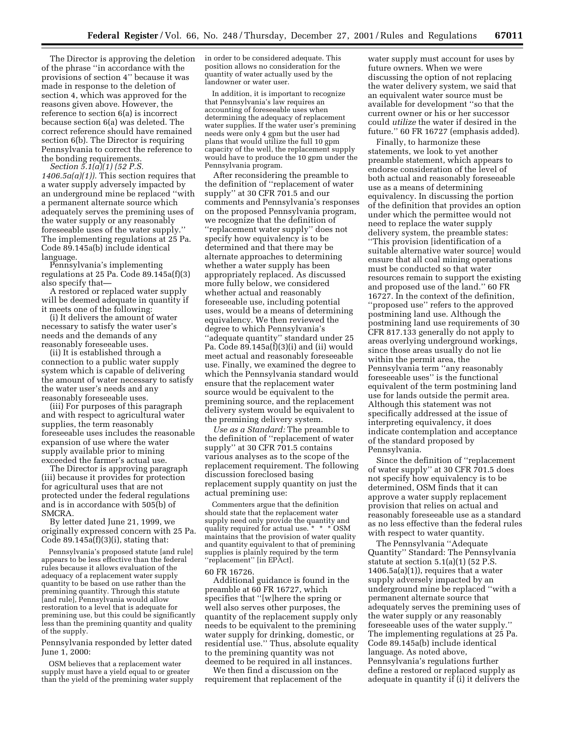The Director is approving the deletion of the phrase "in accordance with the provisions of section 4" because it was made in response to the deletion of section 4, which was approved for the reasons given above. However, the reference to section 6(a) is incorrect because section 6(a) was deleted. The correct reference should have remained section 6(b). The Director is requiring Pennsylvania to correct the reference to the bonding requirements.

*Section 5.1(a)(1) (52 P.S. 1406.5a(a)(1)).* This section requires that a water supply adversely impacted by an underground mine be replaced "with a permanent alternate source which adequately serves the premining uses of the water supply or any reasonably foreseeable uses of the water supply." The implementing regulations at 25 Pa. Code 89.145a(b) include identical language.

Pennsylvania's implementing regulations at 25 Pa. Code 89.145a(f)(3) also specify that—

A restored or replaced water supply will be deemed adequate in quantity if it meets one of the following:

(i) It delivers the amount of water necessary to satisfy the water user's needs and the demands of any reasonably foreseeable uses.

(ii) It is established through a connection to a public water supply system which is capable of delivering the amount of water necessary to satisfy the water user's needs and any reasonably foreseeable uses.

(iii) For purposes of this paragraph and with respect to agricultural water supplies, the term reasonably foreseeable uses includes the reasonable expansion of use where the water supply available prior to mining exceeded the farmer's actual use.

The Director is approving paragraph (iii) because it provides for protection for agricultural uses that are not protected under the federal regulations and is in accordance with 505(b) of SMCRA.

By letter dated June 21, 1999, we originally expressed concern with 25 Pa. Code 89.145a(f)(3)(i), stating that:

> Pennsylvania's proposed statute [and rule] appears to be less effective than the federal rules because it allows evaluation of the adequacy of a replacement water supply quantity to be based on use rather than the premining quantity. Through this statute [and rule], Pennsylvania would allow restoration to a level that is adequate for premining use, but this could be significantly less than the premining quantity and quality of the supply.

Pennsylvania responded by letter dated June 1, 2000:

> OSM believes that a replacement water supply must have a yield equal to or greater than the yield of the premining water supply in order to be considered adequate. This position allows no consideration for the quantity of water actually used by the landowner or water user.
>
> In addition, it is important to recognize that Pennsylvania's law requires an accounting of foreseeable uses when determining the adequacy of replacement water supplies. If the water user's premining needs were only 4 gpm but the user had plans that would utilize the full 10 gpm capacity of the well, the replacement supply would have to produce the 10 gpm under the Pennsylvania program.

After reconsidering the preamble to the definition of "replacement of water supply" at 30 CFR 701.5 and our comments and Pennsylvania's responses on the proposed Pennsylvania program, we recognize that the definition of "replacement water supply" does not specify how equivalency is to be determined and that there may be alternate approaches to determining whether a water supply has been appropriately replaced. As discussed more fully below, we considered whether actual and reasonably foreseeable use, including potential uses, would be a means of determining equivalency. We then reviewed the degree to which Pennsylvania's "adequate quantity" standard under 25 Pa. Code 89.145a(f)(3)(i) and (ii) would meet actual and reasonably foreseeable use. Finally, we examined the degree to which the Pennsylvania standard would ensure that the replacement water source would be equivalent to the premining source, and the replacement delivery system would be equivalent to the premining delivery system.

*Use as a Standard:* The preamble to the definition of "replacement of water supply" at 30 CFR 701.5 contains various analyses as to the scope of the replacement requirement. The following discussion foreclosed basing replacement supply quantity on just the actual premining use:

> Commenters argue that the definition should state that the replacement water supply need only provide the quantity and quality required for actual use. * * * OSM maintains that the provision of water quality and quantity equivalent to that of premining supplies is plainly required by the term "replacement" [in EPAct].

60 FR 16726.

Additional guidance is found in the preamble at 60 FR 16727, which specifies that "[w]here the spring or well also serves other purposes, the quantity of the replacement supply only needs to be equivalent to the premining water supply for drinking, domestic, or residential use." Thus, absolute equality to the premining quantity was not deemed to be required in all instances.

We then find a discussion on the requirement that replacement of the water supply must account for uses by future owners. When we were discussing the option of not replacing the water delivery system, we said that an equivalent water source must be available for development "so that the current owner or his or her successor could *utilize* the water if desired in the future." 60 FR 16727 (emphasis added).

Finally, to harmonize these statements, we look to yet another preamble statement, which appears to endorse consideration of the level of both actual and reasonably foreseeable use as a means of determining equivalency. In discussing the portion of the definition that provides an option under which the permittee would not need to replace the water supply delivery system, the preamble states: "This provision [identification of a suitable alternative water source] would ensure that all coal mining operations must be conducted so that water resources remain to support the existing and proposed use of the land." 60 FR 16727. In the context of the definition, "proposed use" refers to the approved postmining land use. Although the postmining land use requirements of 30 CFR 817.133 generally do not apply to areas overlying underground workings, since those areas usually do not lie within the permit area, the Pennsylvania term "any reasonably foreseeable uses" is the functional equivalent of the term postmining land use for lands outside the permit area. Although this statement was not specifically addressed at the issue of interpreting equivalency, it does indicate contemplation and acceptance of the standard proposed by Pennsylvania.

Since the definition of "replacement of water supply" at 30 CFR 701.5 does not specify how equivalency is to be determined, OSM finds that it can approve a water supply replacement provision that relies on actual and reasonably foreseeable use as a standard as no less effective than the federal rules with respect to water quantity.

The Pennsylvania "Adequate Quantity" Standard: The Pennsylvania statute at section 5.1(a)(1) (52 P.S. 1406.5a(a)(1)), requires that a water supply adversely impacted by an underground mine be replaced "with a permanent alternate source that adequately serves the premining uses of the water supply or any reasonably foreseeable uses of the water supply." The implementing regulations at 25 Pa. Code 89.145a(b) include identical language. As noted above, Pennsylvania's regulations further define a restored or replaced supply as adequate in quantity if (i) it delivers the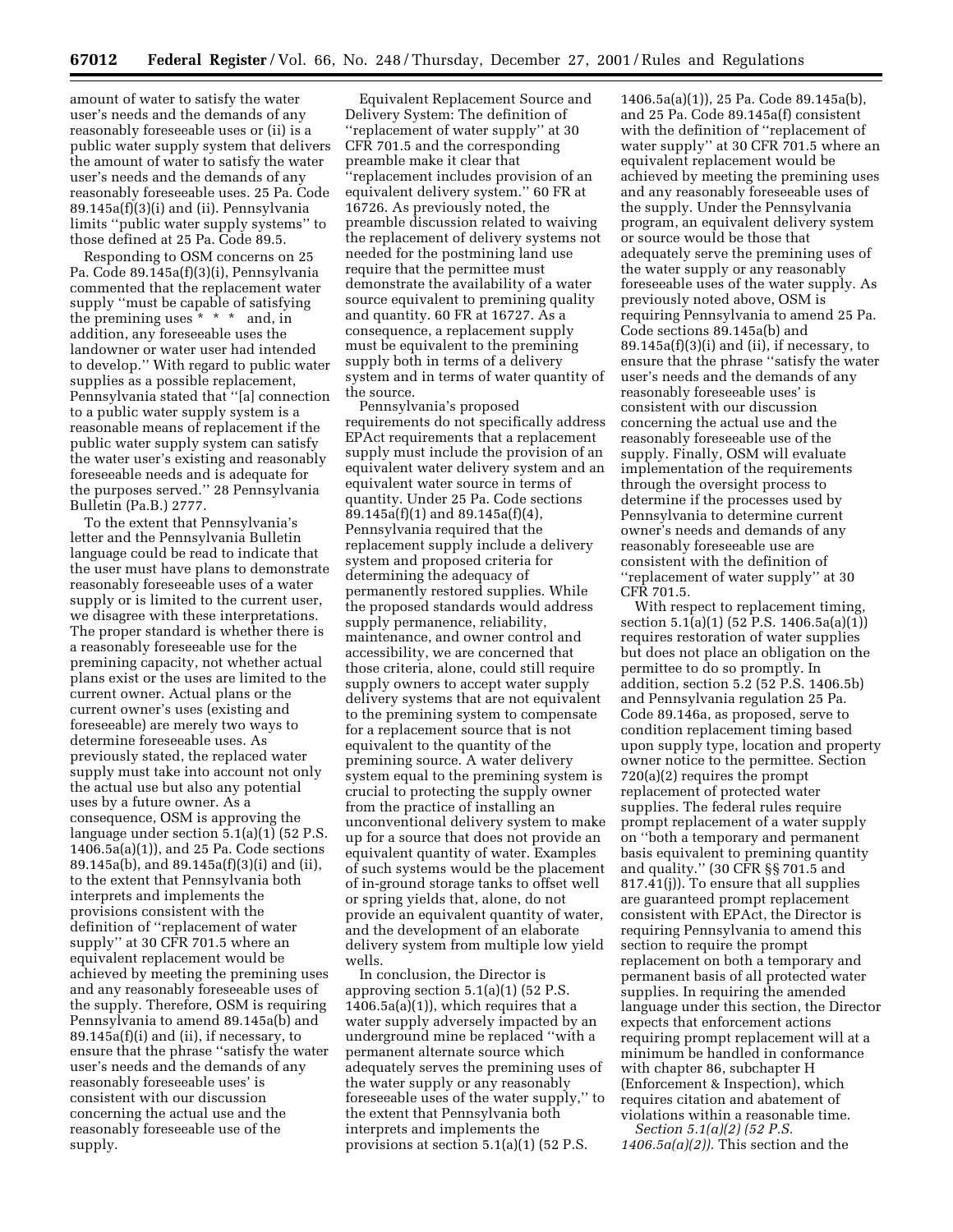amount of water to satisfy the water user's needs and the demands of any reasonably foreseeable uses or (ii) is a public water supply system that delivers the amount of water to satisfy the water user's needs and the demands of any reasonably foreseeable uses. 25 Pa. Code 89.145a(f)(3)(i) and (ii). Pennsylvania limits ''public water supply systems'' to those defined at 25 Pa. Code 89.5.

Responding to OSM concerns on 25 Pa. Code 89.145a(f)(3)(i), Pennsylvania commented that the replacement water supply ''must be capable of satisfying the premining uses * * * and, in addition, any foreseeable uses the landowner or water user had intended to develop.'' With regard to public water supplies as a possible replacement, Pennsylvania stated that ''[a] connection to a public water supply system is a reasonable means of replacement if the public water supply system can satisfy the water user's existing and reasonably foreseeable needs and is adequate for the purposes served.'' 28 Pennsylvania Bulletin (Pa.B.) 2777.

To the extent that Pennsylvania's letter and the Pennsylvania Bulletin language could be read to indicate that the user must have plans to demonstrate reasonably foreseeable uses of a water supply or is limited to the current user, we disagree with these interpretations. The proper standard is whether there is a reasonably foreseeable use for the premining capacity, not whether actual plans exist or the uses are limited to the current owner. Actual plans or the current owner's uses (existing and foreseeable) are merely two ways to determine foreseeable uses. As previously stated, the replaced water supply must take into account not only the actual use but also any potential uses by a future owner. As a consequence, OSM is approving the language under section 5.1(a)(1) (52 P.S. 1406.5a(a)(1)), and 25 Pa. Code sections 89.145a(b), and 89.145a(f)(3)(i) and (ii), to the extent that Pennsylvania both interprets and implements the provisions consistent with the definition of ''replacement of water supply'' at 30 CFR 701.5 where an equivalent replacement would be achieved by meeting the premining uses and any reasonably foreseeable uses of the supply. Therefore, OSM is requiring Pennsylvania to amend 89.145a(b) and 89.145a(f)(i) and (ii), if necessary, to ensure that the phrase ''satisfy the water user's needs and the demands of any reasonably foreseeable uses' is consistent with our discussion concerning the actual use and the reasonably foreseeable use of the supply.

Equivalent Replacement Source and Delivery System: The definition of ''replacement of water supply'' at 30 CFR 701.5 and the corresponding preamble make it clear that ''replacement includes provision of an equivalent delivery system.'' 60 FR at 16726. As previously noted, the preamble discussion related to waiving the replacement of delivery systems not needed for the postmining land use require that the permittee must demonstrate the availability of a water source equivalent to premining quality and quantity. 60 FR at 16727. As a consequence, a replacement supply must be equivalent to the premining supply both in terms of a delivery system and in terms of water quantity of the source.

Pennsylvania's proposed requirements do not specifically address EPAct requirements that a replacement supply must include the provision of an equivalent water delivery system and an equivalent water source in terms of quantity. Under 25 Pa. Code sections 89.145a(f)(1) and 89.145a(f)(4), Pennsylvania required that the replacement supply include a delivery system and proposed criteria for determining the adequacy of permanently restored supplies. While the proposed standards would address supply permanence, reliability, maintenance, and owner control and accessibility, we are concerned that those criteria, alone, could still require supply owners to accept water supply delivery systems that are not equivalent to the premining system to compensate for a replacement source that is not equivalent to the quantity of the premining source. A water delivery system equal to the premining system is crucial to protecting the supply owner from the practice of installing an unconventional delivery system to make up for a source that does not provide an equivalent quantity of water. Examples of such systems would be the placement of in-ground storage tanks to offset well or spring yields that, alone, do not provide an equivalent quantity of water, and the development of an elaborate delivery system from multiple low yield wells.

In conclusion, the Director is approving section 5.1(a)(1) (52 P.S. 1406.5a(a)(1)), which requires that a water supply adversely impacted by an underground mine be replaced ''with a permanent alternate source which adequately serves the premining uses of the water supply or any reasonably foreseeable uses of the water supply,'' to the extent that Pennsylvania both interprets and implements the provisions at section 5.1(a)(1) (52 P.S. 1406.5a(a)(1)), 25 Pa. Code 89.145a(b), and 25 Pa. Code 89.145a(f) consistent with the definition of ''replacement of water supply'' at 30 CFR 701.5 where an equivalent replacement would be achieved by meeting the premining uses and any reasonably foreseeable uses of the supply. Under the Pennsylvania program, an equivalent delivery system or source would be those that adequately serve the premining uses of the water supply or any reasonably foreseeable uses of the water supply. As previously noted above, OSM is requiring Pennsylvania to amend 25 Pa. Code sections 89.145a(b) and 89.145a(f)(3)(i) and (ii), if necessary, to ensure that the phrase ''satisfy the water user's needs and the demands of any reasonably foreseeable uses' is consistent with our discussion concerning the actual use and the reasonably foreseeable use of the supply. Finally, OSM will evaluate implementation of the requirements through the oversight process to determine if the processes used by Pennsylvania to determine current owner's needs and demands of any reasonably foreseeable use are consistent with the definition of ''replacement of water supply'' at 30 CFR 701.5.

With respect to replacement timing, section 5.1(a)(1) (52 P.S. 1406.5a(a)(1)) requires restoration of water supplies but does not place an obligation on the permittee to do so promptly. In addition, section 5.2 (52 P.S. 1406.5b) and Pennsylvania regulation 25 Pa. Code 89.146a, as proposed, serve to condition replacement timing based upon supply type, location and property owner notice to the permittee. Section 720(a)(2) requires the prompt replacement of protected water supplies. The federal rules require prompt replacement of a water supply on ''both a temporary and permanent basis equivalent to premining quantity and quality.'' (30 CFR §§ 701.5 and 817.41(j)). To ensure that all supplies are guaranteed prompt replacement consistent with EPAct, the Director is requiring Pennsylvania to amend this section to require the prompt replacement on both a temporary and permanent basis of all protected water supplies. In requiring the amended language under this section, the Director expects that enforcement actions requiring prompt replacement will at a minimum be handled in conformance with chapter 86, subchapter H (Enforcement & Inspection), which requires citation and abatement of violations within a reasonable time.

*Section 5.1(a)(2) (52 P.S. 1406.5a(a)(2)).* This section and the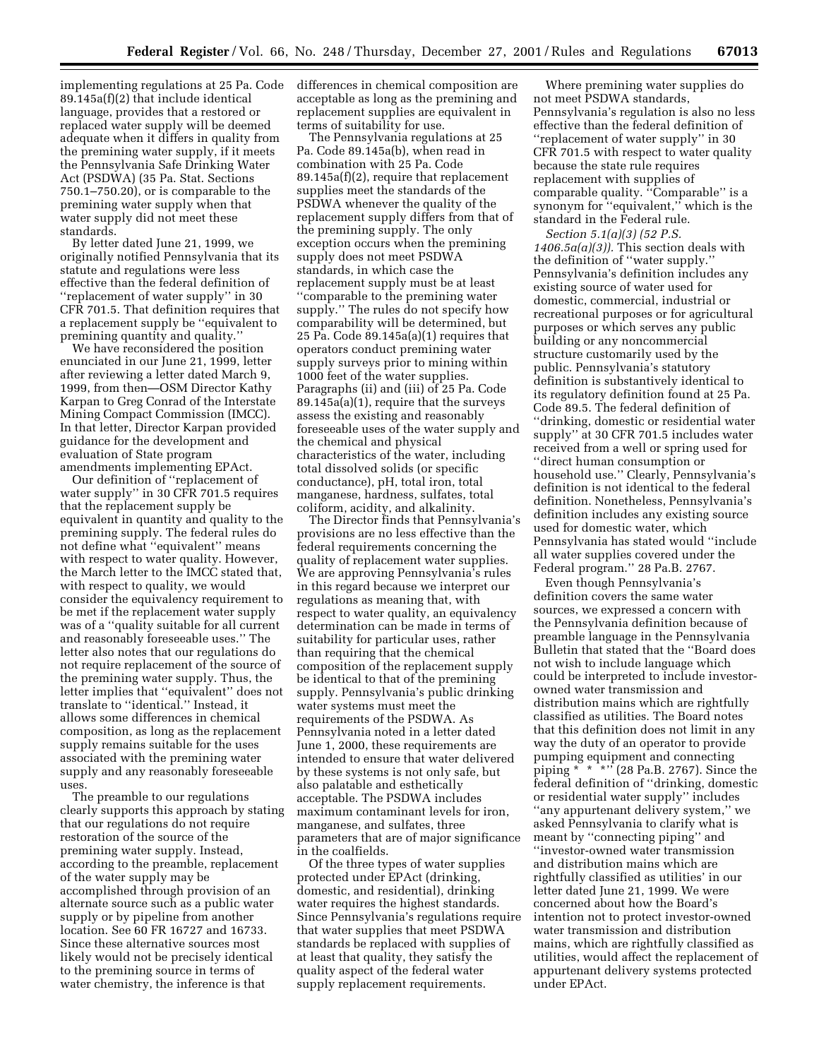implementing regulations at 25 Pa. Code 89.145a(f)(2) that include identical language, provides that a restored or replaced water supply will be deemed adequate when it differs in quality from the premining water supply, if it meets the Pennsylvania Safe Drinking Water Act (PSDWA) (35 Pa. Stat. Sections 750.1–750.20), or is comparable to the premining water supply when that water supply did not meet these standards.

By letter dated June 21, 1999, we originally notified Pennsylvania that its statute and regulations were less effective than the federal definition of ''replacement of water supply'' in 30 CFR 701.5. That definition requires that a replacement supply be ''equivalent to premining quantity and quality.''

We have reconsidered the position enunciated in our June 21, 1999, letter after reviewing a letter dated March 9, 1999, from then—OSM Director Kathy Karpan to Greg Conrad of the Interstate Mining Compact Commission (IMCC). In that letter, Director Karpan provided guidance for the development and evaluation of State program amendments implementing EPAct.

Our definition of ''replacement of water supply'' in 30 CFR 701.5 requires that the replacement supply be equivalent in quantity and quality to the premining supply. The federal rules do not define what ''equivalent'' means with respect to water quality. However, the March letter to the IMCC stated that, with respect to quality, we would consider the equivalency requirement to be met if the replacement water supply was of a ''quality suitable for all current and reasonably foreseeable uses.'' The letter also notes that our regulations do not require replacement of the source of the premining water supply. Thus, the letter implies that ''equivalent'' does not translate to ''identical.'' Instead, it allows some differences in chemical composition, as long as the replacement supply remains suitable for the uses associated with the premining water supply and any reasonably foreseeable uses.

The preamble to our regulations clearly supports this approach by stating that our regulations do not require restoration of the source of the premining water supply. Instead, according to the preamble, replacement of the water supply may be accomplished through provision of an alternate source such as a public water supply or by pipeline from another location. See 60 FR 16727 and 16733. Since these alternative sources most likely would not be precisely identical to the premining source in terms of water chemistry, the inference is that differences in chemical composition are acceptable as long as the premining and replacement supplies are equivalent in terms of suitability for use.

The Pennsylvania regulations at 25 Pa. Code 89.145a(b), when read in combination with 25 Pa. Code 89.145a(f)(2), require that replacement supplies meet the standards of the PSDWA whenever the quality of the replacement supply differs from that of the premining supply. The only exception occurs when the premining supply does not meet PSDWA standards, in which case the replacement supply must be at least ''comparable to the premining water supply.'' The rules do not specify how comparability will be determined, but 25 Pa. Code 89.145a(a)(1) requires that operators conduct premining water supply surveys prior to mining within 1000 feet of the water supplies. Paragraphs (ii) and (iii) of 25 Pa. Code 89.145a(a)(1), require that the surveys assess the existing and reasonably foreseeable uses of the water supply and the chemical and physical characteristics of the water, including total dissolved solids (or specific conductance), pH, total iron, total manganese, hardness, sulfates, total coliform, acidity, and alkalinity.

The Director finds that Pennsylvania's provisions are no less effective than the federal requirements concerning the quality of replacement water supplies. We are approving Pennsylvania's rules in this regard because we interpret our regulations as meaning that, with respect to water quality, an equivalency determination can be made in terms of suitability for particular uses, rather than requiring that the chemical composition of the replacement supply be identical to that of the premining supply. Pennsylvania's public drinking water systems must meet the requirements of the PSDWA. As Pennsylvania noted in a letter dated June 1, 2000, these requirements are intended to ensure that water delivered by these systems is not only safe, but also palatable and esthetically acceptable. The PSDWA includes maximum contaminant levels for iron, manganese, and sulfates, three parameters that are of major significance in the coalfields.

Of the three types of water supplies protected under EPAct (drinking, domestic, and residential), drinking water requires the highest standards. Since Pennsylvania's regulations require that water supplies that meet PSDWA standards be replaced with supplies of at least that quality, they satisfy the quality aspect of the federal water supply replacement requirements.

Where premining water supplies do not meet PSDWA standards, Pennsylvania's regulation is also no less effective than the federal definition of ''replacement of water supply'' in 30 CFR 701.5 with respect to water quality because the state rule requires replacement with supplies of comparable quality. ''Comparable'' is a synonym for ''equivalent,'' which is the standard in the Federal rule.

*Section 5.1(a)(3) (52 P.S. 1406.5a(a)(3)).* This section deals with the definition of ''water supply.'' Pennsylvania's definition includes any existing source of water used for domestic, commercial, industrial or recreational purposes or for agricultural purposes or which serves any public building or any noncommercial structure customarily used by the public. Pennsylvania's statutory definition is substantively identical to its regulatory definition found at 25 Pa. Code 89.5. The federal definition of ''drinking, domestic or residential water supply'' at 30 CFR 701.5 includes water received from a well or spring used for ''direct human consumption or household use.'' Clearly, Pennsylvania's definition is not identical to the federal definition. Nonetheless, Pennsylvania's definition includes any existing source used for domestic water, which Pennsylvania has stated would ''include all water supplies covered under the Federal program.'' 28 Pa.B. 2767.

Even though Pennsylvania's definition covers the same water sources, we expressed a concern with the Pennsylvania definition because of preamble language in the Pennsylvania Bulletin that stated that the ''Board does not wish to include language which could be interpreted to include investor-owned water transmission and distribution mains which are rightfully classified as utilities. The Board notes that this definition does not limit in any way the duty of an operator to provide pumping equipment and connecting piping * * *'' (28 Pa.B. 2767). Since the federal definition of ''drinking, domestic or residential water supply'' includes ''any appurtenant delivery system,'' we asked Pennsylvania to clarify what is meant by ''connecting piping'' and ''investor-owned water transmission and distribution mains which are rightfully classified as utilities' in our letter dated June 21, 1999. We were concerned about how the Board's intention not to protect investor-owned water transmission and distribution mains, which are rightfully classified as utilities, would affect the replacement of appurtenant delivery systems protected under EPAct.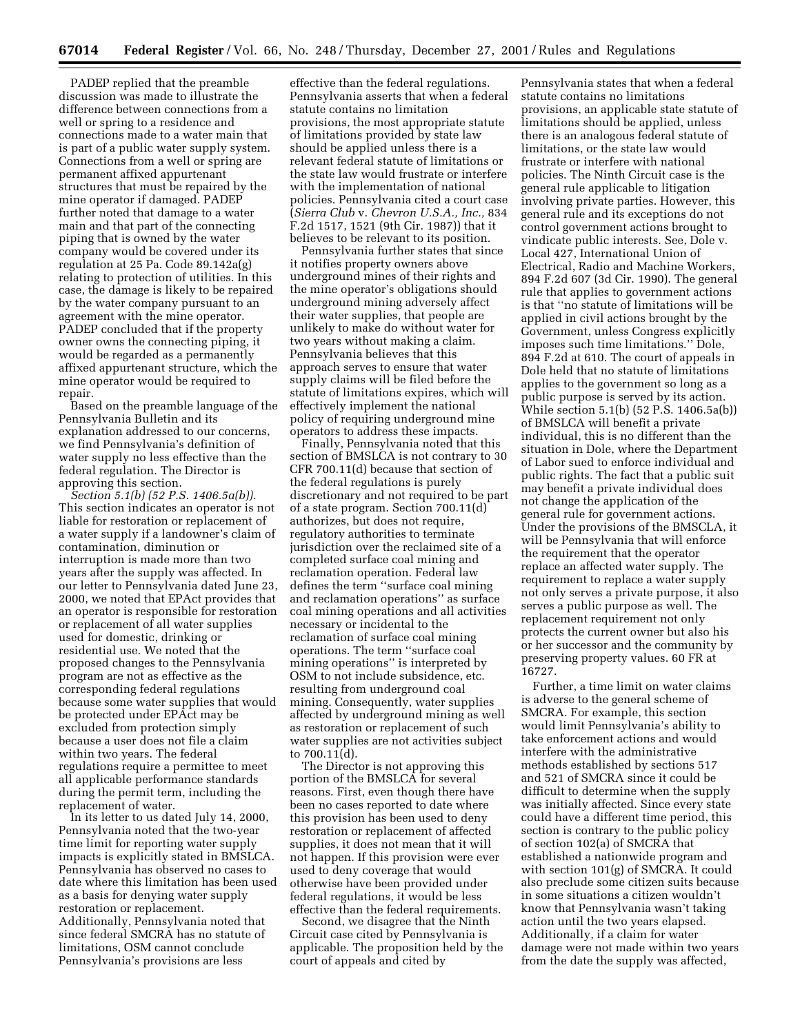PADEP replied that the preamble discussion was made to illustrate the difference between connections from a well or spring to a residence and connections made to a water main that is part of a public water supply system. Connections from a well or spring are permanent affixed appurtenant structures that must be repaired by the mine operator if damaged. PADEP further noted that damage to a water main and that part of the connecting piping that is owned by the water company would be covered under its regulation at 25 Pa. Code 89.142a(g) relating to protection of utilities. In this case, the damage is likely to be repaired by the water company pursuant to an agreement with the mine operator. PADEP concluded that if the property owner owns the connecting piping, it would be regarded as a permanently affixed appurtenant structure, which the mine operator would be required to repair.

Based on the preamble language of the Pennsylvania Bulletin and its explanation addressed to our concerns, we find Pennsylvania's definition of water supply no less effective than the federal regulation. The Director is approving this section.

*Section 5.1(b) (52 P.S. 1406.5a(b)).* This section indicates an operator is not liable for restoration or replacement of a water supply if a landowner's claim of contamination, diminution or interruption is made more than two years after the supply was affected. In our letter to Pennsylvania dated June 23, 2000, we noted that EPAct provides that an operator is responsible for restoration or replacement of all water supplies used for domestic, drinking or residential use. We noted that the proposed changes to the Pennsylvania program are not as effective as the corresponding federal regulations because some water supplies that would be protected under EPAct may be excluded from protection simply because a user does not file a claim within two years. The federal regulations require a permittee to meet all applicable performance standards during the permit term, including the replacement of water.

In its letter to us dated July 14, 2000, Pennsylvania noted that the two-year time limit for reporting water supply impacts is explicitly stated in BMSLCA. Pennsylvania has observed no cases to date where this limitation has been used as a basis for denying water supply restoration or replacement. Additionally, Pennsylvania noted that since federal SMCRA has no statute of limitations, OSM cannot conclude Pennsylvania's provisions are less effective than the federal regulations. Pennsylvania asserts that when a federal statute contains no limitation provisions, the most appropriate statute of limitations provided by state law should be applied unless there is a relevant federal statute of limitations or the state law would frustrate or interfere with the implementation of national policies. Pennsylvania cited a court case (*Sierra Club* v. *Chevron U.S.A., Inc.,* 834 F.2d 1517, 1521 (9th Cir. 1987)) that it believes to be relevant to its position.

Pennsylvania further states that since it notifies property owners above underground mines of their rights and the mine operator's obligations should underground mining adversely affect their water supplies, that people are unlikely to make do without water for two years without making a claim. Pennsylvania believes that this approach serves to ensure that water supply claims will be filed before the statute of limitations expires, which will effectively implement the national policy of requiring underground mine operators to address these impacts.

Finally, Pennsylvania noted that this section of BMSLCA is not contrary to 30 CFR 700.11(d) because that section of the federal regulations is purely discretionary and not required to be part of a state program. Section 700.11(d) authorizes, but does not require, regulatory authorities to terminate jurisdiction over the reclaimed site of a completed surface coal mining and reclamation operation. Federal law defines the term ''surface coal mining and reclamation operations'' as surface coal mining operations and all activities necessary or incidental to the reclamation of surface coal mining operations. The term ''surface coal mining operations'' is interpreted by OSM to not include subsidence, etc. resulting from underground coal mining. Consequently, water supplies affected by underground mining as well as restoration or replacement of such water supplies are not activities subject to 700.11(d).

The Director is not approving this portion of the BMSLCA for several reasons. First, even though there have been no cases reported to date where this provision has been used to deny restoration or replacement of affected supplies, it does not mean that it will not happen. If this provision were ever used to deny coverage that would otherwise have been provided under federal regulations, it would be less effective than the federal requirements.

Second, we disagree that the Ninth Circuit case cited by Pennsylvania is applicable. The proposition held by the court of appeals and cited by Pennsylvania states that when a federal statute contains no limitations provisions, an applicable state statute of limitations should be applied, unless there is an analogous federal statute of limitations, or the state law would frustrate or interfere with national policies. The Ninth Circuit case is the general rule applicable to litigation involving private parties. However, this general rule and its exceptions do not control government actions brought to vindicate public interests. See, Dole v. Local 427, International Union of Electrical, Radio and Machine Workers, 894 F.2d 607 (3d Cir. 1990). The general rule that applies to government actions is that ''no statute of limitations will be applied in civil actions brought by the Government, unless Congress explicitly imposes such time limitations.'' Dole, 894 F.2d at 610. The court of appeals in Dole held that no statute of limitations applies to the government so long as a public purpose is served by its action. While section 5.1(b) (52 P.S. 1406.5a(b)) of BMSLCA will benefit a private individual, this is no different than the situation in Dole, where the Department of Labor sued to enforce individual and public rights. The fact that a public suit may benefit a private individual does not change the application of the general rule for government actions. Under the provisions of the BMSCLA, it will be Pennsylvania that will enforce the requirement that the operator replace an affected water supply. The requirement to replace a water supply not only serves a private purpose, it also serves a public purpose as well. The replacement requirement not only protects the current owner but also his or her successor and the community by preserving property values. 60 FR at 16727.

Further, a time limit on water claims is adverse to the general scheme of SMCRA. For example, this section would limit Pennsylvania's ability to take enforcement actions and would interfere with the administrative methods established by sections 517 and 521 of SMCRA since it could be difficult to determine when the supply was initially affected. Since every state could have a different time period, this section is contrary to the public policy of section 102(a) of SMCRA that established a nationwide program and with section 101(g) of SMCRA. It could also preclude some citizen suits because in some situations a citizen wouldn't know that Pennsylvania wasn't taking action until the two years elapsed. Additionally, if a claim for water damage were not made within two years from the date the supply was affected,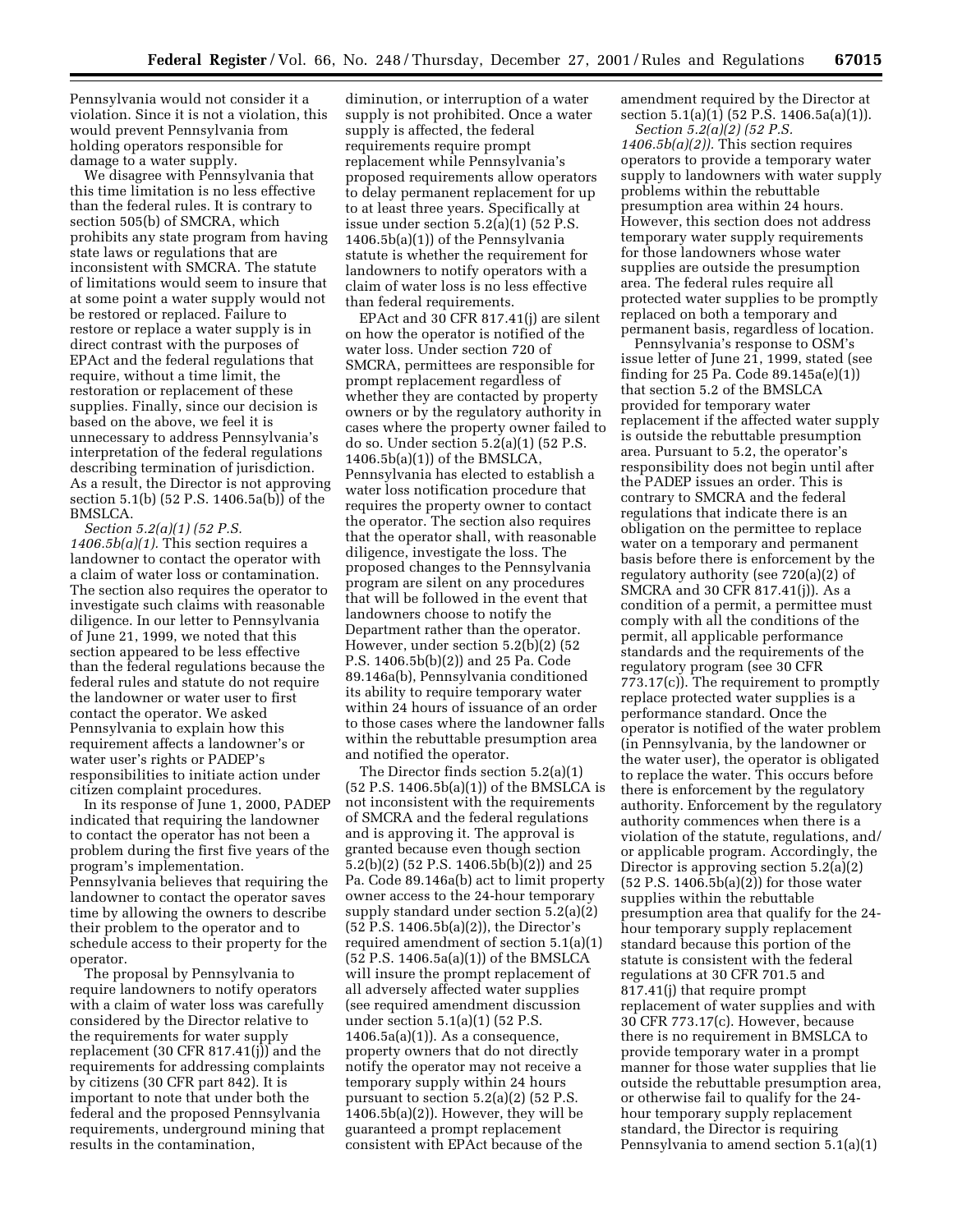Pennsylvania would not consider it a violation. Since it is not a violation, this would prevent Pennsylvania from holding operators responsible for damage to a water supply.

We disagree with Pennsylvania that this time limitation is no less effective than the federal rules. It is contrary to section 505(b) of SMCRA, which prohibits any state program from having state laws or regulations that are inconsistent with SMCRA. The statute of limitations would seem to insure that at some point a water supply would not be restored or replaced. Failure to restore or replace a water supply is in direct contrast with the purposes of EPAct and the federal regulations that require, without a time limit, the restoration or replacement of these supplies. Finally, since our decision is based on the above, we feel it is unnecessary to address Pennsylvania's interpretation of the federal regulations describing termination of jurisdiction. As a result, the Director is not approving section 5.1(b) (52 P.S. 1406.5a(b)) of the BMSLCA.

*Section 5.2(a)(1) (52 P.S. 1406.5b(a)(1)).* This section requires a landowner to contact the operator with a claim of water loss or contamination. The section also requires the operator to investigate such claims with reasonable diligence. In our letter to Pennsylvania of June 21, 1999, we noted that this section appeared to be less effective than the federal regulations because the federal rules and statute do not require the landowner or water user to first contact the operator. We asked Pennsylvania to explain how this requirement affects a landowner's or water user's rights or PADEP's responsibilities to initiate action under citizen complaint procedures.

In its response of June 1, 2000, PADEP indicated that requiring the landowner to contact the operator has not been a problem during the first five years of the program's implementation. Pennsylvania believes that requiring the landowner to contact the operator saves time by allowing the owners to describe their problem to the operator and to schedule access to their property for the operator.

The proposal by Pennsylvania to require landowners to notify operators with a claim of water loss was carefully considered by the Director relative to the requirements for water supply replacement (30 CFR 817.41(j)) and the requirements for addressing complaints by citizens (30 CFR part 842). It is important to note that under both the federal and the proposed Pennsylvania requirements, underground mining that results in the contamination, diminution, or interruption of a water supply is not prohibited. Once a water supply is affected, the federal requirements require prompt replacement while Pennsylvania's proposed requirements allow operators to delay permanent replacement for up to at least three years. Specifically at issue under section 5.2(a)(1) (52 P.S. 1406.5b(a)(1)) of the Pennsylvania statute is whether the requirement for landowners to notify operators with a claim of water loss is no less effective than federal requirements.

EPAct and 30 CFR 817.41(j) are silent on how the operator is notified of the water loss. Under section 720 of SMCRA, permittees are responsible for prompt replacement regardless of whether they are contacted by property owners or by the regulatory authority in cases where the property owner failed to do so. Under section 5.2(a)(1) (52 P.S. 1406.5b(a)(1)) of the BMSLCA, Pennsylvania has elected to establish a water loss notification procedure that requires the property owner to contact the operator. The section also requires that the operator shall, with reasonable diligence, investigate the loss. The proposed changes to the Pennsylvania program are silent on any procedures that will be followed in the event that landowners choose to notify the Department rather than the operator. However, under section 5.2(b)(2) (52 P.S. 1406.5b(b)(2)) and 25 Pa. Code 89.146a(b), Pennsylvania conditioned its ability to require temporary water within 24 hours of issuance of an order to those cases where the landowner falls within the rebuttable presumption area and notified the operator.

The Director finds section 5.2(a)(1) (52 P.S. 1406.5b(a)(1)) of the BMSLCA is not inconsistent with the requirements of SMCRA and the federal regulations and is approving it. The approval is granted because even though section 5.2(b)(2) (52 P.S. 1406.5b(b)(2)) and 25 Pa. Code 89.146a(b) act to limit property owner access to the 24-hour temporary supply standard under section 5.2(a)(2) (52 P.S. 1406.5b(a)(2)), the Director's required amendment of section 5.1(a)(1) (52 P.S. 1406.5a(a)(1)) of the BMSLCA will insure the prompt replacement of all adversely affected water supplies (see required amendment discussion under section 5.1(a)(1) (52 P.S. 1406.5a(a)(1)). As a consequence, property owners that do not directly notify the operator may not receive a temporary supply within 24 hours pursuant to section 5.2(a)(2) (52 P.S. 1406.5b(a)(2)). However, they will be guaranteed a prompt replacement consistent with EPAct because of the amendment required by the Director at section 5.1(a)(1) (52 P.S. 1406.5a(a)(1)).

*Section 5.2(a)(2) (52 P.S. 1406.5b(a)(2)).* This section requires operators to provide a temporary water supply to landowners with water supply problems within the rebuttable presumption area within 24 hours. However, this section does not address temporary water supply requirements for those landowners whose water supplies are outside the presumption area. The federal rules require all protected water supplies to be promptly replaced on both a temporary and permanent basis, regardless of location.

Pennsylvania's response to OSM's issue letter of June 21, 1999, stated (see finding for 25 Pa. Code 89.145a(e)(1)) that section 5.2 of the BMSLCA provided for temporary water replacement if the affected water supply is outside the rebuttable presumption area. Pursuant to 5.2, the operator's responsibility does not begin until after the PADEP issues an order. This is contrary to SMCRA and the federal regulations that indicate there is an obligation on the permittee to replace water on a temporary and permanent basis before there is enforcement by the regulatory authority (see 720(a)(2) of SMCRA and 30 CFR 817.41(j)). As a condition of a permit, a permittee must comply with all the conditions of the permit, all applicable performance standards and the requirements of the regulatory program (see 30 CFR 773.17(c)). The requirement to promptly replace protected water supplies is a performance standard. Once the operator is notified of the water problem (in Pennsylvania, by the landowner or the water user), the operator is obligated to replace the water. This occurs before there is enforcement by the regulatory authority. Enforcement by the regulatory authority commences when there is a violation of the statute, regulations, and/or applicable program. Accordingly, the Director is approving section 5.2(a)(2) (52 P.S. 1406.5b(a)(2)) for those water supplies within the rebuttable presumption area that qualify for the 24-hour temporary supply replacement standard because this portion of the statute is consistent with the federal regulations at 30 CFR 701.5 and 817.41(j) that require prompt replacement of water supplies and with 30 CFR 773.17(c). However, because there is no requirement in BMSLCA to provide temporary water in a prompt manner for those water supplies that lie outside the rebuttable presumption area, or otherwise fail to qualify for the 24-hour temporary supply replacement standard, the Director is requiring Pennsylvania to amend section 5.1(a)(1)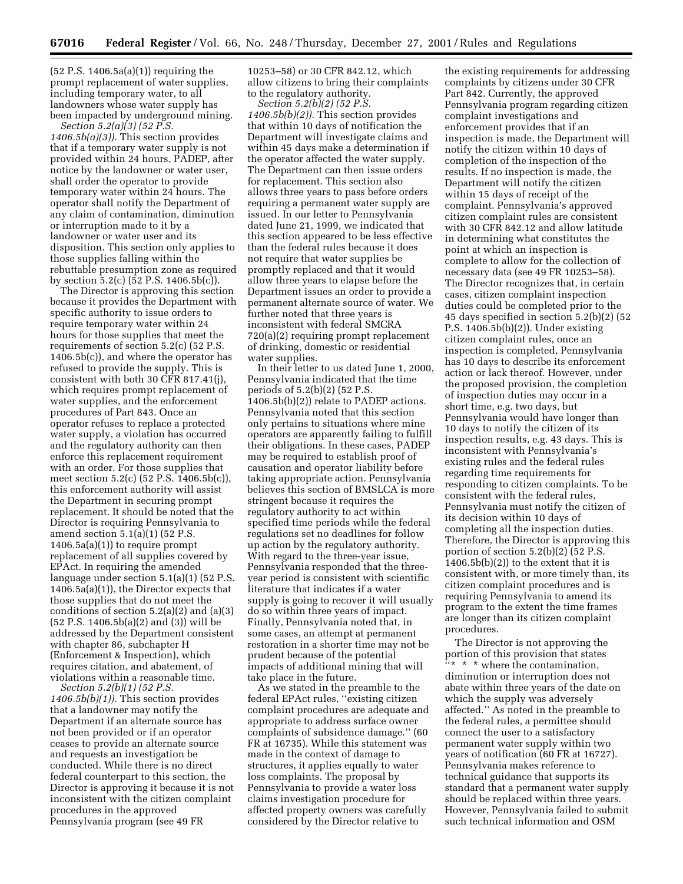(52 P.S. 1406.5a(a)(1)) requiring the prompt replacement of water supplies, including temporary water, to all landowners whose water supply has been impacted by underground mining.

*Section 5.2(a)(3) (52 P.S. 1406.5b(a)(3)).* This section provides that if a temporary water supply is not provided within 24 hours, PADEP, after notice by the landowner or water user, shall order the operator to provide temporary water within 24 hours. The operator shall notify the Department of any claim of contamination, diminution or interruption made to it by a landowner or water user and its disposition. This section only applies to those supplies falling within the rebuttable presumption zone as required by section 5.2(c) (52 P.S. 1406.5b(c)).

The Director is approving this section because it provides the Department with specific authority to issue orders to require temporary water within 24 hours for those supplies that meet the requirements of section 5.2(c) (52 P.S. 1406.5b(c)), and where the operator has refused to provide the supply. This is consistent with both 30 CFR 817.41(j), which requires prompt replacement of water supplies, and the enforcement procedures of Part 843. Once an operator refuses to replace a protected water supply, a violation has occurred and the regulatory authority can then enforce this replacement requirement with an order. For those supplies that meet section 5.2(c) (52 P.S. 1406.5b(c)), this enforcement authority will assist the Department in securing prompt replacement. It should be noted that the Director is requiring Pennsylvania to amend section 5.1(a)(1) (52 P.S. 1406.5a(a)(1)) to require prompt replacement of all supplies covered by EPAct. In requiring the amended language under section 5.1(a)(1) (52 P.S. 1406.5a(a)(1)), the Director expects that those supplies that do not meet the conditions of section 5.2(a)(2) and (a)(3) (52 P.S. 1406.5b(a)(2) and (3)) will be addressed by the Department consistent with chapter 86, subchapter H (Enforcement & Inspection), which requires citation, and abatement, of violations within a reasonable time.

*Section 5.2(b)(1) (52 P.S. 1406.5b(b)(1)).* This section provides that a landowner may notify the Department if an alternate source has not been provided or if an operator ceases to provide an alternate source and requests an investigation be conducted. While there is no direct federal counterpart to this section, the Director is approving it because it is not inconsistent with the citizen complaint procedures in the approved Pennsylvania program (see 49 FR 10253–58) or 30 CFR 842.12, which allow citizens to bring their complaints to the regulatory authority.

*Section 5.2(b)(2) (52 P.S. 1406.5b(b)(2)).* This section provides that within 10 days of notification the Department will investigate claims and within 45 days make a determination if the operator affected the water supply. The Department can then issue orders for replacement. This section also allows three years to pass before orders requiring a permanent water supply are issued. In our letter to Pennsylvania dated June 21, 1999, we indicated that this section appeared to be less effective than the federal rules because it does not require that water supplies be promptly replaced and that it would allow three years to elapse before the Department issues an order to provide a permanent alternate source of water. We further noted that three years is inconsistent with federal SMCRA 720(a)(2) requiring prompt replacement of drinking, domestic or residential water supplies.

In their letter to us dated June 1, 2000, Pennsylvania indicated that the time periods of 5.2(b)(2) (52 P.S. 1406.5b(b)(2)) relate to PADEP actions. Pennsylvania noted that this section only pertains to situations where mine operators are apparently failing to fulfill their obligations. In these cases, PADEP may be required to establish proof of causation and operator liability before taking appropriate action. Pennsylvania believes this section of BMSLCA is more stringent because it requires the regulatory authority to act within specified time periods while the federal regulations set no deadlines for follow up action by the regulatory authority. With regard to the three-year issue, Pennsylvania responded that the three-year period is consistent with scientific literature that indicates if a water supply is going to recover it will usually do so within three years of impact. Finally, Pennsylvania noted that, in some cases, an attempt at permanent restoration in a shorter time may not be prudent because of the potential impacts of additional mining that will take place in the future.

As we stated in the preamble to the federal EPAct rules, ''existing citizen complaint procedures are adequate and appropriate to address surface owner complaints of subsidence damage.'' (60 FR at 16735). While this statement was made in the context of damage to structures, it applies equally to water loss complaints. The proposal by Pennsylvania to provide a water loss claims investigation procedure for affected property owners was carefully considered by the Director relative to the existing requirements for addressing complaints by citizens under 30 CFR Part 842. Currently, the approved Pennsylvania program regarding citizen complaint investigations and enforcement provides that if an inspection is made, the Department will notify the citizen within 10 days of completion of the inspection of the results. If no inspection is made, the Department will notify the citizen within 15 days of receipt of the complaint. Pennsylvania's approved citizen complaint rules are consistent with 30 CFR 842.12 and allow latitude in determining what constitutes the point at which an inspection is complete to allow for the collection of necessary data (see 49 FR 10253–58). The Director recognizes that, in certain cases, citizen complaint inspection duties could be completed prior to the 45 days specified in section 5.2(b)(2) (52 P.S. 1406.5b(b)(2)). Under existing citizen complaint rules, once an inspection is completed, Pennsylvania has 10 days to describe its enforcement action or lack thereof. However, under the proposed provision, the completion of inspection duties may occur in a short time, e.g. two days, but Pennsylvania would have longer than 10 days to notify the citizen of its inspection results, e.g. 43 days. This is inconsistent with Pennsylvania's existing rules and the federal rules regarding time requirements for responding to citizen complaints. To be consistent with the federal rules, Pennsylvania must notify the citizen of its decision within 10 days of completing all the inspection duties. Therefore, the Director is approving this portion of section 5.2(b)(2) (52 P.S. 1406.5b(b)(2)) to the extent that it is consistent with, or more timely than, its citizen complaint procedures and is requiring Pennsylvania to amend its program to the extent the time frames are longer than its citizen complaint procedures.

The Director is not approving the portion of this provision that states ''* * * where the contamination, diminution or interruption does not abate within three years of the date on which the supply was adversely affected.'' As noted in the preamble to the federal rules, a permittee should connect the user to a satisfactory permanent water supply within two years of notification (60 FR at 16727). Pennsylvania makes reference to technical guidance that supports its standard that a permanent water supply should be replaced within three years. However, Pennsylvania failed to submit such technical information and OSM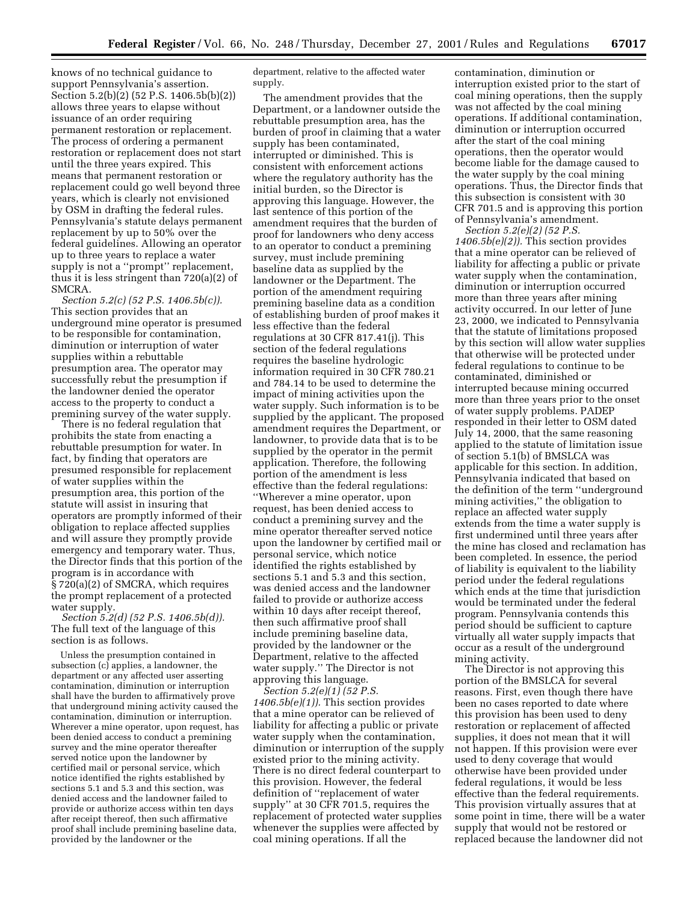knows of no technical guidance to support Pennsylvania's assertion. Section 5.2(b)(2) (52 P.S. 1406.5b(b)(2)) allows three years to elapse without issuance of an order requiring permanent restoration or replacement. The process of ordering a permanent restoration or replacement does not start until the three years expired. This means that permanent restoration or replacement could go well beyond three years, which is clearly not envisioned by OSM in drafting the federal rules. Pennsylvania's statute delays permanent replacement by up to 50% over the federal guidelines. Allowing an operator up to three years to replace a water supply is not a "prompt" replacement, thus it is less stringent than 720(a)(2) of SMCRA.

*Section 5.2(c) (52 P.S. 1406.5b(c)).* This section provides that an underground mine operator is presumed to be responsible for contamination, diminution or interruption of water supplies within a rebuttable presumption area. The operator may successfully rebut the presumption if the landowner denied the operator access to the property to conduct a premining survey of the water supply.

There is no federal regulation that prohibits the state from enacting a rebuttable presumption for water. In fact, by finding that operators are presumed responsible for replacement of water supplies within the presumption area, this portion of the statute will assist in insuring that operators are promptly informed of their obligation to replace affected supplies and will assure they promptly provide emergency and temporary water. Thus, the Director finds that this portion of the program is in accordance with § 720(a)(2) of SMCRA, which requires the prompt replacement of a protected water supply.

*Section 5.2(d) (52 P.S. 1406.5b(d)).* The full text of the language of this section is as follows.

> Unless the presumption contained in subsection (c) applies, a landowner, the department or any affected user asserting contamination, diminution or interruption shall have the burden to affirmatively prove that underground mining activity caused the contamination, diminution or interruption. Wherever a mine operator, upon request, has been denied access to conduct a premining survey and the mine operator thereafter served notice upon the landowner by certified mail or personal service, which notice identified the rights established by sections 5.1 and 5.3 and this section, was denied access and the landowner failed to provide or authorize access within ten days after receipt thereof, then such affirmative proof shall include premining baseline data, provided by the landowner or the department, relative to the affected water supply.

The amendment provides that the Department, or a landowner outside the rebuttable presumption area, has the burden of proof in claiming that a water supply has been contaminated, interrupted or diminished. This is consistent with enforcement actions where the regulatory authority has the initial burden, so the Director is approving this language. However, the last sentence of this portion of the amendment requires that the burden of proof for landowners who deny access to an operator to conduct a premining survey, must include premining baseline data as supplied by the landowner or the Department. The portion of the amendment requiring premining baseline data as a condition of establishing burden of proof makes it less effective than the federal regulations at 30 CFR 817.41(j). This section of the federal regulations requires the baseline hydrologic information required in 30 CFR 780.21 and 784.14 to be used to determine the impact of mining activities upon the water supply. Such information is to be supplied by the applicant. The proposed amendment requires the Department, or landowner, to provide data that is to be supplied by the operator in the permit application. Therefore, the following portion of the amendment is less effective than the federal regulations: "Wherever a mine operator, upon request, has been denied access to conduct a premining survey and the mine operator thereafter served notice upon the landowner by certified mail or personal service, which notice identified the rights established by sections 5.1 and 5.3 and this section, was denied access and the landowner failed to provide or authorize access within 10 days after receipt thereof, then such affirmative proof shall include premining baseline data, provided by the landowner or the Department, relative to the affected water supply." The Director is not approving this language.

*Section 5.2(e)(1) (52 P.S. 1406.5b(e)(1)).* This section provides that a mine operator can be relieved of liability for affecting a public or private water supply when the contamination, diminution or interruption of the supply existed prior to the mining activity. There is no direct federal counterpart to this provision. However, the federal definition of "replacement of water supply" at 30 CFR 701.5, requires the replacement of protected water supplies whenever the supplies were affected by coal mining operations. If all the contamination, diminution or interruption existed prior to the start of coal mining operations, then the supply was not affected by the coal mining operations. If additional contamination, diminution or interruption occurred after the start of the coal mining operations, then the operator would become liable for the damage caused to the water supply by the coal mining operations. Thus, the Director finds that this subsection is consistent with 30 CFR 701.5 and is approving this portion of Pennsylvania's amendment.

*Section 5.2(e)(2) (52 P.S. 1406.5b(e)(2)).* This section provides that a mine operator can be relieved of liability for affecting a public or private water supply when the contamination, diminution or interruption occurred more than three years after mining activity occurred. In our letter of June 23, 2000, we indicated to Pennsylvania that the statute of limitations proposed by this section will allow water supplies that otherwise will be protected under federal regulations to continue to be contaminated, diminished or interrupted because mining occurred more than three years prior to the onset of water supply problems. PADEP responded in their letter to OSM dated July 14, 2000, that the same reasoning applied to the statute of limitation issue of section 5.1(b) of BMSLCA was applicable for this section. In addition, Pennsylvania indicated that based on the definition of the term "underground mining activities," the obligation to replace an affected water supply extends from the time a water supply is first undermined until three years after the mine has closed and reclamation has been completed. In essence, the period of liability is equivalent to the liability period under the federal regulations which ends at the time that jurisdiction would be terminated under the federal program. Pennsylvania contends this period should be sufficient to capture virtually all water supply impacts that occur as a result of the underground mining activity.

The Director is not approving this portion of the BMSLCA for several reasons. First, even though there have been no cases reported to date where this provision has been used to deny restoration or replacement of affected supplies, it does not mean that it will not happen. If this provision were ever used to deny coverage that would otherwise have been provided under federal regulations, it would be less effective than the federal requirements. This provision virtually assures that at some point in time, there will be a water supply that would not be restored or replaced because the landowner did not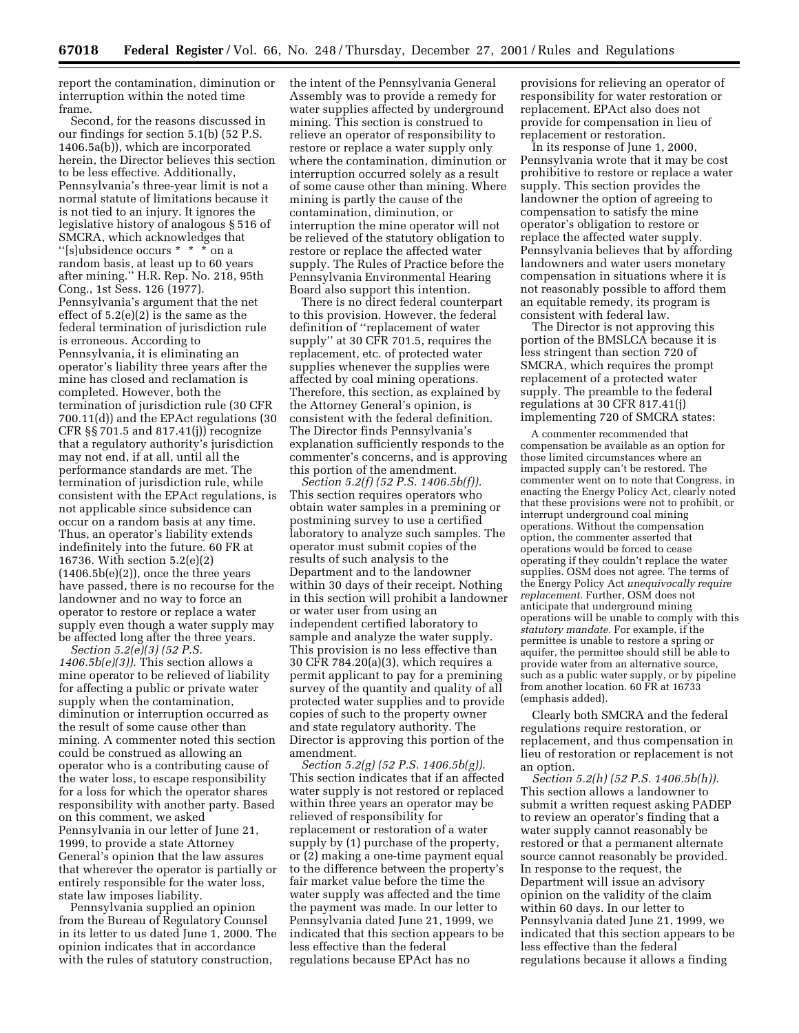report the contamination, diminution or interruption within the noted time frame.

Second, for the reasons discussed in our findings for section 5.1(b) (52 P.S. 1406.5a(b)), which are incorporated herein, the Director believes this section to be less effective. Additionally, Pennsylvania's three-year limit is not a normal statute of limitations because it is not tied to an injury. It ignores the legislative history of analogous § 516 of SMCRA, which acknowledges that ''[s]ubsidence occurs * * * on a random basis, at least up to 60 years after mining.'' H.R. Rep. No. 218, 95th Cong., 1st Sess. 126 (1977). Pennsylvania's argument that the net effect of 5.2(e)(2) is the same as the federal termination of jurisdiction rule is erroneous. According to Pennsylvania, it is eliminating an operator's liability three years after the mine has closed and reclamation is completed. However, both the termination of jurisdiction rule (30 CFR 700.11(d)) and the EPAct regulations (30 CFR §§ 701.5 and 817.41(j)) recognize that a regulatory authority's jurisdiction may not end, if at all, until all the performance standards are met. The termination of jurisdiction rule, while consistent with the EPAct regulations, is not applicable since subsidence can occur on a random basis at any time. Thus, an operator's liability extends indefinitely into the future. 60 FR at 16736. With section 5.2(e)(2) (1406.5b(e)(2)), once the three years have passed, there is no recourse for the landowner and no way to force an operator to restore or replace a water supply even though a water supply may be affected long after the three years.

*Section 5.2(e)(3) (52 P.S. 1406.5b(e)(3)).* This section allows a mine operator to be relieved of liability for affecting a public or private water supply when the contamination, diminution or interruption occurred as the result of some cause other than mining. A commenter noted this section could be construed as allowing an operator who is a contributing cause of the water loss, to escape responsibility for a loss for which the operator shares responsibility with another party. Based on this comment, we asked Pennsylvania in our letter of June 21, 1999, to provide a state Attorney General's opinion that the law assures that wherever the operator is partially or entirely responsible for the water loss, state law imposes liability.

Pennsylvania supplied an opinion from the Bureau of Regulatory Counsel in its letter to us dated June 1, 2000. The opinion indicates that in accordance with the rules of statutory construction, the intent of the Pennsylvania General Assembly was to provide a remedy for water supplies affected by underground mining. This section is construed to relieve an operator of responsibility to restore or replace a water supply only where the contamination, diminution or interruption occurred solely as a result of some cause other than mining. Where mining is partly the cause of the contamination, diminution, or interruption the mine operator will not be relieved of the statutory obligation to restore or replace the affected water supply. The Rules of Practice before the Pennsylvania Environmental Hearing Board also support this intention.

There is no direct federal counterpart to this provision. However, the federal definition of ''replacement of water supply'' at 30 CFR 701.5, requires the replacement, etc. of protected water supplies whenever the supplies were affected by coal mining operations. Therefore, this section, as explained by the Attorney General's opinion, is consistent with the federal definition. The Director finds Pennsylvania's explanation sufficiently responds to the commenter's concerns, and is approving this portion of the amendment.

*Section 5.2(f) (52 P.S. 1406.5b(f)).* This section requires operators who obtain water samples in a premining or postmining survey to use a certified laboratory to analyze such samples. The operator must submit copies of the results of such analysis to the Department and to the landowner within 30 days of their receipt. Nothing in this section will prohibit a landowner or water user from using an independent certified laboratory to sample and analyze the water supply. This provision is no less effective than 30 CFR 784.20(a)(3), which requires a permit applicant to pay for a premining survey of the quantity and quality of all protected water supplies and to provide copies of such to the property owner and state regulatory authority. The Director is approving this portion of the amendment.

*Section 5.2(g) (52 P.S. 1406.5b(g)).* This section indicates that if an affected water supply is not restored or replaced within three years an operator may be relieved of responsibility for replacement or restoration of a water supply by (1) purchase of the property, or (2) making a one-time payment equal to the difference between the property's fair market value before the time the water supply was affected and the time the payment was made. In our letter to Pennsylvania dated June 21, 1999, we indicated that this section appears to be less effective than the federal regulations because EPAct has no provisions for relieving an operator of responsibility for water restoration or replacement. EPAct also does not provide for compensation in lieu of replacement or restoration.

In its response of June 1, 2000, Pennsylvania wrote that it may be cost prohibitive to restore or replace a water supply. This section provides the landowner the option of agreeing to compensation to satisfy the mine operator's obligation to restore or replace the affected water supply. Pennsylvania believes that by affording landowners and water users monetary compensation in situations where it is not reasonably possible to afford them an equitable remedy, its program is consistent with federal law.

The Director is not approving this portion of the BMSLCA because it is less stringent than section 720 of SMCRA, which requires the prompt replacement of a protected water supply. The preamble to the federal regulations at 30 CFR 817.41(j) implementing 720 of SMCRA states:

> A commenter recommended that compensation be available as an option for those limited circumstances where an impacted supply can't be restored. The commenter went on to note that Congress, in enacting the Energy Policy Act, clearly noted that these provisions were not to prohibit, or interrupt underground coal mining operations. Without the compensation option, the commenter asserted that operations would be forced to cease operating if they couldn't replace the water supplies. OSM does not agree. The terms of the Energy Policy Act *unequivocally require replacement.* Further, OSM does not anticipate that underground mining operations will be unable to comply with this *statutory mandate.* For example, if the permittee is unable to restore a spring or aquifer, the permittee should still be able to provide water from an alternative source, such as a public water supply, or by pipeline from another location. 60 FR at 16733 (emphasis added).

Clearly both SMCRA and the federal regulations require restoration, or replacement, and thus compensation in lieu of restoration or replacement is not an option.

*Section 5.2(h) (52 P.S. 1406.5b(h)).* This section allows a landowner to submit a written request asking PADEP to review an operator's finding that a water supply cannot reasonably be restored or that a permanent alternate source cannot reasonably be provided. In response to the request, the Department will issue an advisory opinion on the validity of the claim within 60 days. In our letter to Pennsylvania dated June 21, 1999, we indicated that this section appears to be less effective than the federal regulations because it allows a finding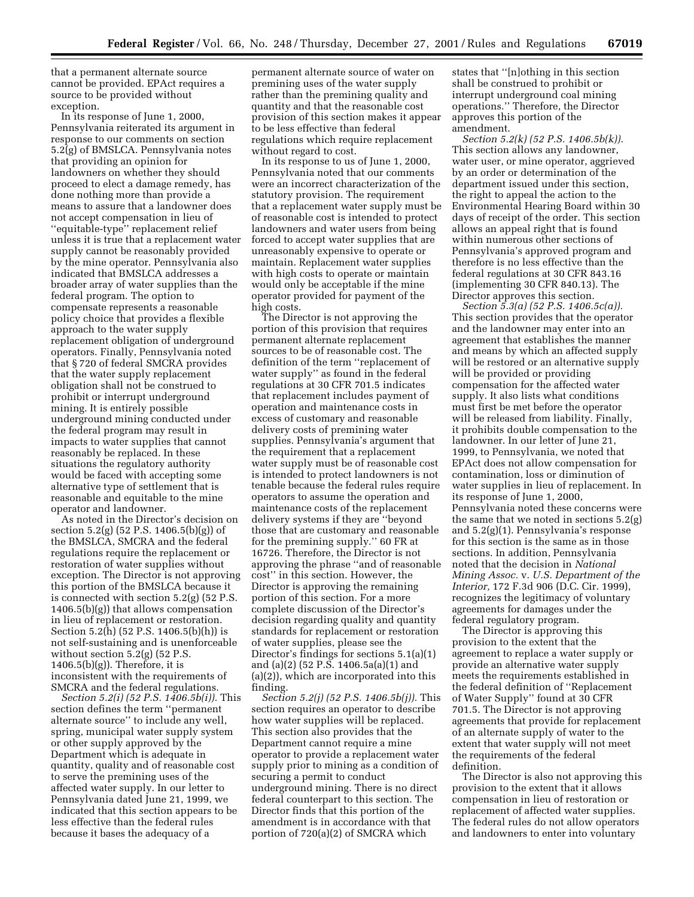that a permanent alternate source cannot be provided. EPAct requires a source to be provided without exception.

In its response of June 1, 2000, Pennsylvania reiterated its argument in response to our comments on section 5.2(g) of BMSLCA. Pennsylvania notes that providing an opinion for landowners on whether they should proceed to elect a damage remedy, has done nothing more than provide a means to assure that a landowner does not accept compensation in lieu of "equitable-type" replacement relief unless it is true that a replacement water supply cannot be reasonably provided by the mine operator. Pennsylvania also indicated that BMSLCA addresses a broader array of water supplies than the federal program. The option to compensate represents a reasonable policy choice that provides a flexible approach to the water supply replacement obligation of underground operators. Finally, Pennsylvania noted that § 720 of federal SMCRA provides that the water supply replacement obligation shall not be construed to prohibit or interrupt underground mining. It is entirely possible underground mining conducted under the federal program may result in impacts to water supplies that cannot reasonably be replaced. In these situations the regulatory authority would be faced with accepting some alternative type of settlement that is reasonable and equitable to the mine operator and landowner.

As noted in the Director's decision on section 5.2(g) (52 P.S. 1406.5(b)(g)) of the BMSLCA, SMCRA and the federal regulations require the replacement or restoration of water supplies without exception. The Director is not approving this portion of the BMSLCA because it is connected with section 5.2(g) (52 P.S. 1406.5(b)(g)) that allows compensation in lieu of replacement or restoration. Section 5.2(h) (52 P.S. 1406.5(b)(h)) is not self-sustaining and is unenforceable without section 5.2(g) (52 P.S. 1406.5(b)(g)). Therefore, it is inconsistent with the requirements of SMCRA and the federal regulations.

*Section 5.2(i) (52 P.S. 1406.5b(i)).* This section defines the term "permanent alternate source" to include any well, spring, municipal water supply system or other supply approved by the Department which is adequate in quantity, quality and of reasonable cost to serve the premining uses of the affected water supply. In our letter to Pennsylvania dated June 21, 1999, we indicated that this section appears to be less effective than the federal rules because it bases the adequacy of a permanent alternate source of water on premining uses of the water supply rather than the premining quality and quantity and that the reasonable cost provision of this section makes it appear to be less effective than federal regulations which require replacement without regard to cost.

In its response to us of June 1, 2000, Pennsylvania noted that our comments were an incorrect characterization of the statutory provision. The requirement that a replacement water supply must be of reasonable cost is intended to protect landowners and water users from being forced to accept water supplies that are unreasonably expensive to operate or maintain. Replacement water supplies with high costs to operate or maintain would only be acceptable if the mine operator provided for payment of the high costs.

The Director is not approving the portion of this provision that requires permanent alternate replacement sources to be of reasonable cost. The definition of the term "replacement of water supply" as found in the federal regulations at 30 CFR 701.5 indicates that replacement includes payment of operation and maintenance costs in excess of customary and reasonable delivery costs of premining water supplies. Pennsylvania's argument that the requirement that a replacement water supply must be of reasonable cost is intended to protect landowners is not tenable because the federal rules require operators to assume the operation and maintenance costs of the replacement delivery systems if they are "beyond those that are customary and reasonable for the premining supply." 60 FR at 16726. Therefore, the Director is not approving the phrase "and of reasonable cost" in this section. However, the Director is approving the remaining portion of this section. For a more complete discussion of the Director's decision regarding quality and quantity standards for replacement or restoration of water supplies, please see the Director's findings for sections 5.1(a)(1) and (a)(2) (52 P.S. 1406.5a(a)(1) and (a)(2)), which are incorporated into this finding.

*Section 5.2(j) (52 P.S. 1406.5b(j)).* This section requires an operator to describe how water supplies will be replaced. This section also provides that the Department cannot require a mine operator to provide a replacement water supply prior to mining as a condition of securing a permit to conduct underground mining. There is no direct federal counterpart to this section. The Director finds that this portion of the amendment is in accordance with that portion of 720(a)(2) of SMCRA which states that "[n]othing in this section shall be construed to prohibit or interrupt underground coal mining operations." Therefore, the Director approves this portion of the amendment.

*Section 5.2(k) (52 P.S. 1406.5b(k)).* This section allows any landowner, water user, or mine operator, aggrieved by an order or determination of the department issued under this section, the right to appeal the action to the Environmental Hearing Board within 30 days of receipt of the order. This section allows an appeal right that is found within numerous other sections of Pennsylvania's approved program and therefore is no less effective than the federal regulations at 30 CFR 843.16 (implementing 30 CFR 840.13). The Director approves this section.

*Section 5.3(a) (52 P.S. 1406.5c(a)).* This section provides that the operator and the landowner may enter into an agreement that establishes the manner and means by which an affected supply will be restored or an alternative supply will be provided or providing compensation for the affected water supply. It also lists what conditions must first be met before the operator will be released from liability. Finally, it prohibits double compensation to the landowner. In our letter of June 21, 1999, to Pennsylvania, we noted that EPAct does not allow compensation for contamination, loss or diminution of water supplies in lieu of replacement. In its response of June 1, 2000, Pennsylvania noted these concerns were the same that we noted in sections 5.2(g) and 5.2(g)(1). Pennsylvania's response for this section is the same as in those sections. In addition, Pennsylvania noted that the decision in *National Mining Assoc.* v. *U.S. Department of the Interior,* 172 F.3d 906 (D.C. Cir. 1999), recognizes the legitimacy of voluntary agreements for damages under the federal regulatory program.

The Director is approving this provision to the extent that the agreement to replace a water supply or provide an alternative water supply meets the requirements established in the federal definition of "Replacement of Water Supply" found at 30 CFR 701.5. The Director is not approving agreements that provide for replacement of an alternate supply of water to the extent that water supply will not meet the requirements of the federal definition.

The Director is also not approving this provision to the extent that it allows compensation in lieu of restoration or replacement of affected water supplies. The federal rules do not allow operators and landowners to enter into voluntary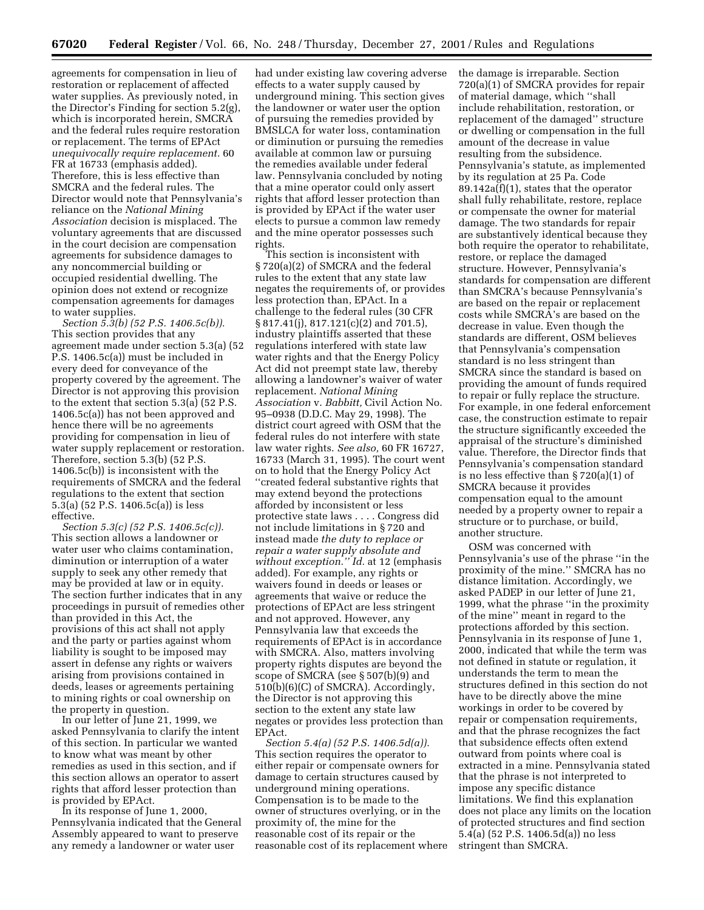agreements for compensation in lieu of restoration or replacement of affected water supplies. As previously noted, in the Director's Finding for section 5.2(g), which is incorporated herein, SMCRA and the federal rules require restoration or replacement. The terms of EPAct *unequivocally require replacement.* 60 FR at 16733 (emphasis added). Therefore, this is less effective than SMCRA and the federal rules. The Director would note that Pennsylvania's reliance on the *National Mining Association* decision is misplaced. The voluntary agreements that are discussed in the court decision are compensation agreements for subsidence damages to any noncommercial building or occupied residential dwelling. The opinion does not extend or recognize compensation agreements for damages to water supplies.

*Section 5.3(b) (52 P.S. 1406.5c(b)).* This section provides that any agreement made under section 5.3(a) (52 P.S. 1406.5c(a)) must be included in every deed for conveyance of the property covered by the agreement. The Director is not approving this provision to the extent that section 5.3(a) (52 P.S. 1406.5c(a)) has not been approved and hence there will be no agreements providing for compensation in lieu of water supply replacement or restoration. Therefore, section 5.3(b) (52 P.S. 1406.5c(b)) is inconsistent with the requirements of SMCRA and the federal regulations to the extent that section 5.3(a) (52 P.S. 1406.5c(a)) is less effective.

*Section 5.3(c) (52 P.S. 1406.5c(c)).* This section allows a landowner or water user who claims contamination, diminution or interruption of a water supply to seek any other remedy that may be provided at law or in equity. The section further indicates that in any proceedings in pursuit of remedies other than provided in this Act, the provisions of this act shall not apply and the party or parties against whom liability is sought to be imposed may assert in defense any rights or waivers arising from provisions contained in deeds, leases or agreements pertaining to mining rights or coal ownership on the property in question.

In our letter of June 21, 1999, we asked Pennsylvania to clarify the intent of this section. In particular we wanted to know what was meant by other remedies as used in this section, and if this section allows an operator to assert rights that afford lesser protection than is provided by EPAct.

In its response of June 1, 2000, Pennsylvania indicated that the General Assembly appeared to want to preserve any remedy a landowner or water user had under existing law covering adverse effects to a water supply caused by underground mining. This section gives the landowner or water user the option of pursuing the remedies provided by BMSLCA for water loss, contamination or diminution or pursuing the remedies available at common law or pursuing the remedies available under federal law. Pennsylvania concluded by noting that a mine operator could only assert rights that afford lesser protection than is provided by EPAct if the water user elects to pursue a common law remedy and the mine operator possesses such rights.

This section is inconsistent with § 720(a)(2) of SMCRA and the federal rules to the extent that any state law negates the requirements of, or provides less protection than, EPAct. In a challenge to the federal rules (30 CFR § 817.41(j), 817.121(c)(2) and 701.5), industry plaintiffs asserted that these regulations interfered with state law water rights and that the Energy Policy Act did not preempt state law, thereby allowing a landowner's waiver of water replacement. *National Mining Association* v. *Babbitt,* Civil Action No. 95–0938 (D.D.C. May 29, 1998). The district court agreed with OSM that the federal rules do not interfere with state law water rights. *See also,* 60 FR 16727, 16733 (March 31, 1995). The court went on to hold that the Energy Policy Act ''created federal substantive rights that may extend beyond the protections afforded by inconsistent or less protective state laws . . . . Congress did not include limitations in § 720 and instead made *the duty to replace or repair a water supply absolute and without exception.'' Id.* at 12 (emphasis added). For example, any rights or waivers found in deeds or leases or agreements that waive or reduce the protections of EPAct are less stringent and not approved. However, any Pennsylvania law that exceeds the requirements of EPAct is in accordance with SMCRA. Also, matters involving property rights disputes are beyond the scope of SMCRA (see § 507(b)(9) and 510(b)(6)(C) of SMCRA). Accordingly, the Director is not approving this section to the extent any state law negates or provides less protection than EPAct.

*Section 5.4(a) (52 P.S. 1406.5d(a)).* This section requires the operator to either repair or compensate owners for damage to certain structures caused by underground mining operations. Compensation is to be made to the owner of structures overlying, or in the proximity of, the mine for the reasonable cost of its repair or the reasonable cost of its replacement where the damage is irreparable. Section 720(a)(1) of SMCRA provides for repair of material damage, which ''shall include rehabilitation, restoration, or replacement of the damaged'' structure or dwelling or compensation in the full amount of the decrease in value resulting from the subsidence. Pennsylvania's statute, as implemented by its regulation at 25 Pa. Code 89.142a(f)(1), states that the operator shall fully rehabilitate, restore, replace or compensate the owner for material damage. The two standards for repair are substantively identical because they both require the operator to rehabilitate, restore, or replace the damaged structure. However, Pennsylvania's standards for compensation are different than SMCRA's because Pennsylvania's are based on the repair or replacement costs while SMCRA's are based on the decrease in value. Even though the standards are different, OSM believes that Pennsylvania's compensation standard is no less stringent than SMCRA since the standard is based on providing the amount of funds required to repair or fully replace the structure. For example, in one federal enforcement case, the construction estimate to repair the structure significantly exceeded the appraisal of the structure's diminished value. Therefore, the Director finds that Pennsylvania's compensation standard is no less effective than § 720(a)(1) of SMCRA because it provides compensation equal to the amount needed by a property owner to repair a structure or to purchase, or build, another structure.

OSM was concerned with Pennsylvania's use of the phrase ''in the proximity of the mine.'' SMCRA has no distance limitation. Accordingly, we asked PADEP in our letter of June 21, 1999, what the phrase ''in the proximity of the mine'' meant in regard to the protections afforded by this section. Pennsylvania in its response of June 1, 2000, indicated that while the term was not defined in statute or regulation, it understands the term to mean the structures defined in this section do not have to be directly above the mine workings in order to be covered by repair or compensation requirements, and that the phrase recognizes the fact that subsidence effects often extend outward from points where coal is extracted in a mine. Pennsylvania stated that the phrase is not interpreted to impose any specific distance limitations. We find this explanation does not place any limits on the location of protected structures and find section 5.4(a) (52 P.S. 1406.5d(a)) no less stringent than SMCRA.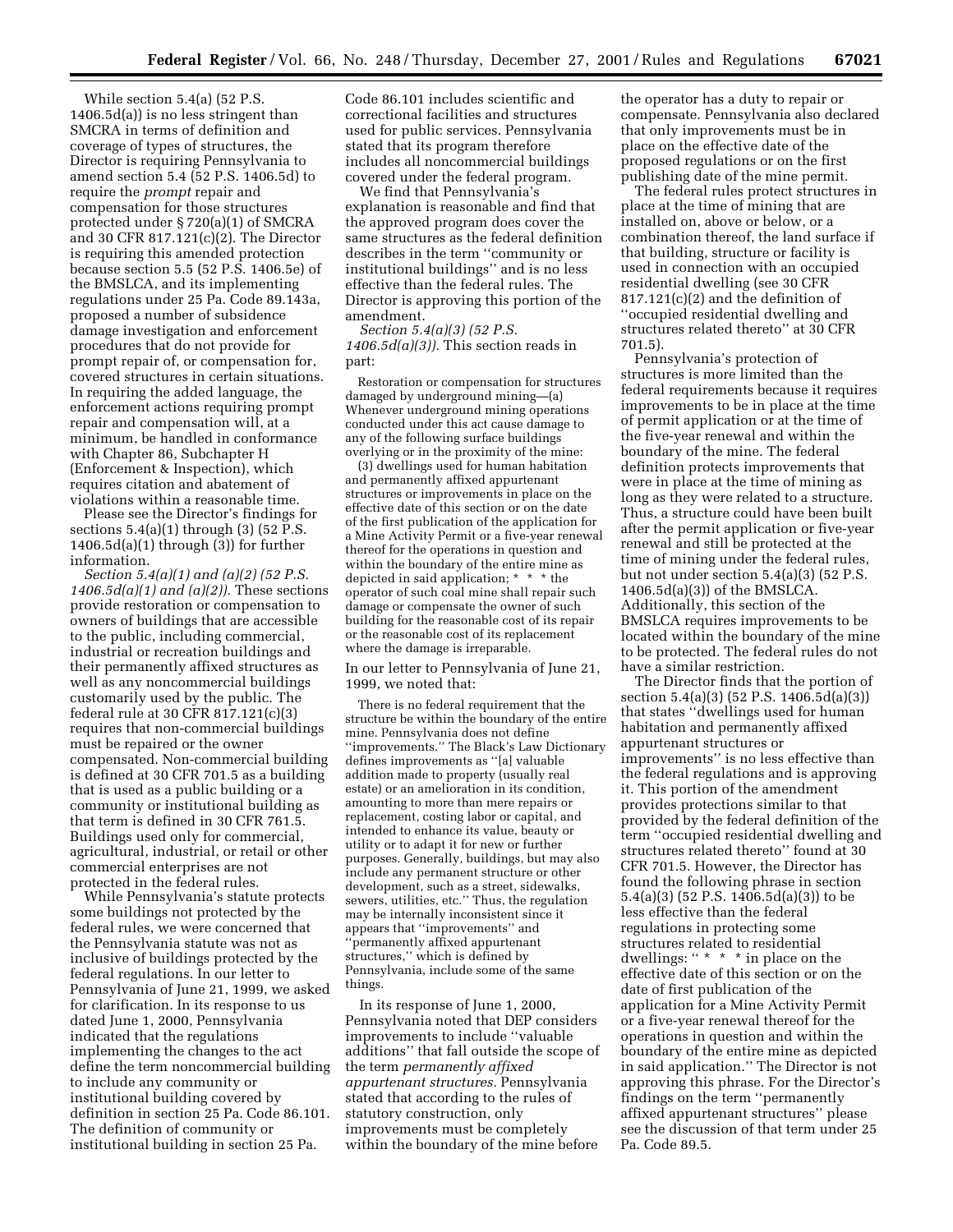While section 5.4(a) (52 P.S. 1406.5d(a)) is no less stringent than SMCRA in terms of definition and coverage of types of structures, the Director is requiring Pennsylvania to amend section 5.4 (52 P.S. 1406.5d) to require the *prompt* repair and compensation for those structures protected under § 720(a)(1) of SMCRA and 30 CFR 817.121(c)(2). The Director is requiring this amended protection because section 5.5 (52 P.S. 1406.5e) of the BMSLCA, and its implementing regulations under 25 Pa. Code 89.143a, proposed a number of subsidence damage investigation and enforcement procedures that do not provide for prompt repair of, or compensation for, covered structures in certain situations. In requiring the added language, the enforcement actions requiring prompt repair and compensation will, at a minimum, be handled in conformance with Chapter 86, Subchapter H (Enforcement & Inspection), which requires citation and abatement of violations within a reasonable time.

Please see the Director's findings for sections 5.4(a)(1) through (3) (52 P.S. 1406.5d(a)(1) through (3)) for further information.

*Section 5.4(a)(1) and (a)(2) (52 P.S. 1406.5d(a)(1) and (a)(2)).* These sections provide restoration or compensation to owners of buildings that are accessible to the public, including commercial, industrial or recreation buildings and their permanently affixed structures as well as any noncommercial buildings customarily used by the public. The federal rule at 30 CFR 817.121(c)(3) requires that non-commercial buildings must be repaired or the owner compensated. Non-commercial building is defined at 30 CFR 701.5 as a building that is used as a public building or a community or institutional building as that term is defined in 30 CFR 761.5. Buildings used only for commercial, agricultural, industrial, or retail or other commercial enterprises are not protected in the federal rules.

While Pennsylvania's statute protects some buildings not protected by the federal rules, we were concerned that the Pennsylvania statute was not as inclusive of buildings protected by the federal regulations. In our letter to Pennsylvania of June 21, 1999, we asked for clarification. In its response to us dated June 1, 2000, Pennsylvania indicated that the regulations implementing the changes to the act define the term noncommercial building to include any community or institutional building covered by definition in section 25 Pa. Code 86.101. The definition of community or institutional building in section 25 Pa. Code 86.101 includes scientific and correctional facilities and structures used for public services. Pennsylvania stated that its program therefore includes all noncommercial buildings covered under the federal program.

We find that Pennsylvania's explanation is reasonable and find that the approved program does cover the same structures as the federal definition describes in the term "community or institutional buildings" and is no less effective than the federal rules. The Director is approving this portion of the amendment.

*Section 5.4(a)(3) (52 P.S. 1406.5d(a)(3)).* This section reads in part:

> Restoration or compensation for structures damaged by underground mining—(a) Whenever underground mining operations conducted under this act cause damage to any of the following surface buildings overlying or in the proximity of the mine:
>
> (3) dwellings used for human habitation and permanently affixed appurtenant structures or improvements in place on the effective date of this section or on the date of the first publication of the application for a Mine Activity Permit or a five-year renewal thereof for the operations in question and within the boundary of the entire mine as depicted in said application; * * * the operator of such coal mine shall repair such damage or compensate the owner of such building for the reasonable cost of its repair or the reasonable cost of its replacement where the damage is irreparable.

In our letter to Pennsylvania of June 21, 1999, we noted that:

> There is no federal requirement that the structure be within the boundary of the entire mine. Pennsylvania does not define "improvements." The Black's Law Dictionary defines improvements as "[a] valuable addition made to property (usually real estate) or an amelioration in its condition, amounting to more than mere repairs or replacement, costing labor or capital, and intended to enhance its value, beauty or utility or to adapt it for new or further purposes. Generally, buildings, but may also include any permanent structure or other development, such as a street, sidewalks, sewers, utilities, etc." Thus, the regulation may be internally inconsistent since it appears that "improvements" and "permanently affixed appurtenant structures," which is defined by Pennsylvania, include some of the same things.

In its response of June 1, 2000, Pennsylvania noted that DEP considers improvements to include "valuable additions" that fall outside the scope of the term *permanently affixed appurtenant structures.* Pennsylvania stated that according to the rules of statutory construction, only improvements must be completely within the boundary of the mine before the operator has a duty to repair or compensate. Pennsylvania also declared that only improvements must be in place on the effective date of the proposed regulations or on the first publishing date of the mine permit.

The federal rules protect structures in place at the time of mining that are installed on, above or below, or a combination thereof, the land surface if that building, structure or facility is used in connection with an occupied residential dwelling (see 30 CFR 817.121(c)(2) and the definition of "occupied residential dwelling and structures related thereto" at 30 CFR 701.5).

Pennsylvania's protection of structures is more limited than the federal requirements because it requires improvements to be in place at the time of permit application or at the time of the five-year renewal and within the boundary of the mine. The federal definition protects improvements that were in place at the time of mining as long as they were related to a structure. Thus, a structure could have been built after the permit application or five-year renewal and still be protected at the time of mining under the federal rules, but not under section 5.4(a)(3) (52 P.S. 1406.5d(a)(3)) of the BMSLCA. Additionally, this section of the BMSLCA requires improvements to be located within the boundary of the mine to be protected. The federal rules do not have a similar restriction.

The Director finds that the portion of section 5.4(a)(3) (52 P.S. 1406.5d(a)(3)) that states "dwellings used for human habitation and permanently affixed appurtenant structures or improvements" is no less effective than the federal regulations and is approving it. This portion of the amendment provides protections similar to that provided by the federal definition of the term "occupied residential dwelling and structures related thereto" found at 30 CFR 701.5. However, the Director has found the following phrase in section 5.4(a)(3) (52 P.S. 1406.5d(a)(3)) to be less effective than the federal regulations in protecting some structures related to residential dwellings: " * * * in place on the effective date of this section or on the date of first publication of the application for a Mine Activity Permit or a five-year renewal thereof for the operations in question and within the boundary of the entire mine as depicted in said application." The Director is not approving this phrase. For the Director's findings on the term "permanently affixed appurtenant structures" please see the discussion of that term under 25 Pa. Code 89.5.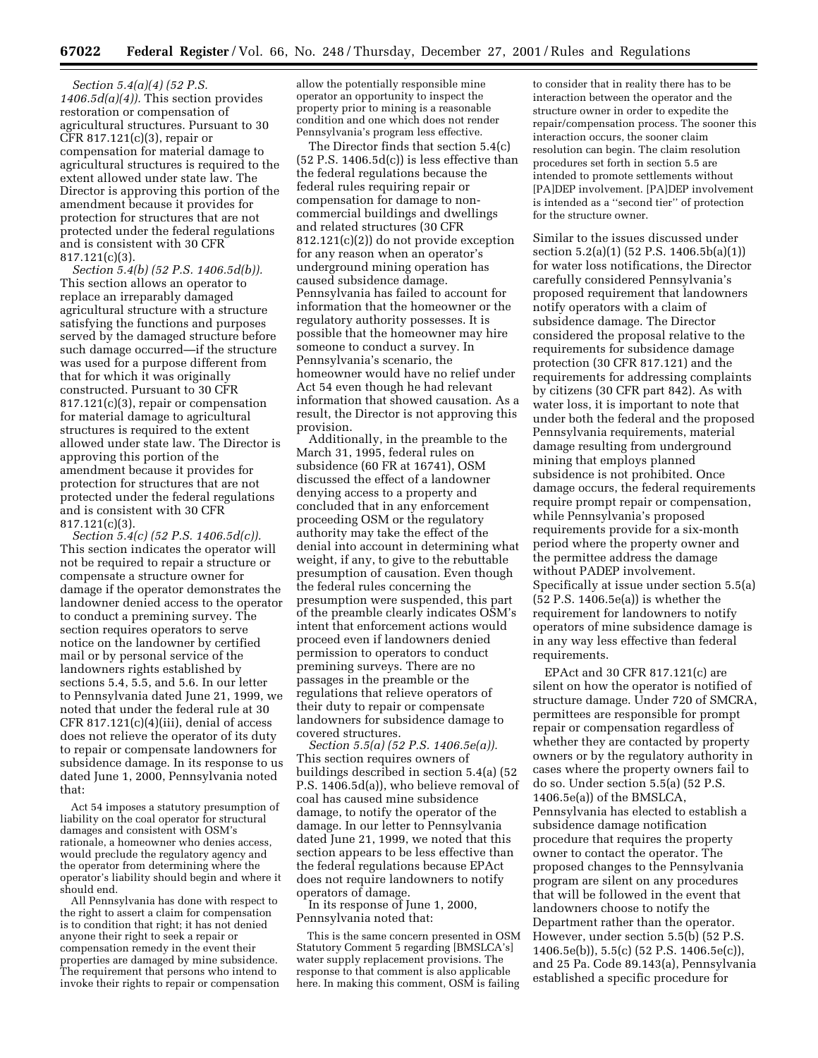*Section 5.4(a)(4) (52 P.S. 1406.5d(a)(4)).* This section provides restoration or compensation of agricultural structures. Pursuant to 30 CFR 817.121(c)(3), repair or compensation for material damage to agricultural structures is required to the extent allowed under state law. The Director is approving this portion of the amendment because it provides for protection for structures that are not protected under the federal regulations and is consistent with 30 CFR 817.121(c)(3).

*Section 5.4(b) (52 P.S. 1406.5d(b)).* This section allows an operator to replace an irreparably damaged agricultural structure with a structure satisfying the functions and purposes served by the damaged structure before such damage occurred—if the structure was used for a purpose different from that for which it was originally constructed. Pursuant to 30 CFR 817.121(c)(3), repair or compensation for material damage to agricultural structures is required to the extent allowed under state law. The Director is approving this portion of the amendment because it provides for protection for structures that are not protected under the federal regulations and is consistent with 30 CFR 817.121(c)(3).

*Section 5.4(c) (52 P.S. 1406.5d(c)).* This section indicates the operator will not be required to repair a structure or compensate a structure owner for damage if the operator demonstrates the landowner denied access to the operator to conduct a premining survey. The section requires operators to serve notice on the landowner by certified mail or by personal service of the landowners rights established by sections 5.4, 5.5, and 5.6. In our letter to Pennsylvania dated June 21, 1999, we noted that under the federal rule at 30 CFR 817.121(c)(4)(iii), denial of access does not relieve the operator of its duty to repair or compensate landowners for subsidence damage. In its response to us dated June 1, 2000, Pennsylvania noted that:

> Act 54 imposes a statutory presumption of liability on the coal operator for structural damages and consistent with OSM's rationale, a homeowner who denies access, would preclude the regulatory agency and the operator from determining where the operator's liability should begin and where it should end.
>
> All Pennsylvania has done with respect to the right to assert a claim for compensation is to condition that right; it has not denied anyone their right to seek a repair or compensation remedy in the event their properties are damaged by mine subsidence. The requirement that persons who intend to invoke their rights to repair or compensation allow the potentially responsible mine operator an opportunity to inspect the property prior to mining is a reasonable condition and one which does not render Pennsylvania's program less effective.

The Director finds that section 5.4(c) (52 P.S. 1406.5d(c)) is less effective than the federal regulations because the federal rules requiring repair or compensation for damage to non-commercial buildings and dwellings and related structures (30 CFR 812.121(c)(2)) do not provide exception for any reason when an operator's underground mining operation has caused subsidence damage. Pennsylvania has failed to account for information that the homeowner or the regulatory authority possesses. It is possible that the homeowner may hire someone to conduct a survey. In Pennsylvania's scenario, the homeowner would have no relief under Act 54 even though he had relevant information that showed causation. As a result, the Director is not approving this provision.

Additionally, in the preamble to the March 31, 1995, federal rules on subsidence (60 FR at 16741), OSM discussed the effect of a landowner denying access to a property and concluded that in any enforcement proceeding OSM or the regulatory authority may take the effect of the denial into account in determining what weight, if any, to give to the rebuttable presumption of causation. Even though the federal rules concerning the presumption were suspended, this part of the preamble clearly indicates OSM's intent that enforcement actions would proceed even if landowners denied permission to operators to conduct premining surveys. There are no passages in the preamble or the regulations that relieve operators of their duty to repair or compensate landowners for subsidence damage to covered structures.

*Section 5.5(a) (52 P.S. 1406.5e(a)).* This section requires owners of buildings described in section 5.4(a) (52 P.S. 1406.5d(a)), who believe removal of coal has caused mine subsidence damage, to notify the operator of the damage. In our letter to Pennsylvania dated June 21, 1999, we noted that this section appears to be less effective than the federal regulations because EPAct does not require landowners to notify operators of damage.

In its response of June 1, 2000, Pennsylvania noted that:

> This is the same concern presented in OSM Statutory Comment 5 regarding [BMSLCA's] water supply replacement provisions. The response to that comment is also applicable here. In making this comment, OSM is failing to consider that in reality there has to be interaction between the operator and the structure owner in order to expedite the repair/compensation process. The sooner this interaction occurs, the sooner claim resolution can begin. The claim resolution procedures set forth in section 5.5 are intended to promote settlements without [PA]DEP involvement. [PA]DEP involvement is intended as a "second tier" of protection for the structure owner.

Similar to the issues discussed under section 5.2(a)(1) (52 P.S. 1406.5b(a)(1)) for water loss notifications, the Director carefully considered Pennsylvania's proposed requirement that landowners notify operators with a claim of subsidence damage. The Director considered the proposal relative to the requirements for subsidence damage protection (30 CFR 817.121) and the requirements for addressing complaints by citizens (30 CFR part 842). As with water loss, it is important to note that under both the federal and the proposed Pennsylvania requirements, material damage resulting from underground mining that employs planned subsidence is not prohibited. Once damage occurs, the federal requirements require prompt repair or compensation, while Pennsylvania's proposed requirements provide for a six-month period where the property owner and the permittee address the damage without PADEP involvement. Specifically at issue under section 5.5(a) (52 P.S. 1406.5e(a)) is whether the requirement for landowners to notify operators of mine subsidence damage is in any way less effective than federal requirements.

EPAct and 30 CFR 817.121(c) are silent on how the operator is notified of structure damage. Under 720 of SMCRA, permittees are responsible for prompt repair or compensation regardless of whether they are contacted by property owners or by the regulatory authority in cases where the property owners fail to do so. Under section 5.5(a) (52 P.S. 1406.5e(a)) of the BMSLCA, Pennsylvania has elected to establish a subsidence damage notification procedure that requires the property owner to contact the operator. The proposed changes to the Pennsylvania program are silent on any procedures that will be followed in the event that landowners choose to notify the Department rather than the operator. However, under section 5.5(b) (52 P.S. 1406.5e(b)), 5.5(c) (52 P.S. 1406.5e(c)), and 25 Pa. Code 89.143(a), Pennsylvania established a specific procedure for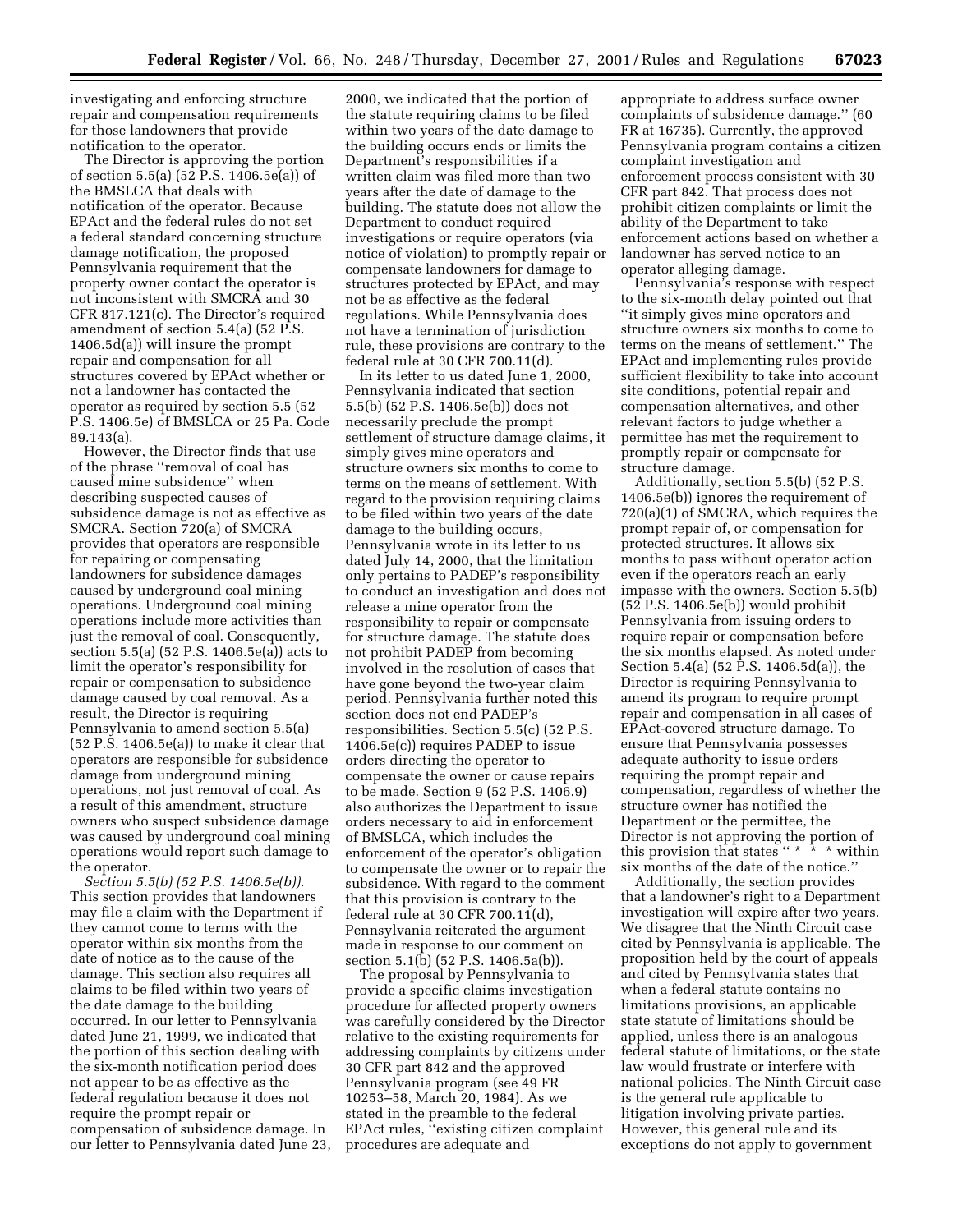investigating and enforcing structure repair and compensation requirements for those landowners that provide notification to the operator.

The Director is approving the portion of section 5.5(a) (52 P.S. 1406.5e(a)) of the BMSLCA that deals with notification of the operator. Because EPAct and the federal rules do not set a federal standard concerning structure damage notification, the proposed Pennsylvania requirement that the property owner contact the operator is not inconsistent with SMCRA and 30 CFR 817.121(c). The Director's required amendment of section 5.4(a) (52 P.S. 1406.5d(a)) will insure the prompt repair and compensation for all structures covered by EPAct whether or not a landowner has contacted the operator as required by section 5.5 (52 P.S. 1406.5e) of BMSLCA or 25 Pa. Code 89.143(a).

However, the Director finds that use of the phrase ''removal of coal has caused mine subsidence'' when describing suspected causes of subsidence damage is not as effective as SMCRA. Section 720(a) of SMCRA provides that operators are responsible for repairing or compensating landowners for subsidence damages caused by underground coal mining operations. Underground coal mining operations include more activities than just the removal of coal. Consequently, section 5.5(a) (52 P.S. 1406.5e(a)) acts to limit the operator's responsibility for repair or compensation to subsidence damage caused by coal removal. As a result, the Director is requiring Pennsylvania to amend section 5.5(a) (52 P.S. 1406.5e(a)) to make it clear that operators are responsible for subsidence damage from underground mining operations, not just removal of coal. As a result of this amendment, structure owners who suspect subsidence damage was caused by underground coal mining operations would report such damage to the operator.

*Section 5.5(b) (52 P.S. 1406.5e(b)).* This section provides that landowners may file a claim with the Department if they cannot come to terms with the operator within six months from the date of notice as to the cause of the damage. This section also requires all claims to be filed within two years of the date damage to the building occurred. In our letter to Pennsylvania dated June 21, 1999, we indicated that the portion of this section dealing with the six-month notification period does not appear to be as effective as the federal regulation because it does not require the prompt repair or compensation of subsidence damage. In our letter to Pennsylvania dated June 23, 2000, we indicated that the portion of the statute requiring claims to be filed within two years of the date damage to the building occurs ends or limits the Department's responsibilities if a written claim was filed more than two years after the date of damage to the building. The statute does not allow the Department to conduct required investigations or require operators (via notice of violation) to promptly repair or compensate landowners for damage to structures protected by EPAct, and may not be as effective as the federal regulations. While Pennsylvania does not have a termination of jurisdiction rule, these provisions are contrary to the federal rule at 30 CFR 700.11(d).

In its letter to us dated June 1, 2000, Pennsylvania indicated that section 5.5(b) (52 P.S. 1406.5e(b)) does not necessarily preclude the prompt settlement of structure damage claims, it simply gives mine operators and structure owners six months to come to terms on the means of settlement. With regard to the provision requiring claims to be filed within two years of the date damage to the building occurs, Pennsylvania wrote in its letter to us dated July 14, 2000, that the limitation only pertains to PADEP's responsibility to conduct an investigation and does not release a mine operator from the responsibility to repair or compensate for structure damage. The statute does not prohibit PADEP from becoming involved in the resolution of cases that have gone beyond the two-year claim period. Pennsylvania further noted this section does not end PADEP's responsibilities. Section 5.5(c) (52 P.S. 1406.5e(c)) requires PADEP to issue orders directing the operator to compensate the owner or cause repairs to be made. Section 9 (52 P.S. 1406.9) also authorizes the Department to issue orders necessary to aid in enforcement of BMSLCA, which includes the enforcement of the operator's obligation to compensate the owner or to repair the subsidence. With regard to the comment that this provision is contrary to the federal rule at 30 CFR 700.11(d), Pennsylvania reiterated the argument made in response to our comment on section 5.1(b) (52 P.S. 1406.5a(b)).

The proposal by Pennsylvania to provide a specific claims investigation procedure for affected property owners was carefully considered by the Director relative to the existing requirements for addressing complaints by citizens under 30 CFR part 842 and the approved Pennsylvania program (see 49 FR 10253–58, March 20, 1984). As we stated in the preamble to the federal EPAct rules, ''existing citizen complaint procedures are adequate and appropriate to address surface owner complaints of subsidence damage.'' (60 FR at 16735). Currently, the approved Pennsylvania program contains a citizen complaint investigation and enforcement process consistent with 30 CFR part 842. That process does not prohibit citizen complaints or limit the ability of the Department to take enforcement actions based on whether a landowner has served notice to an operator alleging damage.

Pennsylvania's response with respect to the six-month delay pointed out that ''it simply gives mine operators and structure owners six months to come to terms on the means of settlement.'' The EPAct and implementing rules provide sufficient flexibility to take into account site conditions, potential repair and compensation alternatives, and other relevant factors to judge whether a permittee has met the requirement to promptly repair or compensate for structure damage.

Additionally, section 5.5(b) (52 P.S. 1406.5e(b)) ignores the requirement of 720(a)(1) of SMCRA, which requires the prompt repair of, or compensation for protected structures. It allows six months to pass without operator action even if the operators reach an early impasse with the owners. Section 5.5(b) (52 P.S. 1406.5e(b)) would prohibit Pennsylvania from issuing orders to require repair or compensation before the six months elapsed. As noted under Section 5.4(a) (52 P.S. 1406.5d(a)), the Director is requiring Pennsylvania to amend its program to require prompt repair and compensation in all cases of EPAct-covered structure damage. To ensure that Pennsylvania possesses adequate authority to issue orders requiring the prompt repair and compensation, regardless of whether the structure owner has notified the Department or the permittee, the Director is not approving the portion of this provision that states '' * * * within six months of the date of the notice.''

Additionally, the section provides that a landowner's right to a Department investigation will expire after two years. We disagree that the Ninth Circuit case cited by Pennsylvania is applicable. The proposition held by the court of appeals and cited by Pennsylvania states that when a federal statute contains no limitations provisions, an applicable state statute of limitations should be applied, unless there is an analogous federal statute of limitations, or the state law would frustrate or interfere with national policies. The Ninth Circuit case is the general rule applicable to litigation involving private parties. However, this general rule and its exceptions do not apply to government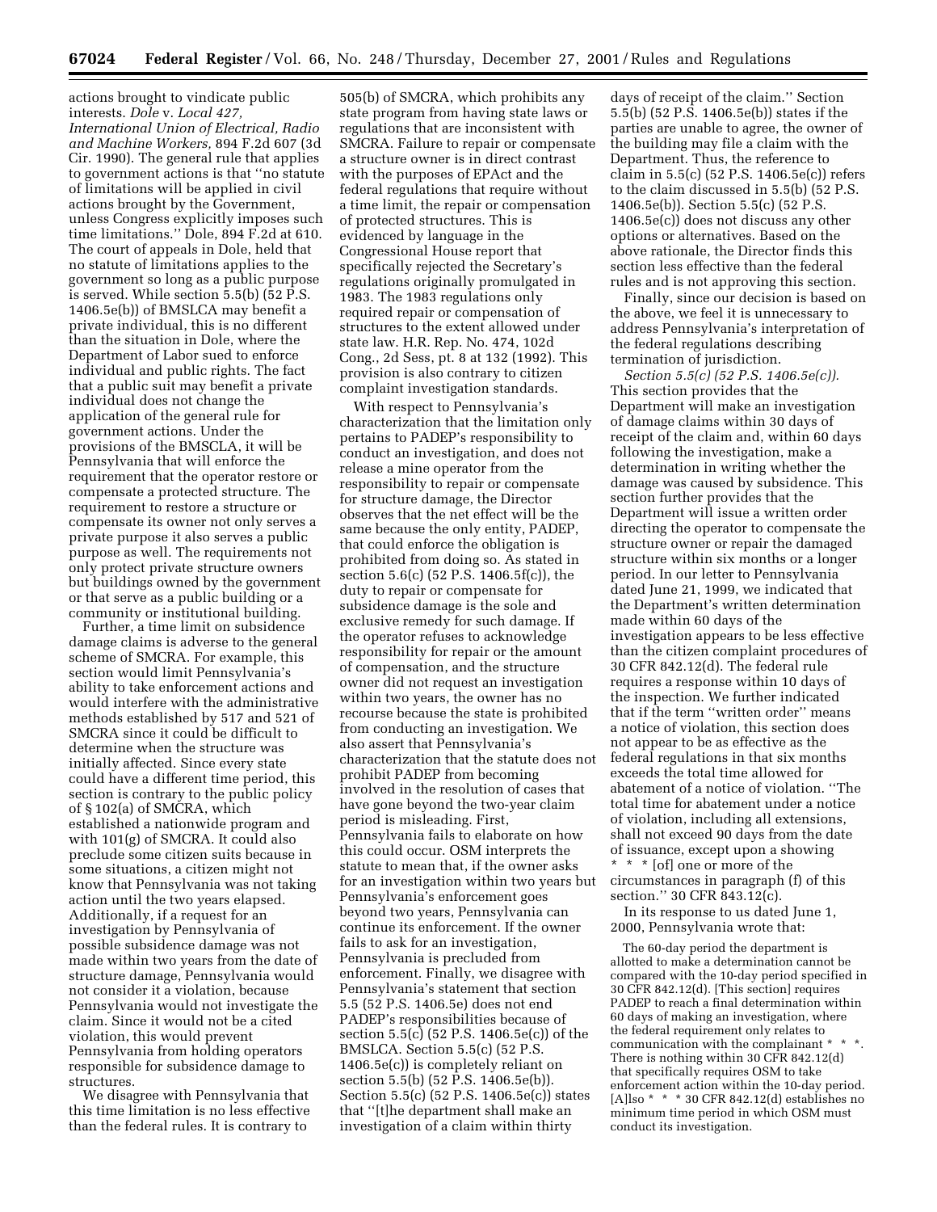actions brought to vindicate public interests. *Dole* v. *Local 427, International Union of Electrical, Radio and Machine Workers,* 894 F.2d 607 (3d Cir. 1990). The general rule that applies to government actions is that ''no statute of limitations will be applied in civil actions brought by the Government, unless Congress explicitly imposes such time limitations.'' Dole, 894 F.2d at 610. The court of appeals in Dole, held that no statute of limitations applies to the government so long as a public purpose is served. While section 5.5(b) (52 P.S. 1406.5e(b)) of BMSLCA may benefit a private individual, this is no different than the situation in Dole, where the Department of Labor sued to enforce individual and public rights. The fact that a public suit may benefit a private individual does not change the application of the general rule for government actions. Under the provisions of the BMSCLA, it will be Pennsylvania that will enforce the requirement that the operator restore or compensate a protected structure. The requirement to restore a structure or compensate its owner not only serves a private purpose it also serves a public purpose as well. The requirements not only protect private structure owners but buildings owned by the government or that serve as a public building or a community or institutional building.

Further, a time limit on subsidence damage claims is adverse to the general scheme of SMCRA. For example, this section would limit Pennsylvania's ability to take enforcement actions and would interfere with the administrative methods established by 517 and 521 of SMCRA since it could be difficult to determine when the structure was initially affected. Since every state could have a different time period, this section is contrary to the public policy of § 102(a) of SMCRA, which established a nationwide program and with 101(g) of SMCRA. It could also preclude some citizen suits because in some situations, a citizen might not know that Pennsylvania was not taking action until the two years elapsed. Additionally, if a request for an investigation by Pennsylvania of possible subsidence damage was not made within two years from the date of structure damage, Pennsylvania would not consider it a violation, because Pennsylvania would not investigate the claim. Since it would not be a cited violation, this would prevent Pennsylvania from holding operators responsible for subsidence damage to structures.

We disagree with Pennsylvania that this time limitation is no less effective than the federal rules. It is contrary to 505(b) of SMCRA, which prohibits any state program from having state laws or regulations that are inconsistent with SMCRA. Failure to repair or compensate a structure owner is in direct contrast with the purposes of EPAct and the federal regulations that require without a time limit, the repair or compensation of protected structures. This is evidenced by language in the Congressional House report that specifically rejected the Secretary's regulations originally promulgated in 1983. The 1983 regulations only required repair or compensation of structures to the extent allowed under state law. H.R. Rep. No. 474, 102d Cong., 2d Sess, pt. 8 at 132 (1992). This provision is also contrary to citizen complaint investigation standards.

With respect to Pennsylvania's characterization that the limitation only pertains to PADEP's responsibility to conduct an investigation, and does not release a mine operator from the responsibility to repair or compensate for structure damage, the Director observes that the net effect will be the same because the only entity, PADEP, that could enforce the obligation is prohibited from doing so. As stated in section 5.6(c) (52 P.S. 1406.5f(c)), the duty to repair or compensate for subsidence damage is the sole and exclusive remedy for such damage. If the operator refuses to acknowledge responsibility for repair or the amount of compensation, and the structure owner did not request an investigation within two years, the owner has no recourse because the state is prohibited from conducting an investigation. We also assert that Pennsylvania's characterization that the statute does not prohibit PADEP from becoming involved in the resolution of cases that have gone beyond the two-year claim period is misleading. First, Pennsylvania fails to elaborate on how this could occur. OSM interprets the statute to mean that, if the owner asks for an investigation within two years but Pennsylvania's enforcement goes beyond two years, Pennsylvania can continue its enforcement. If the owner fails to ask for an investigation, Pennsylvania is precluded from enforcement. Finally, we disagree with Pennsylvania's statement that section 5.5 (52 P.S. 1406.5e) does not end PADEP's responsibilities because of section 5.5(c) (52 P.S. 1406.5e(c)) of the BMSLCA. Section 5.5(c) (52 P.S. 1406.5e(c)) is completely reliant on section 5.5(b) (52 P.S. 1406.5e(b)). Section 5.5(c) (52 P.S. 1406.5e(c)) states that ''[t]he department shall make an investigation of a claim within thirty days of receipt of the claim.'' Section 5.5(b) (52 P.S. 1406.5e(b)) states if the parties are unable to agree, the owner of the building may file a claim with the Department. Thus, the reference to claim in 5.5(c) (52 P.S. 1406.5e(c)) refers to the claim discussed in 5.5(b) (52 P.S. 1406.5e(b)). Section 5.5(c) (52 P.S. 1406.5e(c)) does not discuss any other options or alternatives. Based on the above rationale, the Director finds this section less effective than the federal rules and is not approving this section.

Finally, since our decision is based on the above, we feel it is unnecessary to address Pennsylvania's interpretation of the federal regulations describing termination of jurisdiction.

*Section 5.5(c) (52 P.S. 1406.5e(c)).* This section provides that the Department will make an investigation of damage claims within 30 days of receipt of the claim and, within 60 days following the investigation, make a determination in writing whether the damage was caused by subsidence. This section further provides that the Department will issue a written order directing the operator to compensate the structure owner or repair the damaged structure within six months or a longer period. In our letter to Pennsylvania dated June 21, 1999, we indicated that the Department's written determination made within 60 days of the investigation appears to be less effective than the citizen complaint procedures of 30 CFR 842.12(d). The federal rule requires a response within 10 days of the inspection. We further indicated that if the term ''written order'' means a notice of violation, this section does not appear to be as effective as the federal regulations in that six months exceeds the total time allowed for abatement of a notice of violation. ''The total time for abatement under a notice of violation, including all extensions, shall not exceed 90 days from the date of issuance, except upon a showing * * * [of] one or more of the circumstances in paragraph (f) of this section.'' 30 CFR 843.12(c).

In its response to us dated June 1, 2000, Pennsylvania wrote that:

> The 60-day period the department is allotted to make a determination cannot be compared with the 10-day period specified in 30 CFR 842.12(d). [This section] requires PADEP to reach a final determination within 60 days of making an investigation, where the federal requirement only relates to communication with the complainant * * *. There is nothing within 30 CFR 842.12(d) that specifically requires OSM to take enforcement action within the 10-day period. [A]lso * * * 30 CFR 842.12(d) establishes no minimum time period in which OSM must conduct its investigation.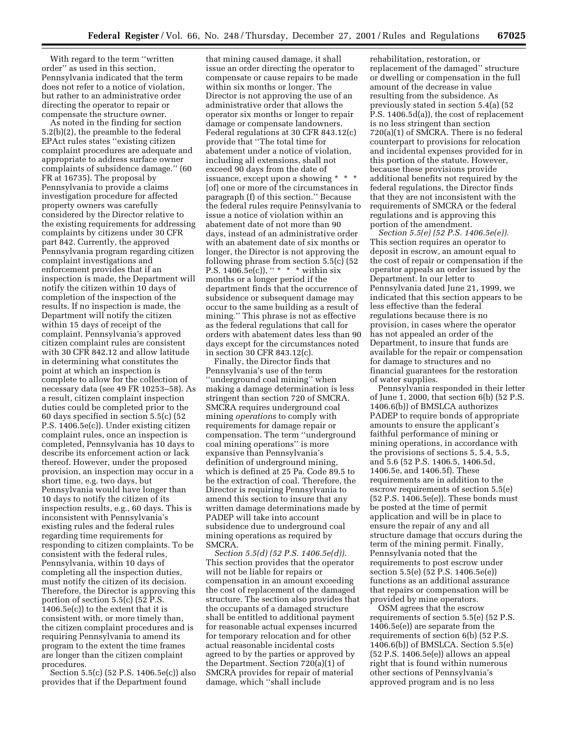With regard to the term ''written order'' as used in this section, Pennsylvania indicated that the term does not refer to a notice of violation, but rather to an administrative order directing the operator to repair or compensate the structure owner.

As noted in the finding for section 5.2(b)(2), the preamble to the federal EPAct rules states ''existing citizen complaint procedures are adequate and appropriate to address surface owner complaints of subsidence damage.'' (60 FR at 16735). The proposal by Pennsylvania to provide a claims investigation procedure for affected property owners was carefully considered by the Director relative to the existing requirements for addressing complaints by citizens under 30 CFR part 842. Currently, the approved Pennsylvania program regarding citizen complaint investigations and enforcement provides that if an inspection is made, the Department will notify the citizen within 10 days of completion of the inspection of the results. If no inspection is made, the Department will notify the citizen within 15 days of receipt of the complaint. Pennsylvania's approved citizen complaint rules are consistent with 30 CFR 842.12 and allow latitude in determining what constitutes the point at which an inspection is complete to allow for the collection of necessary data (see 49 FR 10253–58). As a result, citizen complaint inspection duties could be completed prior to the 60 days specified in section 5.5(c) (52 P.S. 1406.5e(c)). Under existing citizen complaint rules, once an inspection is completed, Pennsylvania has 10 days to describe its enforcement action or lack thereof. However, under the proposed provision, an inspection may occur in a short time, e.g. two days, but Pennsylvania would have longer than 10 days to notify the citizen of its inspection results, e.g., 60 days. This is inconsistent with Pennsylvania's existing rules and the federal rules regarding time requirements for responding to citizen complaints. To be consistent with the federal rules, Pennsylvania, within 10 days of completing all the inspection duties, must notify the citizen of its decision. Therefore, the Director is approving this portion of section 5.5(c) (52 P.S. 1406.5e(c)) to the extent that it is consistent with, or more timely than, the citizen complaint procedures and is requiring Pennsylvania to amend its program to the extent the time frames are longer than the citizen complaint procedures.

Section 5.5(c) (52 P.S. 1406.5e(c)) also provides that if the Department found that mining caused damage, it shall issue an order directing the operator to compensate or cause repairs to be made within six months or longer. The Director is not approving the use of an administrative order that allows the operator six months or longer to repair damage or compensate landowners. Federal regulations at 30 CFR 843.12(c) provide that ''The total time for abatement under a notice of violation, including all extensions, shall not exceed 90 days from the date of issuance, except upon a showing * * * [of] one or more of the circumstances in paragraph (f) of this section.'' Because the federal rules require Pennsylvania to issue a notice of violation within an abatement date of not more than 90 days, instead of an administrative order with an abatement date of six months or longer, the Director is not approving the following phrase from section 5.5(c) (52 P.S. 1406.5e(c)), '' * * * within six months or a longer period if the department finds that the occurrence of subsidence or subsequent damage may occur to the same building as a result of mining.'' This phrase is not as effective as the federal regulations that call for orders with abatement dates less than 90 days except for the circumstances noted in section 30 CFR 843.12(c).

Finally, the Director finds that Pennsylvania's use of the term ''underground coal mining'' when making a damage determination is less stringent than section 720 of SMCRA. SMCRA requires underground coal mining *operations* to comply with requirements for damage repair or compensation. The term ''underground coal mining operations'' is more expansive than Pennsylvania's definition of underground mining, which is defined at 25 Pa. Code 89.5 to be the extraction of coal. Therefore, the Director is requiring Pennsylvania to amend this section to insure that any written damage determinations made by PADEP will take into account subsidence due to underground coal mining operations as required by SMCRA.

*Section 5.5(d) (52 P.S. 1406.5e(d)).* This section provides that the operator will not be liable for repairs or compensation in an amount exceeding the cost of replacement of the damaged structure. The section also provides that the occupants of a damaged structure shall be entitled to additional payment for reasonable actual expenses incurred for temporary relocation and for other actual reasonable incidental costs agreed to by the parties or approved by the Department. Section 720(a)(1) of SMCRA provides for repair of material damage, which ''shall include rehabilitation, restoration, or replacement of the damaged'' structure or dwelling or compensation in the full amount of the decrease in value resulting from the subsidence. As previously stated in section 5.4(a) (52 P.S. 1406.5d(a)), the cost of replacement is no less stringent than section 720(a)(1) of SMCRA. There is no federal counterpart to provisions for relocation and incidental expenses provided for in this portion of the statute. However, because these provisions provide additional benefits not required by the federal regulations, the Director finds that they are not inconsistent with the requirements of SMCRA or the federal regulations and is approving this portion of the amendment.

*Section 5.5(e) (52 P.S. 1406.5e(e)).* This section requires an operator to deposit in escrow, an amount equal to the cost of repair or compensation if the operator appeals an order issued by the Department. In our letter to Pennsylvania dated June 21, 1999, we indicated that this section appears to be less effective than the federal regulations because there is no provision, in cases where the operator has not appealed an order of the Department, to insure that funds are available for the repair or compensation for damage to structures and no financial guarantees for the restoration of water supplies.

Pennsylvania responded in their letter of June 1, 2000, that section 6(b) (52 P.S. 1406.6(b)) of BMSLCA authorizes PADEP to require bonds of appropriate amounts to ensure the applicant's faithful performance of mining or mining operations, in accordance with the provisions of sections 5, 5.4, 5.5, and 5.6 (52 P.S. 1406.5, 1406.5d, 1406.5e, and 1406.5f). These requirements are in addition to the escrow requirements of section 5.5(e) (52 P.S. 1406.5e(e)). These bonds must be posted at the time of permit application and will be in place to ensure the repair of any and all structure damage that occurs during the term of the mining permit. Finally, Pennsylvania noted that the requirements to post escrow under section 5.5(e) (52 P.S. 1406.5e(e)) functions as an additional assurance that repairs or compensation will be provided by mine operators.

OSM agrees that the escrow requirements of section 5.5(e) (52 P.S. 1406.5e(e)) are separate from the requirements of section 6(b) (52 P.S. 1406.6(b)) of BMSLCA. Section 5.5(e) (52 P.S. 1406.5e(e)) allows an appeal right that is found within numerous other sections of Pennsylvania's approved program and is no less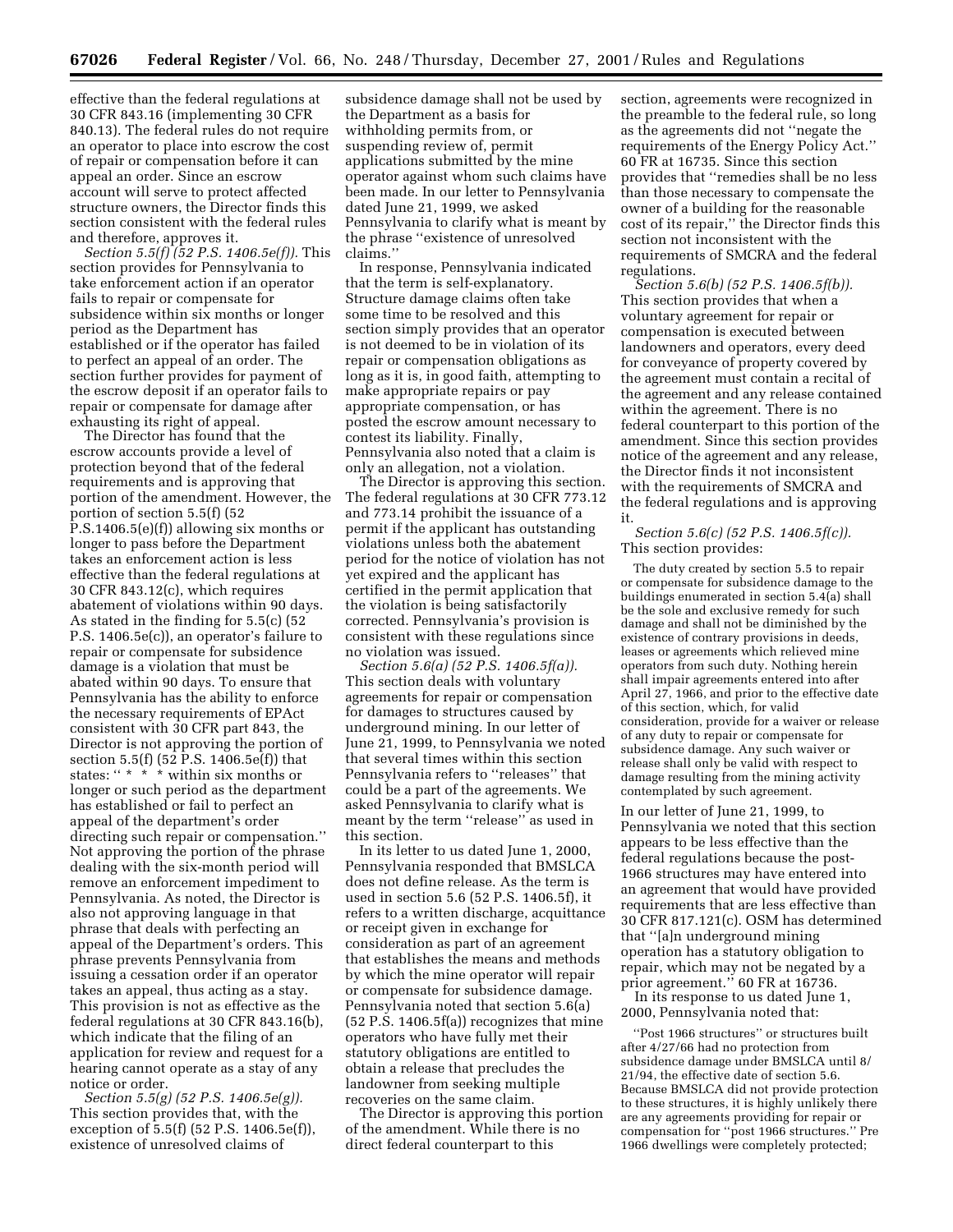effective than the federal regulations at 30 CFR 843.16 (implementing 30 CFR 840.13). The federal rules do not require an operator to place into escrow the cost of repair or compensation before it can appeal an order. Since an escrow account will serve to protect affected structure owners, the Director finds this section consistent with the federal rules and therefore, approves it.

*Section 5.5(f) (52 P.S. 1406.5e(f)).* This section provides for Pennsylvania to take enforcement action if an operator fails to repair or compensate for subsidence within six months or longer period as the Department has established or if the operator has failed to perfect an appeal of an order. The section further provides for payment of the escrow deposit if an operator fails to repair or compensate for damage after exhausting its right of appeal.

The Director has found that the escrow accounts provide a level of protection beyond that of the federal requirements and is approving that portion of the amendment. However, the portion of section 5.5(f) (52 P.S.1406.5(e)(f)) allowing six months or longer to pass before the Department takes an enforcement action is less effective than the federal regulations at 30 CFR 843.12(c), which requires abatement of violations within 90 days. As stated in the finding for 5.5(c) (52 P.S. 1406.5e(c)), an operator's failure to repair or compensate for subsidence damage is a violation that must be abated within 90 days. To ensure that Pennsylvania has the ability to enforce the necessary requirements of EPAct consistent with 30 CFR part 843, the Director is not approving the portion of section 5.5(f) (52 P.S. 1406.5e(f)) that states: "* * * within six months or longer or such period as the department has established or fail to perfect an appeal of the department's order directing such repair or compensation." Not approving the portion of the phrase dealing with the six-month period will remove an enforcement impediment to Pennsylvania. As noted, the Director is also not approving language in that phrase that deals with perfecting an appeal of the Department's orders. This phrase prevents Pennsylvania from issuing a cessation order if an operator takes an appeal, thus acting as a stay. This provision is not as effective as the federal regulations at 30 CFR 843.16(b), which indicate that the filing of an application for review and request for a hearing cannot operate as a stay of any notice or order.

*Section 5.5(g) (52 P.S. 1406.5e(g)).* This section provides that, with the exception of 5.5(f) (52 P.S. 1406.5e(f)), existence of unresolved claims of subsidence damage shall not be used by the Department as a basis for withholding permits from, or suspending review of, permit applications submitted by the mine operator against whom such claims have been made. In our letter to Pennsylvania dated June 21, 1999, we asked Pennsylvania to clarify what is meant by the phrase "existence of unresolved claims."

In response, Pennsylvania indicated that the term is self-explanatory. Structure damage claims often take some time to be resolved and this section simply provides that an operator is not deemed to be in violation of its repair or compensation obligations as long as it is, in good faith, attempting to make appropriate repairs or pay appropriate compensation, or has posted the escrow amount necessary to contest its liability. Finally, Pennsylvania also noted that a claim is only an allegation, not a violation.

The Director is approving this section. The federal regulations at 30 CFR 773.12 and 773.14 prohibit the issuance of a permit if the applicant has outstanding violations unless both the abatement period for the notice of violation has not yet expired and the applicant has certified in the permit application that the violation is being satisfactorily corrected. Pennsylvania's provision is consistent with these regulations since no violation was issued.

*Section 5.6(a) (52 P.S. 1406.5f(a)).* This section deals with voluntary agreements for repair or compensation for damages to structures caused by underground mining. In our letter of June 21, 1999, to Pennsylvania we noted that several times within this section Pennsylvania refers to "releases" that could be a part of the agreements. We asked Pennsylvania to clarify what is meant by the term "release" as used in this section.

In its letter to us dated June 1, 2000, Pennsylvania responded that BMSLCA does not define release. As the term is used in section 5.6 (52 P.S. 1406.5f), it refers to a written discharge, acquittance or receipt given in exchange for consideration as part of an agreement that establishes the means and methods by which the mine operator will repair or compensate for subsidence damage. Pennsylvania noted that section 5.6(a) (52 P.S. 1406.5f(a)) recognizes that mine operators who have fully met their statutory obligations are entitled to obtain a release that precludes the landowner from seeking multiple recoveries on the same claim.

The Director is approving this portion of the amendment. While there is no direct federal counterpart to this section, agreements were recognized in the preamble to the federal rule, so long as the agreements did not "negate the requirements of the Energy Policy Act." 60 FR at 16735. Since this section provides that "remedies shall be no less than those necessary to compensate the owner of a building for the reasonable cost of its repair," the Director finds this section not inconsistent with the requirements of SMCRA and the federal regulations.

*Section 5.6(b) (52 P.S. 1406.5f(b)).* This section provides that when a voluntary agreement for repair or compensation is executed between landowners and operators, every deed for conveyance of property covered by the agreement must contain a recital of the agreement and any release contained within the agreement. There is no federal counterpart to this portion of the amendment. Since this section provides notice of the agreement and any release, the Director finds it not inconsistent with the requirements of SMCRA and the federal regulations and is approving it.

*Section 5.6(c) (52 P.S. 1406.5f(c)).* This section provides:

> The duty created by section 5.5 to repair or compensate for subsidence damage to the buildings enumerated in section 5.4(a) shall be the sole and exclusive remedy for such damage and shall not be diminished by the existence of contrary provisions in deeds, leases or agreements which relieved mine operators from such duty. Nothing herein shall impair agreements entered into after April 27, 1966, and prior to the effective date of this section, which, for valid consideration, provide for a waiver or release of any duty to repair or compensate for subsidence damage. Any such waiver or release shall only be valid with respect to damage resulting from the mining activity contemplated by such agreement.

In our letter of June 21, 1999, to Pennsylvania we noted that this section appears to be less effective than the federal regulations because the post-1966 structures may have entered into an agreement that would have provided requirements that are less effective than 30 CFR 817.121(c). OSM has determined that "[a]n underground mining operation has a statutory obligation to repair, which may not be negated by a prior agreement." 60 FR at 16736.

In its response to us dated June 1, 2000, Pennsylvania noted that:

> "Post 1966 structures" or structures built after 4/27/66 had no protection from subsidence damage under BMSLCA until 8/21/94, the effective date of section 5.6. Because BMSLCA did not provide protection to these structures, it is highly unlikely there are any agreements providing for repair or compensation for "post 1966 structures." Pre 1966 dwellings were completely protected;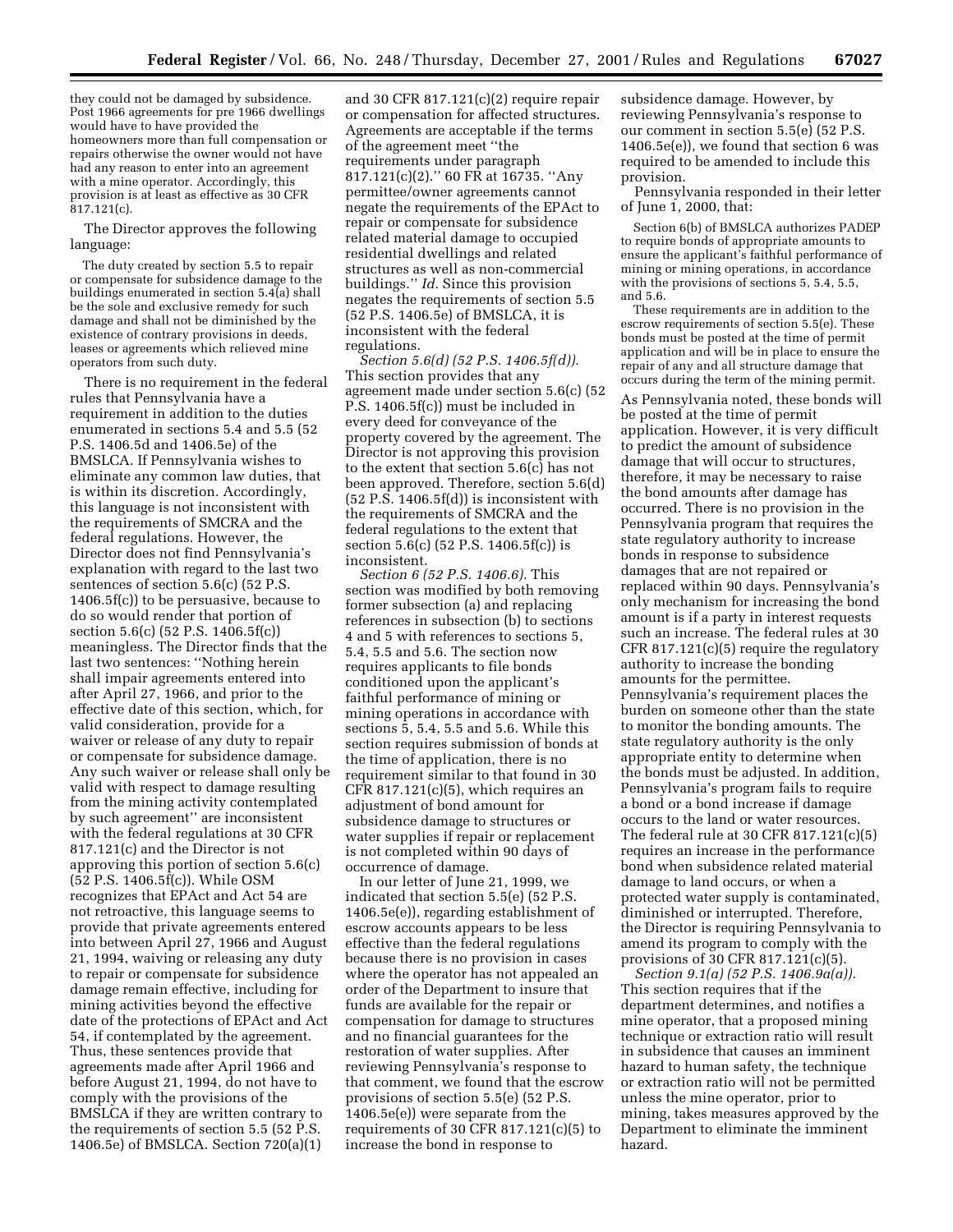they could not be damaged by subsidence. Post 1966 agreements for pre 1966 dwellings would have to have provided the homeowners more than full compensation or repairs otherwise the owner would not have had any reason to enter into an agreement with a mine operator. Accordingly, this provision is at least as effective as 30 CFR 817.121(c).

The Director approves the following language:

> The duty created by section 5.5 to repair or compensate for subsidence damage to the buildings enumerated in section 5.4(a) shall be the sole and exclusive remedy for such damage and shall not be diminished by the existence of contrary provisions in deeds, leases or agreements which relieved mine operators from such duty.

There is no requirement in the federal rules that Pennsylvania have a requirement in addition to the duties enumerated in sections 5.4 and 5.5 (52 P.S. 1406.5d and 1406.5e) of the BMSLCA. If Pennsylvania wishes to eliminate any common law duties, that is within its discretion. Accordingly, this language is not inconsistent with the requirements of SMCRA and the federal regulations. However, the Director does not find Pennsylvania's explanation with regard to the last two sentences of section 5.6(c) (52 P.S. 1406.5f(c)) to be persuasive, because to do so would render that portion of section 5.6(c) (52 P.S. 1406.5f(c)) meaningless. The Director finds that the last two sentences: "Nothing herein shall impair agreements entered into after April 27, 1966, and prior to the effective date of this section, which, for valid consideration, provide for a waiver or release of any duty to repair or compensate for subsidence damage. Any such waiver or release shall only be valid with respect to damage resulting from the mining activity contemplated by such agreement" are inconsistent with the federal regulations at 30 CFR 817.121(c) and the Director is not approving this portion of section 5.6(c) (52 P.S. 1406.5f(c)). While OSM recognizes that EPAct and Act 54 are not retroactive, this language seems to provide that private agreements entered into between April 27, 1966 and August 21, 1994, waiving or releasing any duty to repair or compensate for subsidence damage remain effective, including for mining activities beyond the effective date of the protections of EPAct and Act 54, if contemplated by the agreement. Thus, these sentences provide that agreements made after April 1966 and before August 21, 1994, do not have to comply with the provisions of the BMSLCA if they are written contrary to the requirements of section 5.5 (52 P.S. 1406.5e) of BMSLCA. Section 720(a)(1) and 30 CFR 817.121(c)(2) require repair or compensation for affected structures. Agreements are acceptable if the terms of the agreement meet "the requirements under paragraph 817.121(c)(2)." 60 FR at 16735. "Any permittee/owner agreements cannot negate the requirements of the EPAct to repair or compensate for subsidence related material damage to occupied residential dwellings and related structures as well as non-commercial buildings." *Id.* Since this provision negates the requirements of section 5.5 (52 P.S. 1406.5e) of BMSLCA, it is inconsistent with the federal regulations.

*Section 5.6(d) (52 P.S. 1406.5f(d)).* This section provides that any agreement made under section 5.6(c) (52 P.S. 1406.5f(c)) must be included in every deed for conveyance of the property covered by the agreement. The Director is not approving this provision to the extent that section 5.6(c) has not been approved. Therefore, section 5.6(d) (52 P.S. 1406.5f(d)) is inconsistent with the requirements of SMCRA and the federal regulations to the extent that section 5.6(c) (52 P.S. 1406.5f(c)) is inconsistent.

*Section 6 (52 P.S. 1406.6).* This section was modified by both removing former subsection (a) and replacing references in subsection (b) to sections 4 and 5 with references to sections 5, 5.4, 5.5 and 5.6. The section now requires applicants to file bonds conditioned upon the applicant's faithful performance of mining or mining operations in accordance with sections 5, 5.4, 5.5 and 5.6. While this section requires submission of bonds at the time of application, there is no requirement similar to that found in 30 CFR 817.121(c)(5), which requires an adjustment of bond amount for subsidence damage to structures or water supplies if repair or replacement is not completed within 90 days of occurrence of damage.

In our letter of June 21, 1999, we indicated that section 5.5(e) (52 P.S. 1406.5e(e)), regarding establishment of escrow accounts appears to be less effective than the federal regulations because there is no provision in cases where the operator has not appealed an order of the Department to insure that funds are available for the repair or compensation for damage to structures and no financial guarantees for the restoration of water supplies. After reviewing Pennsylvania's response to that comment, we found that the escrow provisions of section 5.5(e) (52 P.S. 1406.5e(e)) were separate from the requirements of 30 CFR 817.121(c)(5) to increase the bond in response to subsidence damage. However, by reviewing Pennsylvania's response to our comment in section 5.5(e) (52 P.S. 1406.5e(e)), we found that section 6 was required to be amended to include this provision.

Pennsylvania responded in their letter of June 1, 2000, that:

> Section 6(b) of BMSLCA authorizes PADEP to require bonds of appropriate amounts to ensure the applicant's faithful performance of mining or mining operations, in accordance with the provisions of sections 5, 5.4, 5.5, and 5.6.
>
> These requirements are in addition to the escrow requirements of section 5.5(e). These bonds must be posted at the time of permit application and will be in place to ensure the repair of any and all structure damage that occurs during the term of the mining permit.

As Pennsylvania noted, these bonds will be posted at the time of permit application. However, it is very difficult to predict the amount of subsidence damage that will occur to structures, therefore, it may be necessary to raise the bond amounts after damage has occurred. There is no provision in the Pennsylvania program that requires the state regulatory authority to increase bonds in response to subsidence damages that are not repaired or replaced within 90 days. Pennsylvania's only mechanism for increasing the bond amount is if a party in interest requests such an increase. The federal rules at 30 CFR 817.121(c)(5) require the regulatory authority to increase the bonding amounts for the permittee. Pennsylvania's requirement places the burden on someone other than the state to monitor the bonding amounts. The state regulatory authority is the only appropriate entity to determine when the bonds must be adjusted. In addition, Pennsylvania's program fails to require a bond or a bond increase if damage occurs to the land or water resources. The federal rule at 30 CFR 817.121(c)(5) requires an increase in the performance bond when subsidence related material damage to land occurs, or when a protected water supply is contaminated, diminished or interrupted. Therefore, the Director is requiring Pennsylvania to amend its program to comply with the provisions of 30 CFR 817.121(c)(5).

*Section 9.1(a) (52 P.S. 1406.9a(a)).* This section requires that if the department determines, and notifies a mine operator, that a proposed mining technique or extraction ratio will result in subsidence that causes an imminent hazard to human safety, the technique or extraction ratio will not be permitted unless the mine operator, prior to mining, takes measures approved by the Department to eliminate the imminent hazard.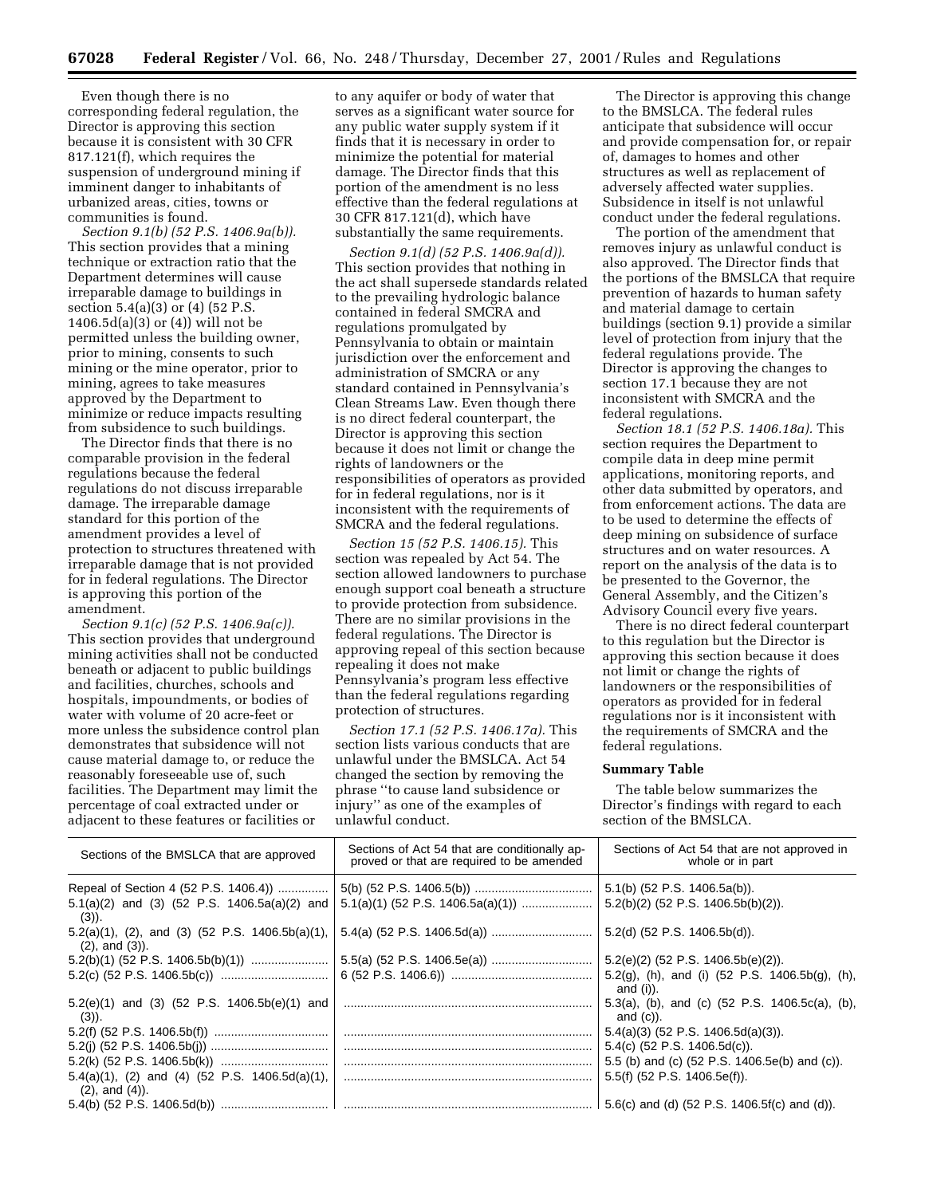Even though there is no corresponding federal regulation, the Director is approving this section because it is consistent with 30 CFR 817.121(f), which requires the suspension of underground mining if imminent danger to inhabitants of urbanized areas, cities, towns or communities is found.

*Section 9.1(b) (52 P.S. 1406.9a(b)).* This section provides that a mining technique or extraction ratio that the Department determines will cause irreparable damage to buildings in section 5.4(a)(3) or (4) (52 P.S. 1406.5d(a)(3) or (4)) will not be permitted unless the building owner, prior to mining, consents to such mining or the mine operator, prior to mining, agrees to take measures approved by the Department to minimize or reduce impacts resulting from subsidence to such buildings.

The Director finds that there is no comparable provision in the federal regulations because the federal regulations do not discuss irreparable damage. The irreparable damage standard for this portion of the amendment provides a level of protection to structures threatened with irreparable damage that is not provided for in federal regulations. The Director is approving this portion of the amendment.

*Section 9.1(c) (52 P.S. 1406.9a(c)).* This section provides that underground mining activities shall not be conducted beneath or adjacent to public buildings and facilities, churches, schools and hospitals, impoundments, or bodies of water with volume of 20 acre-feet or more unless the subsidence control plan demonstrates that subsidence will not cause material damage to, or reduce the reasonably foreseeable use of, such facilities. The Department may limit the percentage of coal extracted under or adjacent to these features or facilities or to any aquifer or body of water that serves as a significant water source for any public water supply system if it finds that it is necessary in order to minimize the potential for material damage. The Director finds that this portion of the amendment is no less effective than the federal regulations at 30 CFR 817.121(d), which have substantially the same requirements.

*Section 9.1(d) (52 P.S. 1406.9a(d)).* This section provides that nothing in the act shall supersede standards related to the prevailing hydrologic balance contained in federal SMCRA and regulations promulgated by Pennsylvania to obtain or maintain jurisdiction over the enforcement and administration of SMCRA or any standard contained in Pennsylvania's Clean Streams Law. Even though there is no direct federal counterpart, the Director is approving this section because it does not limit or change the rights of landowners or the responsibilities of operators as provided for in federal regulations, nor is it inconsistent with the requirements of SMCRA and the federal regulations.

*Section 15 (52 P.S. 1406.15).* This section was repealed by Act 54. The section allowed landowners to purchase enough support coal beneath a structure to provide protection from subsidence. There are no similar provisions in the federal regulations. The Director is approving repeal of this section because repealing it does not make Pennsylvania's program less effective than the federal regulations regarding protection of structures.

*Section 17.1 (52 P.S. 1406.17a).* This section lists various conducts that are unlawful under the BMSLCA. Act 54 changed the section by removing the phrase "to cause land subsidence or injury" as one of the examples of unlawful conduct.

The Director is approving this change to the BMSLCA. The federal rules anticipate that subsidence will occur and provide compensation for, or repair of, damages to homes and other structures as well as replacement of adversely affected water supplies. Subsidence in itself is not unlawful conduct under the federal regulations.

The portion of the amendment that removes injury as unlawful conduct is also approved. The Director finds that the portions of the BMSLCA that require prevention of hazards to human safety and material damage to certain buildings (section 9.1) provide a similar level of protection from injury that the federal regulations provide. The Director is approving the changes to section 17.1 because they are not inconsistent with SMCRA and the federal regulations.

*Section 18.1 (52 P.S. 1406.18a).* This section requires the Department to compile data in deep mine permit applications, monitoring reports, and other data submitted by operators, and from enforcement actions. The data are to be used to determine the effects of deep mining on subsidence of surface structures and on water resources. A report on the analysis of the data is to be presented to the Governor, the General Assembly, and the Citizen's Advisory Council every five years.

There is no direct federal counterpart to this regulation but the Director is approving this section because it does not limit or change the rights of landowners or the responsibilities of operators as provided for in federal regulations nor is it inconsistent with the requirements of SMCRA and the federal regulations.

**Summary Table**

The table below summarizes the Director's findings with regard to each section of the BMSLCA.

| Sections of the BMSLCA that are approved | Sections of Act 54 that are conditionally approved or that are required to be amended | Sections of Act 54 that are not approved in whole or in part |
|---|---|---|
| Repeal of Section 4 (52 P.S. 1406.4)) | 5(b) (52 P.S. 1406.5(b)) | 5.1(b) (52 P.S. 1406.5a(b)). |
| 5.1(a)(2) and (3) (52 P.S. 1406.5a(a)(2) and (3)). | 5.1(a)(1) (52 P.S. 1406.5a(a)(1)) | 5.2(b)(2) (52 P.S. 1406.5b(b)(2)). |
| 5.2(a)(1), (2), and (3) (52 P.S. 1406.5b(a)(1), (2), and (3)). | 5.4(a) (52 P.S. 1406.5d(a)) | 5.2(d) (52 P.S. 1406.5b(d)). |
| 5.2(b)(1) (52 P.S. 1406.5b(b)(1)) | 5.5(a) (52 P.S. 1406.5e(a)) | 5.2(e)(2) (52 P.S. 1406.5b(e)(2)). |
| 5.2(c) (52 P.S. 1406.5b(c)) | 6 (52 P.S. 1406.6)) | 5.2(g), (h), and (i) (52 P.S. 1406.5b(g), (h), and (i)). |
| 5.2(e)(1) and (3) (52 P.S. 1406.5b(e)(1) and (3)). | | 5.3(a), (b), and (c) (52 P.S. 1406.5c(a), (b), and (c)). |
| 5.2(f) (52 P.S. 1406.5b(f)) | | 5.4(a)(3) (52 P.S. 1406.5d(a)(3)). |
| 5.2(j) (52 P.S. 1406.5b(j)) | | 5.4(c) (52 P.S. 1406.5d(c)). |
| 5.2(k) (52 P.S. 1406.5b(k)) | | 5.5 (b) and (c) (52 P.S. 1406.5e(b) and (c)). |
| 5.4(a)(1), (2) and (4) (52 P.S. 1406.5d(a)(1), (2), and (4)). | | 5.5(f) (52 P.S. 1406.5e(f)). |
| 5.4(b) (52 P.S. 1406.5d(b)) | | 5.6(c) and (d) (52 P.S. 1406.5f(c) and (d)). |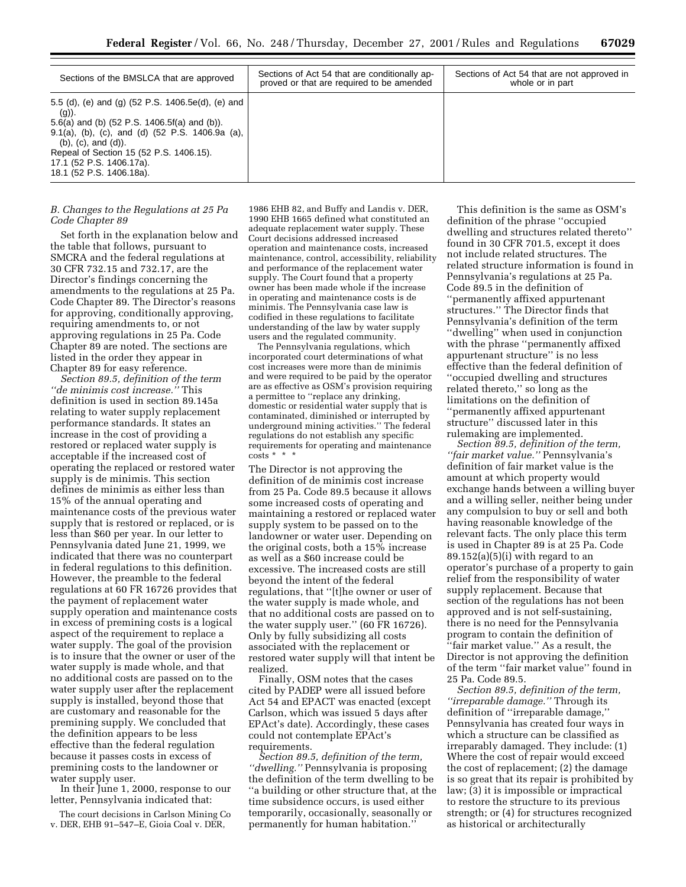| Sections of the BMSLCA that are approved | Sections of Act 54 that are conditionally approved or that are required to be amended | Sections of Act 54 that are not approved in whole or in part |
| --- | --- | --- |
| 5.5 (d), (e) and (g) (52 P.S. 1406.5e(d), (e) and (g)).<br>5.6(a) and (b) (52 P.S. 1406.5f(a) and (b)).<br>9.1(a), (b), (c), and (d) (52 P.S. 1406.9a (a), (b), (c), and (d)).<br>Repeal of Section 15 (52 P.S. 1406.15).<br>17.1 (52 P.S. 1406.17a).<br>18.1 (52 P.S. 1406.18a). | | |

*B. Changes to the Regulations at 25 Pa Code Chapter 89*

Set forth in the explanation below and the table that follows, pursuant to SMCRA and the federal regulations at 30 CFR 732.15 and 732.17, are the Director's findings concerning the amendments to the regulations at 25 Pa. Code Chapter 89. The Director's reasons for approving, conditionally approving, requiring amendments to, or not approving regulations in 25 Pa. Code Chapter 89 are noted. The sections are listed in the order they appear in Chapter 89 for easy reference.

*Section 89.5, definition of the term ''de minimis cost increase.''* This definition is used in section 89.145a relating to water supply replacement performance standards. It states an increase in the cost of providing a restored or replaced water supply is acceptable if the increased cost of operating the replaced or restored water supply is de minimis. This section defines de minimis as either less than 15% of the annual operating and maintenance costs of the previous water supply that is restored or replaced, or is less than $60 per year. In our letter to Pennsylvania dated June 21, 1999, we indicated that there was no counterpart in federal regulations to this definition. However, the preamble to the federal regulations at 60 FR 16726 provides that the payment of replacement water supply operation and maintenance costs in excess of premining costs is a logical aspect of the requirement to replace a water supply. The goal of the provision is to insure that the owner or user of the water supply is made whole, and that no additional costs are passed on to the water supply user after the replacement supply is installed, beyond those that are customary and reasonable for the premining supply. We concluded that the definition appears to be less effective than the federal regulation because it passes costs in excess of premining costs to the landowner or water supply user.

In their June 1, 2000, response to our letter, Pennsylvania indicated that:

> The court decisions in Carlson Mining Co v. DER, EHB 91–547–E, Gioia Coal v. DER, 1986 EHB 82, and Buffy and Landis v. DER, 1990 EHB 1665 defined what constituted an adequate replacement water supply. These Court decisions addressed increased operation and maintenance costs, increased maintenance, control, accessibility, reliability and performance of the replacement water supply. The Court found that a property owner has been made whole if the increase in operating and maintenance costs is de minimis. The Pennsylvania case law is codified in these regulations to facilitate understanding of the law by water supply users and the regulated community.
>
> The Pennsylvania regulations, which incorporated court determinations of what cost increases were more than de minimis and were required to be paid by the operator are as effective as OSM's provision requiring a permittee to ''replace any drinking, domestic or residential water supply that is contaminated, diminished or interrupted by underground mining activities.'' The federal regulations do not establish any specific requirements for operating and maintenance costs * * *

The Director is not approving the definition of de minimis cost increase from 25 Pa. Code 89.5 because it allows some increased costs of operating and maintaining a restored or replaced water supply system to be passed on to the landowner or water user. Depending on the original costs, both a 15% increase as well as a $60 increase could be excessive. The increased costs are still beyond the intent of the federal regulations, that ''[t]he owner or user of the water supply is made whole, and that no additional costs are passed on to the water supply user.'' (60 FR 16726). Only by fully subsidizing all costs associated with the replacement or restored water supply will that intent be realized.

Finally, OSM notes that the cases cited by PADEP were all issued before Act 54 and EPACT was enacted (except Carlson, which was issued 5 days after EPAct's date). Accordingly, these cases could not contemplate EPAct's requirements.

*Section 89.5, definition of the term, ''dwelling.''* Pennsylvania is proposing the definition of the term dwelling to be ''a building or other structure that, at the time subsidence occurs, is used either temporarily, occasionally, seasonally or permanently for human habitation.''

This definition is the same as OSM's definition of the phrase ''occupied dwelling and structures related thereto'' found in 30 CFR 701.5, except it does not include related structures. The related structure information is found in Pennsylvania's regulations at 25 Pa. Code 89.5 in the definition of ''permanently affixed appurtenant structures.'' The Director finds that Pennsylvania's definition of the term ''dwelling'' when used in conjunction with the phrase ''permanently affixed appurtenant structure'' is no less effective than the federal definition of ''occupied dwelling and structures related thereto,'' so long as the limitations on the definition of ''permanently affixed appurtenant structure'' discussed later in this rulemaking are implemented.

*Section 89.5, definition of the term, ''fair market value.''* Pennsylvania's definition of fair market value is the amount at which property would exchange hands between a willing buyer and a willing seller, neither being under any compulsion to buy or sell and both having reasonable knowledge of the relevant facts. The only place this term is used in Chapter 89 is at 25 Pa. Code 89.152(a)(5)(i) with regard to an operator's purchase of a property to gain relief from the responsibility of water supply replacement. Because that section of the regulations has not been approved and is not self-sustaining, there is no need for the Pennsylvania program to contain the definition of ''fair market value.'' As a result, the Director is not approving the definition of the term ''fair market value'' found in 25 Pa. Code 89.5.

*Section 89.5, definition of the term, ''irreparable damage.''* Through its definition of ''irreparable damage,'' Pennsylvania has created four ways in which a structure can be classified as irreparably damaged. They include: (1) Where the cost of repair would exceed the cost of replacement; (2) the damage is so great that its repair is prohibited by law; (3) it is impossible or impractical to restore the structure to its previous strength; or (4) for structures recognized as historical or architecturally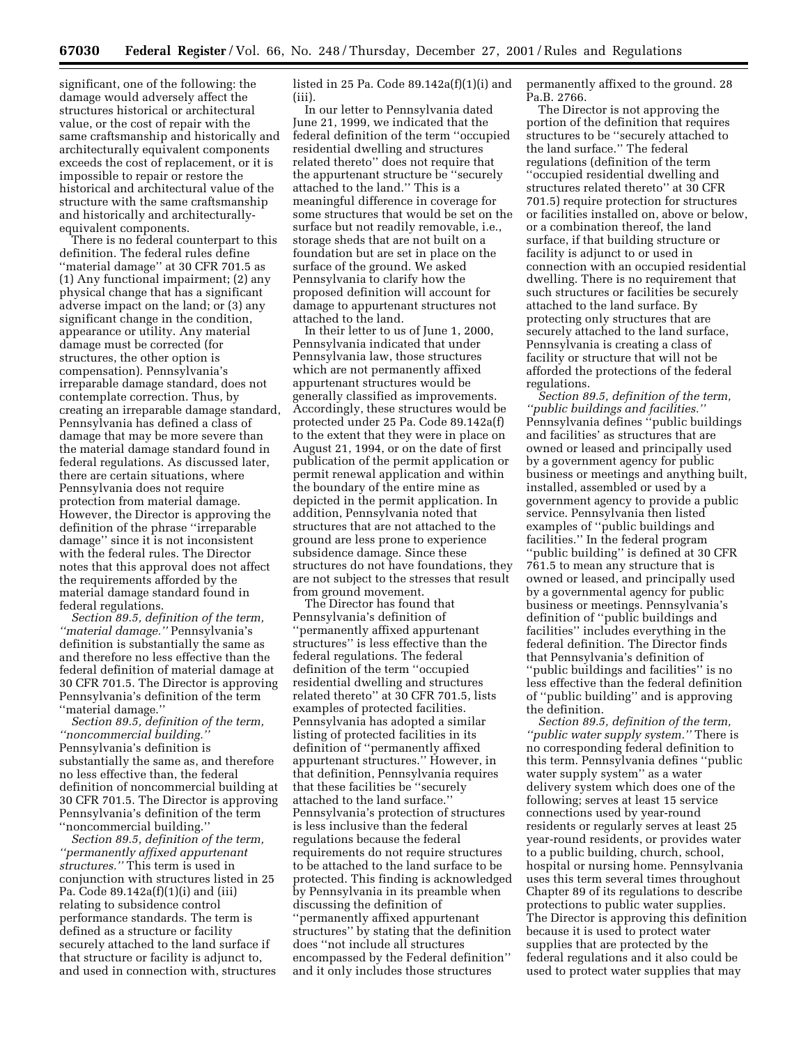significant, one of the following: the damage would adversely affect the structures historical or architectural value, or the cost of repair with the same craftsmanship and historically and architecturally equivalent components exceeds the cost of replacement, or it is impossible to repair or restore the historical and architectural value of the structure with the same craftsmanship and historically and architecturally-equivalent components.

There is no federal counterpart to this definition. The federal rules define ''material damage'' at 30 CFR 701.5 as (1) Any functional impairment; (2) any physical change that has a significant adverse impact on the land; or (3) any significant change in the condition, appearance or utility. Any material damage must be corrected (for structures, the other option is compensation). Pennsylvania's irreparable damage standard, does not contemplate correction. Thus, by creating an irreparable damage standard, Pennsylvania has defined a class of damage that may be more severe than the material damage standard found in federal regulations. As discussed later, there are certain situations, where Pennsylvania does not require protection from material damage. However, the Director is approving the definition of the phrase ''irreparable damage'' since it is not inconsistent with the federal rules. The Director notes that this approval does not affect the requirements afforded by the material damage standard found in federal regulations.

*Section 89.5, definition of the term, ''material damage.''* Pennsylvania's definition is substantially the same as and therefore no less effective than the federal definition of material damage at 30 CFR 701.5. The Director is approving Pennsylvania's definition of the term ''material damage.''

*Section 89.5, definition of the term, ''noncommercial building.''* Pennsylvania's definition is substantially the same as, and therefore no less effective than, the federal definition of noncommercial building at 30 CFR 701.5. The Director is approving Pennsylvania's definition of the term ''noncommercial building.''

*Section 89.5, definition of the term, ''permanently affixed appurtenant structures.''* This term is used in conjunction with structures listed in 25 Pa. Code 89.142a(f)(1)(i) and (iii) relating to subsidence control performance standards. The term is defined as a structure or facility securely attached to the land surface if that structure or facility is adjunct to, and used in connection with, structures listed in 25 Pa. Code 89.142a(f)(1)(i) and (iii).

In our letter to Pennsylvania dated June 21, 1999, we indicated that the federal definition of the term ''occupied residential dwelling and structures related thereto'' does not require that the appurtenant structure be ''securely attached to the land.'' This is a meaningful difference in coverage for some structures that would be set on the surface but not readily removable, i.e., storage sheds that are not built on a foundation but are set in place on the surface of the ground. We asked Pennsylvania to clarify how the proposed definition will account for damage to appurtenant structures not attached to the land.

In their letter to us of June 1, 2000, Pennsylvania indicated that under Pennsylvania law, those structures which are not permanently affixed appurtenant structures would be generally classified as improvements. Accordingly, these structures would be protected under 25 Pa. Code 89.142a(f) to the extent that they were in place on August 21, 1994, or on the date of first publication of the permit application or permit renewal application and within the boundary of the entire mine as depicted in the permit application. In addition, Pennsylvania noted that structures that are not attached to the ground are less prone to experience subsidence damage. Since these structures do not have foundations, they are not subject to the stresses that result from ground movement.

The Director has found that Pennsylvania's definition of ''permanently affixed appurtenant structures'' is less effective than the federal regulations. The federal definition of the term ''occupied residential dwelling and structures related thereto'' at 30 CFR 701.5, lists examples of protected facilities. Pennsylvania has adopted a similar listing of protected facilities in its definition of ''permanently affixed appurtenant structures.'' However, in that definition, Pennsylvania requires that these facilities be ''securely attached to the land surface.'' Pennsylvania's protection of structures is less inclusive than the federal regulations because the federal requirements do not require structures to be attached to the land surface to be protected. This finding is acknowledged by Pennsylvania in its preamble when discussing the definition of ''permanently affixed appurtenant structures'' by stating that the definition does ''not include all structures encompassed by the Federal definition'' and it only includes those structures permanently affixed to the ground. 28 Pa.B. 2766.

The Director is not approving the portion of the definition that requires structures to be ''securely attached to the land surface.'' The federal regulations (definition of the term ''occupied residential dwelling and structures related thereto'' at 30 CFR 701.5) require protection for structures or facilities installed on, above or below, or a combination thereof, the land surface, if that building structure or facility is adjunct to or used in connection with an occupied residential dwelling. There is no requirement that such structures or facilities be securely attached to the land surface. By protecting only structures that are securely attached to the land surface, Pennsylvania is creating a class of facility or structure that will not be afforded the protections of the federal regulations.

*Section 89.5, definition of the term, ''public buildings and facilities.''* Pennsylvania defines ''public buildings and facilities'' as structures that are owned or leased and principally used by a government agency for public business or meetings and anything built, installed, assembled or used by a government agency to provide a public service. Pennsylvania then listed examples of ''public buildings and facilities.'' In the federal program ''public building'' is defined at 30 CFR 761.5 to mean any structure that is owned or leased, and principally used by a governmental agency for public business or meetings. Pennsylvania's definition of ''public buildings and facilities'' includes everything in the federal definition. The Director finds that Pennsylvania's definition of ''public buildings and facilities'' is no less effective than the federal definition of ''public building'' and is approving the definition.

*Section 89.5, definition of the term, ''public water supply system.''* There is no corresponding federal definition to this term. Pennsylvania defines ''public water supply system'' as a water delivery system which does one of the following; serves at least 15 service connections used by year-round residents or regularly serves at least 25 year-round residents, or provides water to a public building, church, school, hospital or nursing home. Pennsylvania uses this term several times throughout Chapter 89 of its regulations to describe protections to public water supplies. The Director is approving this definition because it is used to protect water supplies that are protected by the federal regulations and it also could be used to protect water supplies that may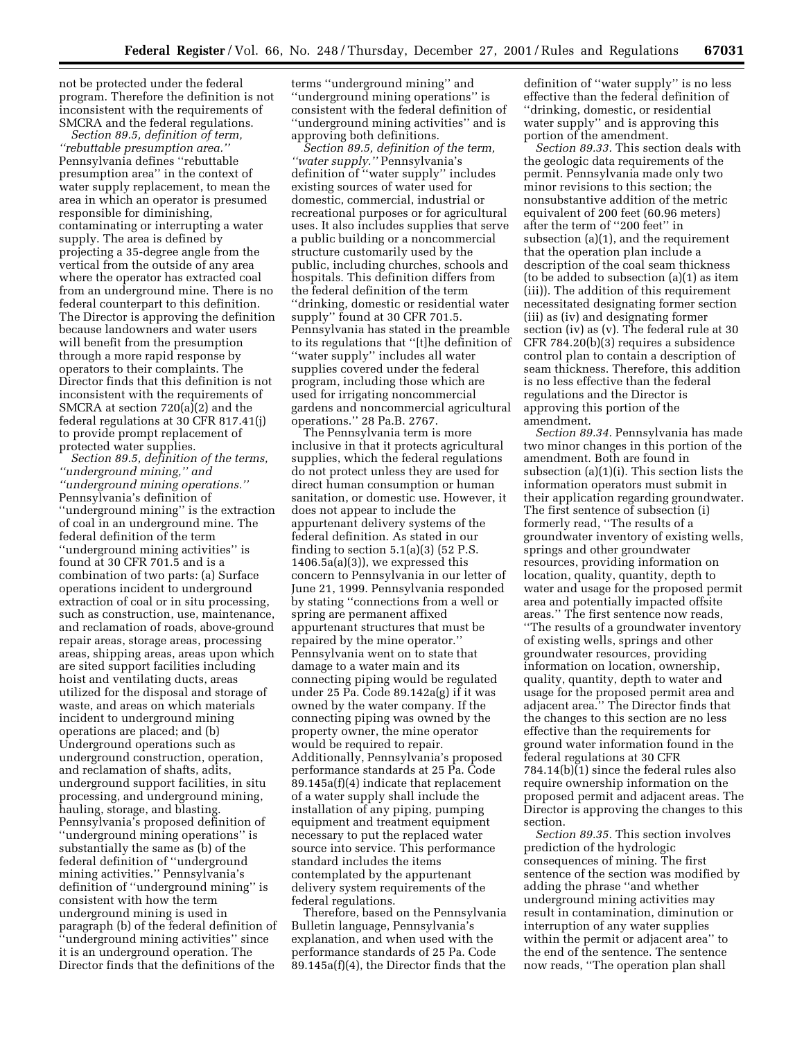not be protected under the federal program. Therefore the definition is not inconsistent with the requirements of SMCRA and the federal regulations.

*Section 89.5, definition of term, ''rebuttable presumption area.''* Pennsylvania defines ''rebuttable presumption area'' in the context of water supply replacement, to mean the area in which an operator is presumed responsible for diminishing, contaminating or interrupting a water supply. The area is defined by projecting a 35-degree angle from the vertical from the outside of any area where the operator has extracted coal from an underground mine. There is no federal counterpart to this definition. The Director is approving the definition because landowners and water users will benefit from the presumption through a more rapid response by operators to their complaints. The Director finds that this definition is not inconsistent with the requirements of SMCRA at section 720(a)(2) and the federal regulations at 30 CFR 817.41(j) to provide prompt replacement of protected water supplies.

*Section 89.5, definition of the terms, ''underground mining,'' and ''underground mining operations.''* Pennsylvania's definition of ''underground mining'' is the extraction of coal in an underground mine. The federal definition of the term ''underground mining activities'' is found at 30 CFR 701.5 and is a combination of two parts: (a) Surface operations incident to underground extraction of coal or in situ processing, such as construction, use, maintenance, and reclamation of roads, above-ground repair areas, storage areas, processing areas, shipping areas, areas upon which are sited support facilities including hoist and ventilating ducts, areas utilized for the disposal and storage of waste, and areas on which materials incident to underground mining operations are placed; and (b) Underground operations such as underground construction, operation, and reclamation of shafts, adits, underground support facilities, in situ processing, and underground mining, hauling, storage, and blasting. Pennsylvania's proposed definition of ''underground mining operations'' is substantially the same as (b) of the federal definition of ''underground mining activities.'' Pennsylvania's definition of ''underground mining'' is consistent with how the term underground mining is used in paragraph (b) of the federal definition of ''underground mining activities'' since it is an underground operation. The Director finds that the definitions of the terms ''underground mining'' and ''underground mining operations'' is consistent with the federal definition of ''underground mining activities'' and is approving both definitions.

*Section 89.5, definition of the term, ''water supply.''* Pennsylvania's definition of ''water supply'' includes existing sources of water used for domestic, commercial, industrial or recreational purposes or for agricultural uses. It also includes supplies that serve a public building or a noncommercial structure customarily used by the public, including churches, schools and hospitals. This definition differs from the federal definition of the term ''drinking, domestic or residential water supply'' found at 30 CFR 701.5. Pennsylvania has stated in the preamble to its regulations that ''[t]he definition of ''water supply'' includes all water supplies covered under the federal program, including those which are used for irrigating noncommercial gardens and noncommercial agricultural operations.'' 28 Pa.B. 2767.

The Pennsylvania term is more inclusive in that it protects agricultural supplies, which the federal regulations do not protect unless they are used for direct human consumption or human sanitation, or domestic use. However, it does not appear to include the appurtenant delivery systems of the federal definition. As stated in our finding to section 5.1(a)(3) (52 P.S. 1406.5a(a)(3)), we expressed this concern to Pennsylvania in our letter of June 21, 1999. Pennsylvania responded by stating ''connections from a well or spring are permanent affixed appurtenant structures that must be repaired by the mine operator.'' Pennsylvania went on to state that damage to a water main and its connecting piping would be regulated under 25 Pa. Code 89.142a(g) if it was owned by the water company. If the connecting piping was owned by the property owner, the mine operator would be required to repair. Additionally, Pennsylvania's proposed performance standards at 25 Pa. Code 89.145a(f)(4) indicate that replacement of a water supply shall include the installation of any piping, pumping equipment and treatment equipment necessary to put the replaced water source into service. This performance standard includes the items contemplated by the appurtenant delivery system requirements of the federal regulations.

Therefore, based on the Pennsylvania Bulletin language, Pennsylvania's explanation, and when used with the performance standards of 25 Pa. Code 89.145a(f)(4), the Director finds that the definition of ''water supply'' is no less effective than the federal definition of ''drinking, domestic, or residential water supply'' and is approving this portion of the amendment.

*Section 89.33.* This section deals with the geologic data requirements of the permit. Pennsylvania made only two minor revisions to this section; the nonsubstantive addition of the metric equivalent of 200 feet (60.96 meters) after the term of ''200 feet'' in subsection (a)(1), and the requirement that the operation plan include a description of the coal seam thickness (to be added to subsection (a)(1) as item (iii)). The addition of this requirement necessitated designating former section (iii) as (iv) and designating former section (iv) as (v). The federal rule at 30 CFR 784.20(b)(3) requires a subsidence control plan to contain a description of seam thickness. Therefore, this addition is no less effective than the federal regulations and the Director is approving this portion of the amendment.

*Section 89.34.* Pennsylvania has made two minor changes in this portion of the amendment. Both are found in subsection (a)(1)(i). This section lists the information operators must submit in their application regarding groundwater. The first sentence of subsection (i) formerly read, ''The results of a groundwater inventory of existing wells, springs and other groundwater resources, providing information on location, quality, quantity, depth to water and usage for the proposed permit area and potentially impacted offsite areas.'' The first sentence now reads, ''The results of a groundwater inventory of existing wells, springs and other groundwater resources, providing information on location, ownership, quality, quantity, depth to water and usage for the proposed permit area and adjacent area.'' The Director finds that the changes to this section are no less effective than the requirements for ground water information found in the federal regulations at 30 CFR 784.14(b)(1) since the federal rules also require ownership information on the proposed permit and adjacent areas. The Director is approving the changes to this section.

*Section 89.35.* This section involves prediction of the hydrologic consequences of mining. The first sentence of the section was modified by adding the phrase ''and whether underground mining activities may result in contamination, diminution or interruption of any water supplies within the permit or adjacent area'' to the end of the sentence. The sentence now reads, ''The operation plan shall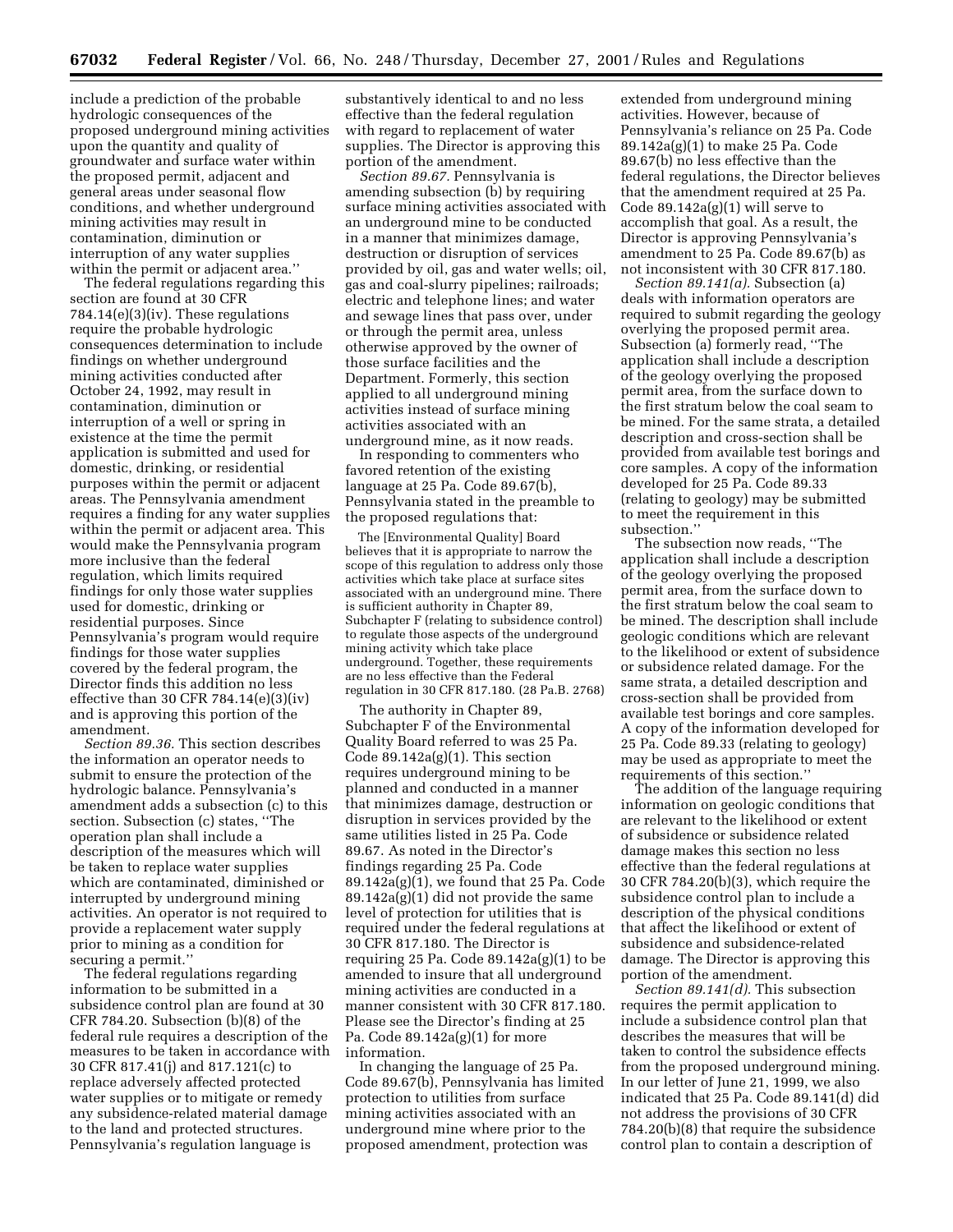include a prediction of the probable hydrologic consequences of the proposed underground mining activities upon the quantity and quality of groundwater and surface water within the proposed permit, adjacent and general areas under seasonal flow conditions, and whether underground mining activities may result in contamination, diminution or interruption of any water supplies within the permit or adjacent area.''

The federal regulations regarding this section are found at 30 CFR 784.14(e)(3)(iv). These regulations require the probable hydrologic consequences determination to include findings on whether underground mining activities conducted after October 24, 1992, may result in contamination, diminution or interruption of a well or spring in existence at the time the permit application is submitted and used for domestic, drinking, or residential purposes within the permit or adjacent areas. The Pennsylvania amendment requires a finding for any water supplies within the permit or adjacent area. This would make the Pennsylvania program more inclusive than the federal regulation, which limits required findings for only those water supplies used for domestic, drinking or residential purposes. Since Pennsylvania's program would require findings for those water supplies covered by the federal program, the Director finds this addition no less effective than 30 CFR 784.14(e)(3)(iv) and is approving this portion of the amendment.

*Section 89.36.* This section describes the information an operator needs to submit to ensure the protection of the hydrologic balance. Pennsylvania's amendment adds a subsection (c) to this section. Subsection (c) states, ''The operation plan shall include a description of the measures which will be taken to replace water supplies which are contaminated, diminished or interrupted by underground mining activities. An operator is not required to provide a replacement water supply prior to mining as a condition for securing a permit.''

The federal regulations regarding information to be submitted in a subsidence control plan are found at 30 CFR 784.20. Subsection (b)(8) of the federal rule requires a description of the measures to be taken in accordance with 30 CFR 817.41(j) and 817.121(c) to replace adversely affected protected water supplies or to mitigate or remedy any subsidence-related material damage to the land and protected structures. Pennsylvania's regulation language is substantively identical to and no less effective than the federal regulation with regard to replacement of water supplies. The Director is approving this portion of the amendment.

*Section 89.67.* Pennsylvania is amending subsection (b) by requiring surface mining activities associated with an underground mine to be conducted in a manner that minimizes damage, destruction or disruption of services provided by oil, gas and water wells; oil, gas and coal-slurry pipelines; railroads; electric and telephone lines; and water and sewage lines that pass over, under or through the permit area, unless otherwise approved by the owner of those surface facilities and the Department. Formerly, this section applied to all underground mining activities instead of surface mining activities associated with an underground mine, as it now reads.

In responding to commenters who favored retention of the existing language at 25 Pa. Code 89.67(b), Pennsylvania stated in the preamble to the proposed regulations that:

> The [Environmental Quality] Board believes that it is appropriate to narrow the scope of this regulation to address only those activities which take place at surface sites associated with an underground mine. There is sufficient authority in Chapter 89, Subchapter F (relating to subsidence control) to regulate those aspects of the underground mining activity which take place underground. Together, these requirements are no less effective than the Federal regulation in 30 CFR 817.180. (28 Pa.B. 2768)

The authority in Chapter 89, Subchapter F of the Environmental Quality Board referred to was 25 Pa. Code 89.142a(g)(1). This section requires underground mining to be planned and conducted in a manner that minimizes damage, destruction or disruption in services provided by the same utilities listed in 25 Pa. Code 89.67. As noted in the Director's findings regarding 25 Pa. Code 89.142a(g)(1), we found that 25 Pa. Code 89.142a(g)(1) did not provide the same level of protection for utilities that is required under the federal regulations at 30 CFR 817.180. The Director is requiring 25 Pa. Code 89.142a(g)(1) to be amended to insure that all underground mining activities are conducted in a manner consistent with 30 CFR 817.180. Please see the Director's finding at 25 Pa. Code 89.142a(g)(1) for more information.

In changing the language of 25 Pa. Code 89.67(b), Pennsylvania has limited protection to utilities from surface mining activities associated with an underground mine where prior to the proposed amendment, protection was extended from underground mining activities. However, because of Pennsylvania's reliance on 25 Pa. Code 89.142a(g)(1) to make 25 Pa. Code 89.67(b) no less effective than the federal regulations, the Director believes that the amendment required at 25 Pa. Code 89.142a(g)(1) will serve to accomplish that goal. As a result, the Director is approving Pennsylvania's amendment to 25 Pa. Code 89.67(b) as not inconsistent with 30 CFR 817.180.

*Section 89.141(a).* Subsection (a) deals with information operators are required to submit regarding the geology overlying the proposed permit area. Subsection (a) formerly read, ''The application shall include a description of the geology overlying the proposed permit area, from the surface down to the first stratum below the coal seam to be mined. For the same strata, a detailed description and cross-section shall be provided from available test borings and core samples. A copy of the information developed for 25 Pa. Code 89.33 (relating to geology) may be submitted to meet the requirement in this subsection.''

The subsection now reads, ''The application shall include a description of the geology overlying the proposed permit area, from the surface down to the first stratum below the coal seam to be mined. The description shall include geologic conditions which are relevant to the likelihood or extent of subsidence or subsidence related damage. For the same strata, a detailed description and cross-section shall be provided from available test borings and core samples. A copy of the information developed for 25 Pa. Code 89.33 (relating to geology) may be used as appropriate to meet the requirements of this section.''

The addition of the language requiring information on geologic conditions that are relevant to the likelihood or extent of subsidence or subsidence related damage makes this section no less effective than the federal regulations at 30 CFR 784.20(b)(3), which require the subsidence control plan to include a description of the physical conditions that affect the likelihood or extent of subsidence and subsidence-related damage. The Director is approving this portion of the amendment.

*Section 89.141(d).* This subsection requires the permit application to include a subsidence control plan that describes the measures that will be taken to control the subsidence effects from the proposed underground mining. In our letter of June 21, 1999, we also indicated that 25 Pa. Code 89.141(d) did not address the provisions of 30 CFR 784.20(b)(8) that require the subsidence control plan to contain a description of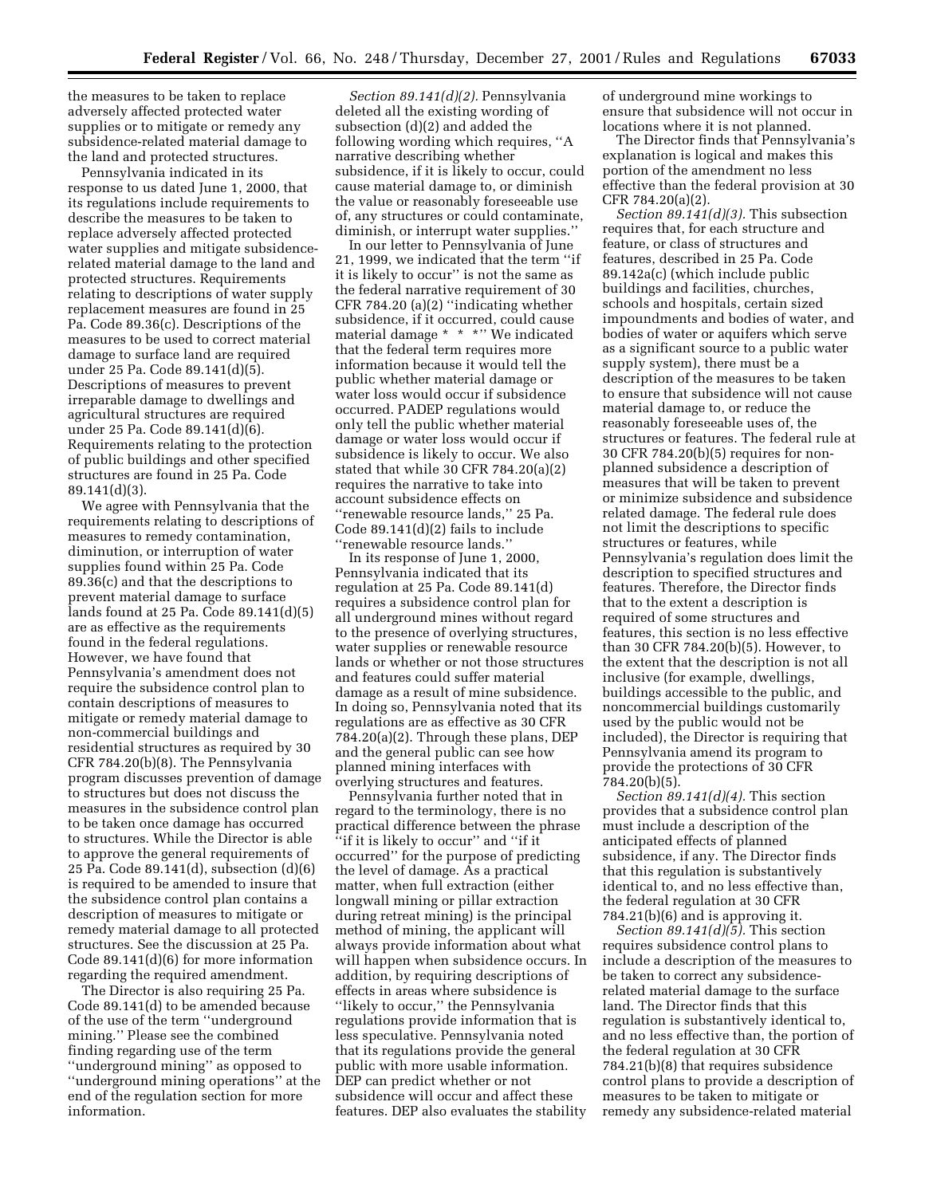the measures to be taken to replace adversely affected protected water supplies or to mitigate or remedy any subsidence-related material damage to the land and protected structures.

Pennsylvania indicated in its response to us dated June 1, 2000, that its regulations include requirements to describe the measures to be taken to replace adversely affected protected water supplies and mitigate subsidence-related material damage to the land and protected structures. Requirements relating to descriptions of water supply replacement measures are found in 25 Pa. Code 89.36(c). Descriptions of the measures to be used to correct material damage to surface land are required under 25 Pa. Code 89.141(d)(5). Descriptions of measures to prevent irreparable damage to dwellings and agricultural structures are required under 25 Pa. Code 89.141(d)(6). Requirements relating to the protection of public buildings and other specified structures are found in 25 Pa. Code 89.141(d)(3).

We agree with Pennsylvania that the requirements relating to descriptions of measures to remedy contamination, diminution, or interruption of water supplies found within 25 Pa. Code 89.36(c) and that the descriptions to prevent material damage to surface lands found at 25 Pa. Code 89.141(d)(5) are as effective as the requirements found in the federal regulations. However, we have found that Pennsylvania's amendment does not require the subsidence control plan to contain descriptions of measures to mitigate or remedy material damage to non-commercial buildings and residential structures as required by 30 CFR 784.20(b)(8). The Pennsylvania program discusses prevention of damage to structures but does not discuss the measures in the subsidence control plan to be taken once damage has occurred to structures. While the Director is able to approve the general requirements of 25 Pa. Code 89.141(d), subsection (d)(6) is required to be amended to insure that the subsidence control plan contains a description of measures to mitigate or remedy material damage to all protected structures. See the discussion at 25 Pa. Code 89.141(d)(6) for more information regarding the required amendment.

The Director is also requiring 25 Pa. Code 89.141(d) to be amended because of the use of the term ''underground mining.'' Please see the combined finding regarding use of the term ''underground mining'' as opposed to ''underground mining operations'' at the end of the regulation section for more information.

*Section 89.141(d)(2).* Pennsylvania deleted all the existing wording of subsection (d)(2) and added the following wording which requires, ''A narrative describing whether subsidence, if it is likely to occur, could cause material damage to, or diminish the value or reasonably foreseeable use of, any structures or could contaminate, diminish, or interrupt water supplies.''

In our letter to Pennsylvania of June 21, 1999, we indicated that the term ''if it is likely to occur'' is not the same as the federal narrative requirement of 30 CFR 784.20 (a)(2) ''indicating whether subsidence, if it occurred, could cause material damage * * *'' We indicated that the federal term requires more information because it would tell the public whether material damage or water loss would occur if subsidence occurred. PADEP regulations would only tell the public whether material damage or water loss would occur if subsidence is likely to occur. We also stated that while 30 CFR 784.20(a)(2) requires the narrative to take into account subsidence effects on ''renewable resource lands,'' 25 Pa. Code 89.141(d)(2) fails to include ''renewable resource lands.''

In its response of June 1, 2000, Pennsylvania indicated that its regulation at 25 Pa. Code 89.141(d) requires a subsidence control plan for all underground mines without regard to the presence of overlying structures, water supplies or renewable resource lands or whether or not those structures and features could suffer material damage as a result of mine subsidence. In doing so, Pennsylvania noted that its regulations are as effective as 30 CFR 784.20(a)(2). Through these plans, DEP and the general public can see how planned mining interfaces with overlying structures and features.

Pennsylvania further noted that in regard to the terminology, there is no practical difference between the phrase ''if it is likely to occur'' and ''if it occurred'' for the purpose of predicting the level of damage. As a practical matter, when full extraction (either longwall mining or pillar extraction during retreat mining) is the principal method of mining, the applicant will always provide information about what will happen when subsidence occurs. In addition, by requiring descriptions of effects in areas where subsidence is ''likely to occur,'' the Pennsylvania regulations provide information that is less speculative. Pennsylvania noted that its regulations provide the general public with more usable information. DEP can predict whether or not subsidence will occur and affect these features. DEP also evaluates the stability of underground mine workings to ensure that subsidence will not occur in locations where it is not planned.

The Director finds that Pennsylvania's explanation is logical and makes this portion of the amendment no less effective than the federal provision at 30 CFR 784.20(a)(2).

*Section 89.141(d)(3).* This subsection requires that, for each structure and feature, or class of structures and features, described in 25 Pa. Code 89.142a(c) (which include public buildings and facilities, churches, schools and hospitals, certain sized impoundments and bodies of water, and bodies of water or aquifers which serve as a significant source to a public water supply system), there must be a description of the measures to be taken to ensure that subsidence will not cause material damage to, or reduce the reasonably foreseeable uses of, the structures or features. The federal rule at 30 CFR 784.20(b)(5) requires for non-planned subsidence a description of measures that will be taken to prevent or minimize subsidence and subsidence related damage. The federal rule does not limit the descriptions to specific structures or features, while Pennsylvania's regulation does limit the description to specified structures and features. Therefore, the Director finds that to the extent a description is required of some structures and features, this section is no less effective than 30 CFR 784.20(b)(5). However, to the extent that the description is not all inclusive (for example, dwellings, buildings accessible to the public, and noncommercial buildings customarily used by the public would not be included), the Director is requiring that Pennsylvania amend its program to provide the protections of 30 CFR 784.20(b)(5).

*Section 89.141(d)(4).* This section provides that a subsidence control plan must include a description of the anticipated effects of planned subsidence, if any. The Director finds that this regulation is substantively identical to, and no less effective than, the federal regulation at 30 CFR 784.21(b)(6) and is approving it.

*Section 89.141(d)(5).* This section requires subsidence control plans to include a description of the measures to be taken to correct any subsidence-related material damage to the surface land. The Director finds that this regulation is substantively identical to, and no less effective than, the portion of the federal regulation at 30 CFR 784.21(b)(8) that requires subsidence control plans to provide a description of measures to be taken to mitigate or remedy any subsidence-related material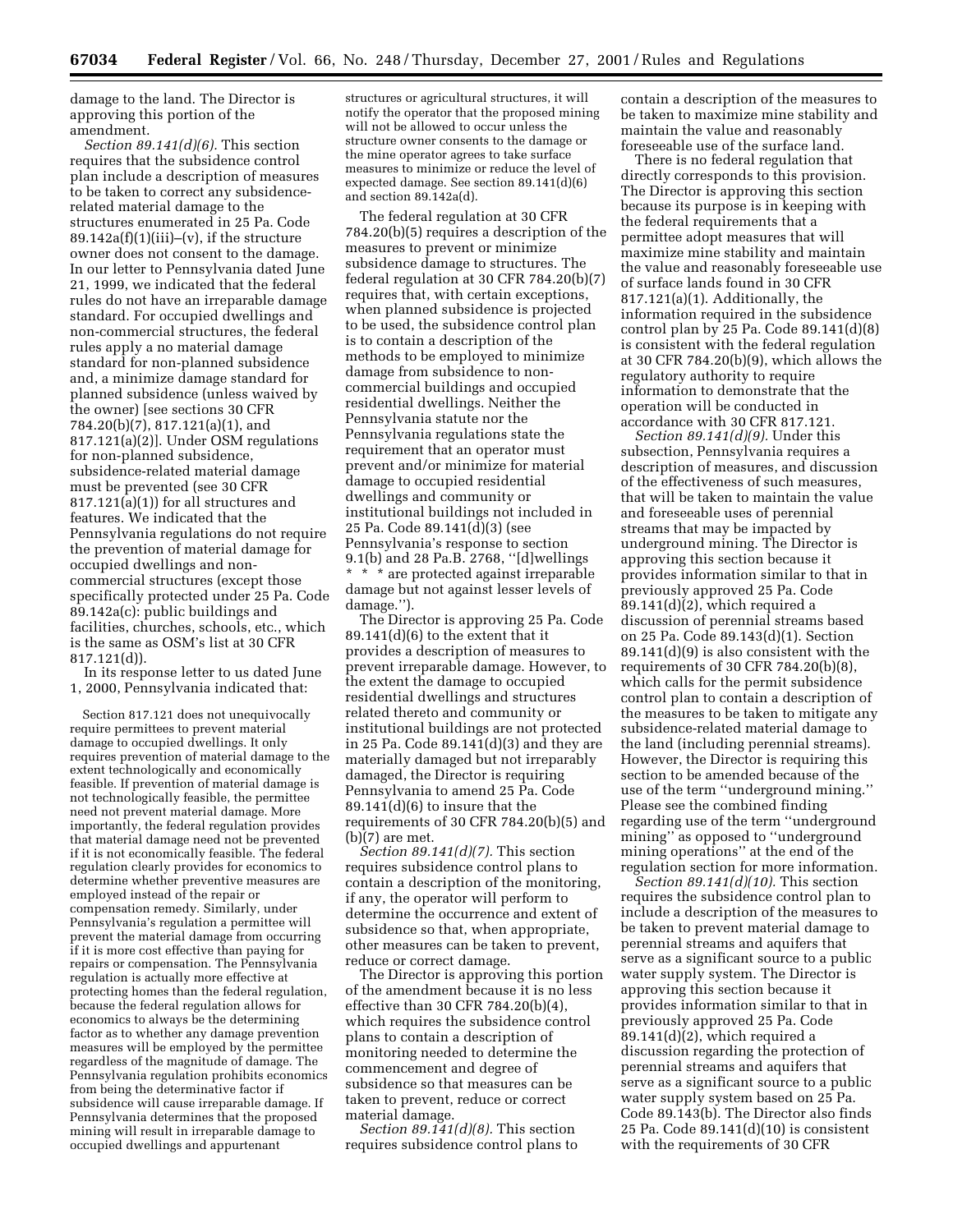damage to the land. The Director is approving this portion of the amendment.

*Section 89.141(d)(6).* This section requires that the subsidence control plan include a description of measures to be taken to correct any subsidence-related material damage to the structures enumerated in 25 Pa. Code 89.142a(f)(1)(iii)–(v), if the structure owner does not consent to the damage. In our letter to Pennsylvania dated June 21, 1999, we indicated that the federal rules do not have an irreparable damage standard. For occupied dwellings and non-commercial structures, the federal rules apply a no material damage standard for non-planned subsidence and, a minimize damage standard for planned subsidence (unless waived by the owner) [see sections 30 CFR 784.20(b)(7), 817.121(a)(1), and 817.121(a)(2)]. Under OSM regulations for non-planned subsidence, subsidence-related material damage must be prevented (see 30 CFR 817.121(a)(1)) for all structures and features. We indicated that the Pennsylvania regulations do not require the prevention of material damage for occupied dwellings and non-commercial structures (except those specifically protected under 25 Pa. Code 89.142a(c): public buildings and facilities, churches, schools, etc., which is the same as OSM's list at 30 CFR 817.121(d)).

In its response letter to us dated June 1, 2000, Pennsylvania indicated that:

> Section 817.121 does not unequivocally require permittees to prevent material damage to occupied dwellings. It only requires prevention of material damage to the extent technologically and economically feasible. If prevention of material damage is not technologically feasible, the permittee need not prevent material damage. More importantly, the federal regulation provides that material damage need not be prevented if it is not economically feasible. The federal regulation clearly provides for economics to determine whether preventive measures are employed instead of the repair or compensation remedy. Similarly, under Pennsylvania's regulation a permittee will prevent the material damage from occurring if it is more cost effective than paying for repairs or compensation. The Pennsylvania regulation is actually more effective at protecting homes than the federal regulation, because the federal regulation allows for economics to always be the determining factor as to whether any damage prevention measures will be employed by the permittee regardless of the magnitude of damage. The Pennsylvania regulation prohibits economics from being the determinative factor if subsidence will cause irreparable damage. If Pennsylvania determines that the proposed mining will result in irreparable damage to occupied dwellings and appurtenant structures or agricultural structures, it will notify the operator that the proposed mining will not be allowed to occur unless the structure owner consents to the damage or the mine operator agrees to take surface measures to minimize or reduce the level of expected damage. See section 89.141(d)(6) and section 89.142a(d).

The federal regulation at 30 CFR 784.20(b)(5) requires a description of the measures to prevent or minimize subsidence damage to structures. The federal regulation at 30 CFR 784.20(b)(7) requires that, with certain exceptions, when planned subsidence is projected to be used, the subsidence control plan is to contain a description of the methods to be employed to minimize damage from subsidence to non-commercial buildings and occupied residential dwellings. Neither the Pennsylvania statute nor the Pennsylvania regulations state the requirement that an operator must prevent and/or minimize for material damage to occupied residential dwellings and community or institutional buildings not included in 25 Pa. Code 89.141(d)(3) (see Pennsylvania's response to section 9.1(b) and 28 Pa.B. 2768, ''[d]wellings * * * are protected against irreparable damage but not against lesser levels of damage.'').

The Director is approving 25 Pa. Code 89.141(d)(6) to the extent that it provides a description of measures to prevent irreparable damage. However, to the extent the damage to occupied residential dwellings and structures related thereto and community or institutional buildings are not protected in 25 Pa. Code 89.141(d)(3) and they are materially damaged but not irreparably damaged, the Director is requiring Pennsylvania to amend 25 Pa. Code 89.141(d)(6) to insure that the requirements of 30 CFR 784.20(b)(5) and (b)(7) are met.

*Section 89.141(d)(7).* This section requires subsidence control plans to contain a description of the monitoring, if any, the operator will perform to determine the occurrence and extent of subsidence so that, when appropriate, other measures can be taken to prevent, reduce or correct damage.

The Director is approving this portion of the amendment because it is no less effective than 30 CFR 784.20(b)(4), which requires the subsidence control plans to contain a description of monitoring needed to determine the commencement and degree of subsidence so that measures can be taken to prevent, reduce or correct material damage.

*Section 89.141(d)(8).* This section requires subsidence control plans to contain a description of the measures to be taken to maximize mine stability and maintain the value and reasonably foreseeable use of the surface land.

There is no federal regulation that directly corresponds to this provision. The Director is approving this section because its purpose is in keeping with the federal requirements that a permittee adopt measures that will maximize mine stability and maintain the value and reasonably foreseeable use of surface lands found in 30 CFR 817.121(a)(1). Additionally, the information required in the subsidence control plan by 25 Pa. Code 89.141(d)(8) is consistent with the federal regulation at 30 CFR 784.20(b)(9), which allows the regulatory authority to require information to demonstrate that the operation will be conducted in accordance with 30 CFR 817.121.

*Section 89.141(d)(9).* Under this subsection, Pennsylvania requires a description of measures, and discussion of the effectiveness of such measures, that will be taken to maintain the value and foreseeable uses of perennial streams that may be impacted by underground mining. The Director is approving this section because it provides information similar to that in previously approved 25 Pa. Code 89.141(d)(2), which required a discussion of perennial streams based on 25 Pa. Code 89.143(d)(1). Section 89.141(d)(9) is also consistent with the requirements of 30 CFR 784.20(b)(8), which calls for the permit subsidence control plan to contain a description of the measures to be taken to mitigate any subsidence-related material damage to the land (including perennial streams). However, the Director is requiring this section to be amended because of the use of the term ''underground mining.'' Please see the combined finding regarding use of the term ''underground mining'' as opposed to ''underground mining operations'' at the end of the regulation section for more information.

*Section 89.141(d)(10).* This section requires the subsidence control plan to include a description of the measures to be taken to prevent material damage to perennial streams and aquifers that serve as a significant source to a public water supply system. The Director is approving this section because it provides information similar to that in previously approved 25 Pa. Code 89.141(d)(2), which required a discussion regarding the protection of perennial streams and aquifers that serve as a significant source to a public water supply system based on 25 Pa. Code 89.143(b). The Director also finds 25 Pa. Code 89.141(d)(10) is consistent with the requirements of 30 CFR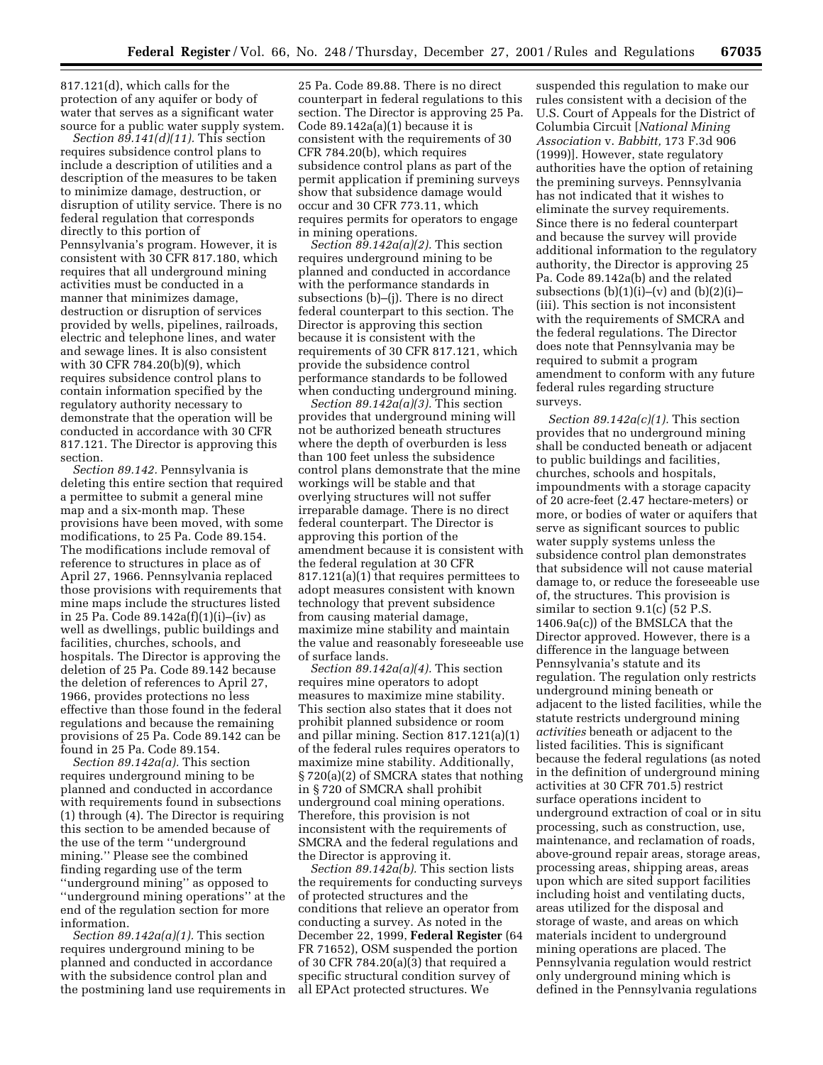817.121(d), which calls for the protection of any aquifer or body of water that serves as a significant water source for a public water supply system.

*Section 89.141(d)(11).* This section requires subsidence control plans to include a description of utilities and a description of the measures to be taken to minimize damage, destruction, or disruption of utility service. There is no federal regulation that corresponds directly to this portion of Pennsylvania's program. However, it is consistent with 30 CFR 817.180, which requires that all underground mining activities must be conducted in a manner that minimizes damage, destruction or disruption of services provided by wells, pipelines, railroads, electric and telephone lines, and water and sewage lines. It is also consistent with 30 CFR 784.20(b)(9), which requires subsidence control plans to contain information specified by the regulatory authority necessary to demonstrate that the operation will be conducted in accordance with 30 CFR 817.121. The Director is approving this section.

*Section 89.142.* Pennsylvania is deleting this entire section that required a permittee to submit a general mine map and a six-month map. These provisions have been moved, with some modifications, to 25 Pa. Code 89.154. The modifications include removal of reference to structures in place as of April 27, 1966. Pennsylvania replaced those provisions with requirements that mine maps include the structures listed in 25 Pa. Code 89.142a(f)(1)(i)–(iv) as well as dwellings, public buildings and facilities, churches, schools, and hospitals. The Director is approving the deletion of 25 Pa. Code 89.142 because the deletion of references to April 27, 1966, provides protections no less effective than those found in the federal regulations and because the remaining provisions of 25 Pa. Code 89.142 can be found in 25 Pa. Code 89.154.

*Section 89.142a(a).* This section requires underground mining to be planned and conducted in accordance with requirements found in subsections (1) through (4). The Director is requiring this section to be amended because of the use of the term "underground mining." Please see the combined finding regarding use of the term "underground mining" as opposed to "underground mining operations" at the end of the regulation section for more information.

*Section 89.142a(a)(1).* This section requires underground mining to be planned and conducted in accordance with the subsidence control plan and the postmining land use requirements in 25 Pa. Code 89.88. There is no direct counterpart in federal regulations to this section. The Director is approving 25 Pa. Code 89.142a(a)(1) because it is consistent with the requirements of 30 CFR 784.20(b), which requires subsidence control plans as part of the permit application if premining surveys show that subsidence damage would occur and 30 CFR 773.11, which requires permits for operators to engage in mining operations.

*Section 89.142a(a)(2).* This section requires underground mining to be planned and conducted in accordance with the performance standards in subsections (b)–(j). There is no direct federal counterpart to this section. The Director is approving this section because it is consistent with the requirements of 30 CFR 817.121, which provide the subsidence control performance standards to be followed when conducting underground mining.

*Section 89.142a(a)(3).* This section provides that underground mining will not be authorized beneath structures where the depth of overburden is less than 100 feet unless the subsidence control plans demonstrate that the mine workings will be stable and that overlying structures will not suffer irreparable damage. There is no direct federal counterpart. The Director is approving this portion of the amendment because it is consistent with the federal regulation at 30 CFR 817.121(a)(1) that requires permittees to adopt measures consistent with known technology that prevent subsidence from causing material damage, maximize mine stability and maintain the value and reasonably foreseeable use of surface lands.

*Section 89.142a(a)(4).* This section requires mine operators to adopt measures to maximize mine stability. This section also states that it does not prohibit planned subsidence or room and pillar mining. Section 817.121(a)(1) of the federal rules requires operators to maximize mine stability. Additionally, § 720(a)(2) of SMCRA states that nothing in § 720 of SMCRA shall prohibit underground coal mining operations. Therefore, this provision is not inconsistent with the requirements of SMCRA and the federal regulations and the Director is approving it.

*Section 89.142a(b).* This section lists the requirements for conducting surveys of protected structures and the conditions that relieve an operator from conducting a survey. As noted in the December 22, 1999, **Federal Register** (64 FR 71652), OSM suspended the portion of 30 CFR 784.20(a)(3) that required a specific structural condition survey of all EPAct protected structures. We suspended this regulation to make our rules consistent with a decision of the U.S. Court of Appeals for the District of Columbia Circuit [*National Mining Association* v. *Babbitt,* 173 F.3d 906 (1999)]. However, state regulatory authorities have the option of retaining the premining surveys. Pennsylvania has not indicated that it wishes to eliminate the survey requirements. Since there is no federal counterpart and because the survey will provide additional information to the regulatory authority, the Director is approving 25 Pa. Code 89.142a(b) and the related subsections (b)(1)(i)–(v) and (b)(2)(i)–(iii). This section is not inconsistent with the requirements of SMCRA and the federal regulations. The Director does note that Pennsylvania may be required to submit a program amendment to conform with any future federal rules regarding structure surveys.

*Section 89.142a(c)(1).* This section provides that no underground mining shall be conducted beneath or adjacent to public buildings and facilities, churches, schools and hospitals, impoundments with a storage capacity of 20 acre-feet (2.47 hectare-meters) or more, or bodies of water or aquifers that serve as significant sources to public water supply systems unless the subsidence control plan demonstrates that subsidence will not cause material damage to, or reduce the foreseeable use of, the structures. This provision is similar to section 9.1(c) (52 P.S. 1406.9a(c)) of the BMSLCA that the Director approved. However, there is a difference in the language between Pennsylvania's statute and its regulation. The regulation only restricts underground mining beneath or adjacent to the listed facilities, while the statute restricts underground mining *activities* beneath or adjacent to the listed facilities. This is significant because the federal regulations (as noted in the definition of underground mining activities at 30 CFR 701.5) restrict surface operations incident to underground extraction of coal or in situ processing, such as construction, use, maintenance, and reclamation of roads, above-ground repair areas, storage areas, processing areas, shipping areas, areas upon which are sited support facilities including hoist and ventilating ducts, areas utilized for the disposal and storage of waste, and areas on which materials incident to underground mining operations are placed. The Pennsylvania regulation would restrict only underground mining which is defined in the Pennsylvania regulations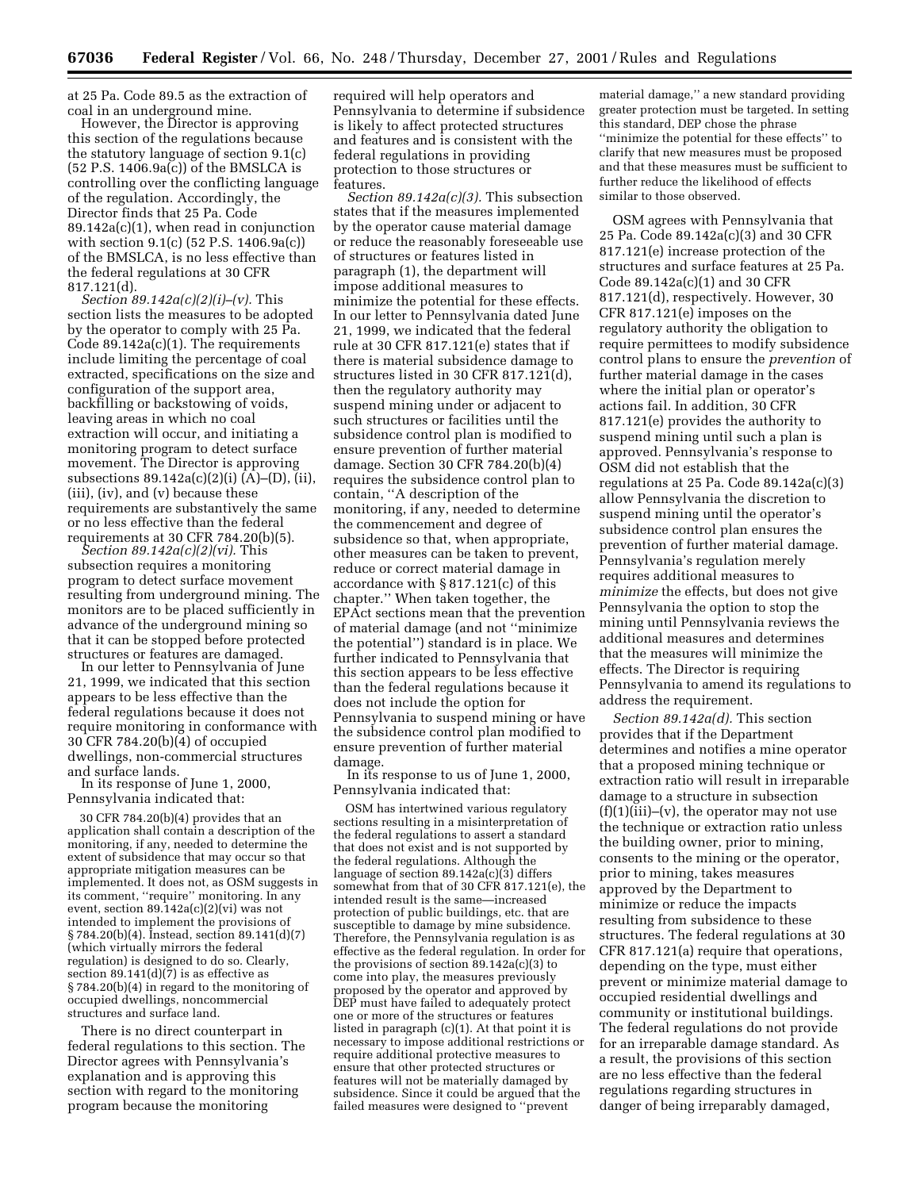at 25 Pa. Code 89.5 as the extraction of coal in an underground mine.

However, the Director is approving this section of the regulations because the statutory language of section 9.1(c) (52 P.S. 1406.9a(c)) of the BMSLCA is controlling over the conflicting language of the regulation. Accordingly, the Director finds that 25 Pa. Code 89.142a(c)(1), when read in conjunction with section 9.1(c) (52 P.S. 1406.9a(c)) of the BMSLCA, is no less effective than the federal regulations at 30 CFR 817.121(d).

*Section 89.142a(c)(2)(i)–(v).* This section lists the measures to be adopted by the operator to comply with 25 Pa. Code 89.142a(c)(1). The requirements include limiting the percentage of coal extracted, specifications on the size and configuration of the support area, backfilling or backstowing of voids, leaving areas in which no coal extraction will occur, and initiating a monitoring program to detect surface movement. The Director is approving subsections 89.142a(c)(2)(i) (A)–(D), (ii), (iii), (iv), and (v) because these requirements are substantively the same or no less effective than the federal requirements at 30 CFR 784.20(b)(5).

*Section 89.142a(c)(2)(vi).* This subsection requires a monitoring program to detect surface movement resulting from underground mining. The monitors are to be placed sufficiently in advance of the underground mining so that it can be stopped before protected structures or features are damaged.

In our letter to Pennsylvania of June 21, 1999, we indicated that this section appears to be less effective than the federal regulations because it does not require monitoring in conformance with 30 CFR 784.20(b)(4) of occupied dwellings, non-commercial structures and surface lands.

In its response of June 1, 2000, Pennsylvania indicated that:

> 30 CFR 784.20(b)(4) provides that an application shall contain a description of the monitoring, if any, needed to determine the extent of subsidence that may occur so that appropriate mitigation measures can be implemented. It does not, as OSM suggests in its comment, "require" monitoring. In any event, section 89.142a(c)(2)(vi) was not intended to implement the provisions of § 784.20(b)(4). Instead, section 89.141(d)(7) (which virtually mirrors the federal regulation) is designed to do so. Clearly, section 89.141(d)(7) is as effective as § 784.20(b)(4) in regard to the monitoring of occupied dwellings, noncommercial structures and surface land.

There is no direct counterpart in federal regulations to this section. The Director agrees with Pennsylvania's explanation and is approving this section with regard to the monitoring program because the monitoring required will help operators and Pennsylvania to determine if subsidence is likely to affect protected structures and features and is consistent with the federal regulations in providing protection to those structures or features.

*Section 89.142a(c)(3).* This subsection states that if the measures implemented by the operator cause material damage or reduce the reasonably foreseeable use of structures or features listed in paragraph (1), the department will impose additional measures to minimize the potential for these effects. In our letter to Pennsylvania dated June 21, 1999, we indicated that the federal rule at 30 CFR 817.121(e) states that if there is material subsidence damage to structures listed in 30 CFR 817.121(d), then the regulatory authority may suspend mining under or adjacent to such structures or facilities until the subsidence control plan is modified to ensure prevention of further material damage. Section 30 CFR 784.20(b)(4) requires the subsidence control plan to contain, "A description of the monitoring, if any, needed to determine the commencement and degree of subsidence so that, when appropriate, other measures can be taken to prevent, reduce or correct material damage in accordance with § 817.121(c) of this chapter." When taken together, the EPAct sections mean that the prevention of material damage (and not "minimize the potential") standard is in place. We further indicated to Pennsylvania that this section appears to be less effective than the federal regulations because it does not include the option for Pennsylvania to suspend mining or have the subsidence control plan modified to ensure prevention of further material damage.

In its response to us of June 1, 2000, Pennsylvania indicated that:

> OSM has intertwined various regulatory sections resulting in a misinterpretation of the federal regulations to assert a standard that does not exist and is not supported by the federal regulations. Although the language of section 89.142a(c)(3) differs somewhat from that of 30 CFR 817.121(e), the intended result is the same—increased protection of public buildings, etc. that are susceptible to damage by mine subsidence. Therefore, the Pennsylvania regulation is as effective as the federal regulation. In order for the provisions of section 89.142a(c)(3) to come into play, the measures previously proposed by the operator and approved by DEP must have failed to adequately protect one or more of the structures or features listed in paragraph (c)(1). At that point it is necessary to impose additional restrictions or require additional protective measures to ensure that other protected structures or features will not be materially damaged by subsidence. Since it could be argued that the failed measures were designed to "prevent material damage," a new standard providing greater protection must be targeted. In setting this standard, DEP chose the phrase "minimize the potential for these effects" to clarify that new measures must be proposed and that these measures must be sufficient to further reduce the likelihood of effects similar to those observed.

OSM agrees with Pennsylvania that 25 Pa. Code 89.142a(c)(3) and 30 CFR 817.121(e) increase protection of the structures and surface features at 25 Pa. Code 89.142a(c)(1) and 30 CFR 817.121(d), respectively. However, 30 CFR 817.121(e) imposes on the regulatory authority the obligation to require permittees to modify subsidence control plans to ensure the *prevention* of further material damage in the cases where the initial plan or operator's actions fail. In addition, 30 CFR 817.121(e) provides the authority to suspend mining until such a plan is approved. Pennsylvania's response to OSM did not establish that the regulations at 25 Pa. Code 89.142a(c)(3) allow Pennsylvania the discretion to suspend mining until the operator's subsidence control plan ensures the prevention of further material damage. Pennsylvania's regulation merely requires additional measures to *minimize* the effects, but does not give Pennsylvania the option to stop the mining until Pennsylvania reviews the additional measures and determines that the measures will minimize the effects. The Director is requiring Pennsylvania to amend its regulations to address the requirement.

*Section 89.142a(d).* This section provides that if the Department determines and notifies a mine operator that a proposed mining technique or extraction ratio will result in irreparable damage to a structure in subsection (f)(1)(iii)–(v), the operator may not use the technique or extraction ratio unless the building owner, prior to mining, consents to the mining or the operator, prior to mining, takes measures approved by the Department to minimize or reduce the impacts resulting from subsidence to these structures. The federal regulations at 30 CFR 817.121(a) require that operations, depending on the type, must either prevent or minimize material damage to occupied residential dwellings and community or institutional buildings. The federal regulations do not provide for an irreparable damage standard. As a result, the provisions of this section are no less effective than the federal regulations regarding structures in danger of being irreparably damaged,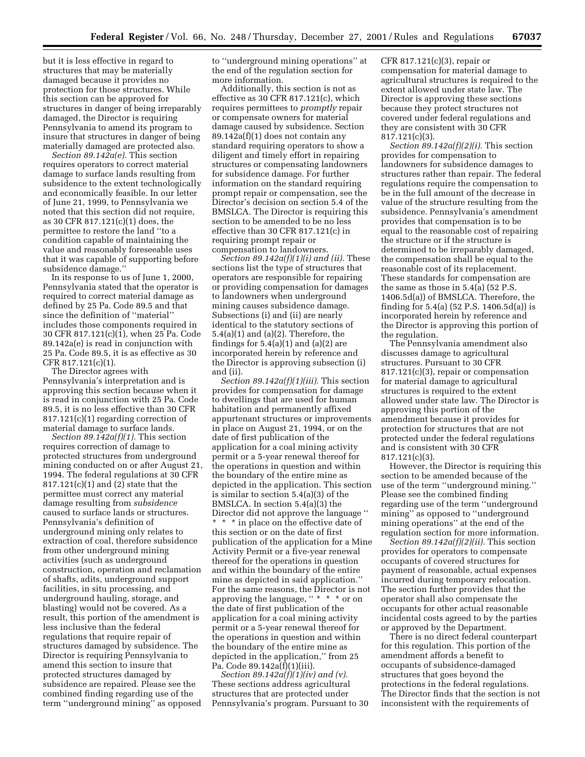but it is less effective in regard to structures that may be materially damaged because it provides no protection for those structures. While this section can be approved for structures in danger of being irreparably damaged, the Director is requiring Pennsylvania to amend its program to insure that structures in danger of being materially damaged are protected also.

*Section 89.142a(e).* This section requires operators to correct material damage to surface lands resulting from subsidence to the extent technologically and economically feasible. In our letter of June 21, 1999, to Pennsylvania we noted that this section did not require, as 30 CFR 817.121(c)(1) does, the permittee to restore the land ''to a condition capable of maintaining the value and reasonably foreseeable uses that it was capable of supporting before subsidence damage.''

In its response to us of June 1, 2000, Pennsylvania stated that the operator is required to correct material damage as defined by 25 Pa. Code 89.5 and that since the definition of ''material'' includes those components required in 30 CFR 817.121(c)(1), when 25 Pa. Code 89.142a(e) is read in conjunction with 25 Pa. Code 89.5, it is as effective as 30 CFR 817.121(c)(1).

The Director agrees with Pennsylvania's interpretation and is approving this section because when it is read in conjunction with 25 Pa. Code 89.5, it is no less effective than 30 CFR 817.121(c)(1) regarding correction of material damage to surface lands.

*Section 89.142a(f)(1).* This section requires correction of damage to protected structures from underground mining conducted on or after August 21, 1994. The federal regulations at 30 CFR 817.121(c)(1) and (2) state that the permittee must correct any material damage resulting from *subsidence* caused to surface lands or structures. Pennsylvania's definition of underground mining only relates to extraction of coal, therefore subsidence from other underground mining activities (such as underground construction, operation and reclamation of shafts, adits, underground support facilities, in situ processing, and underground hauling, storage, and blasting) would not be covered. As a result, this portion of the amendment is less inclusive than the federal regulations that require repair of structures damaged by subsidence. The Director is requiring Pennsylvania to amend this section to insure that protected structures damaged by subsidence are repaired. Please see the combined finding regarding use of the term ''underground mining'' as opposed to ''underground mining operations'' at the end of the regulation section for more information.

Additionally, this section is not as effective as 30 CFR 817.121(c), which requires permittees to *promptly* repair or compensate owners for material damage caused by subsidence. Section 89.142a(f)(1) does not contain any standard requiring operators to show a diligent and timely effort in repairing structures or compensating landowners for subsidence damage. For further information on the standard requiring prompt repair or compensation, see the Director's decision on section 5.4 of the BMSLCA. The Director is requiring this section to be amended to be no less effective than 30 CFR 817.121(c) in requiring prompt repair or compensation to landowners.

*Section 89.142a(f)(1)(i) and (ii).* These sections list the type of structures that operators are responsible for repairing or providing compensation for damages to landowners when underground mining causes subsidence damage. Subsections (i) and (ii) are nearly identical to the statutory sections of 5.4(a)(1) and (a)(2). Therefore, the findings for 5.4(a)(1) and (a)(2) are incorporated herein by reference and the Director is approving subsection (i) and (ii).

*Section 89.142a(f)(1)(iii).* This section provides for compensation for damage to dwellings that are used for human habitation and permanently affixed appurtenant structures or improvements in place on August 21, 1994, or on the date of first publication of the application for a coal mining activity permit or a 5-year renewal thereof for the operations in question and within the boundary of the entire mine as depicted in the application. This section is similar to section 5.4(a)(3) of the BMSLCA. In section 5.4(a)(3) the Director did not approve the language '' * * * in place on the effective date of this section or on the date of first publication of the application for a Mine Activity Permit or a five-year renewal thereof for the operations in question and within the boundary of the entire mine as depicted in said application.'' For the same reasons, the Director is not approving the language, '' * * * or on the date of first publication of the application for a coal mining activity permit or a 5-year renewal thereof for the operations in question and within the boundary of the entire mine as depicted in the application,'' from 25 Pa. Code 89.142a(f)(1)(iii).

*Section 89.142a(f)(1)(iv) and (v).* These sections address agricultural structures that are protected under Pennsylvania's program. Pursuant to 30 CFR 817.121(c)(3), repair or compensation for material damage to agricultural structures is required to the extent allowed under state law. The Director is approving these sections because they protect structures not covered under federal regulations and they are consistent with 30 CFR 817.121(c)(3).

*Section 89.142a(f)(2)(i).* This section provides for compensation to landowners for subsidence damages to structures rather than repair. The federal regulations require the compensation to be in the full amount of the decrease in value of the structure resulting from the subsidence. Pennsylvania's amendment provides that compensation is to be equal to the reasonable cost of repairing the structure or if the structure is determined to be irreparably damaged, the compensation shall be equal to the reasonable cost of its replacement. These standards for compensation are the same as those in 5.4(a) (52 P.S. 1406.5d(a)) of BMSLCA. Therefore, the finding for 5.4(a) (52 P.S. 1406.5d(a)) is incorporated herein by reference and the Director is approving this portion of the regulation.

The Pennsylvania amendment also discusses damage to agricultural structures. Pursuant to 30 CFR 817.121(c)(3), repair or compensation for material damage to agricultural structures is required to the extent allowed under state law. The Director is approving this portion of the amendment because it provides for protection for structures that are not protected under the federal regulations and is consistent with 30 CFR 817.121(c)(3).

However, the Director is requiring this section to be amended because of the use of the term ''underground mining.'' Please see the combined finding regarding use of the term ''underground mining'' as opposed to ''underground mining operations'' at the end of the regulation section for more information.

*Section 89.142a(f)(2)(ii).* This section provides for operators to compensate occupants of covered structures for payment of reasonable, actual expenses incurred during temporary relocation. The section further provides that the operator shall also compensate the occupants for other actual reasonable incidental costs agreed to by the parties or approved by the Department.

There is no direct federal counterpart for this regulation. This portion of the amendment affords a benefit to occupants of subsidence-damaged structures that goes beyond the protections in the federal regulations. The Director finds that the section is not inconsistent with the requirements of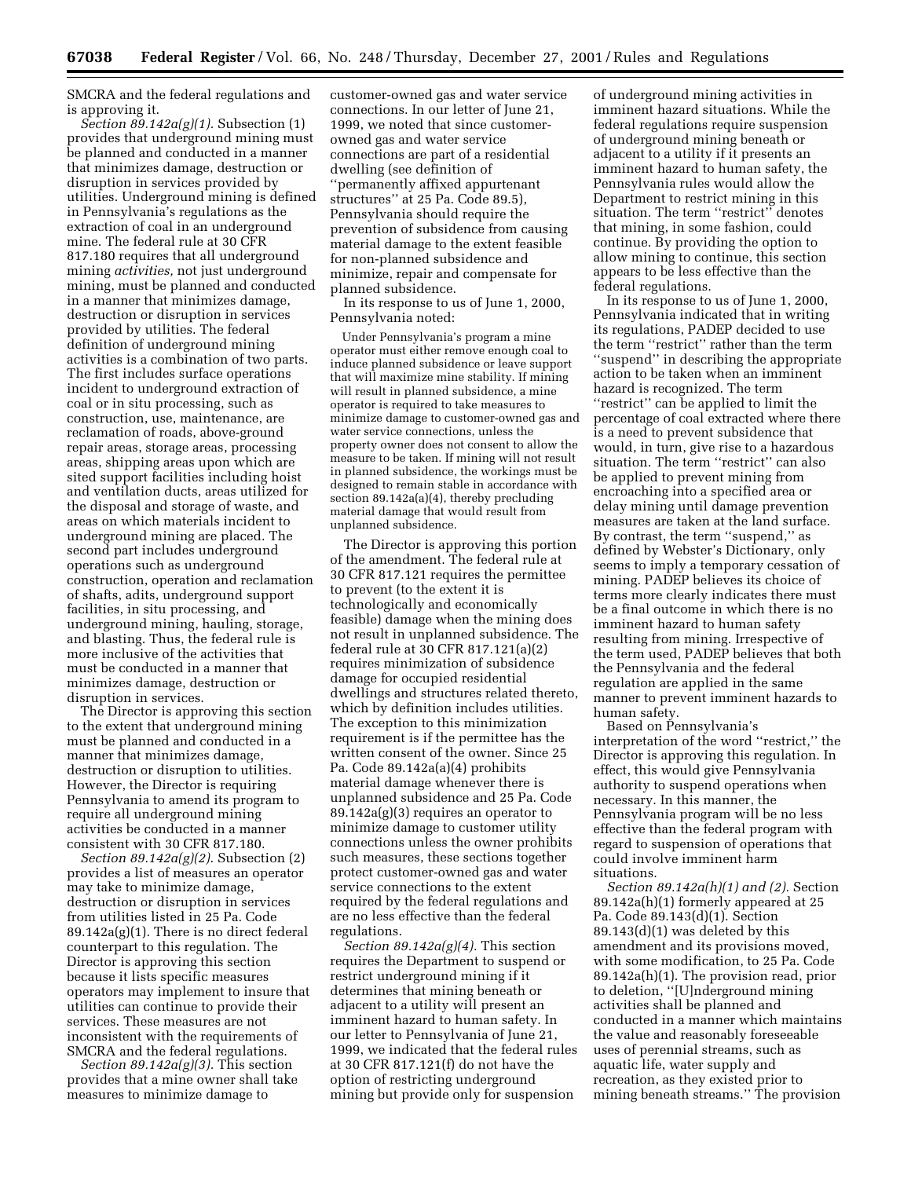SMCRA and the federal regulations and is approving it.

*Section 89.142a(g)(1).* Subsection (1) provides that underground mining must be planned and conducted in a manner that minimizes damage, destruction or disruption in services provided by utilities. Underground mining is defined in Pennsylvania's regulations as the extraction of coal in an underground mine. The federal rule at 30 CFR 817.180 requires that all underground mining *activities,* not just underground mining, must be planned and conducted in a manner that minimizes damage, destruction or disruption in services provided by utilities. The federal definition of underground mining activities is a combination of two parts. The first includes surface operations incident to underground extraction of coal or in situ processing, such as construction, use, maintenance, are reclamation of roads, above-ground repair areas, storage areas, processing areas, shipping areas upon which are sited support facilities including hoist and ventilation ducts, areas utilized for the disposal and storage of waste, and areas on which materials incident to underground mining are placed. The second part includes underground operations such as underground construction, operation and reclamation of shafts, adits, underground support facilities, in situ processing, and underground mining, hauling, storage, and blasting. Thus, the federal rule is more inclusive of the activities that must be conducted in a manner that minimizes damage, destruction or disruption in services.

The Director is approving this section to the extent that underground mining must be planned and conducted in a manner that minimizes damage, destruction or disruption to utilities. However, the Director is requiring Pennsylvania to amend its program to require all underground mining activities be conducted in a manner consistent with 30 CFR 817.180.

*Section 89.142a(g)(2).* Subsection (2) provides a list of measures an operator may take to minimize damage, destruction or disruption in services from utilities listed in 25 Pa. Code 89.142a(g)(1). There is no direct federal counterpart to this regulation. The Director is approving this section because it lists specific measures operators may implement to insure that utilities can continue to provide their services. These measures are not inconsistent with the requirements of SMCRA and the federal regulations.

*Section 89.142a(g)(3).* This section provides that a mine owner shall take measures to minimize damage to customer-owned gas and water service connections. In our letter of June 21, 1999, we noted that since customer-owned gas and water service connections are part of a residential dwelling (see definition of "permanently affixed appurtenant structures" at 25 Pa. Code 89.5), Pennsylvania should require the prevention of subsidence from causing material damage to the extent feasible for non-planned subsidence and minimize, repair and compensate for planned subsidence.

In its response to us of June 1, 2000, Pennsylvania noted:

> Under Pennsylvania's program a mine operator must either remove enough coal to induce planned subsidence or leave support that will maximize mine stability. If mining will result in planned subsidence, a mine operator is required to take measures to minimize damage to customer-owned gas and water service connections, unless the property owner does not consent to allow the measure to be taken. If mining will not result in planned subsidence, the workings must be designed to remain stable in accordance with section 89.142a(a)(4), thereby precluding material damage that would result from unplanned subsidence.

The Director is approving this portion of the amendment. The federal rule at 30 CFR 817.121 requires the permittee to prevent (to the extent it is technologically and economically feasible) damage when the mining does not result in unplanned subsidence. The federal rule at 30 CFR 817.121(a)(2) requires minimization of subsidence damage for occupied residential dwellings and structures related thereto, which by definition includes utilities. The exception to this minimization requirement is if the permittee has the written consent of the owner. Since 25 Pa. Code 89.142a(a)(4) prohibits material damage whenever there is unplanned subsidence and 25 Pa. Code 89.142a(g)(3) requires an operator to minimize damage to customer utility connections unless the owner prohibits such measures, these sections together protect customer-owned gas and water service connections to the extent required by the federal regulations and are no less effective than the federal regulations.

*Section 89.142a(g)(4).* This section requires the Department to suspend or restrict underground mining if it determines that mining beneath or adjacent to a utility will present an imminent hazard to human safety. In our letter to Pennsylvania of June 21, 1999, we indicated that the federal rules at 30 CFR 817.121(f) do not have the option of restricting underground mining but provide only for suspension of underground mining activities in imminent hazard situations. While the federal regulations require suspension of underground mining beneath or adjacent to a utility if it presents an imminent hazard to human safety, the Pennsylvania rules would allow the Department to restrict mining in this situation. The term "restrict" denotes that mining, in some fashion, could continue. By providing the option to allow mining to continue, this section appears to be less effective than the federal regulations.

In its response to us of June 1, 2000, Pennsylvania indicated that in writing its regulations, PADEP decided to use the term "restrict" rather than the term "suspend" in describing the appropriate action to be taken when an imminent hazard is recognized. The term "restrict" can be applied to limit the percentage of coal extracted where there is a need to prevent subsidence that would, in turn, give rise to a hazardous situation. The term "restrict" can also be applied to prevent mining from encroaching into a specified area or delay mining until damage prevention measures are taken at the land surface. By contrast, the term "suspend," as defined by Webster's Dictionary, only seems to imply a temporary cessation of mining. PADEP believes its choice of terms more clearly indicates there must be a final outcome in which there is no imminent hazard to human safety resulting from mining. Irrespective of the term used, PADEP believes that both the Pennsylvania and the federal regulation are applied in the same manner to prevent imminent hazards to human safety.

Based on Pennsylvania's interpretation of the word "restrict," the Director is approving this regulation. In effect, this would give Pennsylvania authority to suspend operations when necessary. In this manner, the Pennsylvania program will be no less effective than the federal program with regard to suspension of operations that could involve imminent harm situations.

*Section 89.142a(h)(1) and (2).* Section 89.142a(h)(1) formerly appeared at 25 Pa. Code 89.143(d)(1). Section 89.143(d)(1) was deleted by this amendment and its provisions moved, with some modification, to 25 Pa. Code 89.142a(h)(1). The provision read, prior to deletion, "[U]nderground mining activities shall be planned and conducted in a manner which maintains the value and reasonably foreseeable uses of perennial streams, such as aquatic life, water supply and recreation, as they existed prior to mining beneath streams." The provision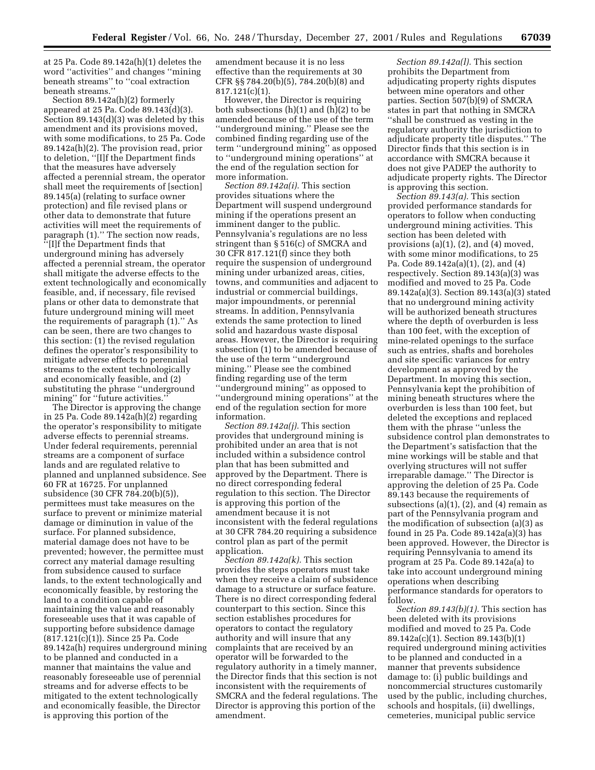at 25 Pa. Code 89.142a(h)(1) deletes the word ''activities'' and changes ''mining beneath streams'' to ''coal extraction beneath streams.''

Section 89.142a(h)(2) formerly appeared at 25 Pa. Code 89.143(d)(3). Section 89.143(d)(3) was deleted by this amendment and its provisions moved, with some modifications, to 25 Pa. Code 89.142a(h)(2). The provision read, prior to deletion, ''[I]f the Department finds that the measures have adversely affected a perennial stream, the operator shall meet the requirements of [section] 89.145(a) (relating to surface owner protection) and file revised plans or other data to demonstrate that future activities will meet the requirements of paragraph (1).'' The section now reads, ''[I]f the Department finds that underground mining has adversely affected a perennial stream, the operator shall mitigate the adverse effects to the extent technologically and economically feasible, and, if necessary, file revised plans or other data to demonstrate that future underground mining will meet the requirements of paragraph (1).'' As can be seen, there are two changes to this section: (1) the revised regulation defines the operator's responsibility to mitigate adverse effects to perennial streams to the extent technologically and economically feasible, and (2) substituting the phrase ''underground mining'' for ''future activities.''

The Director is approving the change in 25 Pa. Code 89.142a(h)(2) regarding the operator's responsibility to mitigate adverse effects to perennial streams. Under federal requirements, perennial streams are a component of surface lands and are regulated relative to planned and unplanned subsidence. See 60 FR at 16725. For unplanned subsidence (30 CFR 784.20(b)(5)), permittees must take measures on the surface to prevent or minimize material damage or diminution in value of the surface. For planned subsidence, material damage does not have to be prevented; however, the permittee must correct any material damage resulting from subsidence caused to surface lands, to the extent technologically and economically feasible, by restoring the land to a condition capable of maintaining the value and reasonably foreseeable uses that it was capable of supporting before subsidence damage (817.121(c)(1)). Since 25 Pa. Code 89.142a(h) requires underground mining to be planned and conducted in a manner that maintains the value and reasonably foreseeable use of perennial streams and for adverse effects to be mitigated to the extent technologically and economically feasible, the Director is approving this portion of the amendment because it is no less effective than the requirements at 30 CFR §§ 784.20(b)(5), 784.20(b)(8) and 817.121(c)(1).

However, the Director is requiring both subsections (h)(1) and (h)(2) to be amended because of the use of the term ''underground mining.'' Please see the combined finding regarding use of the term ''underground mining'' as opposed to ''underground mining operations'' at the end of the regulation section for more information.

*Section 89.142a(i).* This section provides situations where the Department will suspend underground mining if the operations present an imminent danger to the public. Pennsylvania's regulations are no less stringent than § 516(c) of SMCRA and 30 CFR 817.121(f) since they both require the suspension of underground mining under urbanized areas, cities, towns, and communities and adjacent to industrial or commercial buildings, major impoundments, or perennial streams. In addition, Pennsylvania extends the same protection to lined solid and hazardous waste disposal areas. However, the Director is requiring subsection (1) to be amended because of the use of the term ''underground mining.'' Please see the combined finding regarding use of the term ''underground mining'' as opposed to ''underground mining operations'' at the end of the regulation section for more information.

*Section 89.142a(j).* This section provides that underground mining is prohibited under an area that is not included within a subsidence control plan that has been submitted and approved by the Department. There is no direct corresponding federal regulation to this section. The Director is approving this portion of the amendment because it is not inconsistent with the federal regulations at 30 CFR 784.20 requiring a subsidence control plan as part of the permit application.

*Section 89.142a(k).* This section provides the steps operators must take when they receive a claim of subsidence damage to a structure or surface feature. There is no direct corresponding federal counterpart to this section. Since this section establishes procedures for operators to contact the regulatory authority and will insure that any complaints that are received by an operator will be forwarded to the regulatory authority in a timely manner, the Director finds that this section is not inconsistent with the requirements of SMCRA and the federal regulations. The Director is approving this portion of the amendment.

*Section 89.142a(l).* This section prohibits the Department from adjudicating property rights disputes between mine operators and other parties. Section 507(b)(9) of SMCRA states in part that nothing in SMCRA ''shall be construed as vesting in the regulatory authority the jurisdiction to adjudicate property title disputes.'' The Director finds that this section is in accordance with SMCRA because it does not give PADEP the authority to adjudicate property rights. The Director is approving this section.

*Section 89.143(a).* This section provided performance standards for operators to follow when conducting underground mining activities. This section has been deleted with provisions (a)(1), (2), and (4) moved, with some minor modifications, to 25 Pa. Code 89.142a(a)(1), (2), and (4) respectively. Section 89.143(a)(3) was modified and moved to 25 Pa. Code 89.142a(a)(3). Section 89.143(a)(3) stated that no underground mining activity will be authorized beneath structures where the depth of overburden is less than 100 feet, with the exception of mine-related openings to the surface such as entries, shafts and boreholes and site specific variances for entry development as approved by the Department. In moving this section, Pennsylvania kept the prohibition of mining beneath structures where the overburden is less than 100 feet, but deleted the exceptions and replaced them with the phrase ''unless the subsidence control plan demonstrates to the Department's satisfaction that the mine workings will be stable and that overlying structures will not suffer irreparable damage.'' The Director is approving the deletion of 25 Pa. Code 89.143 because the requirements of subsections (a)(1), (2), and (4) remain as part of the Pennsylvania program and the modification of subsection (a)(3) as found in 25 Pa. Code 89.142a(a)(3) has been approved. However, the Director is requiring Pennsylvania to amend its program at 25 Pa. Code 89.142a(a) to take into account underground mining operations when describing performance standards for operators to follow.

*Section 89.143(b)(1).* This section has been deleted with its provisions modified and moved to 25 Pa. Code 89.142a(c)(1). Section 89.143(b)(1) required underground mining activities to be planned and conducted in a manner that prevents subsidence damage to: (i) public buildings and noncommercial structures customarily used by the public, including churches, schools and hospitals, (ii) dwellings, cemeteries, municipal public service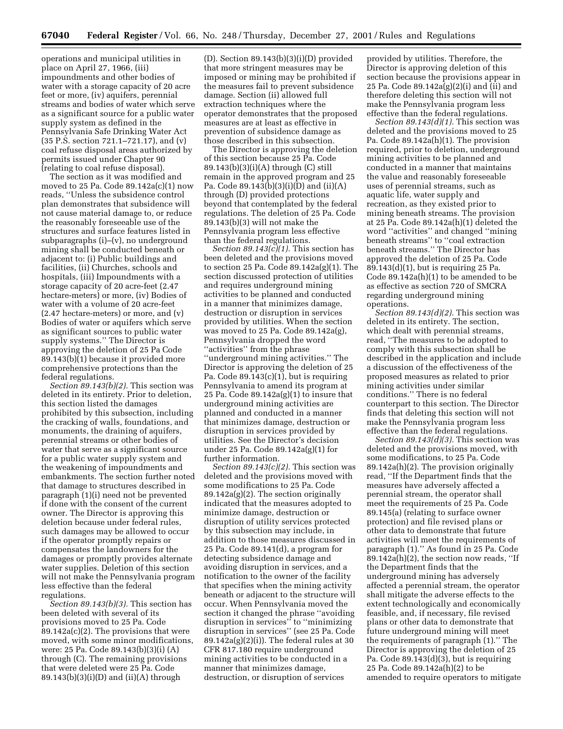operations and municipal utilities in place on April 27, 1966, (iii) impoundments and other bodies of water with a storage capacity of 20 acre feet or more, (iv) aquifers, perennial streams and bodies of water which serve as a significant source for a public water supply system as defined in the Pennsylvania Safe Drinking Water Act (35 P.S. section 721.1–721.17), and (v) coal refuse disposal areas authorized by permits issued under Chapter 90 (relating to coal refuse disposal).

The section as it was modified and moved to 25 Pa. Code 89.142a(c)(1) now reads, ''Unless the subsidence control plan demonstrates that subsidence will not cause material damage to, or reduce the reasonably foreseeable use of the structures and surface features listed in subparagraphs (i)–(v), no underground mining shall be conducted beneath or adjacent to: (i) Public buildings and facilities, (ii) Churches, schools and hospitals, (iii) Impoundments with a storage capacity of 20 acre-feet (2.47 hectare-meters) or more, (iv) Bodies of water with a volume of 20 acre-feet (2.47 hectare-meters) or more, and (v) Bodies of water or aquifers which serve as significant sources to public water supply systems.'' The Director is approving the deletion of 25 Pa Code 89.143(b)(1) because it provided more comprehensive protections than the federal regulations.

*Section 89.143(b)(2).* This section was deleted in its entirety. Prior to deletion, this section listed the damages prohibited by this subsection, including the cracking of walls, foundations, and monuments, the draining of aquifers, perennial streams or other bodies of water that serve as a significant source for a public water supply system and the weakening of impoundments and embankments. The section further noted that damage to structures described in paragraph (1)(i) need not be prevented if done with the consent of the current owner. The Director is approving this deletion because under federal rules, such damages may be allowed to occur if the operator promptly repairs or compensates the landowners for the damages or promptly provides alternate water supplies. Deletion of this section will not make the Pennsylvania program less effective than the federal regulations.

*Section 89.143(b)(3).* This section has been deleted with several of its provisions moved to 25 Pa. Code 89.142a(c)(2). The provisions that were moved, with some minor modifications, were: 25 Pa. Code 89.143(b)(3)(i) (A) through (C). The remaining provisions that were deleted were 25 Pa. Code 89.143(b)(3)(i)(D) and (ii)(A) through (D). Section 89.143(b)(3)(i)(D) provided that more stringent measures may be imposed or mining may be prohibited if the measures fail to prevent subsidence damage. Section (ii) allowed full extraction techniques where the operator demonstrates that the proposed measures are at least as effective in prevention of subsidence damage as those described in this subsection.

The Director is approving the deletion of this section because 25 Pa. Code 89.143(b)(3)(i)(A) through (C) still remain in the approved program and 25 Pa. Code 89.143(b)(3)(i)(D) and (ii)(A) through (D) provided protections beyond that contemplated by the federal regulations. The deletion of 25 Pa. Code 89.143(b)(3) will not make the Pennsylvania program less effective than the federal regulations.

*Section 89.143(c)(1).* This section has been deleted and the provisions moved to section 25 Pa. Code 89.142a(g)(1). The section discussed protection of utilities and requires underground mining activities to be planned and conducted in a manner that minimizes damage, destruction or disruption in services provided by utilities. When the section was moved to 25 Pa. Code 89.142a(g), Pennsylvania dropped the word ''activities'' from the phrase ''underground mining activities.'' The Director is approving the deletion of 25 Pa. Code 89.143(c)(1), but is requiring Pennsylvania to amend its program at 25 Pa. Code 89.142a(g)(1) to insure that underground mining activities are planned and conducted in a manner that minimizes damage, destruction or disruption in services provided by utilities. See the Director's decision under 25 Pa. Code 89.142a(g)(1) for further information.

*Section 89.143(c)(2).* This section was deleted and the provisions moved with some modifications to 25 Pa. Code 89.142a(g)(2). The section originally indicated that the measures adopted to minimize damage, destruction or disruption of utility services protected by this subsection may include, in addition to those measures discussed in 25 Pa. Code 89.141(d), a program for detecting subsidence damage and avoiding disruption in services, and a notification to the owner of the facility that specifies when the mining activity beneath or adjacent to the structure will occur. When Pennsylvania moved the section it changed the phrase ''avoiding disruption in services'' to ''minimizing disruption in services'' (see 25 Pa. Code 89.142a(g)(2)(i)). The federal rules at 30 CFR 817.180 require underground mining activities to be conducted in a manner that minimizes damage, destruction, or disruption of services provided by utilities. Therefore, the Director is approving deletion of this section because the provisions appear in 25 Pa. Code 89.142a(g)(2)(i) and (ii) and therefore deleting this section will not make the Pennsylvania program less effective than the federal regulations.

*Section 89.143(d)(1).* This section was deleted and the provisions moved to 25 Pa. Code 89.142a(h)(1). The provision required, prior to deletion, underground mining activities to be planned and conducted in a manner that maintains the value and reasonably foreseeable uses of perennial streams, such as aquatic life, water supply and recreation, as they existed prior to mining beneath streams. The provision at 25 Pa. Code 89.142a(h)(1) deleted the word ''activities'' and changed ''mining beneath streams'' to ''coal extraction beneath streams.'' The Director has approved the deletion of 25 Pa. Code 89.143(d)(1), but is requiring 25 Pa. Code 89.142a(h)(1) to be amended to be as effective as section 720 of SMCRA regarding underground mining operations.

*Section 89.143(d)(2).* This section was deleted in its entirety. The section, which dealt with perennial streams, read, ''The measures to be adopted to comply with this subsection shall be described in the application and include a discussion of the effectiveness of the proposed measures as related to prior mining activities under similar conditions.'' There is no federal counterpart to this section. The Director finds that deleting this section will not make the Pennsylvania program less effective than the federal regulations.

*Section 89.143(d)(3).* This section was deleted and the provisions moved, with some modifications, to 25 Pa. Code 89.142a(h)(2). The provision originally read, ''If the Department finds that the measures have adversely affected a perennial stream, the operator shall meet the requirements of 25 Pa. Code 89.145(a) (relating to surface owner protection) and file revised plans or other data to demonstrate that future activities will meet the requirements of paragraph (1).'' As found in 25 Pa. Code 89.142a(h)(2), the section now reads, ''If the Department finds that the underground mining has adversely affected a perennial stream, the operator shall mitigate the adverse effects to the extent technologically and economically feasible, and, if necessary, file revised plans or other data to demonstrate that future underground mining will meet the requirements of paragraph (1).'' The Director is approving the deletion of 25 Pa. Code 89.143(d)(3), but is requiring 25 Pa. Code 89.142a(h)(2) to be amended to require operators to mitigate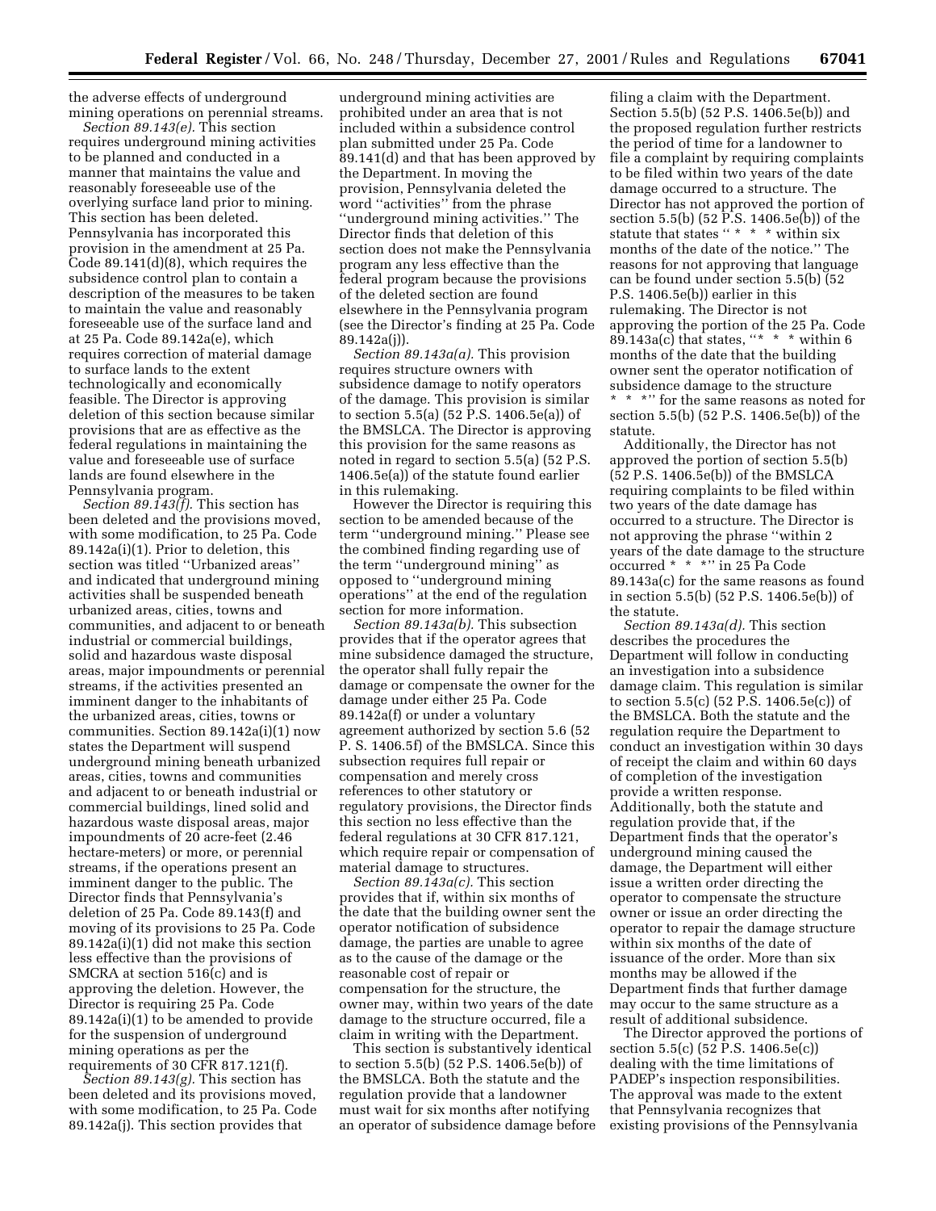the adverse effects of underground mining operations on perennial streams.

*Section 89.143(e).* This section requires underground mining activities to be planned and conducted in a manner that maintains the value and reasonably foreseeable use of the overlying surface land prior to mining. This section has been deleted. Pennsylvania has incorporated this provision in the amendment at 25 Pa. Code 89.141(d)(8), which requires the subsidence control plan to contain a description of the measures to be taken to maintain the value and reasonably foreseeable use of the surface land and at 25 Pa. Code 89.142a(e), which requires correction of material damage to surface lands to the extent technologically and economically feasible. The Director is approving deletion of this section because similar provisions that are as effective as the federal regulations in maintaining the value and foreseeable use of surface lands are found elsewhere in the Pennsylvania program.

*Section 89.143(f).* This section has been deleted and the provisions moved, with some modification, to 25 Pa. Code 89.142a(i)(1). Prior to deletion, this section was titled ''Urbanized areas'' and indicated that underground mining activities shall be suspended beneath urbanized areas, cities, towns and communities, and adjacent to or beneath industrial or commercial buildings, solid and hazardous waste disposal areas, major impoundments or perennial streams, if the activities presented an imminent danger to the inhabitants of the urbanized areas, cities, towns or communities. Section 89.142a(i)(1) now states the Department will suspend underground mining beneath urbanized areas, cities, towns and communities and adjacent to or beneath industrial or commercial buildings, lined solid and hazardous waste disposal areas, major impoundments of 20 acre-feet (2.46 hectare-meters) or more, or perennial streams, if the operations present an imminent danger to the public. The Director finds that Pennsylvania's deletion of 25 Pa. Code 89.143(f) and moving of its provisions to 25 Pa. Code 89.142a(i)(1) did not make this section less effective than the provisions of SMCRA at section 516(c) and is approving the deletion. However, the Director is requiring 25 Pa. Code 89.142a(i)(1) to be amended to provide for the suspension of underground mining operations as per the requirements of 30 CFR 817.121(f).

*Section 89.143(g).* This section has been deleted and its provisions moved, with some modification, to 25 Pa. Code 89.142a(j). This section provides that underground mining activities are prohibited under an area that is not included within a subsidence control plan submitted under 25 Pa. Code 89.141(d) and that has been approved by the Department. In moving the provision, Pennsylvania deleted the word ''activities'' from the phrase ''underground mining activities.'' The Director finds that deletion of this section does not make the Pennsylvania program any less effective than the federal program because the provisions of the deleted section are found elsewhere in the Pennsylvania program (see the Director's finding at 25 Pa. Code 89.142a(j)).

*Section 89.143a(a).* This provision requires structure owners with subsidence damage to notify operators of the damage. This provision is similar to section 5.5(a) (52 P.S. 1406.5e(a)) of the BMSLCA. The Director is approving this provision for the same reasons as noted in regard to section 5.5(a) (52 P.S. 1406.5e(a)) of the statute found earlier in this rulemaking.

However the Director is requiring this section to be amended because of the term ''underground mining.'' Please see the combined finding regarding use of the term ''underground mining'' as opposed to ''underground mining operations'' at the end of the regulation section for more information.

*Section 89.143a(b).* This subsection provides that if the operator agrees that mine subsidence damaged the structure, the operator shall fully repair the damage or compensate the owner for the damage under either 25 Pa. Code 89.142a(f) or under a voluntary agreement authorized by section 5.6 (52 P. S. 1406.5f) of the BMSLCA. Since this subsection requires full repair or compensation and merely cross references to other statutory or regulatory provisions, the Director finds this section no less effective than the federal regulations at 30 CFR 817.121, which require repair or compensation of material damage to structures.

*Section 89.143a(c).* This section provides that if, within six months of the date that the building owner sent the operator notification of subsidence damage, the parties are unable to agree as to the cause of the damage or the reasonable cost of repair or compensation for the structure, the owner may, within two years of the date damage to the structure occurred, file a claim in writing with the Department.

This section is substantively identical to section 5.5(b) (52 P.S. 1406.5e(b)) of the BMSLCA. Both the statute and the regulation provide that a landowner must wait for six months after notifying an operator of subsidence damage before filing a claim with the Department. Section 5.5(b) (52 P.S. 1406.5e(b)) and the proposed regulation further restricts the period of time for a landowner to file a complaint by requiring complaints to be filed within two years of the date damage occurred to a structure. The Director has not approved the portion of section 5.5(b) (52 P.S. 1406.5e(b)) of the statute that states '' * * * within six months of the date of the notice.'' The reasons for not approving that language can be found under section 5.5(b) (52 P.S. 1406.5e(b)) earlier in this rulemaking. The Director is not approving the portion of the 25 Pa. Code 89.143a(c) that states, ''* * * within 6 months of the date that the building owner sent the operator notification of subsidence damage to the structure * * *'' for the same reasons as noted for section 5.5(b) (52 P.S. 1406.5e(b)) of the statute.

Additionally, the Director has not approved the portion of section 5.5(b) (52 P.S. 1406.5e(b)) of the BMSLCA requiring complaints to be filed within two years of the date damage has occurred to a structure. The Director is not approving the phrase ''within 2 years of the date damage to the structure occurred * * *'' in 25 Pa Code 89.143a(c) for the same reasons as found in section 5.5(b) (52 P.S. 1406.5e(b)) of the statute.

*Section 89.143a(d).* This section describes the procedures the Department will follow in conducting an investigation into a subsidence damage claim. This regulation is similar to section 5.5(c) (52 P.S. 1406.5e(c)) of the BMSLCA. Both the statute and the regulation require the Department to conduct an investigation within 30 days of receipt the claim and within 60 days of completion of the investigation provide a written response. Additionally, both the statute and regulation provide that, if the Department finds that the operator's underground mining caused the damage, the Department will either issue a written order directing the operator to compensate the structure owner or issue an order directing the operator to repair the damage structure within six months of the date of issuance of the order. More than six months may be allowed if the Department finds that further damage may occur to the same structure as a result of additional subsidence.

The Director approved the portions of section 5.5(c) (52 P.S. 1406.5e(c)) dealing with the time limitations of PADEP's inspection responsibilities. The approval was made to the extent that Pennsylvania recognizes that existing provisions of the Pennsylvania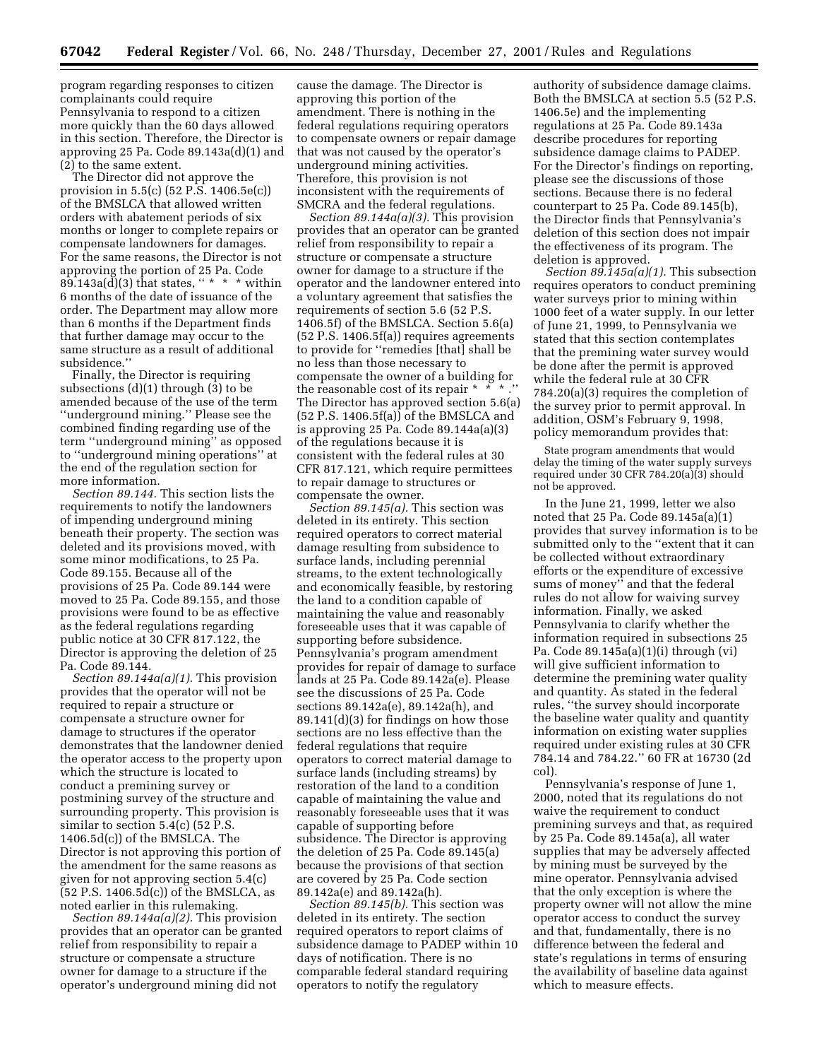program regarding responses to citizen complainants could require Pennsylvania to respond to a citizen more quickly than the 60 days allowed in this section. Therefore, the Director is approving 25 Pa. Code 89.143a(d)(1) and (2) to the same extent.

The Director did not approve the provision in 5.5(c) (52 P.S. 1406.5e(c)) of the BMSLCA that allowed written orders with abatement periods of six months or longer to complete repairs or compensate landowners for damages. For the same reasons, the Director is not approving the portion of 25 Pa. Code 89.143a(d)(3) that states, "* * * within 6 months of the date of issuance of the order. The Department may allow more than 6 months if the Department finds that further damage may occur to the same structure as a result of additional subsidence."

Finally, the Director is requiring subsections (d)(1) through (3) to be amended because of the use of the term "underground mining." Please see the combined finding regarding use of the term "underground mining" as opposed to "underground mining operations" at the end of the regulation section for more information.

*Section 89.144.* This section lists the requirements to notify the landowners of impending underground mining beneath their property. The section was deleted and its provisions moved, with some minor modifications, to 25 Pa. Code 89.155. Because all of the provisions of 25 Pa. Code 89.144 were moved to 25 Pa. Code 89.155, and those provisions were found to be as effective as the federal regulations regarding public notice at 30 CFR 817.122, the Director is approving the deletion of 25 Pa. Code 89.144.

*Section 89.144a(a)(1).* This provision provides that the operator will not be required to repair a structure or compensate a structure owner for damage to structures if the operator demonstrates that the landowner denied the operator access to the property upon which the structure is located to conduct a premining survey or postmining survey of the structure and surrounding property. This provision is similar to section 5.4(c) (52 P.S. 1406.5d(c)) of the BMSLCA. The Director is not approving this portion of the amendment for the same reasons as given for not approving section 5.4(c) (52 P.S. 1406.5d(c)) of the BMSLCA, as noted earlier in this rulemaking.

*Section 89.144a(a)(2).* This provision provides that an operator can be granted relief from responsibility to repair a structure or compensate a structure owner for damage to a structure if the operator's underground mining did not cause the damage. The Director is approving this portion of the amendment. There is nothing in the federal regulations requiring operators to compensate owners or repair damage that was not caused by the operator's underground mining activities. Therefore, this provision is not inconsistent with the requirements of SMCRA and the federal regulations.

*Section 89.144a(a)(3).* This provision provides that an operator can be granted relief from responsibility to repair a structure or compensate a structure owner for damage to a structure if the operator and the landowner entered into a voluntary agreement that satisfies the requirements of section 5.6 (52 P.S. 1406.5f) of the BMSLCA. Section 5.6(a) (52 P.S. 1406.5f(a)) requires agreements to provide for "remedies [that] shall be no less than those necessary to compensate the owner of a building for the reasonable cost of its repair * * *." The Director has approved section 5.6(a) (52 P.S. 1406.5f(a)) of the BMSLCA and is approving 25 Pa. Code 89.144a(a)(3) of the regulations because it is consistent with the federal rules at 30 CFR 817.121, which require permittees to repair damage to structures or compensate the owner.

*Section 89.145(a).* This section was deleted in its entirety. This section required operators to correct material damage resulting from subsidence to surface lands, including perennial streams, to the extent technologically and economically feasible, by restoring the land to a condition capable of maintaining the value and reasonably foreseeable uses that it was capable of supporting before subsidence. Pennsylvania's program amendment provides for repair of damage to surface lands at 25 Pa. Code 89.142a(e). Please see the discussions of 25 Pa. Code sections 89.142a(e), 89.142a(h), and 89.141(d)(3) for findings on how those sections are no less effective than the federal regulations that require operators to correct material damage to surface lands (including streams) by restoration of the land to a condition capable of maintaining the value and reasonably foreseeable uses that it was capable of supporting before subsidence. The Director is approving the deletion of 25 Pa. Code 89.145(a) because the provisions of that section are covered by 25 Pa. Code section 89.142a(e) and 89.142a(h).

*Section 89.145(b).* This section was deleted in its entirety. The section required operators to report claims of subsidence damage to PADEP within 10 days of notification. There is no comparable federal standard requiring operators to notify the regulatory authority of subsidence damage claims. Both the BMSLCA at section 5.5 (52 P.S. 1406.5e) and the implementing regulations at 25 Pa. Code 89.143a describe procedures for reporting subsidence damage claims to PADEP. For the Director's findings on reporting, please see the discussions of those sections. Because there is no federal counterpart to 25 Pa. Code 89.145(b), the Director finds that Pennsylvania's deletion of this section does not impair the effectiveness of its program. The deletion is approved.

*Section 89.145a(a)(1).* This subsection requires operators to conduct premining water surveys prior to mining within 1000 feet of a water supply. In our letter of June 21, 1999, to Pennsylvania we stated that this section contemplates that the premining water survey would be done after the permit is approved while the federal rule at 30 CFR 784.20(a)(3) requires the completion of the survey prior to permit approval. In addition, OSM's February 9, 1998, policy memorandum provides that:

> State program amendments that would delay the timing of the water supply surveys required under 30 CFR 784.20(a)(3) should not be approved.

In the June 21, 1999, letter we also noted that 25 Pa. Code 89.145a(a)(1) provides that survey information is to be submitted only to the "extent that it can be collected without extraordinary efforts or the expenditure of excessive sums of money" and that the federal rules do not allow for waiving survey information. Finally, we asked Pennsylvania to clarify whether the information required in subsections 25 Pa. Code 89.145a(a)(1)(i) through (vi) will give sufficient information to determine the premining water quality and quantity. As stated in the federal rules, "the survey should incorporate the baseline water quality and quantity information on existing water supplies required under existing rules at 30 CFR 784.14 and 784.22." 60 FR at 16730 (2d col).

Pennsylvania's response of June 1, 2000, noted that its regulations do not waive the requirement to conduct premining surveys and that, as required by 25 Pa. Code 89.145a(a), all water supplies that may be adversely affected by mining must be surveyed by the mine operator. Pennsylvania advised that the only exception is where the property owner will not allow the mine operator access to conduct the survey and that, fundamentally, there is no difference between the federal and state's regulations in terms of ensuring the availability of baseline data against which to measure effects.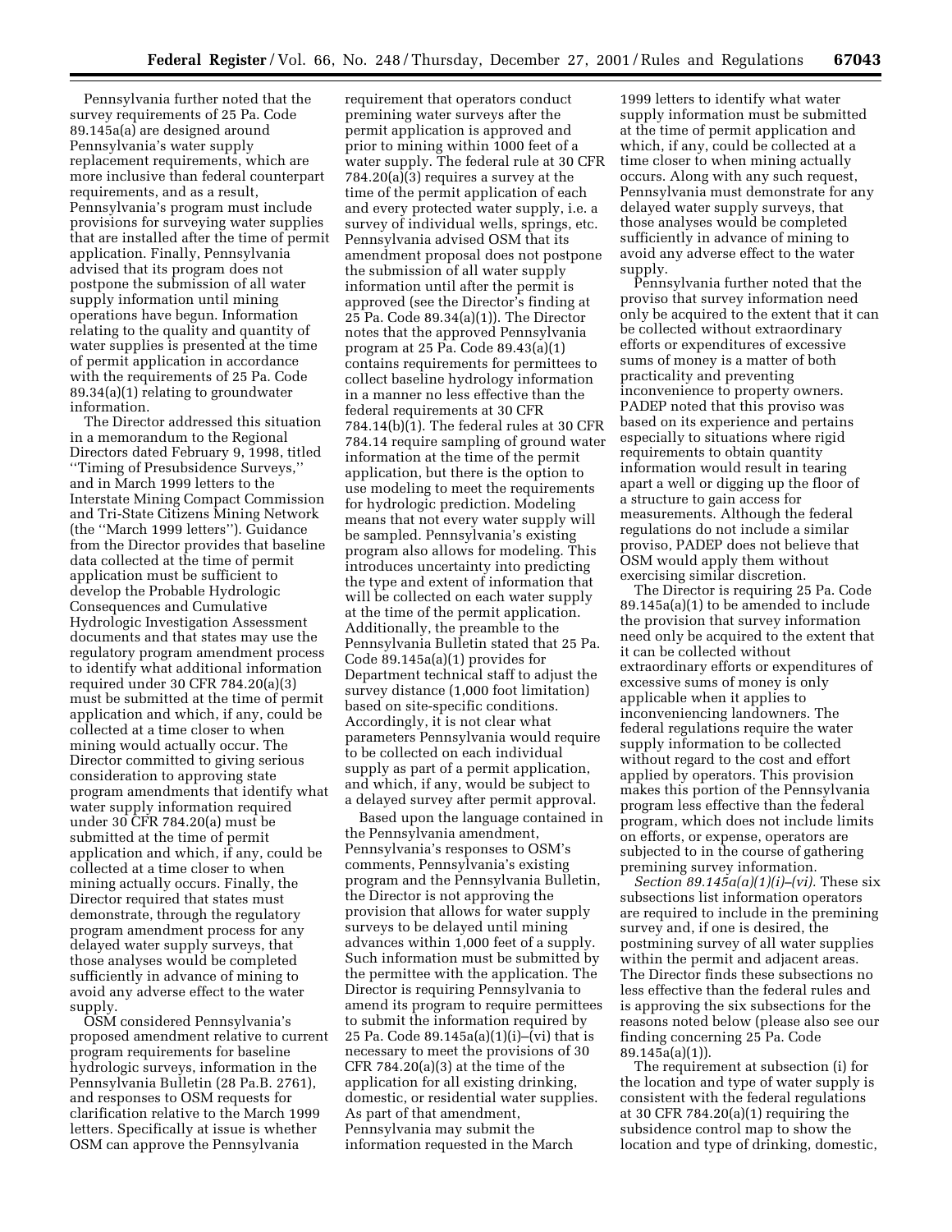Pennsylvania further noted that the survey requirements of 25 Pa. Code 89.145a(a) are designed around Pennsylvania's water supply replacement requirements, which are more inclusive than federal counterpart requirements, and as a result, Pennsylvania's program must include provisions for surveying water supplies that are installed after the time of permit application. Finally, Pennsylvania advised that its program does not postpone the submission of all water supply information until mining operations have begun. Information relating to the quality and quantity of water supplies is presented at the time of permit application in accordance with the requirements of 25 Pa. Code 89.34(a)(1) relating to groundwater information.

The Director addressed this situation in a memorandum to the Regional Directors dated February 9, 1998, titled ''Timing of Presubsidence Surveys,'' and in March 1999 letters to the Interstate Mining Compact Commission and Tri-State Citizens Mining Network (the ''March 1999 letters''). Guidance from the Director provides that baseline data collected at the time of permit application must be sufficient to develop the Probable Hydrologic Consequences and Cumulative Hydrologic Investigation Assessment documents and that states may use the regulatory program amendment process to identify what additional information required under 30 CFR 784.20(a)(3) must be submitted at the time of permit application and which, if any, could be collected at a time closer to when mining would actually occur. The Director committed to giving serious consideration to approving state program amendments that identify what water supply information required under 30 CFR 784.20(a) must be submitted at the time of permit application and which, if any, could be collected at a time closer to when mining actually occurs. Finally, the Director required that states must demonstrate, through the regulatory program amendment process for any delayed water supply surveys, that those analyses would be completed sufficiently in advance of mining to avoid any adverse effect to the water supply.

OSM considered Pennsylvania's proposed amendment relative to current program requirements for baseline hydrologic surveys, information in the Pennsylvania Bulletin (28 Pa.B. 2761), and responses to OSM requests for clarification relative to the March 1999 letters. Specifically at issue is whether OSM can approve the Pennsylvania requirement that operators conduct premining water surveys after the permit application is approved and prior to mining within 1000 feet of a water supply. The federal rule at 30 CFR 784.20(a)(3) requires a survey at the time of the permit application of each and every protected water supply, i.e. a survey of individual wells, springs, etc. Pennsylvania advised OSM that its amendment proposal does not postpone the submission of all water supply information until after the permit is approved (see the Director's finding at 25 Pa. Code 89.34(a)(1)). The Director notes that the approved Pennsylvania program at 25 Pa. Code 89.43(a)(1) contains requirements for permittees to collect baseline hydrology information in a manner no less effective than the federal requirements at 30 CFR 784.14(b)(1). The federal rules at 30 CFR 784.14 require sampling of ground water information at the time of the permit application, but there is the option to use modeling to meet the requirements for hydrologic prediction. Modeling means that not every water supply will be sampled. Pennsylvania's existing program also allows for modeling. This introduces uncertainty into predicting the type and extent of information that will be collected on each water supply at the time of the permit application. Additionally, the preamble to the Pennsylvania Bulletin stated that 25 Pa. Code 89.145a(a)(1) provides for Department technical staff to adjust the survey distance (1,000 foot limitation) based on site-specific conditions. Accordingly, it is not clear what parameters Pennsylvania would require to be collected on each individual supply as part of a permit application, and which, if any, would be subject to a delayed survey after permit approval.

Based upon the language contained in the Pennsylvania amendment, Pennsylvania's responses to OSM's comments, Pennsylvania's existing program and the Pennsylvania Bulletin, the Director is not approving the provision that allows for water supply surveys to be delayed until mining advances within 1,000 feet of a supply. Such information must be submitted by the permittee with the application. The Director is requiring Pennsylvania to amend its program to require permittees to submit the information required by 25 Pa. Code 89.145a(a)(1)(i)–(vi) that is necessary to meet the provisions of 30 CFR 784.20(a)(3) at the time of the application for all existing drinking, domestic, or residential water supplies. As part of that amendment, Pennsylvania may submit the information requested in the March 1999 letters to identify what water supply information must be submitted at the time of permit application and which, if any, could be collected at a time closer to when mining actually occurs. Along with any such request, Pennsylvania must demonstrate for any delayed water supply surveys, that those analyses would be completed sufficiently in advance of mining to avoid any adverse effect to the water supply.

Pennsylvania further noted that the proviso that survey information need only be acquired to the extent that it can be collected without extraordinary efforts or expenditures of excessive sums of money is a matter of both practicality and preventing inconvenience to property owners. PADEP noted that this proviso was based on its experience and pertains especially to situations where rigid requirements to obtain quantity information would result in tearing apart a well or digging up the floor of a structure to gain access for measurements. Although the federal regulations do not include a similar proviso, PADEP does not believe that OSM would apply them without exercising similar discretion.

The Director is requiring 25 Pa. Code 89.145a(a)(1) to be amended to include the provision that survey information need only be acquired to the extent that it can be collected without extraordinary efforts or expenditures of excessive sums of money is only applicable when it applies to inconveniencing landowners. The federal regulations require the water supply information to be collected without regard to the cost and effort applied by operators. This provision makes this portion of the Pennsylvania program less effective than the federal program, which does not include limits on efforts, or expense, operators are subjected to in the course of gathering premining survey information.

*Section 89.145a(a)(1)(i)–(vi).* These six subsections list information operators are required to include in the premining survey and, if one is desired, the postmining survey of all water supplies within the permit and adjacent areas. The Director finds these subsections no less effective than the federal rules and is approving the six subsections for the reasons noted below (please also see our finding concerning 25 Pa. Code 89.145a(a)(1)).

The requirement at subsection (i) for the location and type of water supply is consistent with the federal regulations at 30 CFR 784.20(a)(1) requiring the subsidence control map to show the location and type of drinking, domestic,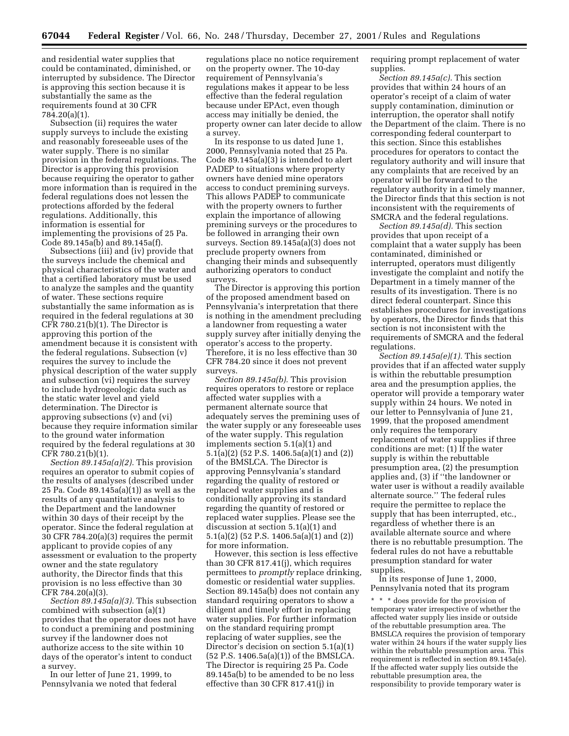and residential water supplies that could be contaminated, diminished, or interrupted by subsidence. The Director is approving this section because it is substantially the same as the requirements found at 30 CFR 784.20(a)(1).

Subsection (ii) requires the water supply surveys to include the existing and reasonably foreseeable uses of the water supply. There is no similar provision in the federal regulations. The Director is approving this provision because requiring the operator to gather more information than is required in the federal regulations does not lessen the protections afforded by the federal regulations. Additionally, this information is essential for implementing the provisions of 25 Pa. Code 89.145a(b) and 89.145a(f).

Subsections (iii) and (iv) provide that the surveys include the chemical and physical characteristics of the water and that a certified laboratory must be used to analyze the samples and the quantity of water. These sections require substantially the same information as is required in the federal regulations at 30 CFR 780.21(b)(1). The Director is approving this portion of the amendment because it is consistent with the federal regulations. Subsection (v) requires the survey to include the physical description of the water supply and subsection (vi) requires the survey to include hydrogeologic data such as the static water level and yield determination. The Director is approving subsections (v) and (vi) because they require information similar to the ground water information required by the federal regulations at 30 CFR 780.21(b)(1).

*Section 89.145a(a)(2).* This provision requires an operator to submit copies of the results of analyses (described under 25 Pa. Code 89.145a(a)(1)) as well as the results of any quantitative analysis to the Department and the landowner within 30 days of their receipt by the operator. Since the federal regulation at 30 CFR 784.20(a)(3) requires the permit applicant to provide copies of any assessment or evaluation to the property owner and the state regulatory authority, the Director finds that this provision is no less effective than 30 CFR 784.20(a)(3).

*Section 89.145a(a)(3).* This subsection combined with subsection (a)(1) provides that the operator does not have to conduct a premining and postmining survey if the landowner does not authorize access to the site within 10 days of the operator's intent to conduct a survey.

In our letter of June 21, 1999, to Pennsylvania we noted that federal regulations place no notice requirement on the property owner. The 10-day requirement of Pennsylvania's regulations makes it appear to be less effective than the federal regulation because under EPAct, even though access may initially be denied, the property owner can later decide to allow a survey.

In its response to us dated June 1, 2000, Pennsylvania noted that 25 Pa. Code 89.145a(a)(3) is intended to alert PADEP to situations where property owners have denied mine operators access to conduct premining surveys. This allows PADEP to communicate with the property owners to further explain the importance of allowing premining surveys or the procedures to be followed in arranging their own surveys. Section 89.145a(a)(3) does not preclude property owners from changing their minds and subsequently authorizing operators to conduct surveys.

The Director is approving this portion of the proposed amendment based on Pennsylvania's interpretation that there is nothing in the amendment precluding a landowner from requesting a water supply survey after initially denying the operator's access to the property. Therefore, it is no less effective than 30 CFR 784.20 since it does not prevent surveys.

*Section 89.145a(b).* This provision requires operators to restore or replace affected water supplies with a permanent alternate source that adequately serves the premining uses of the water supply or any foreseeable uses of the water supply. This regulation implements section 5.1(a)(1) and 5.1(a)(2) (52 P.S. 1406.5a(a)(1) and (2)) of the BMSLCA. The Director is approving Pennsylvania's standard regarding the quality of restored or replaced water supplies and is conditionally approving its standard regarding the quantity of restored or replaced water supplies. Please see the discussion at section 5.1(a)(1) and 5.1(a)(2) (52 P.S. 1406.5a(a)(1) and (2)) for more information.

However, this section is less effective than 30 CFR 817.41(j), which requires permittees to *promptly* replace drinking, domestic or residential water supplies. Section 89.145a(b) does not contain any standard requiring operators to show a diligent and timely effort in replacing water supplies. For further information on the standard requiring prompt replacing of water supplies, see the Director's decision on section 5.1(a)(1) (52 P.S. 1406.5a(a)(1)) of the BMSLCA. The Director is requiring 25 Pa. Code 89.145a(b) to be amended to be no less effective than 30 CFR 817.41(j) in requiring prompt replacement of water supplies.

*Section 89.145a(c).* This section provides that within 24 hours of an operator's receipt of a claim of water supply contamination, diminution or interruption, the operator shall notify the Department of the claim. There is no corresponding federal counterpart to this section. Since this establishes procedures for operators to contact the regulatory authority and will insure that any complaints that are received by an operator will be forwarded to the regulatory authority in a timely manner, the Director finds that this section is not inconsistent with the requirements of SMCRA and the federal regulations.

*Section 89.145a(d).* This section provides that upon receipt of a complaint that a water supply has been contaminated, diminished or interrupted, operators must diligently investigate the complaint and notify the Department in a timely manner of the results of its investigation. There is no direct federal counterpart. Since this establishes procedures for investigations by operators, the Director finds that this section is not inconsistent with the requirements of SMCRA and the federal regulations.

*Section 89.145a(e)(1).* This section provides that if an affected water supply is within the rebuttable presumption area and the presumption applies, the operator will provide a temporary water supply within 24 hours. We noted in our letter to Pennsylvania of June 21, 1999, that the proposed amendment only requires the temporary replacement of water supplies if three conditions are met: (1) If the water supply is within the rebuttable presumption area, (2) the presumption applies and, (3) if "the landowner or water user is without a readily available alternate source." The federal rules require the permittee to replace the supply that has been interrupted, etc., regardless of whether there is an available alternate source and where there is no rebuttable presumption. The federal rules do not have a rebuttable presumption standard for water supplies.

In its response of June 1, 2000, Pennsylvania noted that its program

> * * * does provide for the provision of temporary water irrespective of whether the affected water supply lies inside or outside of the rebuttable presumption area. The BMSLCA requires the provision of temporary water within 24 hours if the water supply lies within the rebuttable presumption area. This requirement is reflected in section 89.145a(e). If the affected water supply lies outside the rebuttable presumption area, the responsibility to provide temporary water is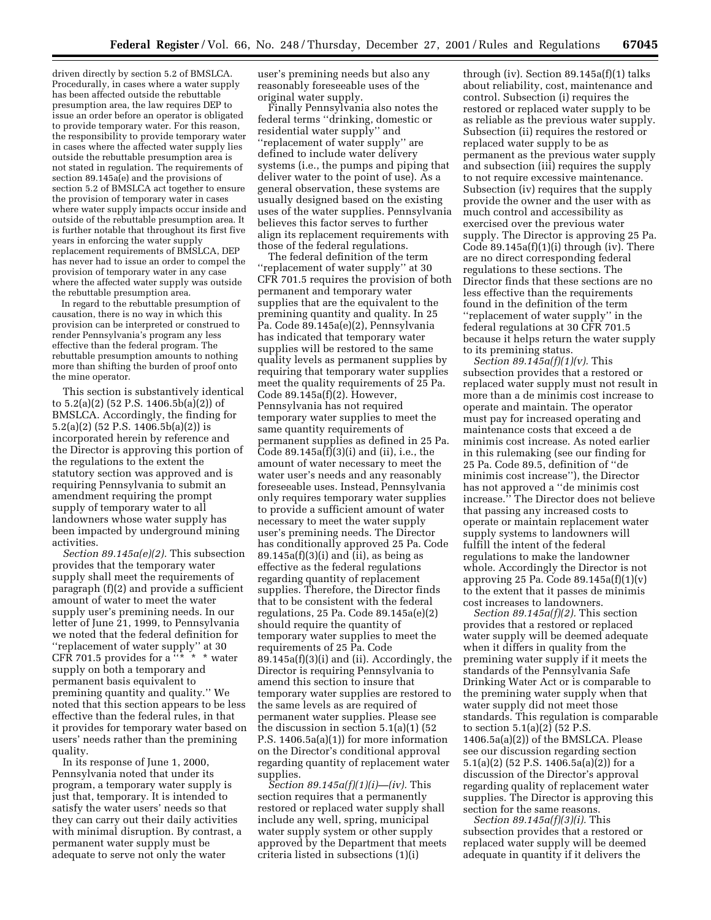driven directly by section 5.2 of BMSLCA. Procedurally, in cases where a water supply has been affected outside the rebuttable presumption area, the law requires DEP to issue an order before an operator is obligated to provide temporary water. For this reason, the responsibility to provide temporary water in cases where the affected water supply lies outside the rebuttable presumption area is not stated in regulation. The requirements of section 89.145a(e) and the provisions of section 5.2 of BMSLCA act together to ensure the provision of temporary water in cases where water supply impacts occur inside and outside of the rebuttable presumption area. It is further notable that throughout its first five years in enforcing the water supply replacement requirements of BMSLCA, DEP has never had to issue an order to compel the provision of temporary water in any case where the affected water supply was outside the rebuttable presumption area.

In regard to the rebuttable presumption of causation, there is no way in which this provision can be interpreted or construed to render Pennsylvania's program any less effective than the federal program. The rebuttable presumption amounts to nothing more than shifting the burden of proof onto the mine operator.

This section is substantively identical to 5.2(a)(2) (52 P.S. 1406.5b(a)(2)) of BMSLCA. Accordingly, the finding for 5.2(a)(2) (52 P.S. 1406.5b(a)(2)) is incorporated herein by reference and the Director is approving this portion of the regulations to the extent the statutory section was approved and is requiring Pennsylvania to submit an amendment requiring the prompt supply of temporary water to all landowners whose water supply has been impacted by underground mining activities.

*Section 89.145a(e)(2).* This subsection provides that the temporary water supply shall meet the requirements of paragraph (f)(2) and provide a sufficient amount of water to meet the water supply user's premining needs. In our letter of June 21, 1999, to Pennsylvania we noted that the federal definition for "replacement of water supply" at 30 CFR 701.5 provides for a "* * * water supply on both a temporary and permanent basis equivalent to premining quantity and quality." We noted that this section appears to be less effective than the federal rules, in that it provides for temporary water based on users' needs rather than the premining quality.

In its response of June 1, 2000, Pennsylvania noted that under its program, a temporary water supply is just that, temporary. It is intended to satisfy the water users' needs so that they can carry out their daily activities with minimal disruption. By contrast, a permanent water supply must be adequate to serve not only the water user's premining needs but also any reasonably foreseeable uses of the original water supply.

Finally Pennsylvania also notes the federal terms "drinking, domestic or residential water supply" and "replacement of water supply" are defined to include water delivery systems (i.e., the pumps and piping that deliver water to the point of use). As a general observation, these systems are usually designed based on the existing uses of the water supplies. Pennsylvania believes this factor serves to further align its replacement requirements with those of the federal regulations.

The federal definition of the term "replacement of water supply" at 30 CFR 701.5 requires the provision of both permanent and temporary water supplies that are the equivalent to the premining quantity and quality. In 25 Pa. Code 89.145a(e)(2), Pennsylvania has indicated that temporary water supplies will be restored to the same quality levels as permanent supplies by requiring that temporary water supplies meet the quality requirements of 25 Pa. Code 89.145a(f)(2). However, Pennsylvania has not required temporary water supplies to meet the same quantity requirements of permanent supplies as defined in 25 Pa. Code 89.145a(f)(3)(i) and (ii), i.e., the amount of water necessary to meet the water user's needs and any reasonably foreseeable uses. Instead, Pennsylvania only requires temporary water supplies to provide a sufficient amount of water necessary to meet the water supply user's premining needs. The Director has conditionally approved 25 Pa. Code 89.145a(f)(3)(i) and (ii), as being as effective as the federal regulations regarding quantity of replacement supplies. Therefore, the Director finds that to be consistent with the federal regulations, 25 Pa. Code 89.145a(e)(2) should require the quantity of temporary water supplies to meet the requirements of 25 Pa. Code 89.145a(f)(3)(i) and (ii). Accordingly, the Director is requiring Pennsylvania to amend this section to insure that temporary water supplies are restored to the same levels as are required of permanent water supplies. Please see the discussion in section 5.1(a)(1) (52 P.S. 1406.5a(a)(1)) for more information on the Director's conditional approval regarding quantity of replacement water supplies.

*Section 89.145a(f)(1)(i)—(iv).* This section requires that a permanently restored or replaced water supply shall include any well, spring, municipal water supply system or other supply approved by the Department that meets criteria listed in subsections (1)(i) through (iv). Section 89.145a(f)(1) talks about reliability, cost, maintenance and control. Subsection (i) requires the restored or replaced water supply to be as reliable as the previous water supply. Subsection (ii) requires the restored or replaced water supply to be as permanent as the previous water supply and subsection (iii) requires the supply to not require excessive maintenance. Subsection (iv) requires that the supply provide the owner and the user with as much control and accessibility as exercised over the previous water supply. The Director is approving 25 Pa. Code 89.145a(f)(1)(i) through (iv). There are no direct corresponding federal regulations to these sections. The Director finds that these sections are no less effective than the requirements found in the definition of the term "replacement of water supply" in the federal regulations at 30 CFR 701.5 because it helps return the water supply to its premining status.

*Section 89.145a(f)(1)(v).* This subsection provides that a restored or replaced water supply must not result in more than a de minimis cost increase to operate and maintain. The operator must pay for increased operating and maintenance costs that exceed a de minimis cost increase. As noted earlier in this rulemaking (see our finding for 25 Pa. Code 89.5, definition of "de minimis cost increase"), the Director has not approved a "de minimis cost increase." The Director does not believe that passing any increased costs to operate or maintain replacement water supply systems to landowners will fulfill the intent of the federal regulations to make the landowner whole. Accordingly the Director is not approving 25 Pa. Code 89.145a(f)(1)(v) to the extent that it passes de minimis cost increases to landowners.

*Section 89.145a(f)(2).* This section provides that a restored or replaced water supply will be deemed adequate when it differs in quality from the premining water supply if it meets the standards of the Pennsylvania Safe Drinking Water Act or is comparable to the premining water supply when that water supply did not meet those standards. This regulation is comparable to section 5.1(a)(2) (52 P.S. 1406.5a(a)(2)) of the BMSLCA. Please see our discussion regarding section 5.1(a)(2) (52 P.S. 1406.5a(a)(2)) for a discussion of the Director's approval regarding quality of replacement water supplies. The Director is approving this section for the same reasons.

*Section 89.145a(f)(3)(i).* This subsection provides that a restored or replaced water supply will be deemed adequate in quantity if it delivers the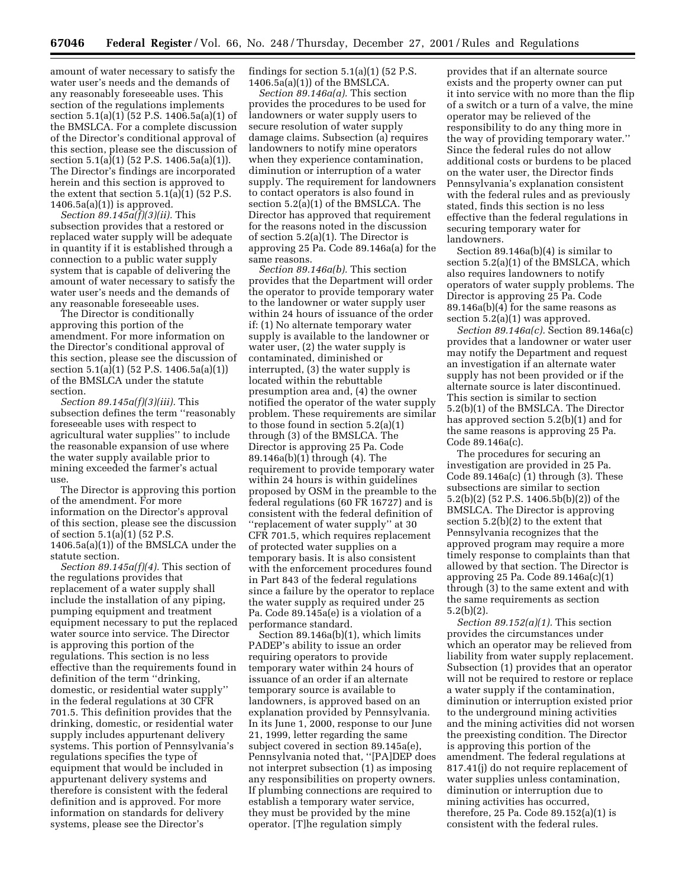amount of water necessary to satisfy the water user's needs and the demands of any reasonably foreseeable uses. This section of the regulations implements section 5.1(a)(1) (52 P.S. 1406.5a(a)(1) of the BMSLCA. For a complete discussion of the Director's conditional approval of this section, please see the discussion of section 5.1(a)(1) (52 P.S. 1406.5a(a)(1)). The Director's findings are incorporated herein and this section is approved to the extent that section 5.1(a)(1) (52 P.S. 1406.5a(a)(1)) is approved.

*Section 89.145a(f)(3)(ii).* This subsection provides that a restored or replaced water supply will be adequate in quantity if it is established through a connection to a public water supply system that is capable of delivering the amount of water necessary to satisfy the water user's needs and the demands of any reasonable foreseeable uses.

The Director is conditionally approving this portion of the amendment. For more information on the Director's conditional approval of this section, please see the discussion of section 5.1(a)(1) (52 P.S. 1406.5a(a)(1)) of the BMSLCA under the statute section.

*Section 89.145a(f)(3)(iii).* This subsection defines the term ''reasonably foreseeable uses with respect to agricultural water supplies'' to include the reasonable expansion of use where the water supply available prior to mining exceeded the farmer's actual use.

The Director is approving this portion of the amendment. For more information on the Director's approval of this section, please see the discussion of section 5.1(a)(1) (52 P.S. 1406.5a(a)(1)) of the BMSLCA under the statute section.

*Section 89.145a(f)(4).* This section of the regulations provides that replacement of a water supply shall include the installation of any piping, pumping equipment and treatment equipment necessary to put the replaced water source into service. The Director is approving this portion of the regulations. This section is no less effective than the requirements found in definition of the term ''drinking, domestic, or residential water supply'' in the federal regulations at 30 CFR 701.5. This definition provides that the drinking, domestic, or residential water supply includes appurtenant delivery systems. This portion of Pennsylvania's regulations specifies the type of equipment that would be included in appurtenant delivery systems and therefore is consistent with the federal definition and is approved. For more information on standards for delivery systems, please see the Director's findings for section 5.1(a)(1) (52 P.S. 1406.5a(a)(1)) of the BMSLCA.

*Section 89.146a(a).* This section provides the procedures to be used for landowners or water supply users to secure resolution of water supply damage claims. Subsection (a) requires landowners to notify mine operators when they experience contamination, diminution or interruption of a water supply. The requirement for landowners to contact operators is also found in section 5.2(a)(1) of the BMSLCA. The Director has approved that requirement for the reasons noted in the discussion of section 5.2(a)(1). The Director is approving 25 Pa. Code 89.146a(a) for the same reasons.

*Section 89.146a(b).* This section provides that the Department will order the operator to provide temporary water to the landowner or water supply user within 24 hours of issuance of the order if: (1) No alternate temporary water supply is available to the landowner or water user, (2) the water supply is contaminated, diminished or interrupted, (3) the water supply is located within the rebuttable presumption area and, (4) the owner notified the operator of the water supply problem. These requirements are similar to those found in section 5.2(a)(1) through (3) of the BMSLCA. The Director is approving 25 Pa. Code 89.146a(b)(1) through (4). The requirement to provide temporary water within 24 hours is within guidelines proposed by OSM in the preamble to the federal regulations (60 FR 16727) and is consistent with the federal definition of ''replacement of water supply'' at 30 CFR 701.5, which requires replacement of protected water supplies on a temporary basis. It is also consistent with the enforcement procedures found in Part 843 of the federal regulations since a failure by the operator to replace the water supply as required under 25 Pa. Code 89.145a(e) is a violation of a performance standard.

Section 89.146a(b)(1), which limits PADEP's ability to issue an order requiring operators to provide temporary water within 24 hours of issuance of an order if an alternate temporary source is available to landowners, is approved based on an explanation provided by Pennsylvania. In its June 1, 2000, response to our June 21, 1999, letter regarding the same subject covered in section 89.145a(e), Pennsylvania noted that, ''[PA]DEP does not interpret subsection (1) as imposing any responsibilities on property owners. If plumbing connections are required to establish a temporary water service, they must be provided by the mine operator. [T]he regulation simply provides that if an alternate source exists and the property owner can put it into service with no more than the flip of a switch or a turn of a valve, the mine operator may be relieved of the responsibility to do any thing more in the way of providing temporary water.'' Since the federal rules do not allow additional costs or burdens to be placed on the water user, the Director finds Pennsylvania's explanation consistent with the federal rules and as previously stated, finds this section is no less effective than the federal regulations in securing temporary water for landowners.

Section 89.146a(b)(4) is similar to section 5.2(a)(1) of the BMSLCA, which also requires landowners to notify operators of water supply problems. The Director is approving 25 Pa. Code 89.146a(b)(4) for the same reasons as section 5.2(a)(1) was approved.

*Section 89.146a(c).* Section 89.146a(c) provides that a landowner or water user may notify the Department and request an investigation if an alternate water supply has not been provided or if the alternate source is later discontinued. This section is similar to section 5.2(b)(1) of the BMSLCA. The Director has approved section 5.2(b)(1) and for the same reasons is approving 25 Pa. Code 89.146a(c).

The procedures for securing an investigation are provided in 25 Pa. Code 89.146a(c) (1) through (3). These subsections are similar to section 5.2(b)(2) (52 P.S. 1406.5b(b)(2)) of the BMSLCA. The Director is approving section 5.2(b)(2) to the extent that Pennsylvania recognizes that the approved program may require a more timely response to complaints than that allowed by that section. The Director is approving 25 Pa. Code 89.146a(c)(1) through (3) to the same extent and with the same requirements as section 5.2(b)(2).

*Section 89.152(a)(1).* This section provides the circumstances under which an operator may be relieved from liability from water supply replacement. Subsection (1) provides that an operator will not be required to restore or replace a water supply if the contamination, diminution or interruption existed prior to the underground mining activities and the mining activities did not worsen the preexisting condition. The Director is approving this portion of the amendment. The federal regulations at 817.41(j) do not require replacement of water supplies unless contamination, diminution or interruption due to mining activities has occurred, therefore, 25 Pa. Code 89.152(a)(1) is consistent with the federal rules.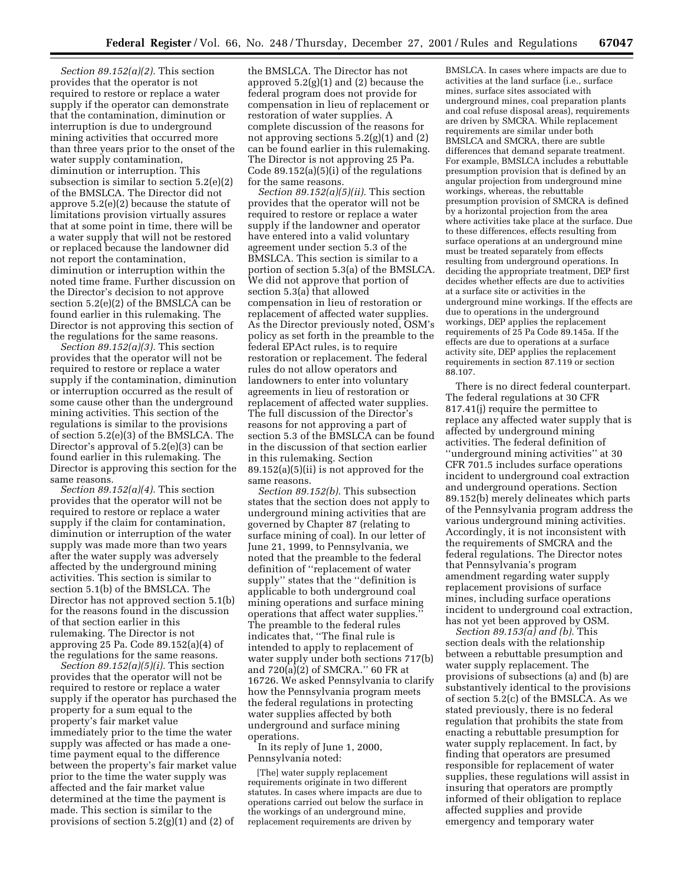*Section 89.152(a)(2).* This section provides that the operator is not required to restore or replace a water supply if the operator can demonstrate that the contamination, diminution or interruption is due to underground mining activities that occurred more than three years prior to the onset of the water supply contamination, diminution or interruption. This subsection is similar to section 5.2(e)(2) of the BMSLCA. The Director did not approve 5.2(e)(2) because the statute of limitations provision virtually assures that at some point in time, there will be a water supply that will not be restored or replaced because the landowner did not report the contamination, diminution or interruption within the noted time frame. Further discussion on the Director's decision to not approve section 5.2(e)(2) of the BMSLCA can be found earlier in this rulemaking. The Director is not approving this section of the regulations for the same reasons.

*Section 89.152(a)(3).* This section provides that the operator will not be required to restore or replace a water supply if the contamination, diminution or interruption occurred as the result of some cause other than the underground mining activities. This section of the regulations is similar to the provisions of section 5.2(e)(3) of the BMSLCA. The Director's approval of 5.2(e)(3) can be found earlier in this rulemaking. The Director is approving this section for the same reasons.

*Section 89.152(a)(4).* This section provides that the operator will not be required to restore or replace a water supply if the claim for contamination, diminution or interruption of the water supply was made more than two years after the water supply was adversely affected by the underground mining activities. This section is similar to section 5.1(b) of the BMSLCA. The Director has not approved section 5.1(b) for the reasons found in the discussion of that section earlier in this rulemaking. The Director is not approving 25 Pa. Code 89.152(a)(4) of the regulations for the same reasons.

*Section 89.152(a)(5)(i).* This section provides that the operator will not be required to restore or replace a water supply if the operator has purchased the property for a sum equal to the property's fair market value immediately prior to the time the water supply was affected or has made a one-time payment equal to the difference between the property's fair market value prior to the time the water supply was affected and the fair market value determined at the time the payment is made. This section is similar to the provisions of section 5.2(g)(1) and (2) of the BMSLCA. The Director has not approved 5.2(g)(1) and (2) because the federal program does not provide for compensation in lieu of replacement or restoration of water supplies. A complete discussion of the reasons for not approving sections 5.2(g)(1) and (2) can be found earlier in this rulemaking. The Director is not approving 25 Pa. Code 89.152(a)(5)(i) of the regulations for the same reasons.

*Section 89.152(a)(5)(ii).* This section provides that the operator will not be required to restore or replace a water supply if the landowner and operator have entered into a valid voluntary agreement under section 5.3 of the BMSLCA. This section is similar to a portion of section 5.3(a) of the BMSLCA. We did not approve that portion of section 5.3(a) that allowed compensation in lieu of restoration or replacement of affected water supplies. As the Director previously noted, OSM's policy as set forth in the preamble to the federal EPAct rules, is to require restoration or replacement. The federal rules do not allow operators and landowners to enter into voluntary agreements in lieu of restoration or replacement of affected water supplies. The full discussion of the Director's reasons for not approving a part of section 5.3 of the BMSLCA can be found in the discussion of that section earlier in this rulemaking. Section 89.152(a)(5)(ii) is not approved for the same reasons.

*Section 89.152(b).* This subsection states that the section does not apply to underground mining activities that are governed by Chapter 87 (relating to surface mining of coal). In our letter of June 21, 1999, to Pennsylvania, we noted that the preamble to the federal definition of "replacement of water supply" states that the "definition is applicable to both underground coal mining operations and surface mining operations that affect water supplies." The preamble to the federal rules indicates that, "The final rule is intended to apply to replacement of water supply under both sections 717(b) and 720(a)(2) of SMCRA." 60 FR at 16726. We asked Pennsylvania to clarify how the Pennsylvania program meets the federal regulations in protecting water supplies affected by both underground and surface mining operations.

In its reply of June 1, 2000, Pennsylvania noted:

> [The] water supply replacement requirements originate in two different statutes. In cases where impacts are due to operations carried out below the surface in the workings of an underground mine, replacement requirements are driven by BMSLCA. In cases where impacts are due to activities at the land surface (i.e., surface mines, surface sites associated with underground mines, coal preparation plants and coal refuse disposal areas), requirements are driven by SMCRA. While replacement requirements are similar under both BMSLCA and SMCRA, there are subtle differences that demand separate treatment. For example, BMSLCA includes a rebuttable presumption provision that is defined by an angular projection from underground mine workings, whereas, the rebuttable presumption provision of SMCRA is defined by a horizontal projection from the area where activities take place at the surface. Due to these differences, effects resulting from surface operations at an underground mine must be treated separately from effects resulting from underground operations. In deciding the appropriate treatment, DEP first decides whether effects are due to activities at a surface site or activities in the underground mine workings. If the effects are due to operations in the underground workings, DEP applies the replacement requirements of 25 Pa Code 89.145a. If the effects are due to operations at a surface activity site, DEP applies the replacement requirements in section 87.119 or section 88.107.

There is no direct federal counterpart. The federal regulations at 30 CFR 817.41(j) require the permittee to replace any affected water supply that is affected by underground mining activities. The federal definition of "underground mining activities" at 30 CFR 701.5 includes surface operations incident to underground coal extraction and underground operations. Section 89.152(b) merely delineates which parts of the Pennsylvania program address the various underground mining activities. Accordingly, it is not inconsistent with the requirements of SMCRA and the federal regulations. The Director notes that Pennsylvania's program amendment regarding water supply replacement provisions of surface mines, including surface operations incident to underground coal extraction, has not yet been approved by OSM.

*Section 89.153(a) and (b).* This section deals with the relationship between a rebuttable presumption and water supply replacement. The provisions of subsections (a) and (b) are substantively identical to the provisions of section 5.2(c) of the BMSLCA. As we stated previously, there is no federal regulation that prohibits the state from enacting a rebuttable presumption for water supply replacement. In fact, by finding that operators are presumed responsible for replacement of water supplies, these regulations will assist in insuring that operators are promptly informed of their obligation to replace affected supplies and provide emergency and temporary water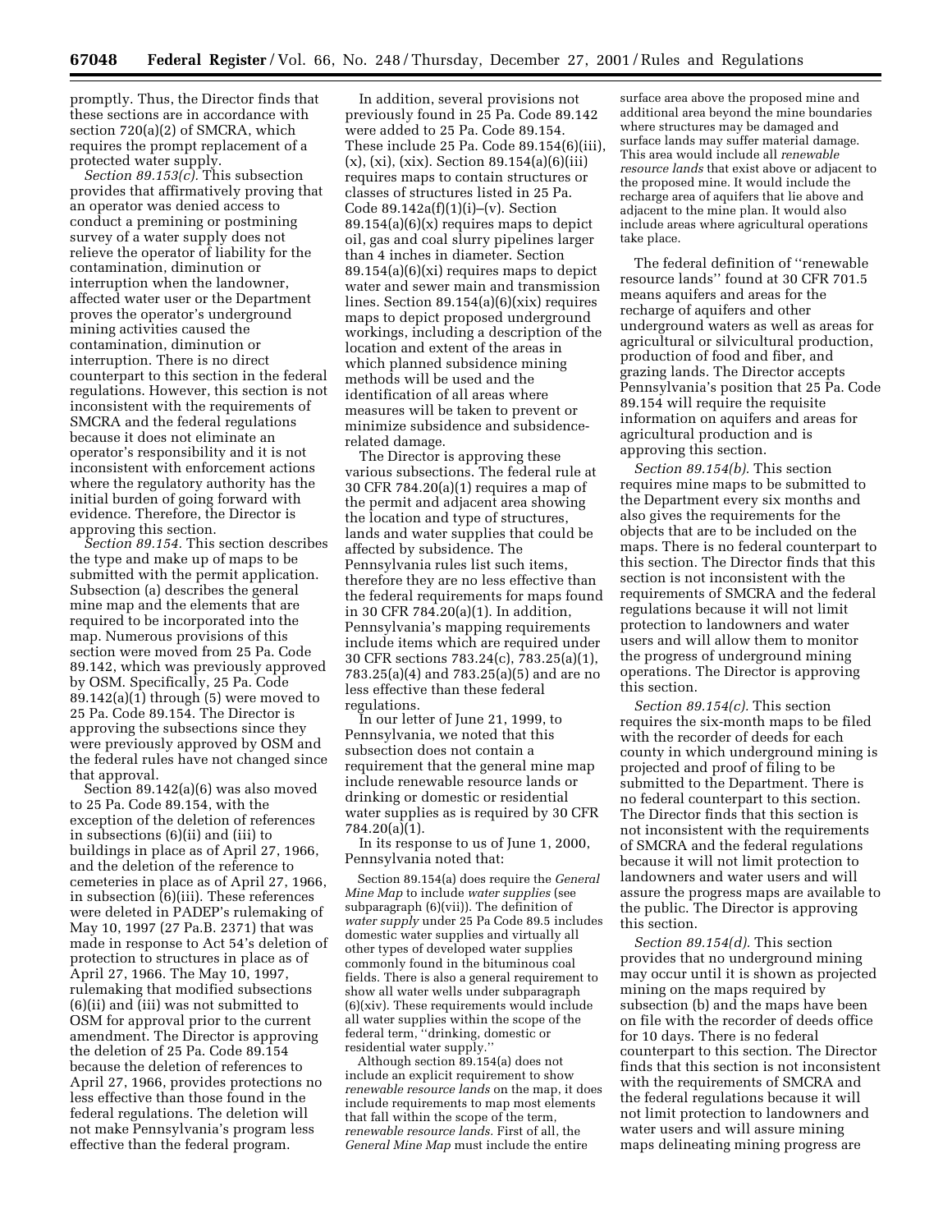promptly. Thus, the Director finds that these sections are in accordance with section 720(a)(2) of SMCRA, which requires the prompt replacement of a protected water supply.

*Section 89.153(c).* This subsection provides that affirmatively proving that an operator was denied access to conduct a premining or postmining survey of a water supply does not relieve the operator of liability for the contamination, diminution or interruption when the landowner, affected water user or the Department proves the operator's underground mining activities caused the contamination, diminution or interruption. There is no direct counterpart to this section in the federal regulations. However, this section is not inconsistent with the requirements of SMCRA and the federal regulations because it does not eliminate an operator's responsibility and it is not inconsistent with enforcement actions where the regulatory authority has the initial burden of going forward with evidence. Therefore, the Director is approving this section.

*Section 89.154.* This section describes the type and make up of maps to be submitted with the permit application. Subsection (a) describes the general mine map and the elements that are required to be incorporated into the map. Numerous provisions of this section were moved from 25 Pa. Code 89.142, which was previously approved by OSM. Specifically, 25 Pa. Code 89.142(a)(1) through (5) were moved to 25 Pa. Code 89.154. The Director is approving the subsections since they were previously approved by OSM and the federal rules have not changed since that approval.

Section 89.142(a)(6) was also moved to 25 Pa. Code 89.154, with the exception of the deletion of references in subsections (6)(ii) and (iii) to buildings in place as of April 27, 1966, and the deletion of the reference to cemeteries in place as of April 27, 1966, in subsection (6)(iii). These references were deleted in PADEP's rulemaking of May 10, 1997 (27 Pa.B. 2371) that was made in response to Act 54's deletion of protection to structures in place as of April 27, 1966. The May 10, 1997, rulemaking that modified subsections (6)(ii) and (iii) was not submitted to OSM for approval prior to the current amendment. The Director is approving the deletion of 25 Pa. Code 89.154 because the deletion of references to April 27, 1966, provides protections no less effective than those found in the federal regulations. The deletion will not make Pennsylvania's program less effective than the federal program.

In addition, several provisions not previously found in 25 Pa. Code 89.142 were added to 25 Pa. Code 89.154. These include 25 Pa. Code 89.154(6)(iii), (x), (xi), (xix). Section 89.154(a)(6)(iii) requires maps to contain structures or classes of structures listed in 25 Pa. Code 89.142a(f)(1)(i)–(v). Section 89.154(a)(6)(x) requires maps to depict oil, gas and coal slurry pipelines larger than 4 inches in diameter. Section 89.154(a)(6)(xi) requires maps to depict water and sewer main and transmission lines. Section 89.154(a)(6)(xix) requires maps to depict proposed underground workings, including a description of the location and extent of the areas in which planned subsidence mining methods will be used and the identification of all areas where measures will be taken to prevent or minimize subsidence and subsidence-related damage.

The Director is approving these various subsections. The federal rule at 30 CFR 784.20(a)(1) requires a map of the permit and adjacent area showing the location and type of structures, lands and water supplies that could be affected by subsidence. The Pennsylvania rules list such items, therefore they are no less effective than the federal requirements for maps found in 30 CFR 784.20(a)(1). In addition, Pennsylvania's mapping requirements include items which are required under 30 CFR sections 783.24(c), 783.25(a)(1), 783.25(a)(4) and 783.25(a)(5) and are no less effective than these federal regulations.

In our letter of June 21, 1999, to Pennsylvania, we noted that this subsection does not contain a requirement that the general mine map include renewable resource lands or drinking or domestic or residential water supplies as is required by 30 CFR 784.20(a)(1).

In its response to us of June 1, 2000, Pennsylvania noted that:

> Section 89.154(a) does require the *General Mine Map* to include *water supplies* (see subparagraph (6)(vii)). The definition of *water supply* under 25 Pa Code 89.5 includes domestic water supplies and virtually all other types of developed water supplies commonly found in the bituminous coal fields. There is also a general requirement to show all water wells under subparagraph (6)(xiv). These requirements would include all water supplies within the scope of the federal term, ''drinking, domestic or residential water supply.''
>
> Although section 89.154(a) does not include an explicit requirement to show *renewable resource lands* on the map, it does include requirements to map most elements that fall within the scope of the term, *renewable resource lands.* First of all, the *General Mine Map* must include the entire surface area above the proposed mine and additional area beyond the mine boundaries where structures may be damaged and surface lands may suffer material damage. This area would include all *renewable resource lands* that exist above or adjacent to the proposed mine. It would include the recharge area of aquifers that lie above and adjacent to the mine plan. It would also include areas where agricultural operations take place.

The federal definition of ''renewable resource lands'' found at 30 CFR 701.5 means aquifers and areas for the recharge of aquifers and other underground waters as well as areas for agricultural or silvicultural production, production of food and fiber, and grazing lands. The Director accepts Pennsylvania's position that 25 Pa. Code 89.154 will require the requisite information on aquifers and areas for agricultural production and is approving this section.

*Section 89.154(b).* This section requires mine maps to be submitted to the Department every six months and also gives the requirements for the objects that are to be included on the maps. There is no federal counterpart to this section. The Director finds that this section is not inconsistent with the requirements of SMCRA and the federal regulations because it will not limit protection to landowners and water users and will allow them to monitor the progress of underground mining operations. The Director is approving this section.

*Section 89.154(c).* This section requires the six-month maps to be filed with the recorder of deeds for each county in which underground mining is projected and proof of filing to be submitted to the Department. There is no federal counterpart to this section. The Director finds that this section is not inconsistent with the requirements of SMCRA and the federal regulations because it will not limit protection to landowners and water users and will assure the progress maps are available to the public. The Director is approving this section.

*Section 89.154(d).* This section provides that no underground mining may occur until it is shown as projected mining on the maps required by subsection (b) and the maps have been on file with the recorder of deeds office for 10 days. There is no federal counterpart to this section. The Director finds that this section is not inconsistent with the requirements of SMCRA and the federal regulations because it will not limit protection to landowners and water users and will assure mining maps delineating mining progress are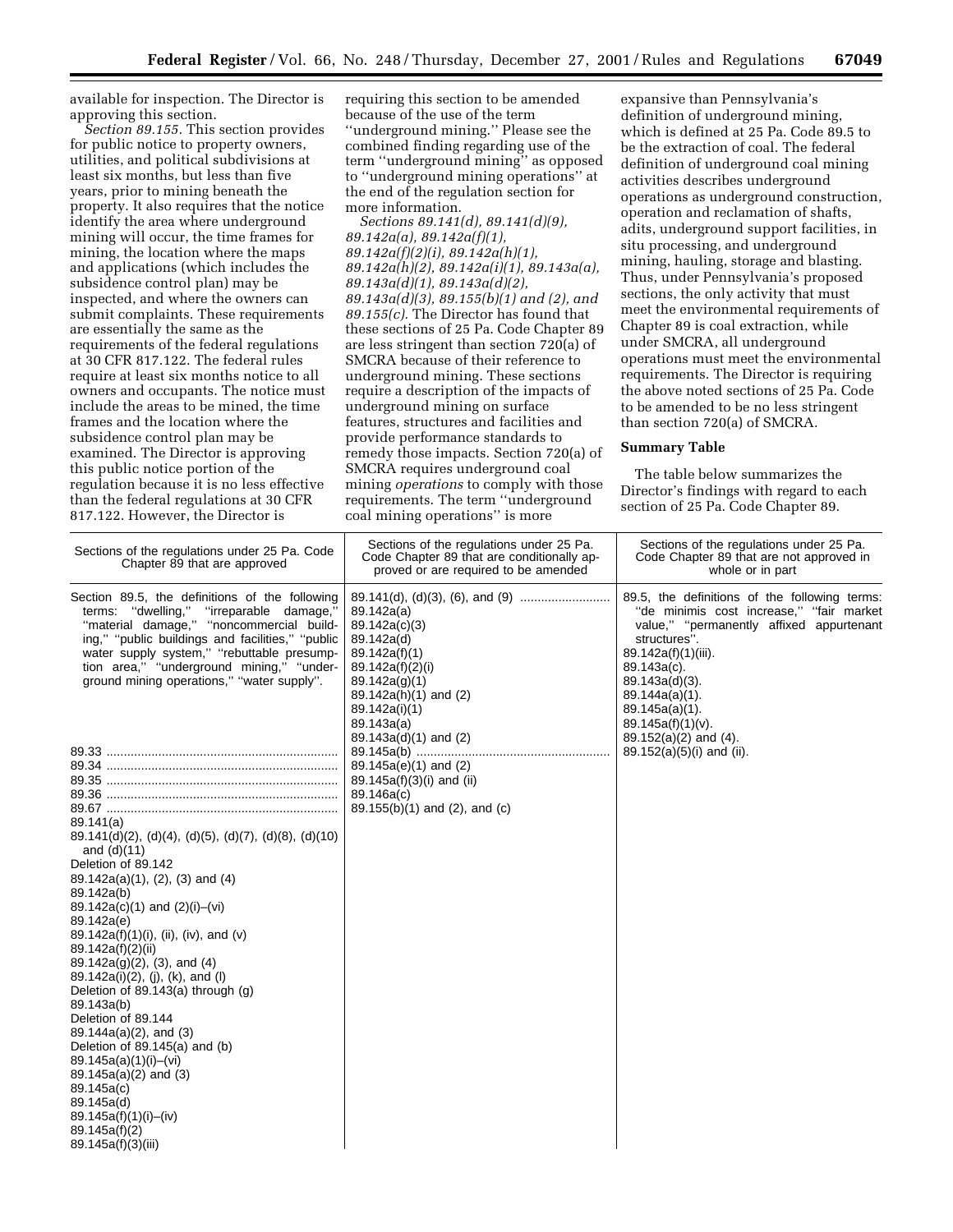available for inspection. The Director is approving this section.

*Section 89.155.* This section provides for public notice to property owners, utilities, and political subdivisions at least six months, but less than five years, prior to mining beneath the property. It also requires that the notice identify the area where underground mining will occur, the time frames for mining, the location where the maps and applications (which includes the subsidence control plan) may be inspected, and where the owners can submit complaints. These requirements are essentially the same as the requirements of the federal regulations at 30 CFR 817.122. The federal rules require at least six months notice to all owners and occupants. The notice must include the areas to be mined, the time frames and the location where the subsidence control plan may be examined. The Director is approving this public notice portion of the regulation because it is no less effective than the federal regulations at 30 CFR 817.122. However, the Director is requiring this section to be amended because of the use of the term "underground mining." Please see the combined finding regarding use of the term "underground mining" as opposed to "underground mining operations" at the end of the regulation section for more information.

*Sections 89.141(d), 89.141(d)(9), 89.142a(a), 89.142a(f)(1), 89.142a(f)(2)(i), 89.142a(h)(1), 89.142a(h)(2), 89.142a(i)(1), 89.143a(a), 89.143a(d)(1), 89.143a(d)(2), 89.143a(d)(3), 89.155(b)(1) and (2), and 89.155(c).* The Director has found that these sections of 25 Pa. Code Chapter 89 are less stringent than section 720(a) of SMCRA because of their reference to underground mining. These sections require a description of the impacts of underground mining on surface features, structures and facilities and provide performance standards to remedy those impacts. Section 720(a) of SMCRA requires underground coal mining *operations* to comply with those requirements. The term "underground coal mining operations" is more expansive than Pennsylvania's definition of underground mining, which is defined at 25 Pa. Code 89.5 to be the extraction of coal. The federal definition of underground coal mining activities describes underground operations as underground construction, operation and reclamation of shafts, adits, underground support facilities, in situ processing, and underground mining, hauling, storage and blasting. Thus, under Pennsylvania's proposed sections, the only activity that must meet the environmental requirements of Chapter 89 is coal extraction, while under SMCRA, all underground operations must meet the environmental requirements. The Director is requiring the above noted sections of 25 Pa. Code to be amended to be no less stringent than section 720(a) of SMCRA.

**Summary Table**

The table below summarizes the Director's findings with regard to each section of 25 Pa. Code Chapter 89.

| Sections of the regulations under 25 Pa. Code Chapter 89 that are approved | Sections of the regulations under 25 Pa. Code Chapter 89 that are conditionally approved or are required to be amended | Sections of the regulations under 25 Pa. Code Chapter 89 that are not approved in whole or in part |
|---|---|---|
| Section 89.5, the definitions of the following terms: "dwelling," "irreparable damage," "material damage," "noncommercial building," "public buildings and facilities," "public water supply system," "rebuttable presumption area," "underground mining," "underground mining operations," "water supply". | 89.141(d), (d)(3), (6), and (9) | 89.5, the definitions of the following terms: "de minimis cost increase," "fair market value," "permanently affixed appurtenant structures". |
| | 89.142a(a) | 89.142a(f)(1)(iii). |
| | 89.142a(c)(3) | 89.143a(c). |
| | 89.142a(d) | 89.143a(d)(3). |
| | 89.142a(f)(1) | 89.144a(a)(1). |
| | 89.142a(f)(2)(i) | 89.145a(a)(1). |
| | 89.142a(g)(1) | 89.145a(f)(1)(v). |
| | 89.142a(h)(1) and (2) | 89.152(a)(2) and (4). |
| | 89.142a(i)(1) | 89.152(a)(5)(i) and (ii). |
| | 89.143a(a) | |
| | 89.143a(d)(1) and (2) | |
| 89.33 | 89.145a(b) | |
| 89.34 | 89.145a(e)(1) and (2) | |
| 89.35 | 89.145a(f)(3)(i) and (ii) | |
| 89.36 | 89.146a(c) | |
| 89.67 | 89.155(b)(1) and (2), and (c) | |
| 89.141(a) | | |
| 89.141(d)(2), (d)(4), (d)(5), (d)(7), (d)(8), (d)(10) and (d)(11) | | |
| Deletion of 89.142 | | |
| 89.142a(a)(1), (2), (3) and (4) | | |
| 89.142a(b) | | |
| 89.142a(c)(1) and (2)(i)–(vi) | | |
| 89.142a(e) | | |
| 89.142a(f)(1)(i), (ii), (iv), and (v) | | |
| 89.142a(f)(2)(ii) | | |
| 89.142a(g)(2), (3), and (4) | | |
| 89.142a(i)(2), (j), (k), and (l) | | |
| Deletion of 89.143(a) through (g) | | |
| 89.143a(b) | | |
| Deletion of 89.144 | | |
| 89.144a(a)(2), and (3) | | |
| Deletion of 89.145(a) and (b) | | |
| 89.145a(a)(1)(i)–(vi) | | |
| 89.145a(a)(2) and (3) | | |
| 89.145a(c) | | |
| 89.145a(d) | | |
| 89.145a(f)(1)(i)–(iv) | | |
| 89.145a(f)(2) | | |
| 89.145a(f)(3)(iii) | | |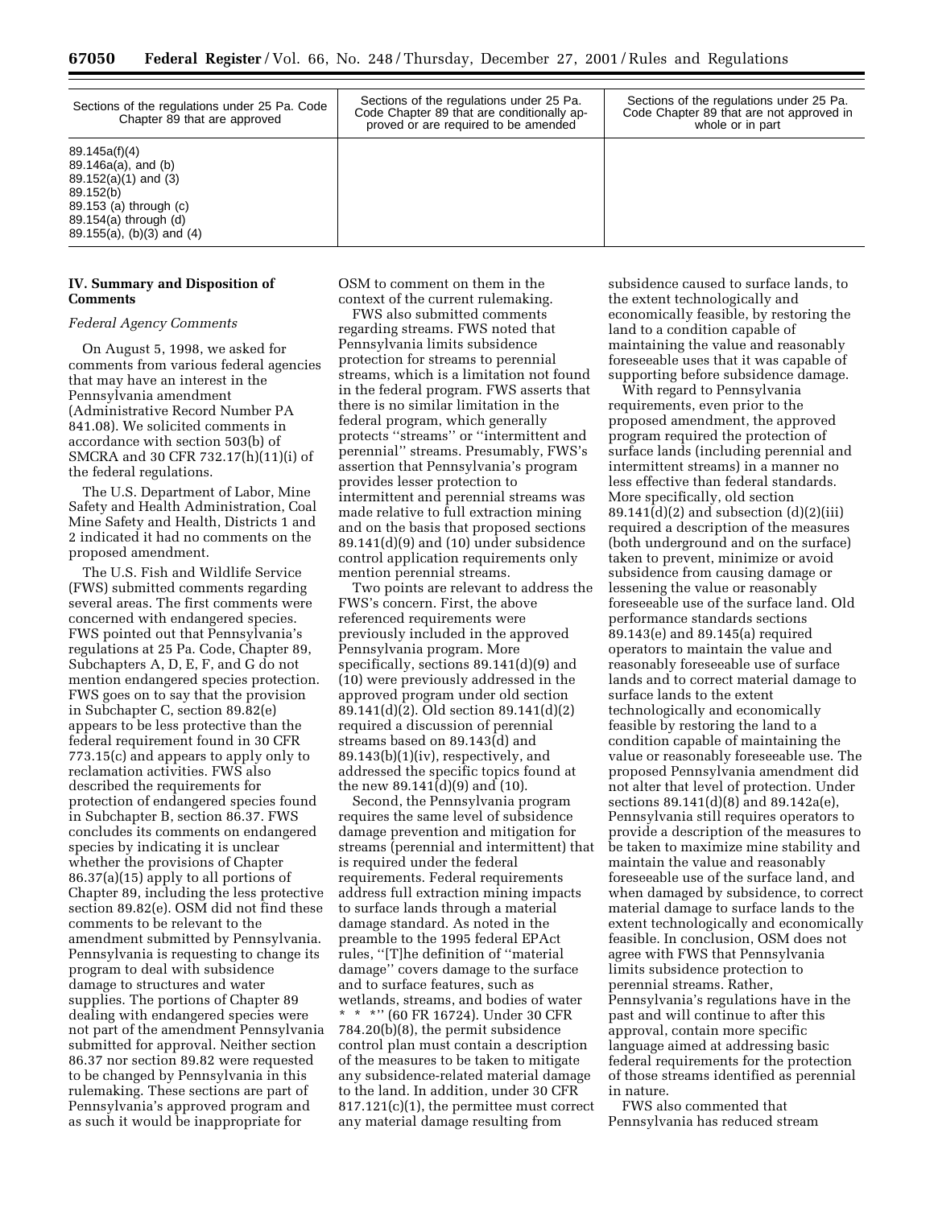| Sections of the regulations under 25 Pa. Code Chapter 89 that are approved | Sections of the regulations under 25 Pa. Code Chapter 89 that are conditionally approved or are required to be amended | Sections of the regulations under 25 Pa. Code Chapter 89 that are not approved in whole or in part |
|---|---|---|
| 89.145a(f)(4)<br>89.146a(a), and (b)<br>89.152(a)(1) and (3)<br>89.152(b)<br>89.153 (a) through (c)<br>89.154(a) through (d)<br>89.155(a), (b)(3) and (4) | | |

## IV. Summary and Disposition of Comments

*Federal Agency Comments*

On August 5, 1998, we asked for comments from various federal agencies that may have an interest in the Pennsylvania amendment (Administrative Record Number PA 841.08). We solicited comments in accordance with section 503(b) of SMCRA and 30 CFR 732.17(h)(11)(i) of the federal regulations.

The U.S. Department of Labor, Mine Safety and Health Administration, Coal Mine Safety and Health, Districts 1 and 2 indicated it had no comments on the proposed amendment.

The U.S. Fish and Wildlife Service (FWS) submitted comments regarding several areas. The first comments were concerned with endangered species. FWS pointed out that Pennsylvania's regulations at 25 Pa. Code, Chapter 89, Subchapters A, D, E, F, and G do not mention endangered species protection. FWS goes on to say that the provision in Subchapter C, section 89.82(e) appears to be less protective than the federal requirement found in 30 CFR 773.15(c) and appears to apply only to reclamation activities. FWS also described the requirements for protection of endangered species found in Subchapter B, section 86.37. FWS concludes its comments on endangered species by indicating it is unclear whether the provisions of Chapter 86.37(a)(15) apply to all portions of Chapter 89, including the less protective section 89.82(e). OSM did not find these comments to be relevant to the amendment submitted by Pennsylvania. Pennsylvania is requesting to change its program to deal with subsidence damage to structures and water supplies. The portions of Chapter 89 dealing with endangered species were not part of the amendment Pennsylvania submitted for approval. Neither section 86.37 nor section 89.82 were requested to be changed by Pennsylvania in this rulemaking. These sections are part of Pennsylvania's approved program and as such it would be inappropriate for OSM to comment on them in the context of the current rulemaking.

FWS also submitted comments regarding streams. FWS noted that Pennsylvania limits subsidence protection for streams to perennial streams, which is a limitation not found in the federal program. FWS asserts that there is no similar limitation in the federal program, which generally protects "streams" or "intermittent and perennial" streams. Presumably, FWS's assertion that Pennsylvania's program provides lesser protection to intermittent and perennial streams was made relative to full extraction mining and on the basis that proposed sections 89.141(d)(9) and (10) under subsidence control application requirements only mention perennial streams.

Two points are relevant to address the FWS's concern. First, the above referenced requirements were previously included in the approved Pennsylvania program. More specifically, sections 89.141(d)(9) and (10) were previously addressed in the approved program under old section 89.141(d)(2). Old section 89.141(d)(2) required a discussion of perennial streams based on 89.143(d) and 89.143(b)(1)(iv), respectively, and addressed the specific topics found at the new 89.141(d)(9) and (10).

Second, the Pennsylvania program requires the same level of subsidence damage prevention and mitigation for streams (perennial and intermittent) that is required under the federal requirements. Federal requirements address full extraction mining impacts to surface lands through a material damage standard. As noted in the preamble to the 1995 federal EPAct rules, "[T]he definition of "material damage" covers damage to the surface and to surface features, such as wetlands, streams, and bodies of water * * *" (60 FR 16724). Under 30 CFR 784.20(b)(8), the permit subsidence control plan must contain a description of the measures to be taken to mitigate any subsidence-related material damage to the land. In addition, under 30 CFR 817.121(c)(1), the permittee must correct any material damage resulting from subsidence caused to surface lands, to the extent technologically and economically feasible, by restoring the land to a condition capable of maintaining the value and reasonably foreseeable uses that it was capable of supporting before subsidence damage.

With regard to Pennsylvania requirements, even prior to the proposed amendment, the approved program required the protection of surface lands (including perennial and intermittent streams) in a manner no less effective than federal standards. More specifically, old section 89.141(d)(2) and subsection (d)(2)(iii) required a description of the measures (both underground and on the surface) taken to prevent, minimize or avoid subsidence from causing damage or lessening the value or reasonably foreseeable use of the surface land. Old performance standards sections 89.143(e) and 89.145(a) required operators to maintain the value and reasonably foreseeable use of surface lands and to correct material damage to surface lands to the extent technologically and economically feasible by restoring the land to a condition capable of maintaining the value or reasonably foreseeable use. The proposed Pennsylvania amendment did not alter that level of protection. Under sections 89.141(d)(8) and 89.142a(e), Pennsylvania still requires operators to provide a description of the measures to be taken to maximize mine stability and maintain the value and reasonably foreseeable use of the surface land, and when damaged by subsidence, to correct material damage to surface lands to the extent technologically and economically feasible. In conclusion, OSM does not agree with FWS that Pennsylvania limits subsidence protection to perennial streams. Rather, Pennsylvania's regulations have in the past and will continue to after this approval, contain more specific language aimed at addressing basic federal requirements for the protection of those streams identified as perennial in nature.

FWS also commented that Pennsylvania has reduced stream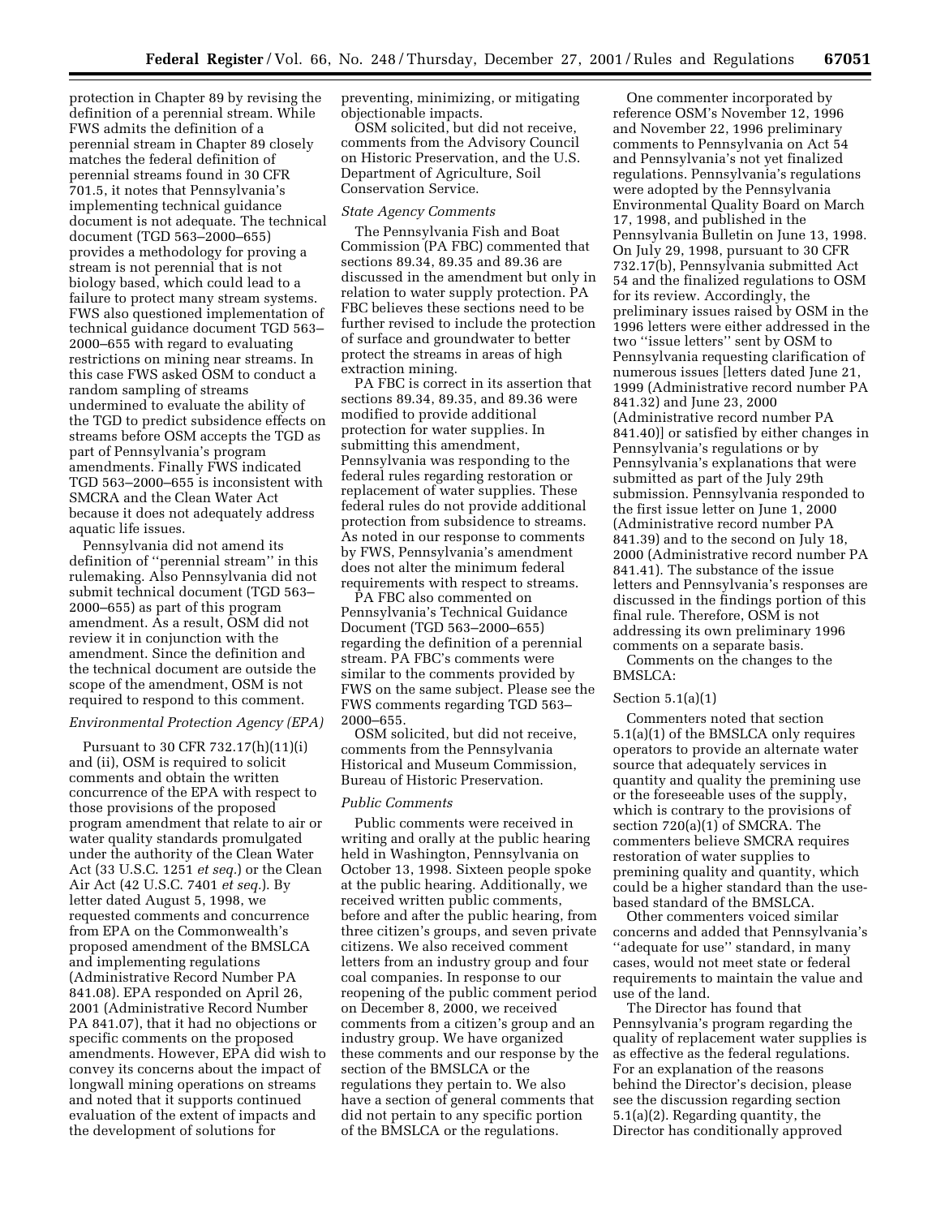protection in Chapter 89 by revising the definition of a perennial stream. While FWS admits the definition of a perennial stream in Chapter 89 closely matches the federal definition of perennial streams found in 30 CFR 701.5, it notes that Pennsylvania's implementing technical guidance document is not adequate. The technical document (TGD 563–2000–655) provides a methodology for proving a stream is not perennial that is not biology based, which could lead to a failure to protect many stream systems. FWS also questioned implementation of technical guidance document TGD 563–2000–655 with regard to evaluating restrictions on mining near streams. In this case FWS asked OSM to conduct a random sampling of streams undermined to evaluate the ability of the TGD to predict subsidence effects on streams before OSM accepts the TGD as part of Pennsylvania's program amendments. Finally FWS indicated TGD 563–2000–655 is inconsistent with SMCRA and the Clean Water Act because it does not adequately address aquatic life issues.

Pennsylvania did not amend its definition of ''perennial stream'' in this rulemaking. Also Pennsylvania did not submit technical document (TGD 563–2000–655) as part of this program amendment. As a result, OSM did not review it in conjunction with the amendment. Since the definition and the technical document are outside the scope of the amendment, OSM is not required to respond to this comment.

*Environmental Protection Agency (EPA)*

Pursuant to 30 CFR 732.17(h)(11)(i) and (ii), OSM is required to solicit comments and obtain the written concurrence of the EPA with respect to those provisions of the proposed program amendment that relate to air or water quality standards promulgated under the authority of the Clean Water Act (33 U.S.C. 1251 *et seq.*) or the Clean Air Act (42 U.S.C. 7401 *et seq.*). By letter dated August 5, 1998, we requested comments and concurrence from EPA on the Commonwealth's proposed amendment of the BMSLCA and implementing regulations (Administrative Record Number PA 841.08). EPA responded on April 26, 2001 (Administrative Record Number PA 841.07), that it had no objections or specific comments on the proposed amendments. However, EPA did wish to convey its concerns about the impact of longwall mining operations on streams and noted that it supports continued evaluation of the extent of impacts and the development of solutions for preventing, minimizing, or mitigating objectionable impacts.

OSM solicited, but did not receive, comments from the Advisory Council on Historic Preservation, and the U.S. Department of Agriculture, Soil Conservation Service.

*State Agency Comments*

The Pennsylvania Fish and Boat Commission (PA FBC) commented that sections 89.34, 89.35 and 89.36 are discussed in the amendment but only in relation to water supply protection. PA FBC believes these sections need to be further revised to include the protection of surface and groundwater to better protect the streams in areas of high extraction mining.

PA FBC is correct in its assertion that sections 89.34, 89.35, and 89.36 were modified to provide additional protection for water supplies. In submitting this amendment, Pennsylvania was responding to the federal rules regarding restoration or replacement of water supplies. These federal rules do not provide additional protection from subsidence to streams. As noted in our response to comments by FWS, Pennsylvania's amendment does not alter the minimum federal requirements with respect to streams.

PA FBC also commented on Pennsylvania's Technical Guidance Document (TGD 563–2000–655) regarding the definition of a perennial stream. PA FBC's comments were similar to the comments provided by FWS on the same subject. Please see the FWS comments regarding TGD 563–2000–655.

OSM solicited, but did not receive, comments from the Pennsylvania Historical and Museum Commission, Bureau of Historic Preservation.

*Public Comments*

Public comments were received in writing and orally at the public hearing held in Washington, Pennsylvania on October 13, 1998. Sixteen people spoke at the public hearing. Additionally, we received written public comments, before and after the public hearing, from three citizen's groups, and seven private citizens. We also received comment letters from an industry group and four coal companies. In response to our reopening of the public comment period on December 8, 2000, we received comments from a citizen's group and an industry group. We have organized these comments and our response by the section of the BMSLCA or the regulations they pertain to. We also have a section of general comments that did not pertain to any specific portion of the BMSLCA or the regulations.

One commenter incorporated by reference OSM's November 12, 1996 and November 22, 1996 preliminary comments to Pennsylvania on Act 54 and Pennsylvania's not yet finalized regulations. Pennsylvania's regulations were adopted by the Pennsylvania Environmental Quality Board on March 17, 1998, and published in the Pennsylvania Bulletin on June 13, 1998. On July 29, 1998, pursuant to 30 CFR 732.17(b), Pennsylvania submitted Act 54 and the finalized regulations to OSM for its review. Accordingly, the preliminary issues raised by OSM in the 1996 letters were either addressed in the two ''issue letters'' sent by OSM to Pennsylvania requesting clarification of numerous issues [letters dated June 21, 1999 (Administrative record number PA 841.32) and June 23, 2000 (Administrative record number PA 841.40)] or satisfied by either changes in Pennsylvania's regulations or by Pennsylvania's explanations that were submitted as part of the July 29th submission. Pennsylvania responded to the first issue letter on June 1, 2000 (Administrative record number PA 841.39) and to the second on July 18, 2000 (Administrative record number PA 841.41). The substance of the issue letters and Pennsylvania's responses are discussed in the findings portion of this final rule. Therefore, OSM is not addressing its own preliminary 1996 comments on a separate basis.

Comments on the changes to the BMSLCA:

Section 5.1(a)(1)

Commenters noted that section 5.1(a)(1) of the BMSLCA only requires operators to provide an alternate water source that adequately services in quantity and quality the premining use or the foreseeable uses of the supply, which is contrary to the provisions of section 720(a)(1) of SMCRA. The commenters believe SMCRA requires restoration of water supplies to premining quality and quantity, which could be a higher standard than the use-based standard of the BMSLCA.

Other commenters voiced similar concerns and added that Pennsylvania's ''adequate for use'' standard, in many cases, would not meet state or federal requirements to maintain the value and use of the land.

The Director has found that Pennsylvania's program regarding the quality of replacement water supplies is as effective as the federal regulations. For an explanation of the reasons behind the Director's decision, please see the discussion regarding section 5.1(a)(2). Regarding quantity, the Director has conditionally approved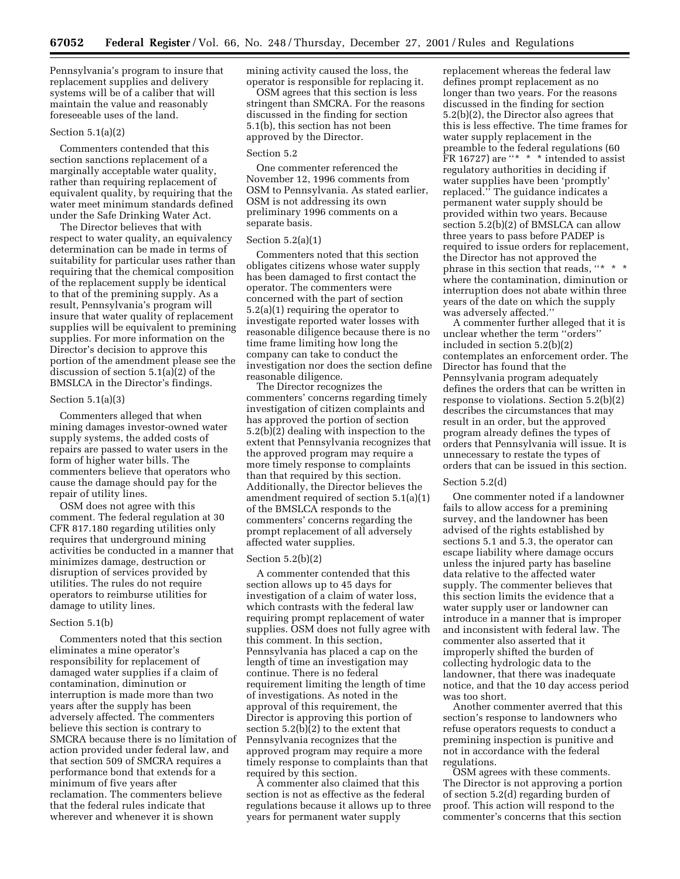Pennsylvania's program to insure that replacement supplies and delivery systems will be of a caliber that will maintain the value and reasonably foreseeable uses of the land.

### Section 5.1(a)(2)

Commenters contended that this section sanctions replacement of a marginally acceptable water quality, rather than requiring replacement of equivalent quality, by requiring that the water meet minimum standards defined under the Safe Drinking Water Act.

The Director believes that with respect to water quality, an equivalency determination can be made in terms of suitability for particular uses rather than requiring that the chemical composition of the replacement supply be identical to that of the premining supply. As a result, Pennsylvania's program will insure that water quality of replacement supplies will be equivalent to premining supplies. For more information on the Director's decision to approve this portion of the amendment please see the discussion of section 5.1(a)(2) of the BMSLCA in the Director's findings.

### Section 5.1(a)(3)

Commenters alleged that when mining damages investor-owned water supply systems, the added costs of repairs are passed to water users in the form of higher water bills. The commenters believe that operators who cause the damage should pay for the repair of utility lines.

OSM does not agree with this comment. The federal regulation at 30 CFR 817.180 regarding utilities only requires that underground mining activities be conducted in a manner that minimizes damage, destruction or disruption of services provided by utilities. The rules do not require operators to reimburse utilities for damage to utility lines.

### Section 5.1(b)

Commenters noted that this section eliminates a mine operator's responsibility for replacement of damaged water supplies if a claim of contamination, diminution or interruption is made more than two years after the supply has been adversely affected. The commenters believe this section is contrary to SMCRA because there is no limitation of action provided under federal law, and that section 509 of SMCRA requires a performance bond that extends for a minimum of five years after reclamation. The commenters believe that the federal rules indicate that wherever and whenever it is shown mining activity caused the loss, the operator is responsible for replacing it.

OSM agrees that this section is less stringent than SMCRA. For the reasons discussed in the finding for section 5.1(b), this section has not been approved by the Director.

### Section 5.2

One commenter referenced the November 12, 1996 comments from OSM to Pennsylvania. As stated earlier, OSM is not addressing its own preliminary 1996 comments on a separate basis.

### Section 5.2(a)(1)

Commenters noted that this section obligates citizens whose water supply has been damaged to first contact the operator. The commenters were concerned with the part of section 5.2(a)(1) requiring the operator to investigate reported water losses with reasonable diligence because there is no time frame limiting how long the company can take to conduct the investigation nor does the section define reasonable diligence.

The Director recognizes the commenters' concerns regarding timely investigation of citizen complaints and has approved the portion of section 5.2(b)(2) dealing with inspection to the extent that Pennsylvania recognizes that the approved program may require a more timely response to complaints than that required by this section. Additionally, the Director believes the amendment required of section 5.1(a)(1) of the BMSLCA responds to the commenters' concerns regarding the prompt replacement of all adversely affected water supplies.

### Section 5.2(b)(2)

A commenter contended that this section allows up to 45 days for investigation of a claim of water loss, which contrasts with the federal law requiring prompt replacement of water supplies. OSM does not fully agree with this comment. In this section, Pennsylvania has placed a cap on the length of time an investigation may continue. There is no federal requirement limiting the length of time of investigations. As noted in the approval of this requirement, the Director is approving this portion of section 5.2(b)(2) to the extent that Pennsylvania recognizes that the approved program may require a more timely response to complaints than that required by this section.

A commenter also claimed that this section is not as effective as the federal regulations because it allows up to three years for permanent water supply replacement whereas the federal law defines prompt replacement as no longer than two years. For the reasons discussed in the finding for section 5.2(b)(2), the Director also agrees that this is less effective. The time frames for water supply replacement in the preamble to the federal regulations (60 FR 16727) are "* * * intended to assist regulatory authorities in deciding if water supplies have been 'promptly' replaced." The guidance indicates a permanent water supply should be provided within two years. Because section 5.2(b)(2) of BMSLCA can allow three years to pass before PADEP is required to issue orders for replacement, the Director has not approved the phrase in this section that reads, "* * * where the contamination, diminution or interruption does not abate within three years of the date on which the supply was adversely affected."

A commenter further alleged that it is unclear whether the term "orders" included in section 5.2(b)(2) contemplates an enforcement order. The Director has found that the Pennsylvania program adequately defines the orders that can be written in response to violations. Section 5.2(b)(2) describes the circumstances that may result in an order, but the approved program already defines the types of orders that Pennsylvania will issue. It is unnecessary to restate the types of orders that can be issued in this section.

### Section 5.2(d)

One commenter noted if a landowner fails to allow access for a premining survey, and the landowner has been advised of the rights established by sections 5.1 and 5.3, the operator can escape liability where damage occurs unless the injured party has baseline data relative to the affected water supply. The commenter believes that this section limits the evidence that a water supply user or landowner can introduce in a manner that is improper and inconsistent with federal law. The commenter also asserted that it improperly shifted the burden of collecting hydrologic data to the landowner, that there was inadequate notice, and that the 10 day access period was too short.

Another commenter averred that this section's response to landowners who refuse operators requests to conduct a premining inspection is punitive and not in accordance with the federal regulations.

OSM agrees with these comments. The Director is not approving a portion of section 5.2(d) regarding burden of proof. This action will respond to the commenter's concerns that this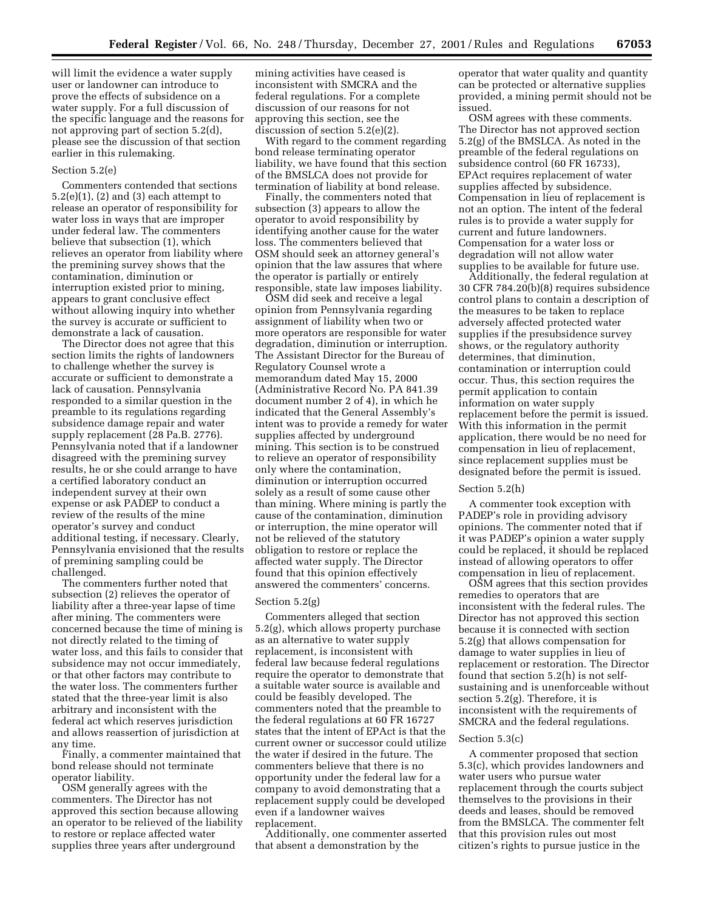will limit the evidence a water supply user or landowner can introduce to prove the effects of subsidence on a water supply. For a full discussion of the specific language and the reasons for not approving part of section 5.2(d), please see the discussion of that section earlier in this rulemaking.

### Section 5.2(e)

Commenters contended that sections 5.2(e)(1), (2) and (3) each attempt to release an operator of responsibility for water loss in ways that are improper under federal law. The commenters believe that subsection (1), which relieves an operator from liability where the premining survey shows that the contamination, diminution or interruption existed prior to mining, appears to grant conclusive effect without allowing inquiry into whether the survey is accurate or sufficient to demonstrate a lack of causation.

The Director does not agree that this section limits the rights of landowners to challenge whether the survey is accurate or sufficient to demonstrate a lack of causation. Pennsylvania responded to a similar question in the preamble to its regulations regarding subsidence damage repair and water supply replacement (28 Pa.B. 2776). Pennsylvania noted that if a landowner disagreed with the premining survey results, he or she could arrange to have a certified laboratory conduct an independent survey at their own expense or ask PADEP to conduct a review of the results of the mine operator's survey and conduct additional testing, if necessary. Clearly, Pennsylvania envisioned that the results of premining sampling could be challenged.

The commenters further noted that subsection (2) relieves the operator of liability after a three-year lapse of time after mining. The commenters were concerned because the time of mining is not directly related to the timing of water loss, and this fails to consider that subsidence may not occur immediately, or that other factors may contribute to the water loss. The commenters further stated that the three-year limit is also arbitrary and inconsistent with the federal act which reserves jurisdiction and allows reassertion of jurisdiction at any time.

Finally, a commenter maintained that bond release should not terminate operator liability.

OSM generally agrees with the commenters. The Director has not approved this section because allowing an operator to be relieved of the liability to restore or replace affected water supplies three years after underground mining activities have ceased is inconsistent with SMCRA and the federal regulations. For a complete discussion of our reasons for not approving this section, see the discussion of section 5.2(e)(2).

With regard to the comment regarding bond release terminating operator liability, we have found that this section of the BMSLCA does not provide for termination of liability at bond release.

Finally, the commenters noted that subsection (3) appears to allow the operator to avoid responsibility by identifying another cause for the water loss. The commenters believed that OSM should seek an attorney general's opinion that the law assures that where the operator is partially or entirely responsible, state law imposes liability.

OSM did seek and receive a legal opinion from Pennsylvania regarding assignment of liability when two or more operators are responsible for water degradation, diminution or interruption. The Assistant Director for the Bureau of Regulatory Counsel wrote a memorandum dated May 15, 2000 (Administrative Record No. PA 841.39 document number 2 of 4), in which he indicated that the General Assembly's intent was to provide a remedy for water supplies affected by underground mining. This section is to be construed to relieve an operator of responsibility only where the contamination, diminution or interruption occurred solely as a result of some cause other than mining. Where mining is partly the cause of the contamination, diminution or interruption, the mine operator will not be relieved of the statutory obligation to restore or replace the affected water supply. The Director found that this opinion effectively answered the commenters' concerns.

### Section 5.2(g)

Commenters alleged that section 5.2(g), which allows property purchase as an alternative to water supply replacement, is inconsistent with federal law because federal regulations require the operator to demonstrate that a suitable water source is available and could be feasibly developed. The commenters noted that the preamble to the federal regulations at 60 FR 16727 states that the intent of EPAct is that the current owner or successor could utilize the water if desired in the future. The commenters believe that there is no opportunity under the federal law for a company to avoid demonstrating that a replacement supply could be developed even if a landowner waives replacement.

Additionally, one commenter asserted that absent a demonstration by the operator that water quality and quantity can be protected or alternative supplies provided, a mining permit should not be issued.

OSM agrees with these comments. The Director has not approved section 5.2(g) of the BMSLCA. As noted in the preamble of the federal regulations on subsidence control (60 FR 16733), EPAct requires replacement of water supplies affected by subsidence. Compensation in lieu of replacement is not an option. The intent of the federal rules is to provide a water supply for current and future landowners. Compensation for a water loss or degradation will not allow water supplies to be available for future use.

Additionally, the federal regulation at 30 CFR 784.20(b)(8) requires subsidence control plans to contain a description of the measures to be taken to replace adversely affected protected water supplies if the presubsidence survey shows, or the regulatory authority determines, that diminution, contamination or interruption could occur. Thus, this section requires the permit application to contain information on water supply replacement before the permit is issued. With this information in the permit application, there would be no need for compensation in lieu of replacement, since replacement supplies must be designated before the permit is issued.

### Section 5.2(h)

A commenter took exception with PADEP's role in providing advisory opinions. The commenter noted that if it was PADEP's opinion a water supply could be replaced, it should be replaced instead of allowing operators to offer compensation in lieu of replacement.

OSM agrees that this section provides remedies to operators that are inconsistent with the federal rules. The Director has not approved this section because it is connected with section 5.2(g) that allows compensation for damage to water supplies in lieu of replacement or restoration. The Director found that section 5.2(h) is not self-sustaining and is unenforceable without section 5.2(g). Therefore, it is inconsistent with the requirements of SMCRA and the federal regulations.

### Section 5.3(c)

A commenter proposed that section 5.3(c), which provides landowners and water users who pursue water replacement through the courts subject themselves to the provisions in their deeds and leases, should be removed from the BMSLCA. The commenter felt that this provision rules out most citizen's rights to pursue justice in the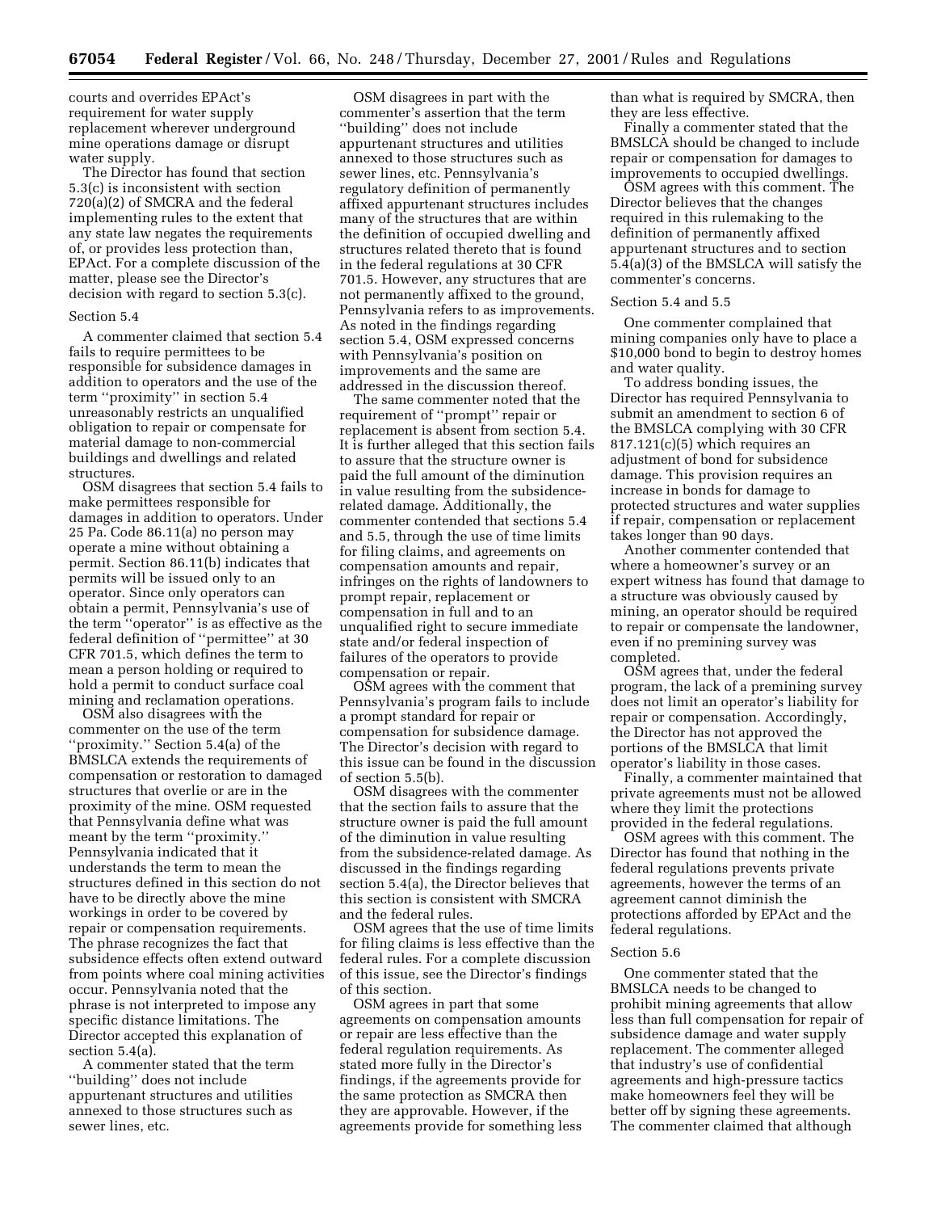courts and overrides EPAct's requirement for water supply replacement wherever underground mine operations damage or disrupt water supply.

The Director has found that section 5.3(c) is inconsistent with section 720(a)(2) of SMCRA and the federal implementing rules to the extent that any state law negates the requirements of, or provides less protection than, EPAct. For a complete discussion of the matter, please see the Director's decision with regard to section 5.3(c).

Section 5.4

A commenter claimed that section 5.4 fails to require permittees to be responsible for subsidence damages in addition to operators and the use of the term "proximity" in section 5.4 unreasonably restricts an unqualified obligation to repair or compensate for material damage to non-commercial buildings and dwellings and related structures.

OSM disagrees that section 5.4 fails to make permittees responsible for damages in addition to operators. Under 25 Pa. Code 86.11(a) no person may operate a mine without obtaining a permit. Section 86.11(b) indicates that permits will be issued only to an operator. Since only operators can obtain a permit, Pennsylvania's use of the term "operator" is as effective as the federal definition of "permittee" at 30 CFR 701.5, which defines the term to mean a person holding or required to hold a permit to conduct surface coal mining and reclamation operations.

OSM also disagrees with the commenter on the use of the term "proximity." Section 5.4(a) of the BMSLCA extends the requirements of compensation or restoration to damaged structures that overlie or are in the proximity of the mine. OSM requested that Pennsylvania define what was meant by the term "proximity." Pennsylvania indicated that it understands the term to mean the structures defined in this section do not have to be directly above the mine workings in order to be covered by repair or compensation requirements. The phrase recognizes the fact that subsidence effects often extend outward from points where coal mining activities occur. Pennsylvania noted that the phrase is not interpreted to impose any specific distance limitations. The Director accepted this explanation of section 5.4(a).

A commenter stated that the term "building" does not include appurtenant structures and utilities annexed to those structures such as sewer lines, etc.

OSM disagrees in part with the commenter's assertion that the term "building" does not include appurtenant structures and utilities annexed to those structures such as sewer lines, etc. Pennsylvania's regulatory definition of permanently affixed appurtenant structures includes many of the structures that are within the definition of occupied dwelling and structures related thereto that is found in the federal regulations at 30 CFR 701.5. However, any structures that are not permanently affixed to the ground, Pennsylvania refers to as improvements. As noted in the findings regarding section 5.4, OSM expressed concerns with Pennsylvania's position on improvements and the same are addressed in the discussion thereof.

The same commenter noted that the requirement of "prompt" repair or replacement is absent from section 5.4. It is further alleged that this section fails to assure that the structure owner is paid the full amount of the diminution in value resulting from the subsidence-related damage. Additionally, the commenter contended that sections 5.4 and 5.5, through the use of time limits for filing claims, and agreements on compensation amounts and repair, infringes on the rights of landowners to prompt repair, replacement or compensation in full and to an unqualified right to secure immediate state and/or federal inspection of failures of the operators to provide compensation or repair.

OSM agrees with the comment that Pennsylvania's program fails to include a prompt standard for repair or compensation for subsidence damage. The Director's decision with regard to this issue can be found in the discussion of section 5.5(b).

OSM disagrees with the commenter that the section fails to assure that the structure owner is paid the full amount of the diminution in value resulting from the subsidence-related damage. As discussed in the findings regarding section 5.4(a), the Director believes that this section is consistent with SMCRA and the federal rules.

OSM agrees that the use of time limits for filing claims is less effective than the federal rules. For a complete discussion of this issue, see the Director's findings of this section.

OSM agrees in part that some agreements on compensation amounts or repair are less effective than the federal regulation requirements. As stated more fully in the Director's findings, if the agreements provide for the same protection as SMCRA then they are approvable. However, if the agreements provide for something less than what is required by SMCRA, then they are less effective.

Finally a commenter stated that the BMSLCA should be changed to include repair or compensation for damages to improvements to occupied dwellings.

OSM agrees with this comment. The Director believes that the changes required in this rulemaking to the definition of permanently affixed appurtenant structures and to section 5.4(a)(3) of the BMSLCA will satisfy the commenter's concerns.

Section 5.4 and 5.5

One commenter complained that mining companies only have to place a $10,000 bond to begin to destroy homes and water quality.

To address bonding issues, the Director has required Pennsylvania to submit an amendment to section 6 of the BMSLCA complying with 30 CFR 817.121(c)(5) which requires an adjustment of bond for subsidence damage. This provision requires an increase in bonds for damage to protected structures and water supplies if repair, compensation or replacement takes longer than 90 days.

Another commenter contended that where a homeowner's survey or an expert witness has found that damage to a structure was obviously caused by mining, an operator should be required to repair or compensate the landowner, even if no premining survey was completed.

OSM agrees that, under the federal program, the lack of a premining survey does not limit an operator's liability for repair or compensation. Accordingly, the Director has not approved the portions of the BMSLCA that limit operator's liability in those cases.

Finally, a commenter maintained that private agreements must not be allowed where they limit the protections provided in the federal regulations.

OSM agrees with this comment. The Director has found that nothing in the federal regulations prevents private agreements, however the terms of an agreement cannot diminish the protections afforded by EPAct and the federal regulations.

Section 5.6

One commenter stated that the BMSLCA needs to be changed to prohibit mining agreements that allow less than full compensation for repair of subsidence damage and water supply replacement. The commenter alleged that industry's use of confidential agreements and high-pressure tactics make homeowners feel they will be better off by signing these agreements. The commenter claimed that although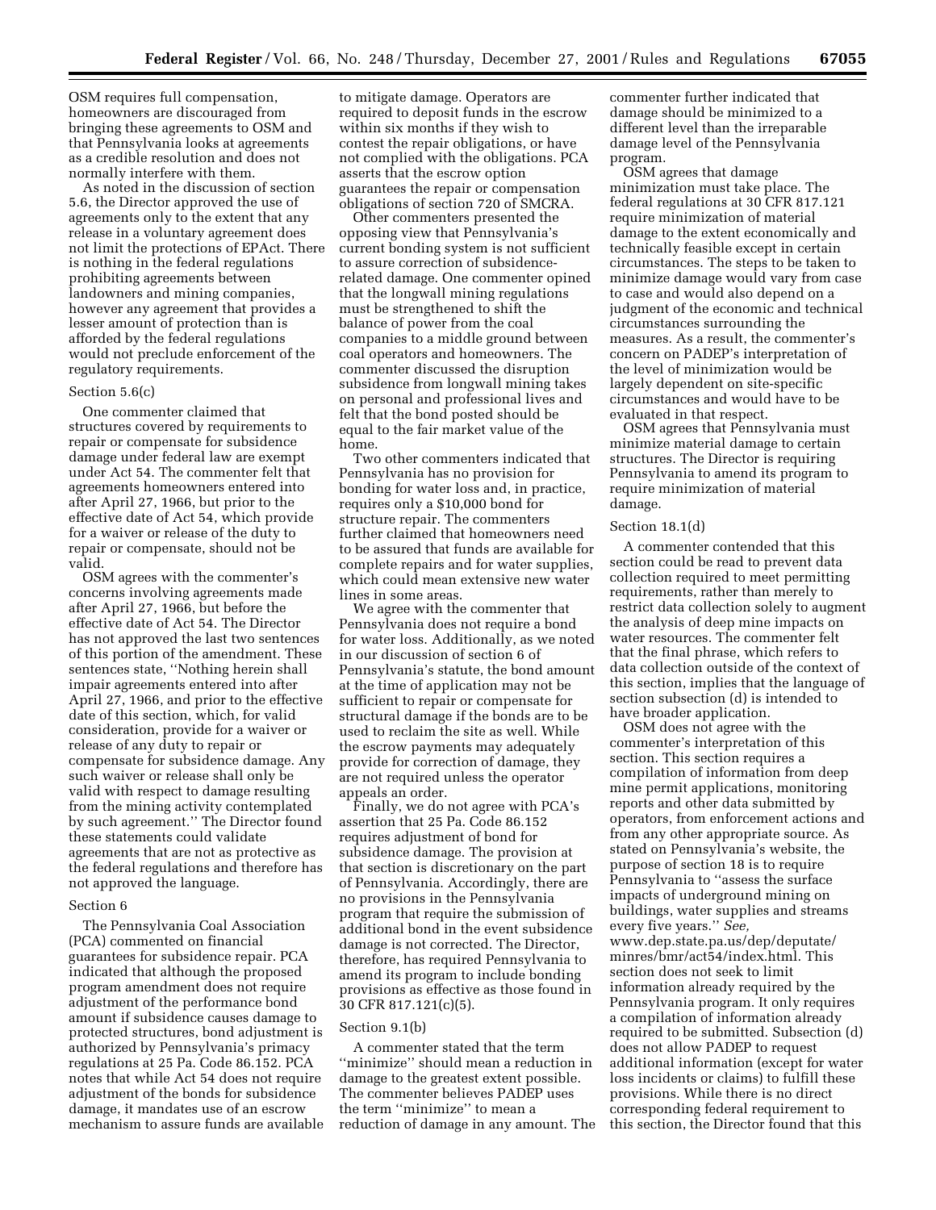OSM requires full compensation, homeowners are discouraged from bringing these agreements to OSM and that Pennsylvania looks at agreements as a credible resolution and does not normally interfere with them.

As noted in the discussion of section 5.6, the Director approved the use of agreements only to the extent that any release in a voluntary agreement does not limit the protections of EPAct. There is nothing in the federal regulations prohibiting agreements between landowners and mining companies, however any agreement that provides a lesser amount of protection than is afforded by the federal regulations would not preclude enforcement of the regulatory requirements.

### Section 5.6(c)

One commenter claimed that structures covered by requirements to repair or compensate for subsidence damage under federal law are exempt under Act 54. The commenter felt that agreements homeowners entered into after April 27, 1966, but prior to the effective date of Act 54, which provide for a waiver or release of the duty to repair or compensate, should not be valid.

OSM agrees with the commenter's concerns involving agreements made after April 27, 1966, but before the effective date of Act 54. The Director has not approved the last two sentences of this portion of the amendment. These sentences state, ''Nothing herein shall impair agreements entered into after April 27, 1966, and prior to the effective date of this section, which, for valid consideration, provide for a waiver or release of any duty to repair or compensate for subsidence damage. Any such waiver or release shall only be valid with respect to damage resulting from the mining activity contemplated by such agreement.'' The Director found these statements could validate agreements that are not as protective as the federal regulations and therefore has not approved the language.

### Section 6

The Pennsylvania Coal Association (PCA) commented on financial guarantees for subsidence repair. PCA indicated that although the proposed program amendment does not require adjustment of the performance bond amount if subsidence causes damage to protected structures, bond adjustment is authorized by Pennsylvania's primacy regulations at 25 Pa. Code 86.152. PCA notes that while Act 54 does not require adjustment of the bonds for subsidence damage, it mandates use of an escrow mechanism to assure funds are available to mitigate damage. Operators are required to deposit funds in the escrow within six months if they wish to contest the repair obligations, or have not complied with the obligations. PCA asserts that the escrow option guarantees the repair or compensation obligations of section 720 of SMCRA.

Other commenters presented the opposing view that Pennsylvania's current bonding system is not sufficient to assure correction of subsidence-related damage. One commenter opined that the longwall mining regulations must be strengthened to shift the balance of power from the coal companies to a middle ground between coal operators and homeowners. The commenter discussed the disruption subsidence from longwall mining takes on personal and professional lives and felt that the bond posted should be equal to the fair market value of the home.

Two other commenters indicated that Pennsylvania has no provision for bonding for water loss and, in practice, requires only a $10,000 bond for structure repair. The commenters further claimed that homeowners need to be assured that funds are available for complete repairs and for water supplies, which could mean extensive new water lines in some areas.

We agree with the commenter that Pennsylvania does not require a bond for water loss. Additionally, as we noted in our discussion of section 6 of Pennsylvania's statute, the bond amount at the time of application may not be sufficient to repair or compensate for structural damage if the bonds are to be used to reclaim the site as well. While the escrow payments may adequately provide for correction of damage, they are not required unless the operator appeals an order.

Finally, we do not agree with PCA's assertion that 25 Pa. Code 86.152 requires adjustment of bond for subsidence damage. The provision at that section is discretionary on the part of Pennsylvania. Accordingly, there are no provisions in the Pennsylvania program that require the submission of additional bond in the event subsidence damage is not corrected. The Director, therefore, has required Pennsylvania to amend its program to include bonding provisions as effective as those found in 30 CFR 817.121(c)(5).

### Section 9.1(b)

A commenter stated that the term ''minimize'' should mean a reduction in damage to the greatest extent possible. The commenter believes PADEP uses the term ''minimize'' to mean a reduction of damage in any amount. The commenter further indicated that damage should be minimized to a different level than the irreparable damage level of the Pennsylvania program.

OSM agrees that damage minimization must take place. The federal regulations at 30 CFR 817.121 require minimization of material damage to the extent economically and technically feasible except in certain circumstances. The steps to be taken to minimize damage would vary from case to case and would also depend on a judgment of the economic and technical circumstances surrounding the measures. As a result, the commenter's concern on PADEP's interpretation of the level of minimization would be largely dependent on site-specific circumstances and would have to be evaluated in that respect.

OSM agrees that Pennsylvania must minimize material damage to certain structures. The Director is requiring Pennsylvania to amend its program to require minimization of material damage.

### Section 18.1(d)

A commenter contended that this section could be read to prevent data collection required to meet permitting requirements, rather than merely to restrict data collection solely to augment the analysis of deep mine impacts on water resources. The commenter felt that the final phrase, which refers to data collection outside of the context of this section, implies that the language of section subsection (d) is intended to have broader application.

OSM does not agree with the commenter's interpretation of this section. This section requires a compilation of information from deep mine permit applications, monitoring reports and other data submitted by operators, from enforcement actions and from any other appropriate source. As stated on Pennsylvania's website, the purpose of section 18 is to require Pennsylvania to ''assess the surface impacts of underground mining on buildings, water supplies and streams every five years.'' *See,* www.dep.state.pa.us/dep/deputate/minres/bmr/act54/index.html. This section does not seek to limit information already required by the Pennsylvania program. It only requires a compilation of information already required to be submitted. Subsection (d) does not allow PADEP to request additional information (except for water loss incidents or claims) to fulfill these provisions. While there is no direct corresponding federal requirement to this section, the Director found that this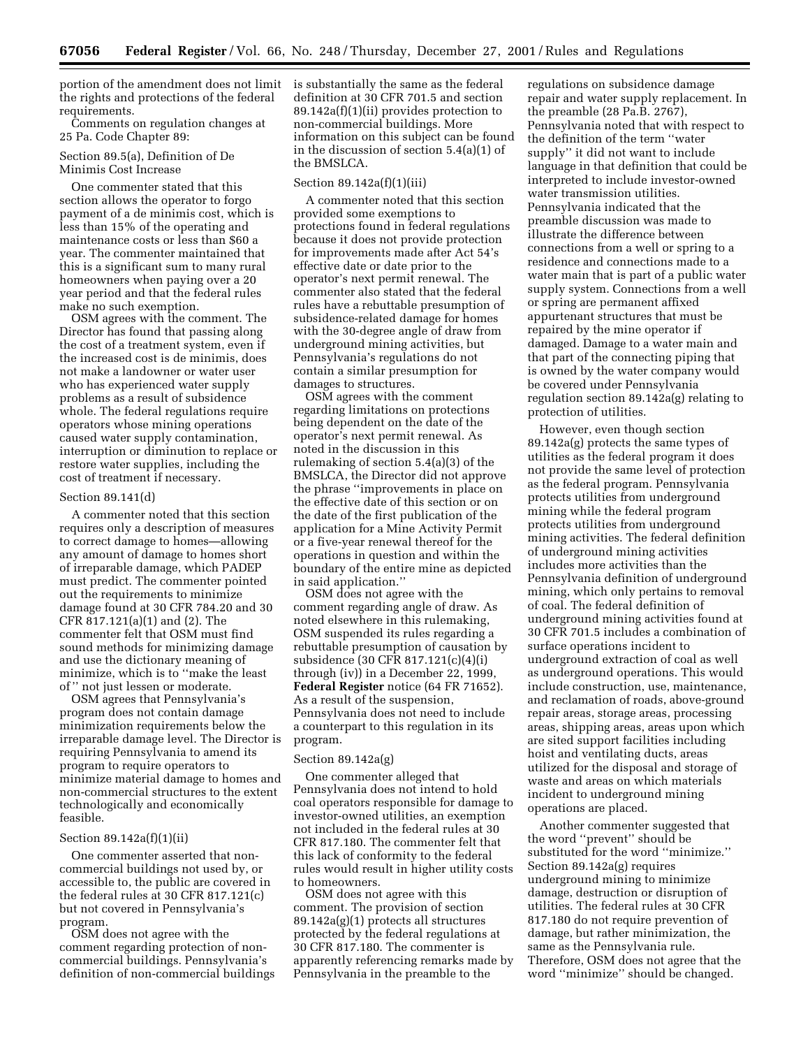portion of the amendment does not limit the rights and protections of the federal requirements.

Comments on regulation changes at 25 Pa. Code Chapter 89:

Section 89.5(a), Definition of De Minimis Cost Increase

One commenter stated that this section allows the operator to forgo payment of a de minimis cost, which is less than 15% of the operating and maintenance costs or less than $60 a year. The commenter maintained that this is a significant sum to many rural homeowners when paying over a 20 year period and that the federal rules make no such exemption.

OSM agrees with the comment. The Director has found that passing along the cost of a treatment system, even if the increased cost is de minimis, does not make a landowner or water user who has experienced water supply problems as a result of subsidence whole. The federal regulations require operators whose mining operations caused water supply contamination, interruption or diminution to replace or restore water supplies, including the cost of treatment if necessary.

Section 89.141(d)

A commenter noted that this section requires only a description of measures to correct damage to homes—allowing any amount of damage to homes short of irreparable damage, which PADEP must predict. The commenter pointed out the requirements to minimize damage found at 30 CFR 784.20 and 30 CFR 817.121(a)(1) and (2). The commenter felt that OSM must find sound methods for minimizing damage and use the dictionary meaning of minimize, which is to ''make the least of'' not just lessen or moderate.

OSM agrees that Pennsylvania's program does not contain damage minimization requirements below the irreparable damage level. The Director is requiring Pennsylvania to amend its program to require operators to minimize material damage to homes and non-commercial structures to the extent technologically and economically feasible.

Section 89.142a(f)(1)(ii)

One commenter asserted that non-commercial buildings not used by, or accessible to, the public are covered in the federal rules at 30 CFR 817.121(c) but not covered in Pennsylvania's program.

OSM does not agree with the comment regarding protection of non-commercial buildings. Pennsylvania's definition of non-commercial buildings is substantially the same as the federal definition at 30 CFR 701.5 and section 89.142a(f)(1)(ii) provides protection to non-commercial buildings. More information on this subject can be found in the discussion of section 5.4(a)(1) of the BMSLCA.

Section 89.142a(f)(1)(iii)

A commenter noted that this section provided some exemptions to protections found in federal regulations because it does not provide protection for improvements made after Act 54's effective date or date prior to the operator's next permit renewal. The commenter also stated that the federal rules have a rebuttable presumption of subsidence-related damage for homes with the 30-degree angle of draw from underground mining activities, but Pennsylvania's regulations do not contain a similar presumption for damages to structures.

OSM agrees with the comment regarding limitations on protections being dependent on the date of the operator's next permit renewal. As noted in the discussion in this rulemaking of section 5.4(a)(3) of the BMSLCA, the Director did not approve the phrase ''improvements in place on the effective date of this section or on the date of the first publication of the application for a Mine Activity Permit or a five-year renewal thereof for the operations in question and within the boundary of the entire mine as depicted in said application.''

OSM does not agree with the comment regarding angle of draw. As noted elsewhere in this rulemaking, OSM suspended its rules regarding a rebuttable presumption of causation by subsidence (30 CFR 817.121(c)(4)(i) through (iv)) in a December 22, 1999, **Federal Register** notice (64 FR 71652). As a result of the suspension, Pennsylvania does not need to include a counterpart to this regulation in its program.

Section 89.142a(g)

One commenter alleged that Pennsylvania does not intend to hold coal operators responsible for damage to investor-owned utilities, an exemption not included in the federal rules at 30 CFR 817.180. The commenter felt that this lack of conformity to the federal rules would result in higher utility costs to homeowners.

OSM does not agree with this comment. The provision of section 89.142a(g)(1) protects all structures protected by the federal regulations at 30 CFR 817.180. The commenter is apparently referencing remarks made by Pennsylvania in the preamble to the regulations on subsidence damage repair and water supply replacement. In the preamble (28 Pa.B. 2767), Pennsylvania noted that with respect to the definition of the term ''water supply'' it did not want to include language in that definition that could be interpreted to include investor-owned water transmission utilities. Pennsylvania indicated that the preamble discussion was made to illustrate the difference between connections from a well or spring to a residence and connections made to a water main that is part of a public water supply system. Connections from a well or spring are permanent affixed appurtenant structures that must be repaired by the mine operator if damaged. Damage to a water main and that part of the connecting piping that is owned by the water company would be covered under Pennsylvania regulation section 89.142a(g) relating to protection of utilities.

However, even though section 89.142a(g) protects the same types of utilities as the federal program it does not provide the same level of protection as the federal program. Pennsylvania protects utilities from underground mining while the federal program protects utilities from underground mining activities. The federal definition of underground mining activities includes more activities than the Pennsylvania definition of underground mining, which only pertains to removal of coal. The federal definition of underground mining activities found at 30 CFR 701.5 includes a combination of surface operations incident to underground extraction of coal as well as underground operations. This would include construction, use, maintenance, and reclamation of roads, above-ground repair areas, storage areas, processing areas, shipping areas, areas upon which are sited support facilities including hoist and ventilating ducts, areas utilized for the disposal and storage of waste and areas on which materials incident to underground mining operations are placed.

Another commenter suggested that the word ''prevent'' should be substituted for the word ''minimize.'' Section 89.142a(g) requires underground mining to minimize damage, destruction or disruption of utilities. The federal rules at 30 CFR 817.180 do not require prevention of damage, but rather minimization, the same as the Pennsylvania rule. Therefore, OSM does not agree that the word ''minimize'' should be changed.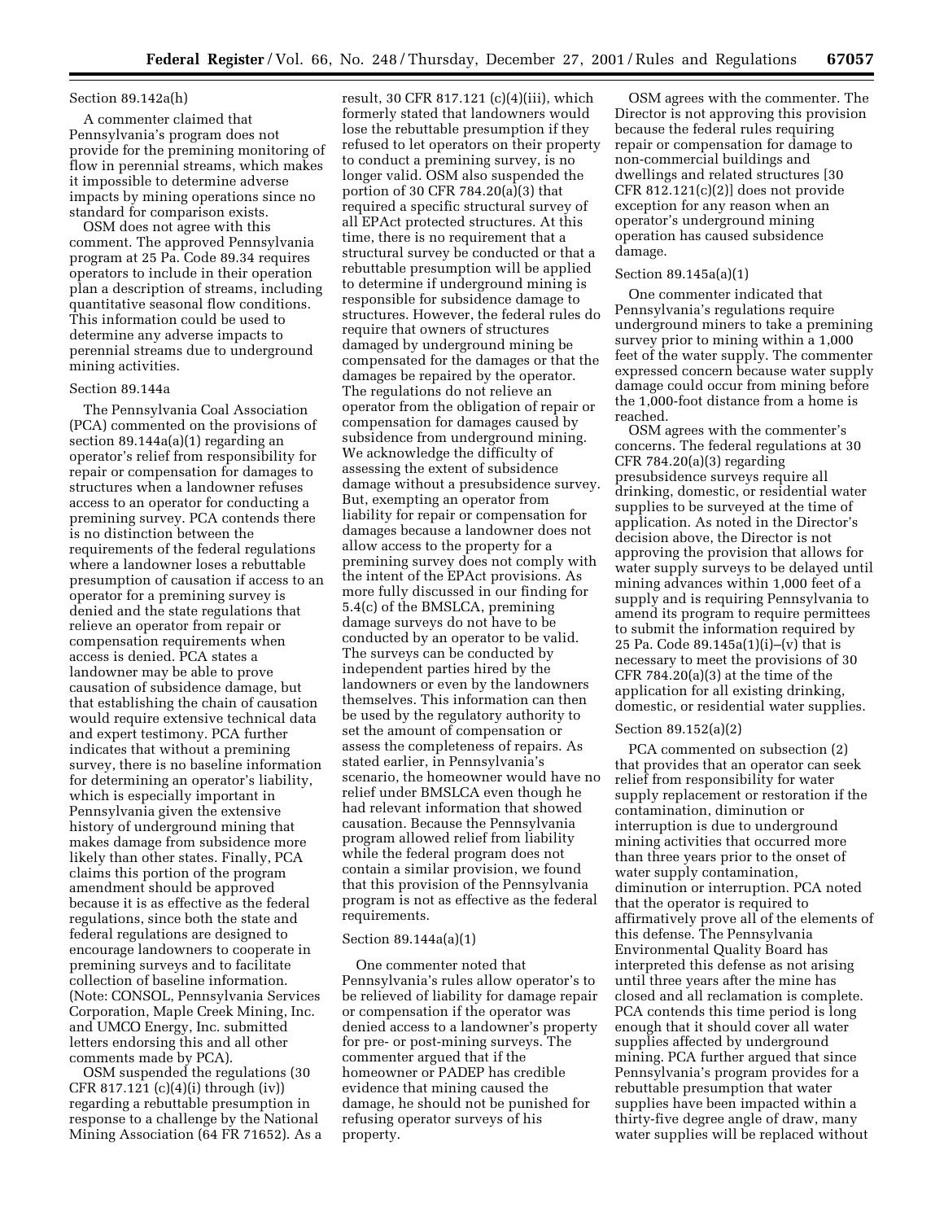### Section 89.142a(h)

A commenter claimed that Pennsylvania's program does not provide for the premining monitoring of flow in perennial streams, which makes it impossible to determine adverse impacts by mining operations since no standard for comparison exists.

OSM does not agree with this comment. The approved Pennsylvania program at 25 Pa. Code 89.34 requires operators to include in their operation plan a description of streams, including quantitative seasonal flow conditions. This information could be used to determine any adverse impacts to perennial streams due to underground mining activities.

### Section 89.144a

The Pennsylvania Coal Association (PCA) commented on the provisions of section 89.144a(a)(1) regarding an operator's relief from responsibility for repair or compensation for damages to structures when a landowner refuses access to an operator for conducting a premining survey. PCA contends there is no distinction between the requirements of the federal regulations where a landowner loses a rebuttable presumption of causation if access to an operator for a premining survey is denied and the state regulations that relieve an operator from repair or compensation requirements when access is denied. PCA states a landowner may be able to prove causation of subsidence damage, but that establishing the chain of causation would require extensive technical data and expert testimony. PCA further indicates that without a premining survey, there is no baseline information for determining an operator's liability, which is especially important in Pennsylvania given the extensive history of underground mining that makes damage from subsidence more likely than other states. Finally, PCA claims this portion of the program amendment should be approved because it is as effective as the federal regulations, since both the state and federal regulations are designed to encourage landowners to cooperate in premining surveys and to facilitate collection of baseline information. (Note: CONSOL, Pennsylvania Services Corporation, Maple Creek Mining, Inc. and UMCO Energy, Inc. submitted letters endorsing this and all other comments made by PCA).

OSM suspended the regulations (30 CFR 817.121 (c)(4)(i) through (iv)) regarding a rebuttable presumption in response to a challenge by the National Mining Association (64 FR 71652). As a result, 30 CFR 817.121 (c)(4)(iii), which formerly stated that landowners would lose the rebuttable presumption if they refused to let operators on their property to conduct a premining survey, is no longer valid. OSM also suspended the portion of 30 CFR 784.20(a)(3) that required a specific structural survey of all EPAct protected structures. At this time, there is no requirement that a structural survey be conducted or that a rebuttable presumption will be applied to determine if underground mining is responsible for subsidence damage to structures. However, the federal rules do require that owners of structures damaged by underground mining be compensated for the damages or that the damages be repaired by the operator. The regulations do not relieve an operator from the obligation of repair or compensation for damages caused by subsidence from underground mining. We acknowledge the difficulty of assessing the extent of subsidence damage without a presubsidence survey. But, exempting an operator from liability for repair or compensation for damages because a landowner does not allow access to the property for a premining survey does not comply with the intent of the EPAct provisions. As more fully discussed in our finding for 5.4(c) of the BMSLCA, premining damage surveys do not have to be conducted by an operator to be valid. The surveys can be conducted by independent parties hired by the landowners or even by the landowners themselves. This information can then be used by the regulatory authority to set the amount of compensation or assess the completeness of repairs. As stated earlier, in Pennsylvania's scenario, the homeowner would have no relief under BMSLCA even though he had relevant information that showed causation. Because the Pennsylvania program allowed relief from liability while the federal program does not contain a similar provision, we found that this provision of the Pennsylvania program is not as effective as the federal requirements.

### Section 89.144a(a)(1)

One commenter noted that Pennsylvania's rules allow operator's to be relieved of liability for damage repair or compensation if the operator was denied access to a landowner's property for pre- or post-mining surveys. The commenter argued that if the homeowner or PADEP has credible evidence that mining caused the damage, he should not be punished for refusing operator surveys of his property.

OSM agrees with the commenter. The Director is not approving this provision because the federal rules requiring repair or compensation for damage to non-commercial buildings and dwellings and related structures [30 CFR 812.121(c)(2)] does not provide exception for any reason when an operator's underground mining operation has caused subsidence damage.

### Section 89.145a(a)(1)

One commenter indicated that Pennsylvania's regulations require underground miners to take a premining survey prior to mining within a 1,000 feet of the water supply. The commenter expressed concern because water supply damage could occur from mining before the 1,000-foot distance from a home is reached.

OSM agrees with the commenter's concerns. The federal regulations at 30 CFR 784.20(a)(3) regarding presubsidence surveys require all drinking, domestic, or residential water supplies to be surveyed at the time of application. As noted in the Director's decision above, the Director is not approving the provision that allows for water supply surveys to be delayed until mining advances within 1,000 feet of a supply and is requiring Pennsylvania to amend its program to require permittees to submit the information required by 25 Pa. Code 89.145a(1)(i)–(v) that is necessary to meet the provisions of 30 CFR 784.20(a)(3) at the time of the application for all existing drinking, domestic, or residential water supplies.

### Section 89.152(a)(2)

PCA commented on subsection (2) that provides that an operator can seek relief from responsibility for water supply replacement or restoration if the contamination, diminution or interruption is due to underground mining activities that occurred more than three years prior to the onset of water supply contamination, diminution or interruption. PCA noted that the operator is required to affirmatively prove all of the elements of this defense. The Pennsylvania Environmental Quality Board has interpreted this defense as not arising until three years after the mine has closed and all reclamation is complete. PCA contends this time period is long enough that it should cover all water supplies affected by underground mining. PCA further argued that since Pennsylvania's program provides for a rebuttable presumption that water supplies have been impacted within a thirty-five degree angle of draw, many water supplies will be replaced without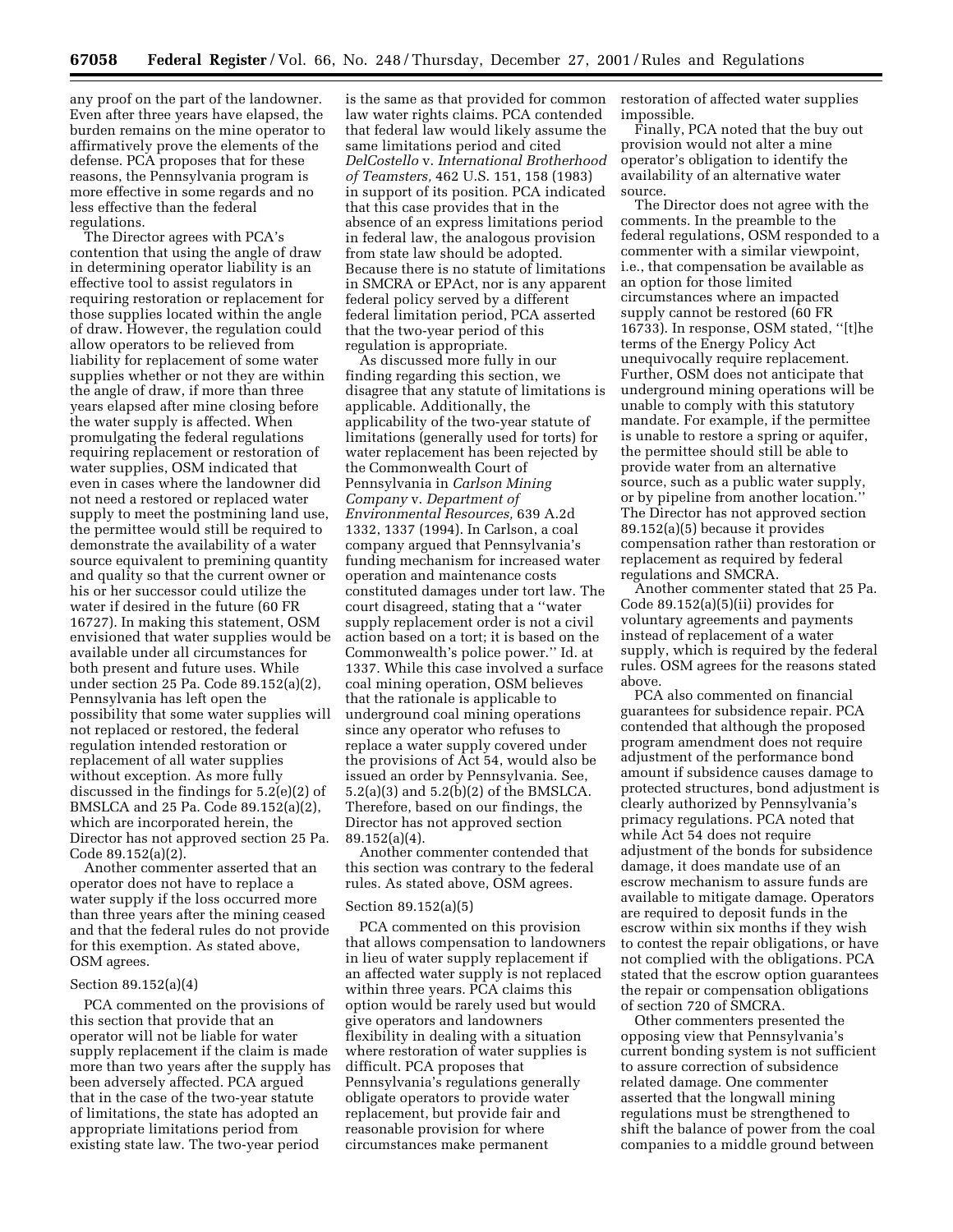any proof on the part of the landowner. Even after three years have elapsed, the burden remains on the mine operator to affirmatively prove the elements of the defense. PCA proposes that for these reasons, the Pennsylvania program is more effective in some regards and no less effective than the federal regulations.

The Director agrees with PCA's contention that using the angle of draw in determining operator liability is an effective tool to assist regulators in requiring restoration or replacement for those supplies located within the angle of draw. However, the regulation could allow operators to be relieved from liability for replacement of some water supplies whether or not they are within the angle of draw, if more than three years elapsed after mine closing before the water supply is affected. When promulgating the federal regulations requiring replacement or restoration of water supplies, OSM indicated that even in cases where the landowner did not need a restored or replaced water supply to meet the postmining land use, the permittee would still be required to demonstrate the availability of a water source equivalent to premining quantity and quality so that the current owner or his or her successor could utilize the water if desired in the future (60 FR 16727). In making this statement, OSM envisioned that water supplies would be available under all circumstances for both present and future uses. While under section 25 Pa. Code 89.152(a)(2), Pennsylvania has left open the possibility that some water supplies will not replaced or restored, the federal regulation intended restoration or replacement of all water supplies without exception. As more fully discussed in the findings for 5.2(e)(2) of BMSLCA and 25 Pa. Code 89.152(a)(2), which are incorporated herein, the Director has not approved section 25 Pa. Code 89.152(a)(2).

Another commenter asserted that an operator does not have to replace a water supply if the loss occurred more than three years after the mining ceased and that the federal rules do not provide for this exemption. As stated above, OSM agrees.

### Section 89.152(a)(4)

PCA commented on the provisions of this section that provide that an operator will not be liable for water supply replacement if the claim is made more than two years after the supply has been adversely affected. PCA argued that in the case of the two-year statute of limitations, the state has adopted an appropriate limitations period from existing state law. The two-year period is the same as that provided for common law water rights claims. PCA contended that federal law would likely assume the same limitations period and cited *DelCostello* v. *International Brotherhood of Teamsters,* 462 U.S. 151, 158 (1983) in support of its position. PCA indicated that this case provides that in the absence of an express limitations period in federal law, the analogous provision from state law should be adopted. Because there is no statute of limitations in SMCRA or EPAct, nor is any apparent federal policy served by a different federal limitation period, PCA asserted that the two-year period of this regulation is appropriate.

As discussed more fully in our finding regarding this section, we disagree that any statute of limitations is applicable. Additionally, the applicability of the two-year statute of limitations (generally used for torts) for water replacement has been rejected by the Commonwealth Court of Pennsylvania in *Carlson Mining Company* v. *Department of Environmental Resources,* 639 A.2d 1332, 1337 (1994). In Carlson, a coal company argued that Pennsylvania's funding mechanism for increased water operation and maintenance costs constituted damages under tort law. The court disagreed, stating that a ''water supply replacement order is not a civil action based on a tort; it is based on the Commonwealth's police power.'' Id. at 1337. While this case involved a surface coal mining operation, OSM believes that the rationale is applicable to underground coal mining operations since any operator who refuses to replace a water supply covered under the provisions of Act 54, would also be issued an order by Pennsylvania. See, 5.2(a)(3) and 5.2(b)(2) of the BMSLCA. Therefore, based on our findings, the Director has not approved section 89.152(a)(4).

Another commenter contended that this section was contrary to the federal rules. As stated above, OSM agrees.

### Section 89.152(a)(5)

PCA commented on this provision that allows compensation to landowners in lieu of water supply replacement if an affected water supply is not replaced within three years. PCA claims this option would be rarely used but would give operators and landowners flexibility in dealing with a situation where restoration of water supplies is difficult. PCA proposes that Pennsylvania's regulations generally obligate operators to provide water replacement, but provide fair and reasonable provision for where circumstances make permanent restoration of affected water supplies impossible.

Finally, PCA noted that the buy out provision would not alter a mine operator's obligation to identify the availability of an alternative water source.

The Director does not agree with the comments. In the preamble to the federal regulations, OSM responded to a commenter with a similar viewpoint, i.e., that compensation be available as an option for those limited circumstances where an impacted supply cannot be restored (60 FR 16733). In response, OSM stated, ''[t]he terms of the Energy Policy Act unequivocally require replacement. Further, OSM does not anticipate that underground mining operations will be unable to comply with this statutory mandate. For example, if the permittee is unable to restore a spring or aquifer, the permittee should still be able to provide water from an alternative source, such as a public water supply, or by pipeline from another location.'' The Director has not approved section 89.152(a)(5) because it provides compensation rather than restoration or replacement as required by federal regulations and SMCRA.

Another commenter stated that 25 Pa. Code 89.152(a)(5)(ii) provides for voluntary agreements and payments instead of replacement of a water supply, which is required by the federal rules. OSM agrees for the reasons stated above.

PCA also commented on financial guarantees for subsidence repair. PCA contended that although the proposed program amendment does not require adjustment of the performance bond amount if subsidence causes damage to protected structures, bond adjustment is clearly authorized by Pennsylvania's primacy regulations. PCA noted that while Act 54 does not require adjustment of the bonds for subsidence damage, it does mandate use of an escrow mechanism to assure funds are available to mitigate damage. Operators are required to deposit funds in the escrow within six months if they wish to contest the repair obligations, or have not complied with the obligations. PCA stated that the escrow option guarantees the repair or compensation obligations of section 720 of SMCRA.

Other commenters presented the opposing view that Pennsylvania's current bonding system is not sufficient to assure correction of subsidence related damage. One commenter asserted that the longwall mining regulations must be strengthened to shift the balance of power from the coal companies to a middle ground between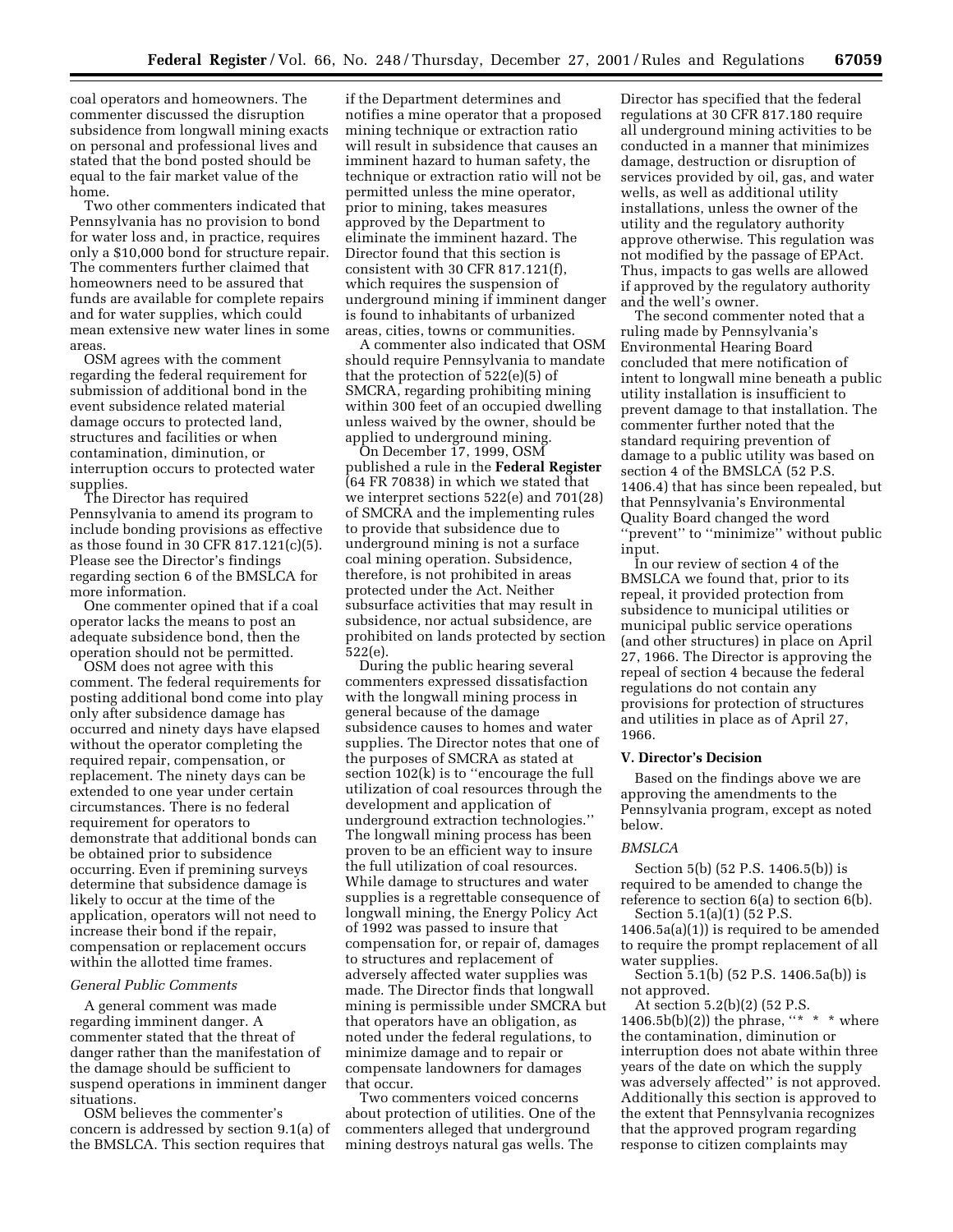coal operators and homeowners. The commenter discussed the disruption subsidence from longwall mining exacts on personal and professional lives and stated that the bond posted should be equal to the fair market value of the home.

Two other commenters indicated that Pennsylvania has no provision to bond for water loss and, in practice, requires only a $10,000 bond for structure repair. The commenters further claimed that homeowners need to be assured that funds are available for complete repairs and for water supplies, which could mean extensive new water lines in some areas.

OSM agrees with the comment regarding the federal requirement for submission of additional bond in the event subsidence related material damage occurs to protected land, structures and facilities or when contamination, diminution, or interruption occurs to protected water supplies.

The Director has required Pennsylvania to amend its program to include bonding provisions as effective as those found in 30 CFR 817.121(c)(5). Please see the Director's findings regarding section 6 of the BMSLCA for more information.

One commenter opined that if a coal operator lacks the means to post an adequate subsidence bond, then the operation should not be permitted.

OSM does not agree with this comment. The federal requirements for posting additional bond come into play only after subsidence damage has occurred and ninety days have elapsed without the operator completing the required repair, compensation, or replacement. The ninety days can be extended to one year under certain circumstances. There is no federal requirement for operators to demonstrate that additional bonds can be obtained prior to subsidence occurring. Even if premining surveys determine that subsidence damage is likely to occur at the time of the application, operators will not need to increase their bond if the repair, compensation or replacement occurs within the allotted time frames.

*General Public Comments*

A general comment was made regarding imminent danger. A commenter stated that the threat of danger rather than the manifestation of the damage should be sufficient to suspend operations in imminent danger situations.

OSM believes the commenter's concern is addressed by section 9.1(a) of the BMSLCA. This section requires that if the Department determines and notifies a mine operator that a proposed mining technique or extraction ratio will result in subsidence that causes an imminent hazard to human safety, the technique or extraction ratio will not be permitted unless the mine operator, prior to mining, takes measures approved by the Department to eliminate the imminent hazard. The Director found that this section is consistent with 30 CFR 817.121(f), which requires the suspension of underground mining if imminent danger is found to inhabitants of urbanized areas, cities, towns or communities.

A commenter also indicated that OSM should require Pennsylvania to mandate that the protection of 522(e)(5) of SMCRA, regarding prohibiting mining within 300 feet of an occupied dwelling unless waived by the owner, should be applied to underground mining.

On December 17, 1999, OSM published a rule in the **Federal Register** (64 FR 70838) in which we stated that we interpret sections 522(e) and 701(28) of SMCRA and the implementing rules to provide that subsidence due to underground mining is not a surface coal mining operation. Subsidence, therefore, is not prohibited in areas protected under the Act. Neither subsurface activities that may result in subsidence, nor actual subsidence, are prohibited on lands protected by section 522(e).

During the public hearing several commenters expressed dissatisfaction with the longwall mining process in general because of the damage subsidence causes to homes and water supplies. The Director notes that one of the purposes of SMCRA as stated at section 102(k) is to ''encourage the full utilization of coal resources through the development and application of underground extraction technologies.'' The longwall mining process has been proven to be an efficient way to insure the full utilization of coal resources. While damage to structures and water supplies is a regrettable consequence of longwall mining, the Energy Policy Act of 1992 was passed to insure that compensation for, or repair of, damages to structures and replacement of adversely affected water supplies was made. The Director finds that longwall mining is permissible under SMCRA but that operators have an obligation, as noted under the federal regulations, to minimize damage and to repair or compensate landowners for damages that occur.

Two commenters voiced concerns about protection of utilities. One of the commenters alleged that underground mining destroys natural gas wells. The Director has specified that the federal regulations at 30 CFR 817.180 require all underground mining activities to be conducted in a manner that minimizes damage, destruction or disruption of services provided by oil, gas, and water wells, as well as additional utility installations, unless the owner of the utility and the regulatory authority approve otherwise. This regulation was not modified by the passage of EPAct. Thus, impacts to gas wells are allowed if approved by the regulatory authority and the well's owner.

The second commenter noted that a ruling made by Pennsylvania's Environmental Hearing Board concluded that mere notification of intent to longwall mine beneath a public utility installation is insufficient to prevent damage to that installation. The commenter further noted that the standard requiring prevention of damage to a public utility was based on section 4 of the BMSLCA (52 P.S. 1406.4) that has since been repealed, but that Pennsylvania's Environmental Quality Board changed the word ''prevent'' to ''minimize'' without public input.

In our review of section 4 of the BMSLCA we found that, prior to its repeal, it provided protection from subsidence to municipal utilities or municipal public service operations (and other structures) in place on April 27, 1966. The Director is approving the repeal of section 4 because the federal regulations do not contain any provisions for protection of structures and utilities in place as of April 27, 1966.

**V. Director's Decision**

Based on the findings above we are approving the amendments to the Pennsylvania program, except as noted below.

*BMSLCA*

Section 5(b) (52 P.S. 1406.5(b)) is required to be amended to change the reference to section 6(a) to section 6(b).

Section 5.1(a)(1) (52 P.S. 1406.5a(a)(1)) is required to be amended to require the prompt replacement of all water supplies.

Section 5.1(b) (52 P.S. 1406.5a(b)) is not approved.

At section 5.2(b)(2) (52 P.S. 1406.5b(b)(2)) the phrase, ''* * * where the contamination, diminution or interruption does not abate within three years of the date on which the supply was adversely affected'' is not approved. Additionally this section is approved to the extent that Pennsylvania recognizes that the approved program regarding response to citizen complaints may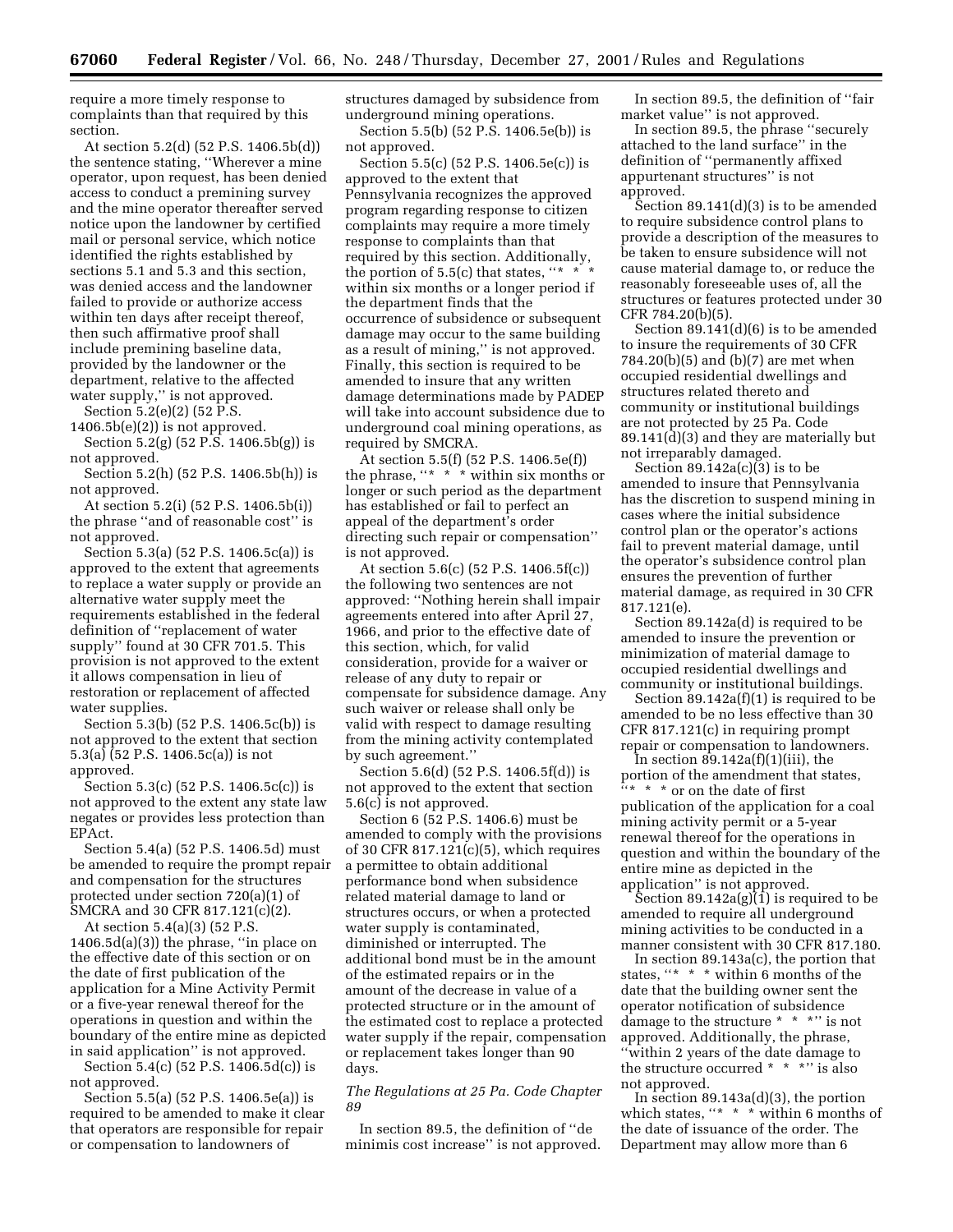require a more timely response to complaints than that required by this section.

At section 5.2(d) (52 P.S. 1406.5b(d)) the sentence stating, "Wherever a mine operator, upon request, has been denied access to conduct a premining survey and the mine operator thereafter served notice upon the landowner by certified mail or personal service, which notice identified the rights established by sections 5.1 and 5.3 and this section, was denied access and the landowner failed to provide or authorize access within ten days after receipt thereof, then such affirmative proof shall include premining baseline data, provided by the landowner or the department, relative to the affected water supply," is not approved.

Section 5.2(e)(2) (52 P.S. 1406.5b(e)(2)) is not approved.

Section 5.2(g) (52 P.S. 1406.5b(g)) is not approved.

Section 5.2(h) (52 P.S. 1406.5b(h)) is not approved.

At section 5.2(i) (52 P.S. 1406.5b(i)) the phrase "and of reasonable cost" is not approved.

Section 5.3(a) (52 P.S. 1406.5c(a)) is approved to the extent that agreements to replace a water supply or provide an alternative water supply meet the requirements established in the federal definition of "replacement of water supply" found at 30 CFR 701.5. This provision is not approved to the extent it allows compensation in lieu of restoration or replacement of affected water supplies.

Section 5.3(b) (52 P.S. 1406.5c(b)) is not approved to the extent that section 5.3(a) (52 P.S. 1406.5c(a)) is not approved.

Section 5.3(c) (52 P.S. 1406.5c(c)) is not approved to the extent any state law negates or provides less protection than EPAct.

Section 5.4(a) (52 P.S. 1406.5d) must be amended to require the prompt repair and compensation for the structures protected under section 720(a)(1) of SMCRA and 30 CFR 817.121(c)(2).

At section 5.4(a)(3) (52 P.S. 1406.5d(a)(3)) the phrase, "in place on the effective date of this section or on the date of first publication of the application for a Mine Activity Permit or a five-year renewal thereof for the operations in question and within the boundary of the entire mine as depicted in said application" is not approved.

Section 5.4(c) (52 P.S. 1406.5d(c)) is not approved.

Section 5.5(a) (52 P.S. 1406.5e(a)) is required to be amended to make it clear that operators are responsible for repair or compensation to landowners of structures damaged by subsidence from underground mining operations.

Section 5.5(b) (52 P.S. 1406.5e(b)) is not approved.

Section 5.5(c) (52 P.S. 1406.5e(c)) is approved to the extent that Pennsylvania recognizes the approved program regarding response to citizen complaints may require a more timely response to complaints than that required by this section. Additionally, the portion of 5.5(c) that states, "* * * within six months or a longer period if the department finds that the occurrence of subsidence or subsequent damage may occur to the same building as a result of mining," is not approved. Finally, this section is required to be amended to insure that any written damage determinations made by PADEP will take into account subsidence due to underground coal mining operations, as required by SMCRA.

At section 5.5(f) (52 P.S. 1406.5e(f)) the phrase, "* * * within six months or longer or such period as the department has established or fail to perfect an appeal of the department's order directing such repair or compensation" is not approved.

At section 5.6(c) (52 P.S. 1406.5f(c)) the following two sentences are not approved: "Nothing herein shall impair agreements entered into after April 27, 1966, and prior to the effective date of this section, which, for valid consideration, provide for a waiver or release of any duty to repair or compensate for subsidence damage. Any such waiver or release shall only be valid with respect to damage resulting from the mining activity contemplated by such agreement."

Section 5.6(d) (52 P.S. 1406.5f(d)) is not approved to the extent that section 5.6(c) is not approved.

Section 6 (52 P.S. 1406.6) must be amended to comply with the provisions of 30 CFR 817.121(c)(5), which requires a permittee to obtain additional performance bond when subsidence related material damage to land or structures occurs, or when a protected water supply is contaminated, diminished or interrupted. The additional bond must be in the amount of the estimated repairs or in the amount of the decrease in value of a protected structure or in the amount of the estimated cost to replace a protected water supply if the repair, compensation or replacement takes longer than 90 days.

*The Regulations at 25 Pa. Code Chapter 89*

In section 89.5, the definition of "de minimis cost increase" is not approved.

In section 89.5, the definition of "fair market value" is not approved.

In section 89.5, the phrase "securely attached to the land surface" in the definition of "permanently affixed appurtenant structures" is not approved.

Section 89.141(d)(3) is to be amended to require subsidence control plans to provide a description of the measures to be taken to ensure subsidence will not cause material damage to, or reduce the reasonably foreseeable uses of, all the structures or features protected under 30 CFR 784.20(b)(5).

Section 89.141(d)(6) is to be amended to insure the requirements of 30 CFR 784.20(b)(5) and (b)(7) are met when occupied residential dwellings and structures related thereto and community or institutional buildings are not protected by 25 Pa. Code 89.141(d)(3) and they are materially but not irreparably damaged.

Section 89.142a(c)(3) is to be amended to insure that Pennsylvania has the discretion to suspend mining in cases where the initial subsidence control plan or the operator's actions fail to prevent material damage, until the operator's subsidence control plan ensures the prevention of further material damage, as required in 30 CFR 817.121(e).

Section 89.142a(d) is required to be amended to insure the prevention or minimization of material damage to occupied residential dwellings and community or institutional buildings.

Section 89.142a(f)(1) is required to be amended to be no less effective than 30 CFR 817.121(c) in requiring prompt repair or compensation to landowners.

In section 89.142a(f)(1)(iii), the portion of the amendment that states, "* * * or on the date of first publication of the application for a coal mining activity permit or a 5-year renewal thereof for the operations in question and within the boundary of the entire mine as depicted in the application" is not approved.

Section 89.142a(g)(1) is required to be amended to require all underground mining activities to be conducted in a manner consistent with 30 CFR 817.180.

In section 89.143a(c), the portion that states, "* * * within 6 months of the date that the building owner sent the operator notification of subsidence damage to the structure * * *" is not approved. Additionally, the phrase, "within 2 years of the date damage to the structure occurred * * *" is also not approved.

In section 89.143a(d)(3), the portion which states, "* * * within 6 months of the date of issuance of the order. The Department may allow more than 6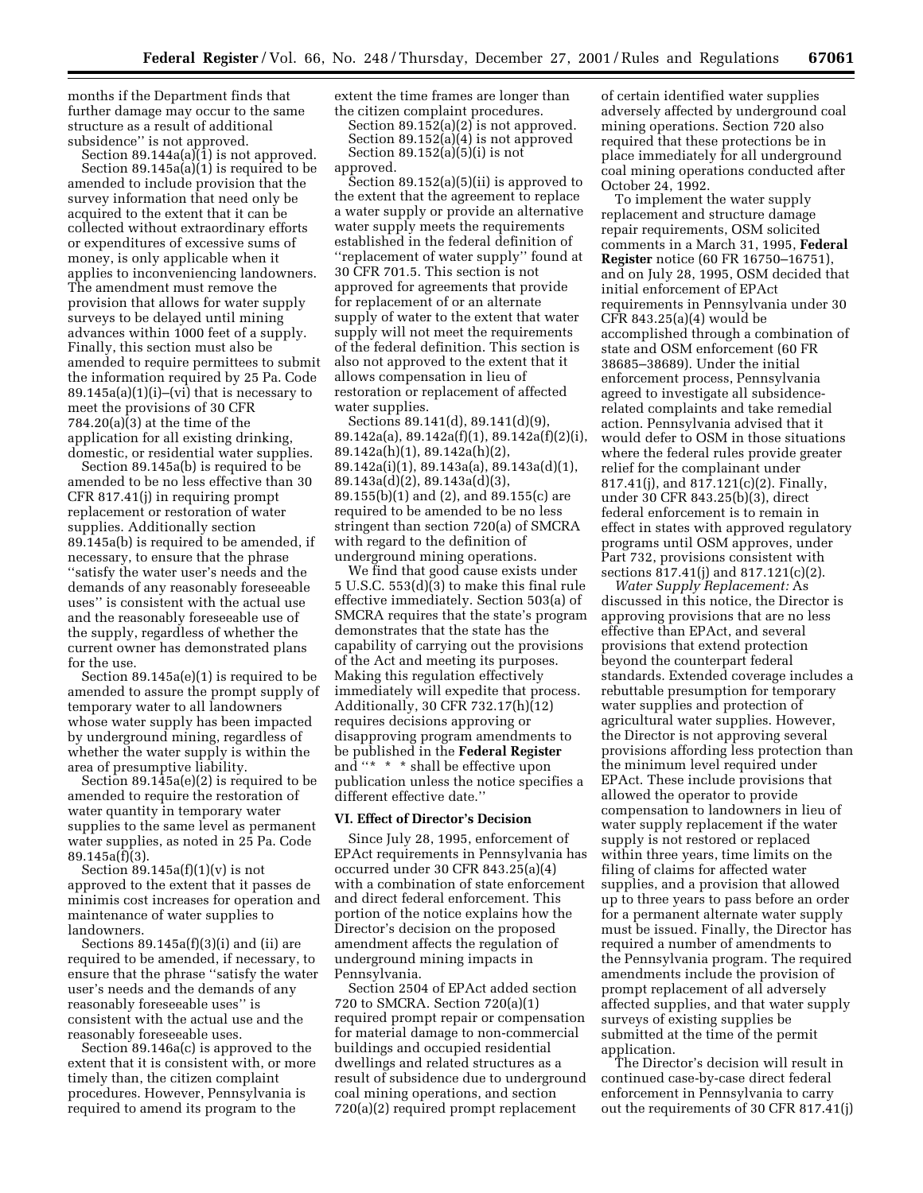months if the Department finds that further damage may occur to the same structure as a result of additional subsidence'' is not approved.

Section 89.144a(a)(1) is not approved.

Section 89.145a(a)(1) is required to be amended to include provision that the survey information that need only be acquired to the extent that it can be collected without extraordinary efforts or expenditures of excessive sums of money, is only applicable when it applies to inconveniencing landowners. The amendment must remove the provision that allows for water supply surveys to be delayed until mining advances within 1000 feet of a supply. Finally, this section must also be amended to require permittees to submit the information required by 25 Pa. Code 89.145a(a)(1)(i)–(vi) that is necessary to meet the provisions of 30 CFR 784.20(a)(3) at the time of the application for all existing drinking, domestic, or residential water supplies.

Section 89.145a(b) is required to be amended to be no less effective than 30 CFR 817.41(j) in requiring prompt replacement or restoration of water supplies. Additionally section 89.145a(b) is required to be amended, if necessary, to ensure that the phrase ''satisfy the water user's needs and the demands of any reasonably foreseeable uses'' is consistent with the actual use and the reasonably foreseeable use of the supply, regardless of whether the current owner has demonstrated plans for the use.

Section 89.145a(e)(1) is required to be amended to assure the prompt supply of temporary water to all landowners whose water supply has been impacted by underground mining, regardless of whether the water supply is within the area of presumptive liability.

Section 89.145a(e)(2) is required to be amended to require the restoration of water quantity in temporary water supplies to the same level as permanent water supplies, as noted in 25 Pa. Code 89.145a(f)(3).

Section 89.145a(f)(1)(v) is not approved to the extent that it passes de minimis cost increases for operation and maintenance of water supplies to landowners.

Sections 89.145a(f)(3)(i) and (ii) are required to be amended, if necessary, to ensure that the phrase ''satisfy the water user's needs and the demands of any reasonably foreseeable uses'' is consistent with the actual use and the reasonably foreseeable uses.

Section 89.146a(c) is approved to the extent that it is consistent with, or more timely than, the citizen complaint procedures. However, Pennsylvania is required to amend its program to the extent the time frames are longer than the citizen complaint procedures.

Section 89.152(a)(2) is not approved.

Section 89.152(a)(4) is not approved

Section 89.152(a)(5)(i) is not approved.

Section 89.152(a)(5)(ii) is approved to the extent that the agreement to replace a water supply or provide an alternative water supply meets the requirements established in the federal definition of ''replacement of water supply'' found at 30 CFR 701.5. This section is not approved for agreements that provide for replacement of or an alternate supply of water to the extent that water supply will not meet the requirements of the federal definition. This section is also not approved to the extent that it allows compensation in lieu of restoration or replacement of affected water supplies.

Sections 89.141(d), 89.141(d)(9), 89.142a(a), 89.142a(f)(1), 89.142a(f)(2)(i), 89.142a(h)(1), 89.142a(h)(2), 89.142a(i)(1), 89.143a(a), 89.143a(d)(1), 89.143a(d)(2), 89.143a(d)(3), 89.155(b)(1) and (2), and 89.155(c) are required to be amended to be no less stringent than section 720(a) of SMCRA with regard to the definition of underground mining operations.

We find that good cause exists under 5 U.S.C. 553(d)(3) to make this final rule effective immediately. Section 503(a) of SMCRA requires that the state's program demonstrates that the state has the capability of carrying out the provisions of the Act and meeting its purposes. Making this regulation effectively immediately will expedite that process. Additionally, 30 CFR 732.17(h)(12) requires decisions approving or disapproving program amendments to be published in the **Federal Register** and ''* * * shall be effective upon publication unless the notice specifies a different effective date.''

## VI. Effect of Director's Decision

Since July 28, 1995, enforcement of EPAct requirements in Pennsylvania has occurred under 30 CFR 843.25(a)(4) with a combination of state enforcement and direct federal enforcement. This portion of the notice explains how the Director's decision on the proposed amendment affects the regulation of underground mining impacts in Pennsylvania.

Section 2504 of EPAct added section 720 to SMCRA. Section 720(a)(1) required prompt repair or compensation for material damage to non-commercial buildings and occupied residential dwellings and related structures as a result of subsidence due to underground coal mining operations, and section 720(a)(2) required prompt replacement of certain identified water supplies adversely affected by underground coal mining operations. Section 720 also required that these protections be in place immediately for all underground coal mining operations conducted after October 24, 1992.

To implement the water supply replacement and structure damage repair requirements, OSM solicited comments in a March 31, 1995, **Federal Register** notice (60 FR 16750–16751), and on July 28, 1995, OSM decided that initial enforcement of EPAct requirements in Pennsylvania under 30 CFR 843.25(a)(4) would be accomplished through a combination of state and OSM enforcement (60 FR 38685–38689). Under the initial enforcement process, Pennsylvania agreed to investigate all subsidence-related complaints and take remedial action. Pennsylvania advised that it would defer to OSM in those situations where the federal rules provide greater relief for the complainant under 817.41(j), and 817.121(c)(2). Finally, under 30 CFR 843.25(b)(3), direct federal enforcement is to remain in effect in states with approved regulatory programs until OSM approves, under Part 732, provisions consistent with sections 817.41(j) and 817.121(c)(2).

*Water Supply Replacement:* As discussed in this notice, the Director is approving provisions that are no less effective than EPAct, and several provisions that extend protection beyond the counterpart federal standards. Extended coverage includes a rebuttable presumption for temporary water supplies and protection of agricultural water supplies. However, the Director is not approving several provisions affording less protection than the minimum level required under EPAct. These include provisions that allowed the operator to provide compensation to landowners in lieu of water supply replacement if the water supply is not restored or replaced within three years, time limits on the filing of claims for affected water supplies, and a provision that allowed up to three years to pass before an order for a permanent alternate water supply must be issued. Finally, the Director has required a number of amendments to the Pennsylvania program. The required amendments include the provision of prompt replacement of all adversely affected supplies, and that water supply surveys of existing supplies be submitted at the time of the permit application.

The Director's decision will result in continued case-by-case direct federal enforcement in Pennsylvania to carry out the requirements of 30 CFR 817.41(j)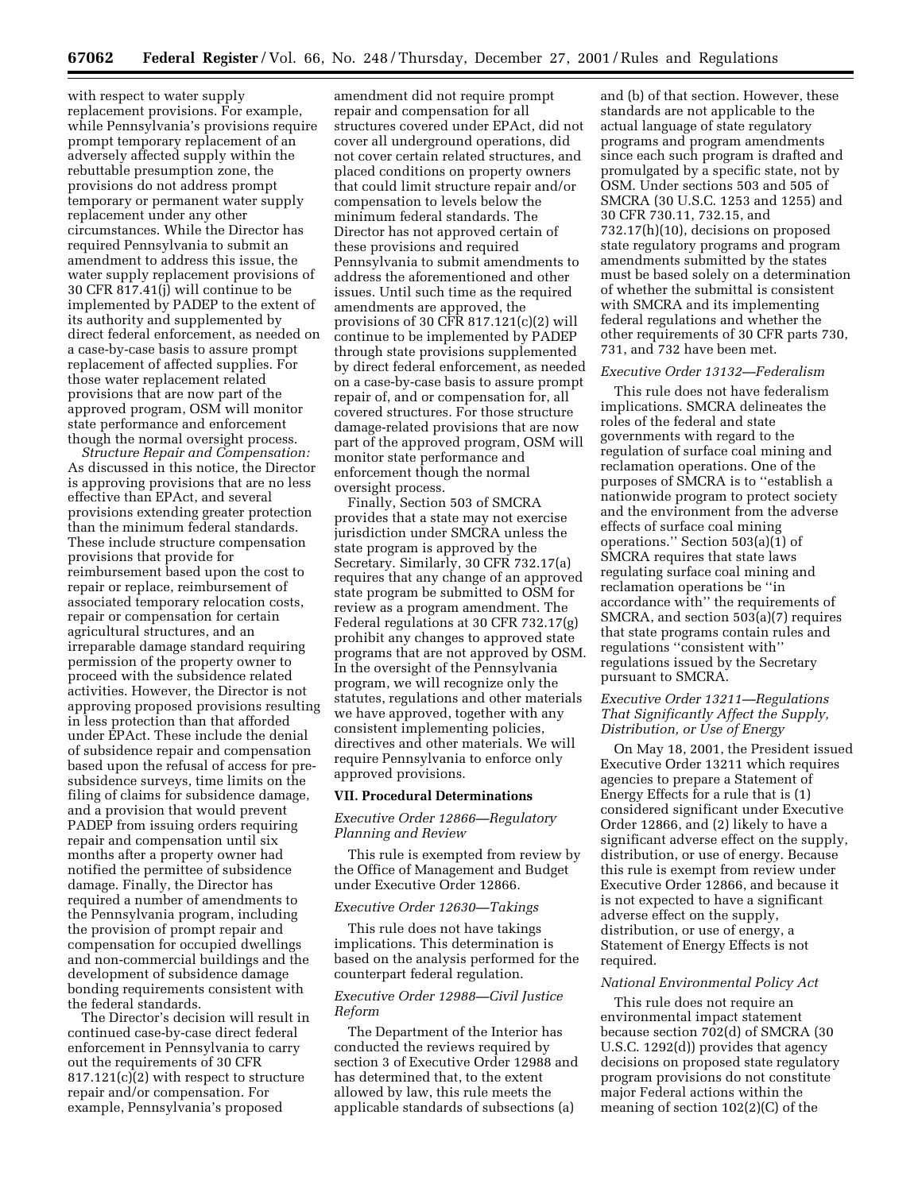with respect to water supply replacement provisions. For example, while Pennsylvania's provisions require prompt temporary replacement of an adversely affected supply within the rebuttable presumption zone, the provisions do not address prompt temporary or permanent water supply replacement under any other circumstances. While the Director has required Pennsylvania to submit an amendment to address this issue, the water supply replacement provisions of 30 CFR 817.41(j) will continue to be implemented by PADEP to the extent of its authority and supplemented by direct federal enforcement, as needed on a case-by-case basis to assure prompt replacement of affected supplies. For those water replacement related provisions that are now part of the approved program, OSM will monitor state performance and enforcement though the normal oversight process.

*Structure Repair and Compensation:* As discussed in this notice, the Director is approving provisions that are no less effective than EPAct, and several provisions extending greater protection than the minimum federal standards. These include structure compensation provisions that provide for reimbursement based upon the cost to repair or replace, reimbursement of associated temporary relocation costs, repair or compensation for certain agricultural structures, and an irreparable damage standard requiring permission of the property owner to proceed with the subsidence related activities. However, the Director is not approving proposed provisions resulting in less protection than that afforded under EPAct. These include the denial of subsidence repair and compensation based upon the refusal of access for pre-subsidence surveys, time limits on the filing of claims for subsidence damage, and a provision that would prevent PADEP from issuing orders requiring repair and compensation until six months after a property owner had notified the permittee of subsidence damage. Finally, the Director has required a number of amendments to the Pennsylvania program, including the provision of prompt repair and compensation for occupied dwellings and non-commercial buildings and the development of subsidence damage bonding requirements consistent with the federal standards.

The Director's decision will result in continued case-by-case direct federal enforcement in Pennsylvania to carry out the requirements of 30 CFR 817.121(c)(2) with respect to structure repair and/or compensation. For example, Pennsylvania's proposed amendment did not require prompt repair and compensation for all structures covered under EPAct, did not cover all underground operations, did not cover certain related structures, and placed conditions on property owners that could limit structure repair and/or compensation to levels below the minimum federal standards. The Director has not approved certain of these provisions and required Pennsylvania to submit amendments to address the aforementioned and other issues. Until such time as the required amendments are approved, the provisions of 30 CFR 817.121(c)(2) will continue to be implemented by PADEP through state provisions supplemented by direct federal enforcement, as needed on a case-by-case basis to assure prompt repair of, and or compensation for, all covered structures. For those structure damage-related provisions that are now part of the approved program, OSM will monitor state performance and enforcement though the normal oversight process.

Finally, Section 503 of SMCRA provides that a state may not exercise jurisdiction under SMCRA unless the state program is approved by the Secretary. Similarly, 30 CFR 732.17(a) requires that any change of an approved state program be submitted to OSM for review as a program amendment. The Federal regulations at 30 CFR 732.17(g) prohibit any changes to approved state programs that are not approved by OSM. In the oversight of the Pennsylvania program, we will recognize only the statutes, regulations and other materials we have approved, together with any consistent implementing policies, directives and other materials. We will require Pennsylvania to enforce only approved provisions.

## VII. Procedural Determinations

### *Executive Order 12866—Regulatory Planning and Review*

This rule is exempted from review by the Office of Management and Budget under Executive Order 12866.

### *Executive Order 12630—Takings*

This rule does not have takings implications. This determination is based on the analysis performed for the counterpart federal regulation.

### *Executive Order 12988—Civil Justice Reform*

The Department of the Interior has conducted the reviews required by section 3 of Executive Order 12988 and has determined that, to the extent allowed by law, this rule meets the applicable standards of subsections (a) and (b) of that section. However, these standards are not applicable to the actual language of state regulatory programs and program amendments since each such program is drafted and promulgated by a specific state, not by OSM. Under sections 503 and 505 of SMCRA (30 U.S.C. 1253 and 1255) and 30 CFR 730.11, 732.15, and 732.17(h)(10), decisions on proposed state regulatory programs and program amendments submitted by the states must be based solely on a determination of whether the submittal is consistent with SMCRA and its implementing federal regulations and whether the other requirements of 30 CFR parts 730, 731, and 732 have been met.

### *Executive Order 13132—Federalism*

This rule does not have federalism implications. SMCRA delineates the roles of the federal and state governments with regard to the regulation of surface coal mining and reclamation operations. One of the purposes of SMCRA is to "establish a nationwide program to protect society and the environment from the adverse effects of surface coal mining operations." Section 503(a)(1) of SMCRA requires that state laws regulating surface coal mining and reclamation operations be "in accordance with" the requirements of SMCRA, and section 503(a)(7) requires that state programs contain rules and regulations "consistent with" regulations issued by the Secretary pursuant to SMCRA.

### *Executive Order 13211—Regulations That Significantly Affect the Supply, Distribution, or Use of Energy*

On May 18, 2001, the President issued Executive Order 13211 which requires agencies to prepare a Statement of Energy Effects for a rule that is (1) considered significant under Executive Order 12866, and (2) likely to have a significant adverse effect on the supply, distribution, or use of energy. Because this rule is exempt from review under Executive Order 12866, and because it is not expected to have a significant adverse effect on the supply, distribution, or use of energy, a Statement of Energy Effects is not required.

### *National Environmental Policy Act*

This rule does not require an environmental impact statement because section 702(d) of SMCRA (30 U.S.C. 1292(d)) provides that agency decisions on proposed state regulatory program provisions do not constitute major Federal actions within the meaning of section 102(2)(C) of the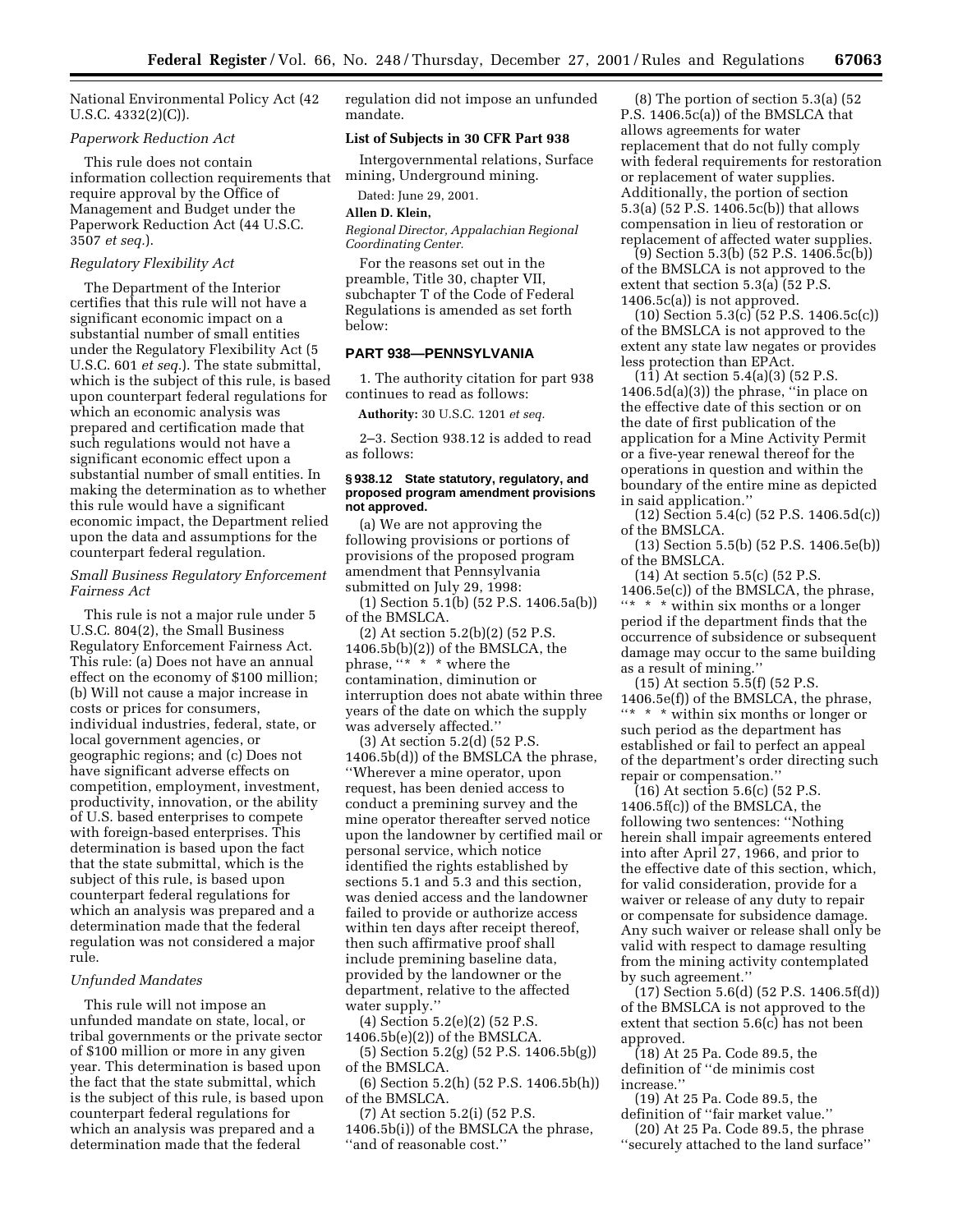National Environmental Policy Act (42 U.S.C. 4332(2)(C)).

*Paperwork Reduction Act*

This rule does not contain information collection requirements that require approval by the Office of Management and Budget under the Paperwork Reduction Act (44 U.S.C. 3507 *et seq.*).

*Regulatory Flexibility Act*

The Department of the Interior certifies that this rule will not have a significant economic impact on a substantial number of small entities under the Regulatory Flexibility Act (5 U.S.C. 601 *et seq.*). The state submittal, which is the subject of this rule, is based upon counterpart federal regulations for which an economic analysis was prepared and certification made that such regulations would not have a significant economic effect upon a substantial number of small entities. In making the determination as to whether this rule would have a significant economic impact, the Department relied upon the data and assumptions for the counterpart federal regulation.

*Small Business Regulatory Enforcement Fairness Act*

This rule is not a major rule under 5 U.S.C. 804(2), the Small Business Regulatory Enforcement Fairness Act. This rule: (a) Does not have an annual effect on the economy of $100 million; (b) Will not cause a major increase in costs or prices for consumers, individual industries, federal, state, or local government agencies, or geographic regions; and (c) Does not have significant adverse effects on competition, employment, investment, productivity, innovation, or the ability of U.S. based enterprises to compete with foreign-based enterprises. This determination is based upon the fact that the state submittal, which is the subject of this rule, is based upon counterpart federal regulations for which an analysis was prepared and a determination made that the federal regulation was not considered a major rule.

*Unfunded Mandates*

This rule will not impose an unfunded mandate on state, local, or tribal governments or the private sector of $100 million or more in any given year. This determination is based upon the fact that the state submittal, which is the subject of this rule, is based upon counterpart federal regulations for which an analysis was prepared and a determination made that the federal regulation did not impose an unfunded mandate.

**List of Subjects in 30 CFR Part 938**

Intergovernmental relations, Surface mining, Underground mining.

Dated: June 29, 2001.

**Allen D. Klein,**

*Regional Director, Appalachian Regional Coordinating Center.*

For the reasons set out in the preamble, Title 30, chapter VII, subchapter T of the Code of Federal Regulations is amended as set forth below:

## PART 938—PENNSYLVANIA

1. The authority citation for part 938 continues to read as follows:

**Authority:** 30 U.S.C. 1201 *et seq.*

2–3. Section 938.12 is added to read as follows:

### § 938.12 State statutory, regulatory, and proposed program amendment provisions not approved.

(a) We are not approving the following provisions or portions of provisions of the proposed program amendment that Pennsylvania submitted on July 29, 1998:

(1) Section 5.1(b) (52 P.S. 1406.5a(b)) of the BMSLCA.

(2) At section 5.2(b)(2) (52 P.S. 1406.5b(b)(2)) of the BMSLCA, the phrase, ''* * * where the contamination, diminution or interruption does not abate within three years of the date on which the supply was adversely affected.''

(3) At section 5.2(d) (52 P.S. 1406.5b(d)) of the BMSLCA the phrase, ''Wherever a mine operator, upon request, has been denied access to conduct a premining survey and the mine operator thereafter served notice upon the landowner by certified mail or personal service, which notice identified the rights established by sections 5.1 and 5.3 and this section, was denied access and the landowner failed to provide or authorize access within ten days after receipt thereof, then such affirmative proof shall include premining baseline data, provided by the landowner or the department, relative to the affected water supply.''

(4) Section 5.2(e)(2) (52 P.S. 1406.5b(e)(2)) of the BMSLCA.

(5) Section 5.2(g) (52 P.S. 1406.5b(g)) of the BMSLCA.

(6) Section 5.2(h) (52 P.S. 1406.5b(h)) of the BMSLCA.

(7) At section 5.2(i) (52 P.S. 1406.5b(i)) of the BMSLCA the phrase, ''and of reasonable cost.''

(8) The portion of section 5.3(a) (52 P.S. 1406.5c(a)) of the BMSLCA that allows agreements for water replacement that do not fully comply with federal requirements for restoration or replacement of water supplies. Additionally, the portion of section 5.3(a) (52 P.S. 1406.5c(b)) that allows compensation in lieu of restoration or replacement of affected water supplies.

(9) Section 5.3(b) (52 P.S. 1406.5c(b)) of the BMSLCA is not approved to the extent that section 5.3(a) (52 P.S. 1406.5c(a)) is not approved.

(10) Section 5.3(c) (52 P.S. 1406.5c(c)) of the BMSLCA is not approved to the extent any state law negates or provides less protection than EPAct.

(11) At section 5.4(a)(3) (52 P.S. 1406.5d(a)(3)) the phrase, ''in place on the effective date of this section or on the date of first publication of the application for a Mine Activity Permit or a five-year renewal thereof for the operations in question and within the boundary of the entire mine as depicted in said application.''

(12) Section 5.4(c) (52 P.S. 1406.5d(c)) of the BMSLCA.

(13) Section 5.5(b) (52 P.S. 1406.5e(b)) of the BMSLCA.

(14) At section 5.5(c) (52 P.S. 1406.5e(c)) of the BMSLCA, the phrase, ''* * * within six months or a longer period if the department finds that the occurrence of subsidence or subsequent damage may occur to the same building as a result of mining.''

(15) At section 5.5(f) (52 P.S. 1406.5e(f)) of the BMSLCA, the phrase, ''* * * within six months or longer or such period as the department has established or fail to perfect an appeal of the department's order directing such repair or compensation.''

(16) At section 5.6(c) (52 P.S. 1406.5f(c)) of the BMSLCA, the following two sentences: ''Nothing herein shall impair agreements entered into after April 27, 1966, and prior to the effective date of this section, which, for valid consideration, provide for a waiver or release of any duty to repair or compensate for subsidence damage. Any such waiver or release shall only be valid with respect to damage resulting from the mining activity contemplated by such agreement.''

(17) Section 5.6(d) (52 P.S. 1406.5f(d)) of the BMSLCA is not approved to the extent that section 5.6(c) has not been approved.

(18) At 25 Pa. Code 89.5, the definition of ''de minimis cost increase.''

(19) At 25 Pa. Code 89.5, the definition of ''fair market value.''

(20) At 25 Pa. Code 89.5, the phrase ''securely attached to the land surface''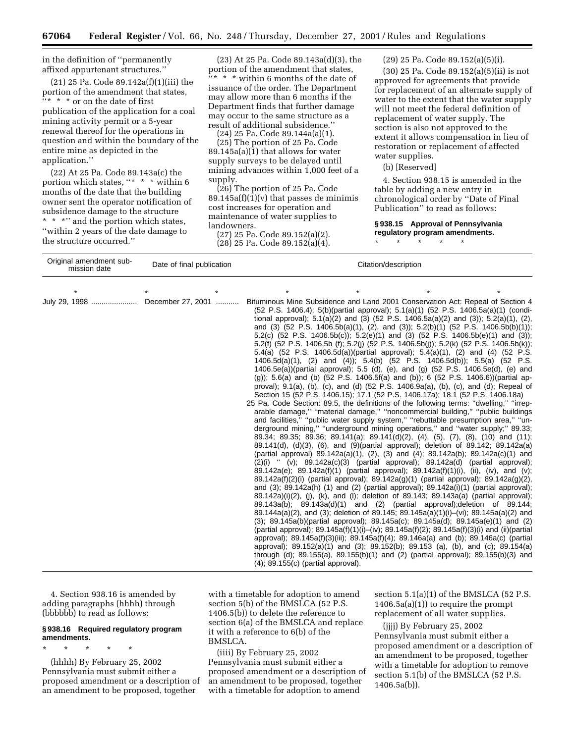in the definition of ''permanently affixed appurtenant structures.''

(21) 25 Pa. Code 89.142a(f)(1)(iii) the portion of the amendment that states, ''* * * or on the date of first publication of the application for a coal mining activity permit or a 5-year renewal thereof for the operations in question and within the boundary of the entire mine as depicted in the application.''

(22) At 25 Pa. Code 89.143a(c) the portion which states, ''* * * within 6 months of the date that the building owner sent the operator notification of subsidence damage to the structure * * *'' and the portion which states, ''within 2 years of the date damage to the structure occurred.''

(23) At 25 Pa. Code 89.143a(d)(3), the portion of the amendment that states, ''* * * within 6 months of the date of issuance of the order. The Department may allow more than 6 months if the Department finds that further damage may occur to the same structure as a result of additional subsidence.''

(24) 25 Pa. Code 89.144a(a)(1).

(25) The portion of 25 Pa. Code 89.145a(a)(1) that allows for water supply surveys to be delayed until mining advances within 1,000 feet of a supply.

(26) The portion of 25 Pa. Code 89.145a(f)(1)(v) that passes de minimis cost increases for operation and maintenance of water supplies to landowners.

(27) 25 Pa. Code 89.152(a)(2).

(28) 25 Pa. Code 89.152(a)(4).

(29) 25 Pa. Code 89.152(a)(5)(i).

(30) 25 Pa. Code 89.152(a)(5)(ii) is not approved for agreements that provide for replacement of an alternate supply of water to the extent that the water supply will not meet the federal definition of replacement of water supply. The section is also not approved to the extent it allows compensation in lieu of restoration or replacement of affected water supplies.

(b) [Reserved]

4. Section 938.15 is amended in the table by adding a new entry in chronological order by ''Date of Final Publication'' to read as follows:

**§ 938.15 Approval of Pennsylvania regulatory program amendments.**

\* \* \* \* \*

| Original amendment submission date | Date of final publication | Citation/description |
|---|---|---|
| \* \* \* | \* \* \* | \* \* \* |
| July 29, 1998 .................... | December 27, 2001 .......... | Bituminous Mine Subsidence and Land 2001 Conservation Act: Repeal of Section 4 (52 P.S. 1406.4); 5(b)(partial approval); 5.1(a)(1) (52 P.S. 1406.5a(a)(1) (conditional approval); 5.1(a)(2) and (3) (52 P.S. 1406.5a(a)(2) and (3)); 5.2(a)(1), (2), and (3) (52 P.S. 1406.5b(a)(1), (2), and (3)); 5.2(b)(1) (52 P.S. 1406.5b(b)(1)); 5.2(c) (52 P.S. 1406.5b(c)); 5.2(e)(1) and (3) (52 P.S. 1406.5b(e)(1) and (3)); 5.2(f) (52 P.S. 1406.5b (f); 5.2(j) (52 P.S. 1406.5b(j)); 5.2(k) (52 P.S. 1406.5b(k)); 5.4(a) (52 P.S. 1406.5d(a))(partial approval); 5.4(a)(1), (2) and (4) (52 P.S. 1406.5d(a)(1), (2) and (4)); 5.4(b) (52 P.S. 1406.5d(b)); 5.5(a) (52 P.S. 1406.5e(a))(partial approval); 5.5 (d), (e), and (g) (52 P.S. 1406.5e(d), (e) and (g)); 5.6(a) and (b) (52 P.S. 1406.5f(a) and (b)); 6 (52 P.S. 1406.6))(partial approval); 9.1(a), (b), (c), and (d) (52 P.S. 1406.9a(a), (b), (c), and (d); Repeal of Section 15 (52 P.S. 1406.15); 17.1 (52 P.S. 1406.17a); 18.1 (52 P.S. 1406.18a) 25 Pa. Code Section: 89.5, the definitions of the following terms: ''dwelling,'' ''irreparable damage,'' ''material damage,'' ''noncommercial building,'' ''public buildings and facilities,'' ''public water supply system,'' ''rebuttable presumption area,'' ''underground mining,'' ''underground mining operations,'' and ''water supply;'' 89.33; 89.34; 89.35; 89.36; 89.141(a); 89.141(d)(2), (4), (5), (7), (8), (10) and (11); 89.141(d), (d)(3), (6), and (9)(partial approval); deletion of 89.142; 89.142a(a) (partial approval) 89.142a(a)(1), (2), (3) and (4); 89.142a(b); 89.142a(c)(1) and (2)(i) '' (v); 89.142a(c)(3) (partial approval); 89.142a(d) (partial approval); 89.142a(e); 89.142a(f)(1) (partial approval); 89.142a(f)(1)(i), (ii), (iv), and (v); 89.142a(f)(2)(i) (partial approval); 89.142a(g)(1) (partial approval); 89.142a(g)(2), and (3); 89.142a(h) (1) and (2) (partial approval); 89.142a(i)(1) (partial approval); 89.142a)(i)(2), (j), (k), and (l); deletion of 89.143; 89.143a(a) (partial approval); 89.143a(b); 89.143a(d)(1) and (2) (partial approval);deletion of 89.144; 89.144a(a)(2), and (3); deletion of 89.145; 89.145a(a)(1)(i)–(vi); 89.145a(a)(2) and (3); 89.145a(b)(partial approval); 89.145a(c); 89.145a(d); 89.145a(e)(1) and (2) (partial approval); 89.145a(f)(1)(i)–(iv); 89.145a(f)(2); 89.145a(f)(3)(i) and (ii)(partial approval); 89.145a(f)(3)(iii); 89.145a(f)(4); 89.146a(a) and (b); 89.146a(c) (partial approval); 89.152(a)(1) and (3); 89.152(b); 89.153 (a), (b), and (c); 89.154(a) through (d); 89.155(a), 89.155(b)(1) and (2) (partial approval); 89.155(b)(3) and (4); 89.155(c) (partial approval). |

4. Section 938.16 is amended by adding paragraphs (hhhh) through (bbbbbb) to read as follows:

**§ 938.16 Required regulatory program amendments.**

\* \* \* \* \*

(hhhh) By February 25, 2002 Pennsylvania must submit either a proposed amendment or a description of an amendment to be proposed, together with a timetable for adoption to amend section 5(b) of the BMSLCA (52 P.S. 1406.5(b)) to delete the reference to section 6(a) of the BMSLCA and replace it with a reference to 6(b) of the BMSLCA.

(iiii) By February 25, 2002 Pennsylvania must submit either a proposed amendment or a description of an amendment to be proposed, together with a timetable for adoption to amend section 5.1(a)(1) of the BMSLCA (52 P.S. 1406.5a(a)(1)) to require the prompt replacement of all water supplies.

(jjjj) By February 25, 2002 Pennsylvania must submit either a proposed amendment or a description of an amendment to be proposed, together with a timetable for adoption to remove section 5.1(b) of the BMSLCA (52 P.S. 1406.5a(b)).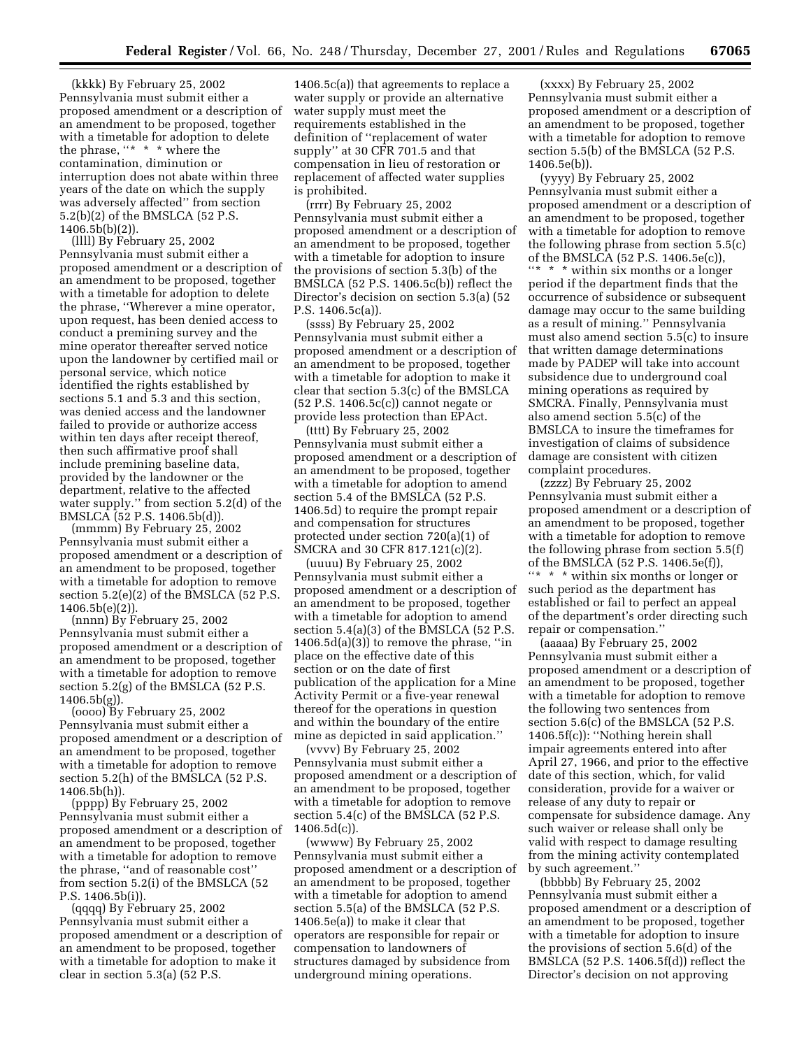(kkkk) By February 25, 2002 Pennsylvania must submit either a proposed amendment or a description of an amendment to be proposed, together with a timetable for adoption to delete the phrase, ''* * * where the contamination, diminution or interruption does not abate within three years of the date on which the supply was adversely affected'' from section 5.2(b)(2) of the BMSLCA (52 P.S. 1406.5b(b)(2)).

(llll) By February 25, 2002 Pennsylvania must submit either a proposed amendment or a description of an amendment to be proposed, together with a timetable for adoption to delete the phrase, ''Wherever a mine operator, upon request, has been denied access to conduct a premining survey and the mine operator thereafter served notice upon the landowner by certified mail or personal service, which notice identified the rights established by sections 5.1 and 5.3 and this section, was denied access and the landowner failed to provide or authorize access within ten days after receipt thereof, then such affirmative proof shall include premining baseline data, provided by the landowner or the department, relative to the affected water supply.'' from section 5.2(d) of the BMSLCA (52 P.S. 1406.5b(d)).

(mmmm) By February 25, 2002 Pennsylvania must submit either a proposed amendment or a description of an amendment to be proposed, together with a timetable for adoption to remove section 5.2(e)(2) of the BMSLCA (52 P.S. 1406.5b(e)(2)).

(nnnn) By February 25, 2002 Pennsylvania must submit either a proposed amendment or a description of an amendment to be proposed, together with a timetable for adoption to remove section 5.2(g) of the BMSLCA (52 P.S. 1406.5b(g)).

(oooo) By February 25, 2002 Pennsylvania must submit either a proposed amendment or a description of an amendment to be proposed, together with a timetable for adoption to remove section 5.2(h) of the BMSLCA (52 P.S. 1406.5b(h)).

(pppp) By February 25, 2002 Pennsylvania must submit either a proposed amendment or a description of an amendment to be proposed, together with a timetable for adoption to remove the phrase, ''and of reasonable cost'' from section 5.2(i) of the BMSLCA (52 P.S. 1406.5b(i)).

(qqqq) By February 25, 2002 Pennsylvania must submit either a proposed amendment or a description of an amendment to be proposed, together with a timetable for adoption to make it clear in section 5.3(a) (52 P.S. 1406.5c(a)) that agreements to replace a water supply or provide an alternative water supply must meet the requirements established in the definition of ''replacement of water supply'' at 30 CFR 701.5 and that compensation in lieu of restoration or replacement of affected water supplies is prohibited.

(rrrr) By February 25, 2002 Pennsylvania must submit either a proposed amendment or a description of an amendment to be proposed, together with a timetable for adoption to insure the provisions of section 5.3(b) of the BMSLCA (52 P.S. 1406.5c(b)) reflect the Director's decision on section 5.3(a) (52 P.S. 1406.5c(a)).

(ssss) By February 25, 2002 Pennsylvania must submit either a proposed amendment or a description of an amendment to be proposed, together with a timetable for adoption to make it clear that section 5.3(c) of the BMSLCA (52 P.S. 1406.5c(c)) cannot negate or provide less protection than EPAct.

(tttt) By February 25, 2002 Pennsylvania must submit either a proposed amendment or a description of an amendment to be proposed, together with a timetable for adoption to amend section 5.4 of the BMSLCA (52 P.S. 1406.5d) to require the prompt repair and compensation for structures protected under section 720(a)(1) of SMCRA and 30 CFR 817.121(c)(2).

(uuuu) By February 25, 2002 Pennsylvania must submit either a proposed amendment or a description of an amendment to be proposed, together with a timetable for adoption to amend section 5.4(a)(3) of the BMSLCA (52 P.S. 1406.5d(a)(3)) to remove the phrase, ''in place on the effective date of this section or on the date of first publication of the application for a Mine Activity Permit or a five-year renewal thereof for the operations in question and within the boundary of the entire mine as depicted in said application.''

(vvvv) By February 25, 2002 Pennsylvania must submit either a proposed amendment or a description of an amendment to be proposed, together with a timetable for adoption to remove section 5.4(c) of the BMSLCA (52 P.S. 1406.5d(c)).

(wwww) By February 25, 2002 Pennsylvania must submit either a proposed amendment or a description of an amendment to be proposed, together with a timetable for adoption to amend section 5.5(a) of the BMSLCA (52 P.S. 1406.5e(a)) to make it clear that operators are responsible for repair or compensation to landowners of structures damaged by subsidence from underground mining operations.

(xxxx) By February 25, 2002 Pennsylvania must submit either a proposed amendment or a description of an amendment to be proposed, together with a timetable for adoption to remove section 5.5(b) of the BMSLCA (52 P.S. 1406.5e(b)).

(yyyy) By February 25, 2002 Pennsylvania must submit either a proposed amendment or a description of an amendment to be proposed, together with a timetable for adoption to remove the following phrase from section 5.5(c) of the BMSLCA (52 P.S. 1406.5e(c)), ''* * * within six months or a longer period if the department finds that the occurrence of subsidence or subsequent damage may occur to the same building as a result of mining.'' Pennsylvania must also amend section 5.5(c) to insure that written damage determinations made by PADEP will take into account subsidence due to underground coal mining operations as required by SMCRA. Finally, Pennsylvania must also amend section 5.5(c) of the BMSLCA to insure the timeframes for investigation of claims of subsidence damage are consistent with citizen complaint procedures.

(zzzz) By February 25, 2002 Pennsylvania must submit either a proposed amendment or a description of an amendment to be proposed, together with a timetable for adoption to remove the following phrase from section 5.5(f) of the BMSLCA (52 P.S. 1406.5e(f)), ''* * * within six months or longer or such period as the department has established or fail to perfect an appeal of the department's order directing such repair or compensation.''

(aaaaa) By February 25, 2002 Pennsylvania must submit either a proposed amendment or a description of an amendment to be proposed, together with a timetable for adoption to remove the following two sentences from section 5.6(c) of the BMSLCA (52 P.S. 1406.5f(c)): ''Nothing herein shall impair agreements entered into after April 27, 1966, and prior to the effective date of this section, which, for valid consideration, provide for a waiver or release of any duty to repair or compensate for subsidence damage. Any such waiver or release shall only be valid with respect to damage resulting from the mining activity contemplated by such agreement.''

(bbbbb) By February 25, 2002 Pennsylvania must submit either a proposed amendment or a description of an amendment to be proposed, together with a timetable for adoption to insure the provisions of section 5.6(d) of the BMSLCA (52 P.S. 1406.5f(d)) reflect the Director's decision on not approving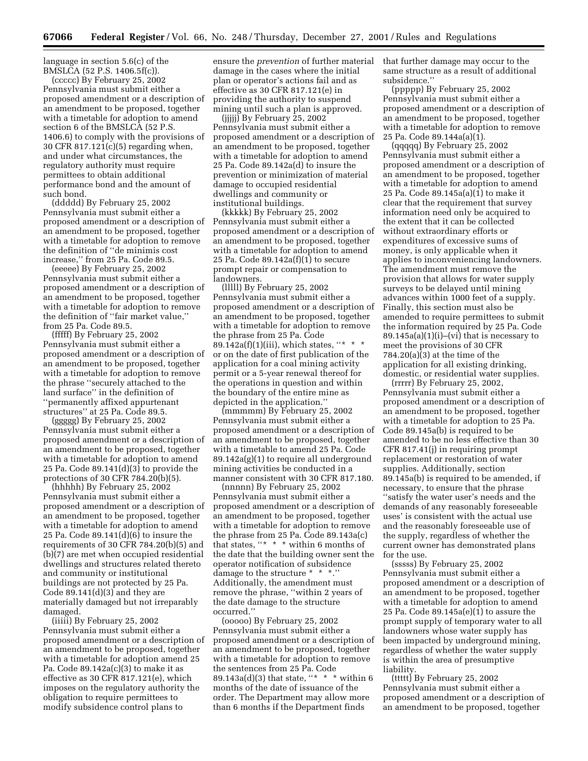language in section 5.6(c) of the BMSLCA (52 P.S. 1406.5f(c)).

(ccccc) By February 25, 2002 Pennsylvania must submit either a proposed amendment or a description of an amendment to be proposed, together with a timetable for adoption to amend section 6 of the BMSLCA (52 P.S. 1406.6) to comply with the provisions of 30 CFR 817.121(c)(5) regarding when, and under what circumstances, the regulatory authority must require permittees to obtain additional performance bond and the amount of such bond.

(ddddd) By February 25, 2002 Pennsylvania must submit either a proposed amendment or a description of an amendment to be proposed, together with a timetable for adoption to remove the definition of ''de minimis cost increase,'' from 25 Pa. Code 89.5.

(eeeee) By February 25, 2002 Pennsylvania must submit either a proposed amendment or a description of an amendment to be proposed, together with a timetable for adoption to remove the definition of ''fair market value,'' from 25 Pa. Code 89.5.

(fffff) By February 25, 2002 Pennsylvania must submit either a proposed amendment or a description of an amendment to be proposed, together with a timetable for adoption to remove the phrase ''securely attached to the land surface'' in the definition of ''permanently affixed appurtenant structures'' at 25 Pa. Code 89.5.

(ggggg) By February 25, 2002 Pennsylvania must submit either a proposed amendment or a description of an amendment to be proposed, together with a timetable for adoption to amend 25 Pa. Code 89.141(d)(3) to provide the protections of 30 CFR 784.20(b)(5).

(hhhhh) By February 25, 2002 Pennsylvania must submit either a proposed amendment or a description of an amendment to be proposed, together with a timetable for adoption to amend 25 Pa. Code 89.141(d)(6) to insure the requirements of 30 CFR 784.20(b)(5) and (b)(7) are met when occupied residential dwellings and structures related thereto and community or institutional buildings are not protected by 25 Pa. Code 89.141(d)(3) and they are materially damaged but not irreparably damaged.

(iiiii) By February 25, 2002 Pennsylvania must submit either a proposed amendment or a description of an amendment to be proposed, together with a timetable for adoption amend 25 Pa. Code 89.142a(c)(3) to make it as effective as 30 CFR 817.121(e), which imposes on the regulatory authority the obligation to require permittees to modify subsidence control plans to ensure the *prevention* of further material damage in the cases where the initial plan or operator's actions fail and as effective as 30 CFR 817.121(e) in providing the authority to suspend mining until such a plan is approved.

(jjjjj) By February 25, 2002 Pennsylvania must submit either a proposed amendment or a description of an amendment to be proposed, together with a timetable for adoption to amend 25 Pa. Code 89.142a(d) to insure the prevention or minimization of material damage to occupied residential dwellings and community or institutional buildings.

(kkkkk) By February 25, 2002 Pennsylvania must submit either a proposed amendment or a description of an amendment to be proposed, together with a timetable for adoption to amend 25 Pa. Code 89.142a(f)(1) to secure prompt repair or compensation to landowners.

(lllll) By February 25, 2002 Pennsylvania must submit either a proposed amendment or a description of an amendment to be proposed, together with a timetable for adoption to remove the phrase from 25 Pa. Code 89.142a(f)(1)(iii), which states, ''* * * or on the date of first publication of the application for a coal mining activity permit or a 5-year renewal thereof for the operations in question and within the boundary of the entire mine as depicted in the application.''

(mmmmm) By February 25, 2002 Pennsylvania must submit either a proposed amendment or a description of an amendment to be proposed, together with a timetable to amend 25 Pa. Code 89.142a(g)(1) to require all underground mining activities be conducted in a manner consistent with 30 CFR 817.180.

(nnnnn) By February 25, 2002 Pennsylvania must submit either a proposed amendment or a description of an amendment to be proposed, together with a timetable for adoption to remove the phrase from 25 Pa. Code 89.143a(c) that states, ''* * * within 6 months of the date that the building owner sent the operator notification of subsidence damage to the structure * * *.'' Additionally, the amendment must remove the phrase, ''within 2 years of the date damage to the structure occurred.''

(ooooo) By February 25, 2002 Pennsylvania must submit either a proposed amendment or a description of an amendment to be proposed, together with a timetable for adoption to remove the sentences from 25 Pa. Code 89.143a(d)(3) that state, ''* * * within 6 months of the date of issuance of the order. The Department may allow more than 6 months if the Department finds that further damage may occur to the same structure as a result of additional subsidence.''

(ppppp) By February 25, 2002 Pennsylvania must submit either a proposed amendment or a description of an amendment to be proposed, together with a timetable for adoption to remove 25 Pa. Code 89.144a(a)(1).

(qqqqq) By February 25, 2002 Pennsylvania must submit either a proposed amendment or a description of an amendment to be proposed, together with a timetable for adoption to amend 25 Pa. Code 89.145a(a)(1) to make it clear that the requirement that survey information need only be acquired to the extent that it can be collected without extraordinary efforts or expenditures of excessive sums of money, is only applicable when it applies to inconveniencing landowners. The amendment must remove the provision that allows for water supply surveys to be delayed until mining advances within 1000 feet of a supply. Finally, this section must also be amended to require permittees to submit the information required by 25 Pa. Code 89.145a(a)(1)(i)–(vi) that is necessary to meet the provisions of 30 CFR 784.20(a)(3) at the time of the application for all existing drinking, domestic, or residential water supplies.

(rrrrr) By February 25, 2002, Pennsylvania must submit either a proposed amendment or a description of an amendment to be proposed, together with a timetable for adoption to 25 Pa. Code 89.145a(b) is required to be amended to be no less effective than 30 CFR 817.41(j) in requiring prompt replacement or restoration of water supplies. Additionally, section 89.145a(b) is required to be amended, if necessary, to ensure that the phrase ''satisfy the water user's needs and the demands of any reasonably foreseeable uses' is consistent with the actual use and the reasonably foreseeable use of the supply, regardless of whether the current owner has demonstrated plans for the use.

(sssss) By February 25, 2002 Pennsylvania must submit either a proposed amendment or a description of an amendment to be proposed, together with a timetable for adoption to amend 25 Pa. Code 89.145a(e)(1) to assure the prompt supply of temporary water to all landowners whose water supply has been impacted by underground mining, regardless of whether the water supply is within the area of presumptive liability.

(ttttt) By February 25, 2002 Pennsylvania must submit either a proposed amendment or a description of an amendment to be proposed, together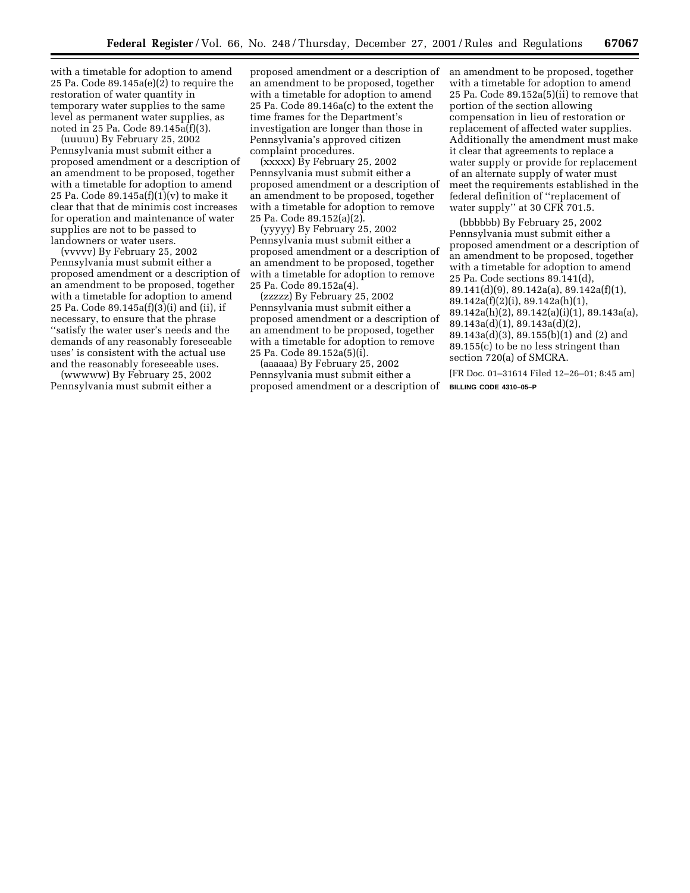with a timetable for adoption to amend 25 Pa. Code 89.145a(e)(2) to require the restoration of water quantity in temporary water supplies to the same level as permanent water supplies, as noted in 25 Pa. Code 89.145a(f)(3).

(uuuuu) By February 25, 2002 Pennsylvania must submit either a proposed amendment or a description of an amendment to be proposed, together with a timetable for adoption to amend 25 Pa. Code 89.145a(f)(1)(v) to make it clear that that de minimis cost increases for operation and maintenance of water supplies are not to be passed to landowners or water users.

(vvvvv) By February 25, 2002 Pennsylvania must submit either a proposed amendment or a description of an amendment to be proposed, together with a timetable for adoption to amend 25 Pa. Code 89.145a(f)(3)(i) and (ii), if necessary, to ensure that the phrase ''satisfy the water user's needs and the demands of any reasonably foreseeable uses' is consistent with the actual use and the reasonably foreseeable uses.

(wwwww) By February 25, 2002 Pennsylvania must submit either a proposed amendment or a description of an amendment to be proposed, together with a timetable for adoption to amend 25 Pa. Code 89.146a(c) to the extent the time frames for the Department's investigation are longer than those in Pennsylvania's approved citizen complaint procedures.

(xxxxx) By February 25, 2002 Pennsylvania must submit either a proposed amendment or a description of an amendment to be proposed, together with a timetable for adoption to remove 25 Pa. Code 89.152(a)(2).

(yyyyy) By February 25, 2002 Pennsylvania must submit either a proposed amendment or a description of an amendment to be proposed, together with a timetable for adoption to remove 25 Pa. Code 89.152a(4).

(zzzzz) By February 25, 2002 Pennsylvania must submit either a proposed amendment or a description of an amendment to be proposed, together with a timetable for adoption to remove 25 Pa. Code 89.152a(5)(i).

(aaaaaa) By February 25, 2002 Pennsylvania must submit either a proposed amendment or a description of an amendment to be proposed, together with a timetable for adoption to amend 25 Pa. Code 89.152a(5)(ii) to remove that portion of the section allowing compensation in lieu of restoration or replacement of affected water supplies. Additionally the amendment must make it clear that agreements to replace a water supply or provide for replacement of an alternate supply of water must meet the requirements established in the federal definition of ''replacement of water supply'' at 30 CFR 701.5.

(bbbbbb) By February 25, 2002 Pennsylvania must submit either a proposed amendment or a description of an amendment to be proposed, together with a timetable for adoption to amend 25 Pa. Code sections 89.141(d), 89.141(d)(9), 89.142a(a), 89.142a(f)(1), 89.142a(f)(2)(i), 89.142a(h)(1), 89.142a(h)(2), 89.142(a)(i)(1), 89.143a(a), 89.143a(d)(1), 89.143a(d)(2), 89.143a(d)(3), 89.155(b)(1) and (2) and 89.155(c) to be no less stringent than section 720(a) of SMCRA.

[FR Doc. 01–31614 Filed 12–26–01; 8:45 am]

**BILLING CODE 4310–05–P**